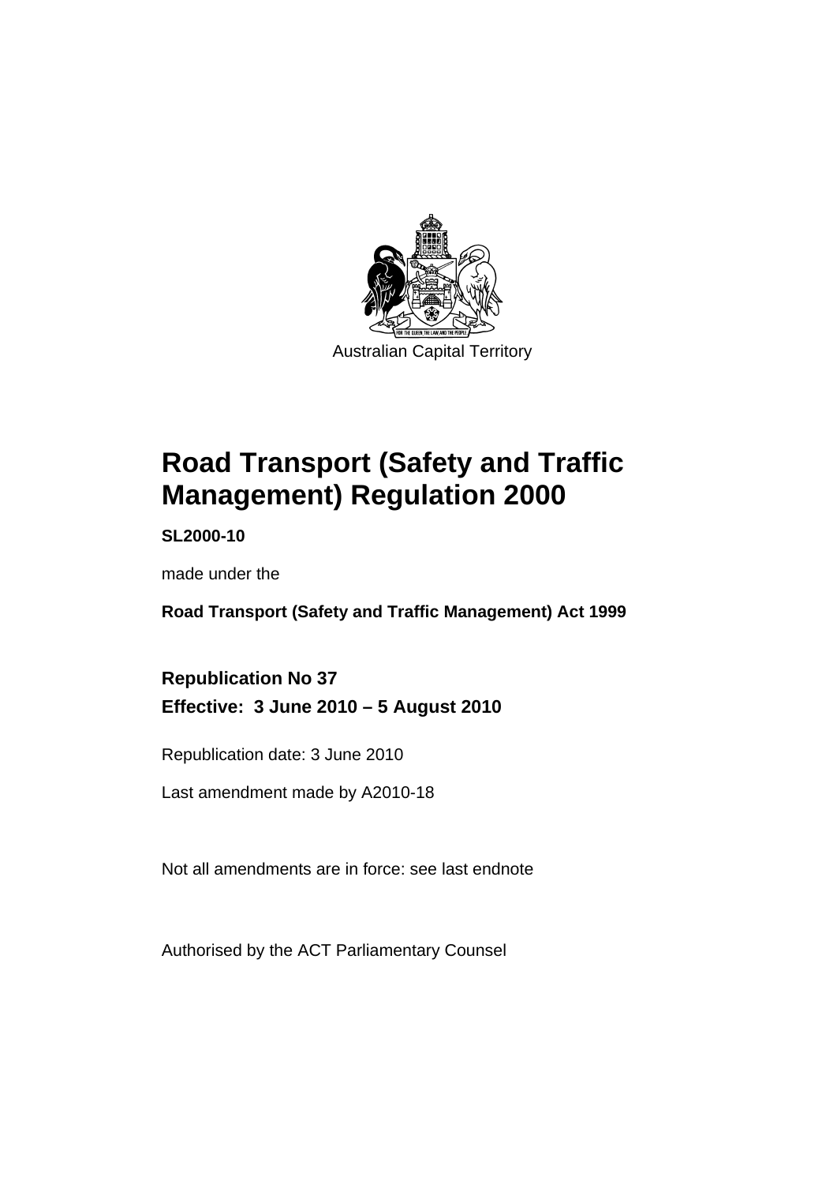Australian Capital Territory

# Road Transport (Safety and Traffic Management) Regulation 2000

**SL2000-10**

made under the

**Road Transport (Safety and Traffic Management) Act 1999**

## Republication No 37

## Effective: 3 June 2010 – 5 August 2010

Republication date: 3 June 2010

Last amendment made by A2010-18

Not all amendments are in force: see last endnote

Authorised by the ACT Parliamentary Counsel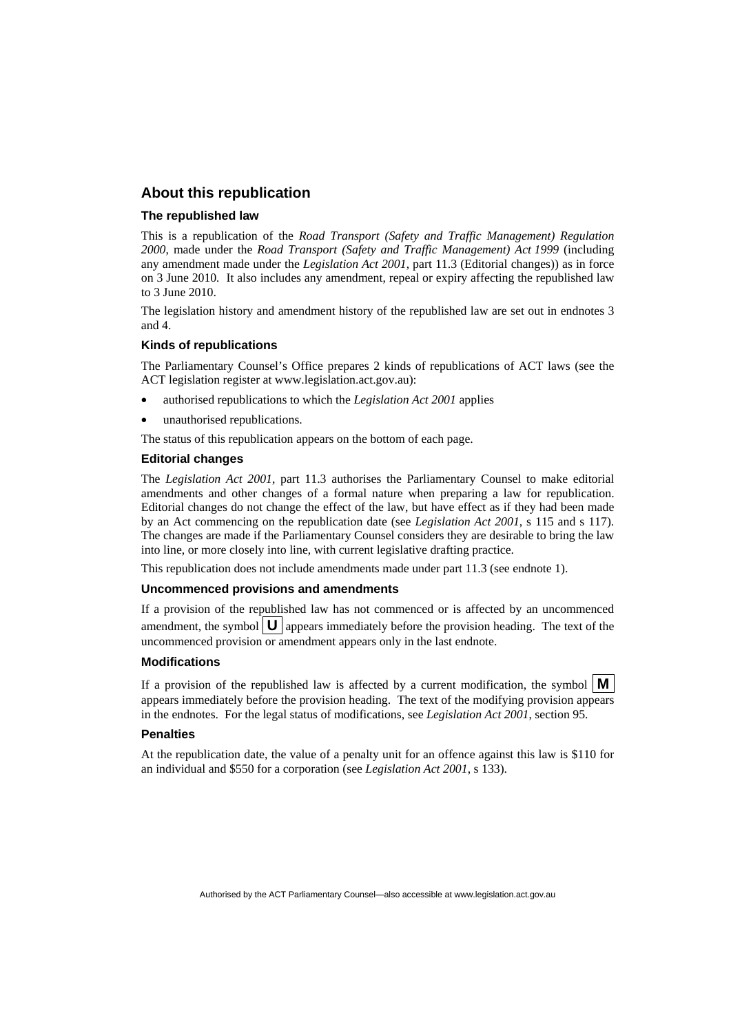## About this republication

### The republished law

This is a republication of the *Road Transport (Safety and Traffic Management) Regulation 2000*, made under the *Road Transport (Safety and Traffic Management) Act 1999* (including any amendment made under the *Legislation Act 2001*, part 11.3 (Editorial changes)) as in force on 3 June 2010*.* It also includes any amendment, repeal or expiry affecting the republished law to 3 June 2010.

The legislation history and amendment history of the republished law are set out in endnotes 3 and 4.

### Kinds of republications

The Parliamentary Counsel's Office prepares 2 kinds of republications of ACT laws (see the ACT legislation register at www.legislation.act.gov.au):

- authorised republications to which the *Legislation Act 2001* applies
- unauthorised republications.

The status of this republication appears on the bottom of each page.

### Editorial changes

The *Legislation Act 2001*, part 11.3 authorises the Parliamentary Counsel to make editorial amendments and other changes of a formal nature when preparing a law for republication. Editorial changes do not change the effect of the law, but have effect as if they had been made by an Act commencing on the republication date (see *Legislation Act 2001*, s 115 and s 117). The changes are made if the Parliamentary Counsel considers they are desirable to bring the law into line, or more closely into line, with current legislative drafting practice.

This republication does not include amendments made under part 11.3 (see endnote 1).

### Uncommenced provisions and amendments

If a provision of the republished law has not commenced or is affected by an uncommenced amendment, the symbol **U** appears immediately before the provision heading. The text of the uncommenced provision or amendment appears only in the last endnote.

### Modifications

If a provision of the republished law is affected by a current modification, the symbol **M** appears immediately before the provision heading. The text of the modifying provision appears in the endnotes. For the legal status of modifications, see *Legislation Act 2001*, section 95.

### Penalties

At the republication date, the value of a penalty unit for an offence against this law is $110 for an individual and $550 for a corporation (see *Legislation Act 2001*, s 133).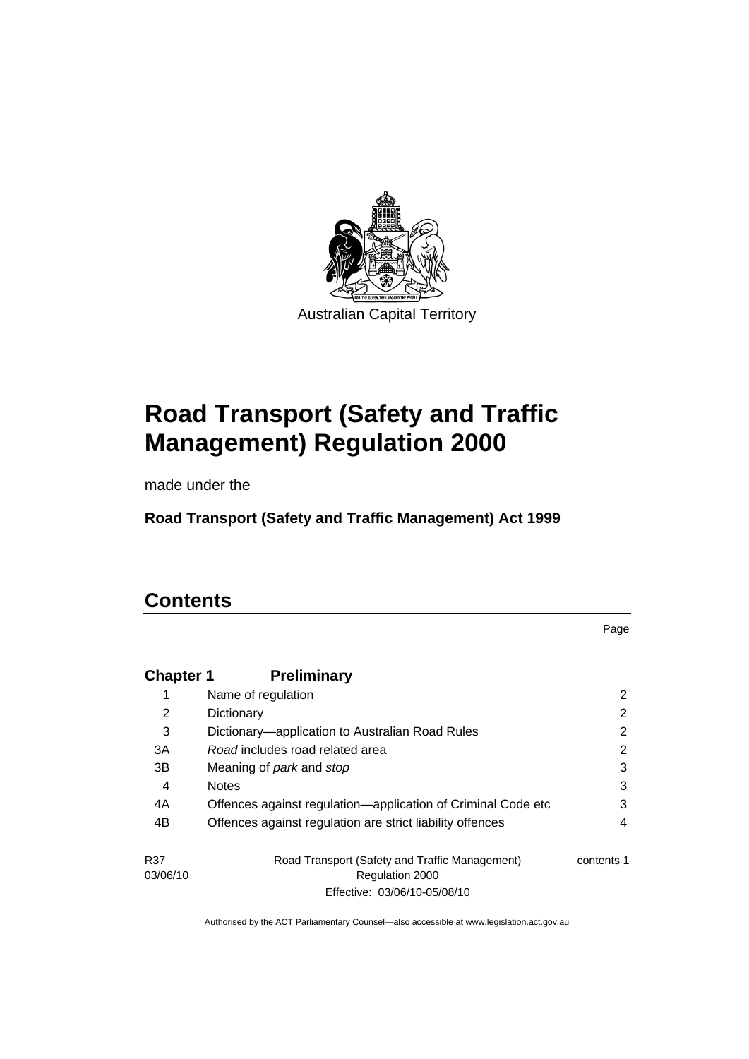Australian Capital Territory

# Road Transport (Safety and Traffic Management) Regulation 2000

made under the

**Road Transport (Safety and Traffic Management) Act 1999**

## Contents

| | | Page |
|---|---|---|
| **Chapter 1** | **Preliminary** | |
| 1 | Name of regulation | 2 |
| 2 | Dictionary | 2 |
| 3 | Dictionary—application to Australian Road Rules | 2 |
| 3A | *Road* includes road related area | 2 |
| 3B | Meaning of *park* and *stop* | 3 |
| 4 | Notes | 3 |
| 4A | Offences against regulation—application of Criminal Code etc | 3 |
| 4B | Offences against regulation are strict liability offences | 4 |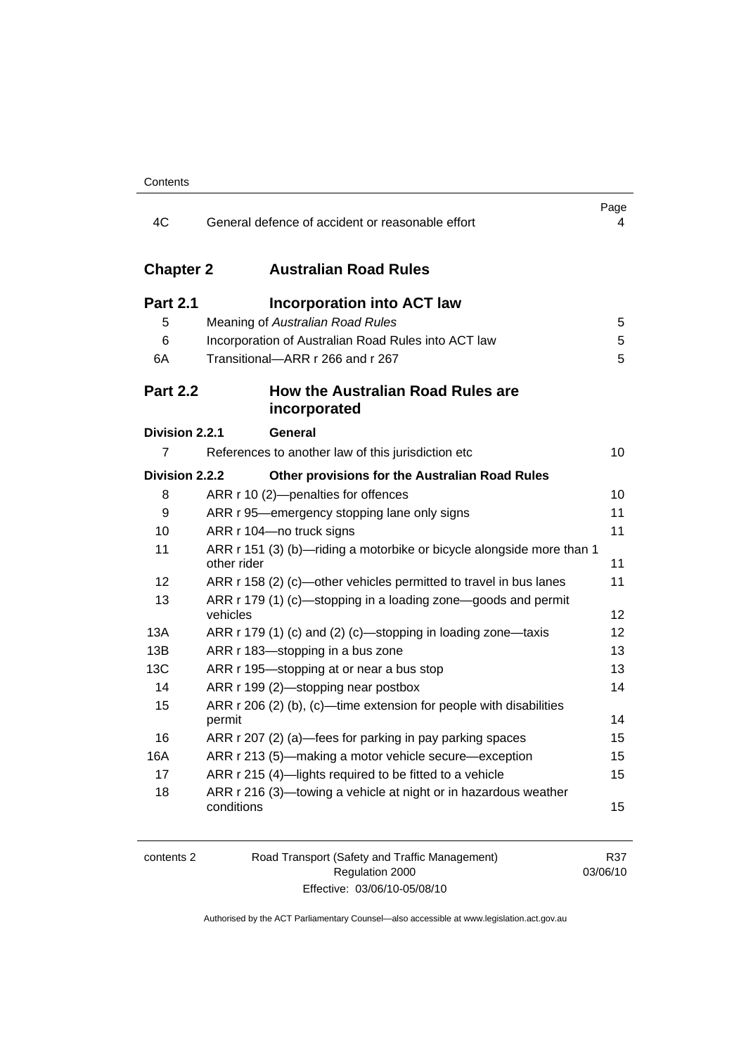| | | Page |
|---|---|---|
| 4C | General defence of accident or reasonable effort | 4 |

## Chapter 2 Australian Road Rules

### Part 2.1 Incorporation into ACT law

| | | |
|---|---|---|
| 5 | Meaning of *Australian Road Rules* | 5 |
| 6 | Incorporation of Australian Road Rules into ACT law | 5 |
| 6A | Transitional—ARR r 266 and r 267 | 5 |

### Part 2.2 How the Australian Road Rules are incorporated

**Division 2.2.1 General**

| | | |
|---|---|---|
| 7 | References to another law of this jurisdiction etc | 10 |

**Division 2.2.2 Other provisions for the Australian Road Rules**

| | | |
|---|---|---|
| 8 | ARR r 10 (2)—penalties for offences | 10 |
| 9 | ARR r 95—emergency stopping lane only signs | 11 |
| 10 | ARR r 104—no truck signs | 11 |
| 11 | ARR r 151 (3) (b)—riding a motorbike or bicycle alongside more than 1 other rider | 11 |
| 12 | ARR r 158 (2) (c)—other vehicles permitted to travel in bus lanes | 11 |
| 13 | ARR r 179 (1) (c)—stopping in a loading zone—goods and permit vehicles | 12 |
| 13A | ARR r 179 (1) (c) and (2) (c)—stopping in loading zone—taxis | 12 |
| 13B | ARR r 183—stopping in a bus zone | 13 |
| 13C | ARR r 195—stopping at or near a bus stop | 13 |
| 14 | ARR r 199 (2)—stopping near postbox | 14 |
| 15 | ARR r 206 (2) (b), (c)—time extension for people with disabilities permit | 14 |
| 16 | ARR r 207 (2) (a)—fees for parking in pay parking spaces | 15 |
| 16A | ARR r 213 (5)—making a motor vehicle secure—exception | 15 |
| 17 | ARR r 215 (4)—lights required to be fitted to a vehicle | 15 |
| 18 | ARR r 216 (3)—towing a vehicle at night or in hazardous weather conditions | 15 |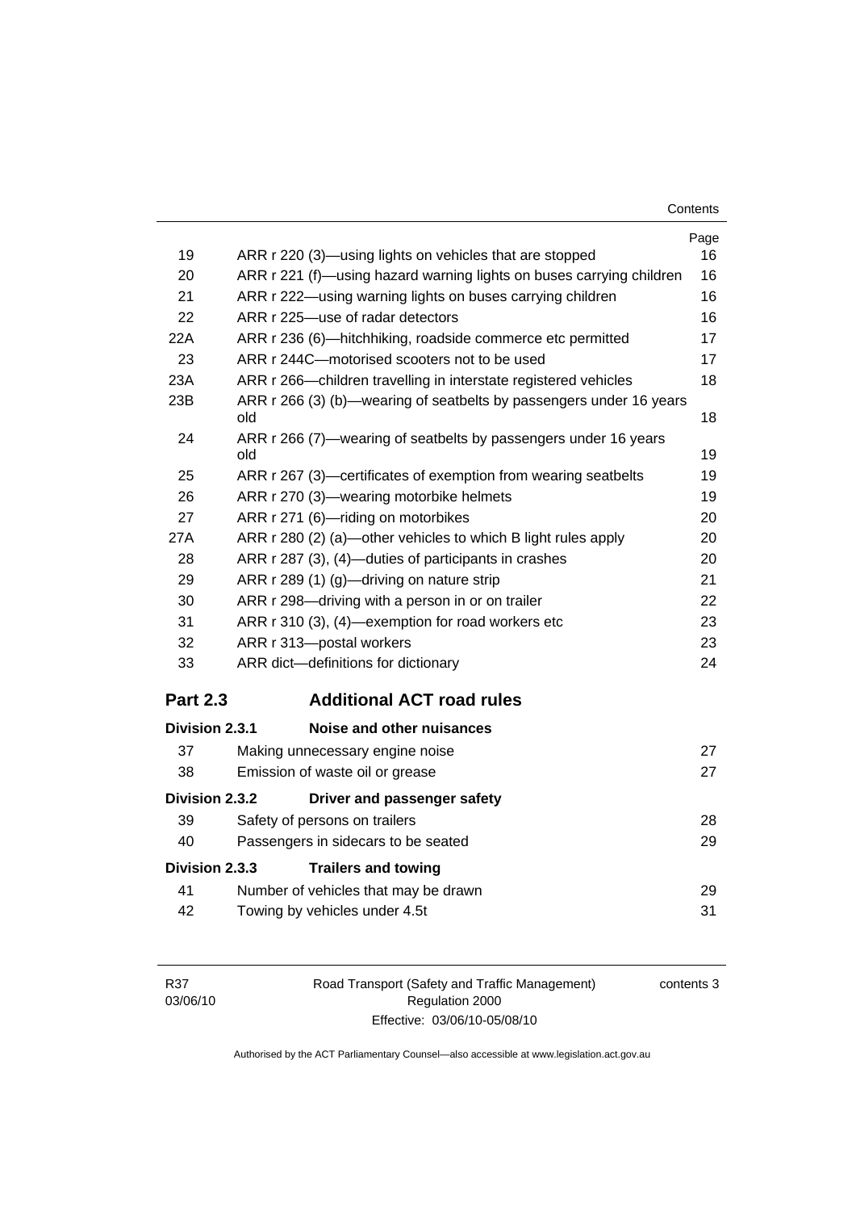| | | Page |
|---|---|---|
| 19 | ARR r 220 (3)—using lights on vehicles that are stopped | 16 |
| 20 | ARR r 221 (f)—using hazard warning lights on buses carrying children | 16 |
| 21 | ARR r 222—using warning lights on buses carrying children | 16 |
| 22 | ARR r 225—use of radar detectors | 16 |
| 22A | ARR r 236 (6)—hitchhiking, roadside commerce etc permitted | 17 |
| 23 | ARR r 244C—motorised scooters not to be used | 17 |
| 23A | ARR r 266—children travelling in interstate registered vehicles | 18 |
| 23B | ARR r 266 (3) (b)—wearing of seatbelts by passengers under 16 years old | 18 |
| 24 | ARR r 266 (7)—wearing of seatbelts by passengers under 16 years old | 19 |
| 25 | ARR r 267 (3)—certificates of exemption from wearing seatbelts | 19 |
| 26 | ARR r 270 (3)—wearing motorbike helmets | 19 |
| 27 | ARR r 271 (6)—riding on motorbikes | 20 |
| 27A | ARR r 280 (2) (a)—other vehicles to which B light rules apply | 20 |
| 28 | ARR r 287 (3), (4)—duties of participants in crashes | 20 |
| 29 | ARR r 289 (1) (g)—driving on nature strip | 21 |
| 30 | ARR r 298—driving with a person in or on trailer | 22 |
| 31 | ARR r 310 (3), (4)—exemption for road workers etc | 23 |
| 32 | ARR r 313—postal workers | 23 |
| 33 | ARR dict—definitions for dictionary | 24 |

## Part 2.3 Additional ACT road rules

### Division 2.3.1 Noise and other nuisances

| | | |
|---|---|---|
| 37 | Making unnecessary engine noise | 27 |
| 38 | Emission of waste oil or grease | 27 |

### Division 2.3.2 Driver and passenger safety

| | | |
|---|---|---|
| 39 | Safety of persons on trailers | 28 |
| 40 | Passengers in sidecars to be seated | 29 |

### Division 2.3.3 Trailers and towing

| | | |
|---|---|---|
| 41 | Number of vehicles that may be drawn | 29 |
| 42 | Towing by vehicles under 4.5t | 31 |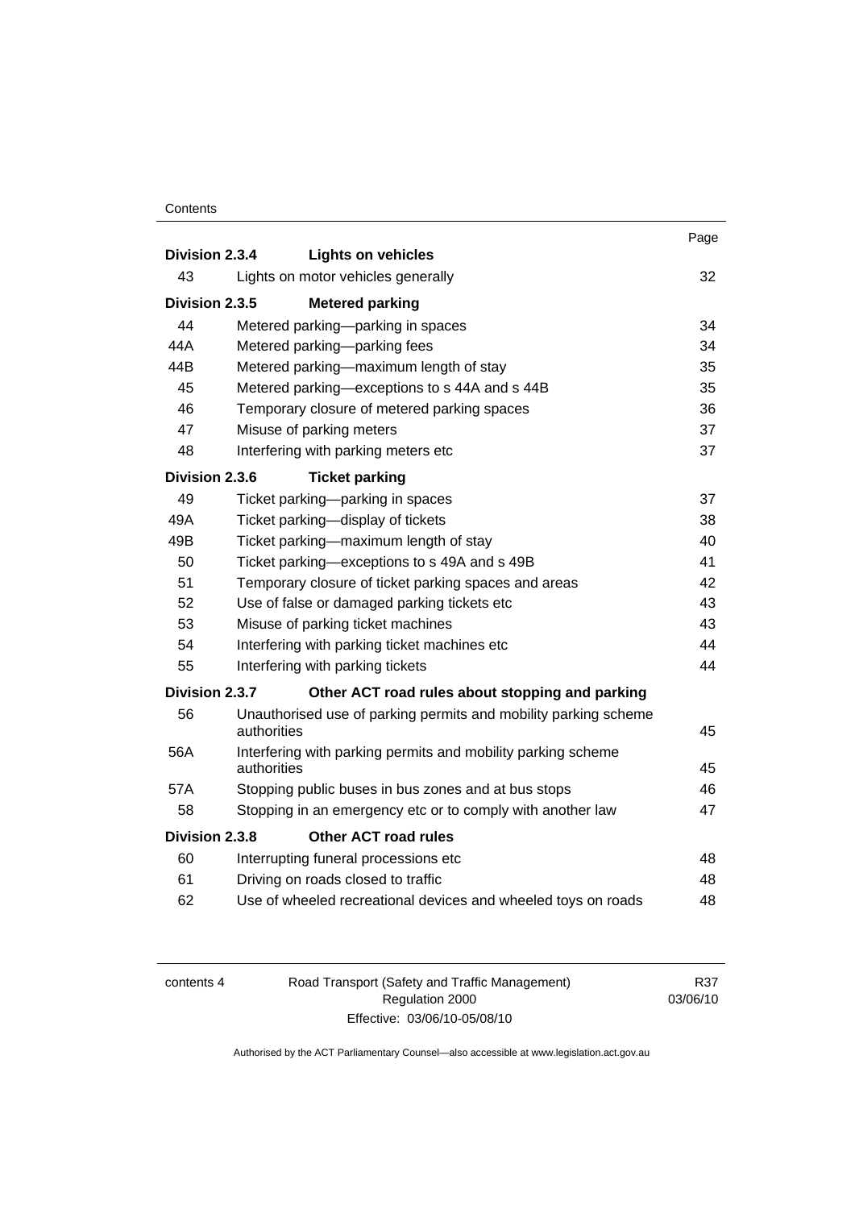| | | Page |
|---|---|---|
| **Division 2.3.4** | **Lights on vehicles** | |
| 43 | Lights on motor vehicles generally | 32 |
| **Division 2.3.5** | **Metered parking** | |
| 44 | Metered parking—parking in spaces | 34 |
| 44A | Metered parking—parking fees | 34 |
| 44B | Metered parking—maximum length of stay | 35 |
| 45 | Metered parking—exceptions to s 44A and s 44B | 35 |
| 46 | Temporary closure of metered parking spaces | 36 |
| 47 | Misuse of parking meters | 37 |
| 48 | Interfering with parking meters etc | 37 |
| **Division 2.3.6** | **Ticket parking** | |
| 49 | Ticket parking—parking in spaces | 37 |
| 49A | Ticket parking—display of tickets | 38 |
| 49B | Ticket parking—maximum length of stay | 40 |
| 50 | Ticket parking—exceptions to s 49A and s 49B | 41 |
| 51 | Temporary closure of ticket parking spaces and areas | 42 |
| 52 | Use of false or damaged parking tickets etc | 43 |
| 53 | Misuse of parking ticket machines | 43 |
| 54 | Interfering with parking ticket machines etc | 44 |
| 55 | Interfering with parking tickets | 44 |
| **Division 2.3.7** | **Other ACT road rules about stopping and parking** | |
| 56 | Unauthorised use of parking permits and mobility parking scheme authorities | 45 |
| 56A | Interfering with parking permits and mobility parking scheme authorities | 45 |
| 57A | Stopping public buses in bus zones and at bus stops | 46 |
| 58 | Stopping in an emergency etc or to comply with another law | 47 |
| **Division 2.3.8** | **Other ACT road rules** | |
| 60 | Interrupting funeral processions etc | 48 |
| 61 | Driving on roads closed to traffic | 48 |
| 62 | Use of wheeled recreational devices and wheeled toys on roads | 48 |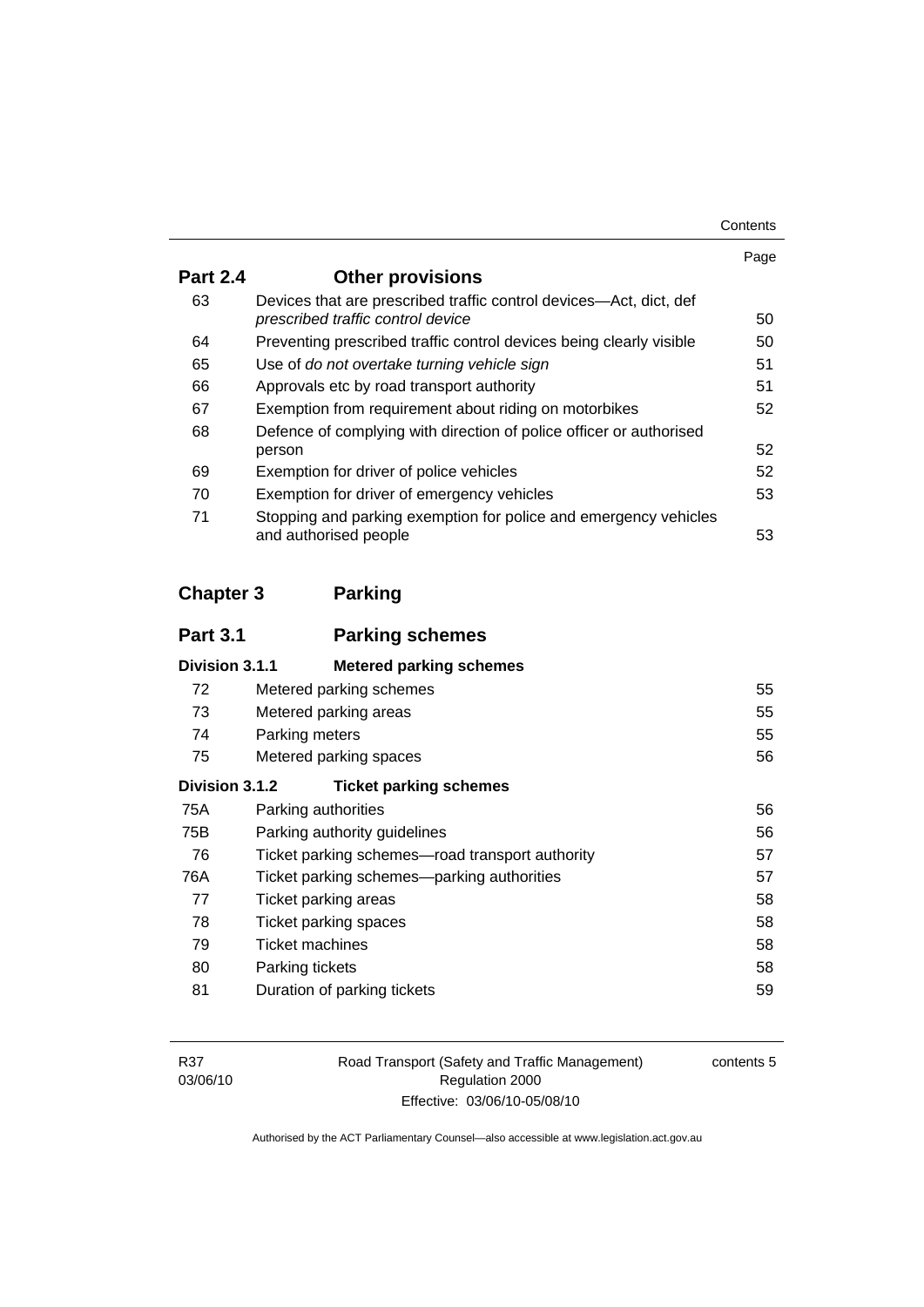| | | Page |
|---|---|---|
| **Part 2.4** | **Other provisions** | |
| 63 | Devices that are prescribed traffic control devices—Act, dict, def *prescribed traffic control device* | 50 |
| 64 | Preventing prescribed traffic control devices being clearly visible | 50 |
| 65 | Use of *do not overtake turning vehicle sign* | 51 |
| 66 | Approvals etc by road transport authority | 51 |
| 67 | Exemption from requirement about riding on motorbikes | 52 |
| 68 | Defence of complying with direction of police officer or authorised person | 52 |
| 69 | Exemption for driver of police vehicles | 52 |
| 70 | Exemption for driver of emergency vehicles | 53 |
| 71 | Stopping and parking exemption for police and emergency vehicles and authorised people | 53 |

## Chapter 3 Parking

### Part 3.1 Parking schemes

| | | |
|---|---|---|
| **Division 3.1.1** | **Metered parking schemes** | |
| 72 | Metered parking schemes | 55 |
| 73 | Metered parking areas | 55 |
| 74 | Parking meters | 55 |
| 75 | Metered parking spaces | 56 |
| **Division 3.1.2** | **Ticket parking schemes** | |
| 75A | Parking authorities | 56 |
| 75B | Parking authority guidelines | 56 |
| 76 | Ticket parking schemes—road transport authority | 57 |
| 76A | Ticket parking schemes—parking authorities | 57 |
| 77 | Ticket parking areas | 58 |
| 78 | Ticket parking spaces | 58 |
| 79 | Ticket machines | 58 |
| 80 | Parking tickets | 58 |
| 81 | Duration of parking tickets | 59 |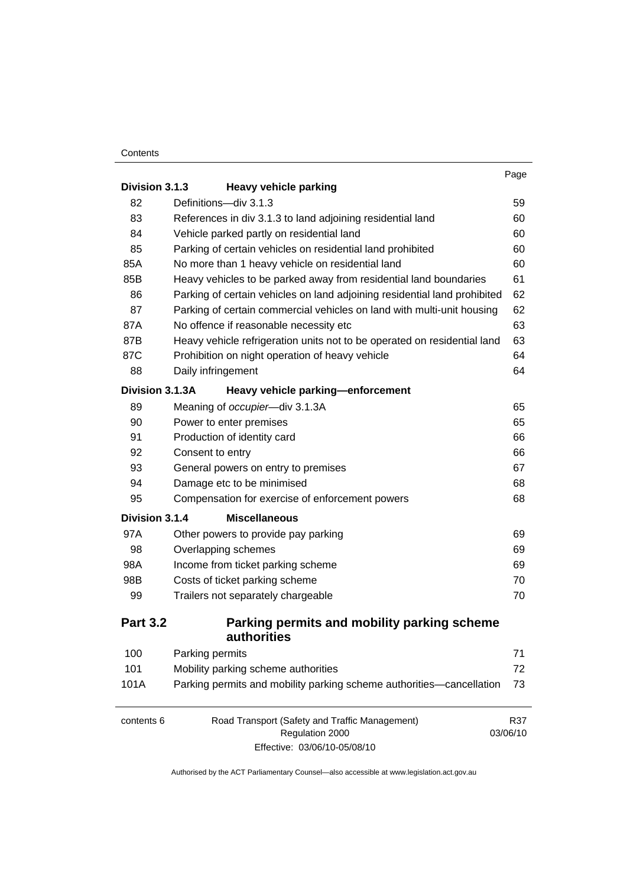| | | Page |
|---|---|---|
| **Division 3.1.3** | **Heavy vehicle parking** | |
| 82 | Definitions—div 3.1.3 | 59 |
| 83 | References in div 3.1.3 to land adjoining residential land | 60 |
| 84 | Vehicle parked partly on residential land | 60 |
| 85 | Parking of certain vehicles on residential land prohibited | 60 |
| 85A | No more than 1 heavy vehicle on residential land | 60 |
| 85B | Heavy vehicles to be parked away from residential land boundaries | 61 |
| 86 | Parking of certain vehicles on land adjoining residential land prohibited | 62 |
| 87 | Parking of certain commercial vehicles on land with multi-unit housing | 62 |
| 87A | No offence if reasonable necessity etc | 63 |
| 87B | Heavy vehicle refrigeration units not to be operated on residential land | 63 |
| 87C | Prohibition on night operation of heavy vehicle | 64 |
| 88 | Daily infringement | 64 |
| **Division 3.1.3A** | **Heavy vehicle parking—enforcement** | |
| 89 | Meaning of *occupier*—div 3.1.3A | 65 |
| 90 | Power to enter premises | 65 |
| 91 | Production of identity card | 66 |
| 92 | Consent to entry | 66 |
| 93 | General powers on entry to premises | 67 |
| 94 | Damage etc to be minimised | 68 |
| 95 | Compensation for exercise of enforcement powers | 68 |
| **Division 3.1.4** | **Miscellaneous** | |
| 97A | Other powers to provide pay parking | 69 |
| 98 | Overlapping schemes | 69 |
| 98A | Income from ticket parking scheme | 69 |
| 98B | Costs of ticket parking scheme | 70 |
| 99 | Trailers not separately chargeable | 70 |
| **Part 3.2** | **Parking permits and mobility parking scheme authorities** | |
| 100 | Parking permits | 71 |
| 101 | Mobility parking scheme authorities | 72 |
| 101A | Parking permits and mobility parking scheme authorities—cancellation | 73 |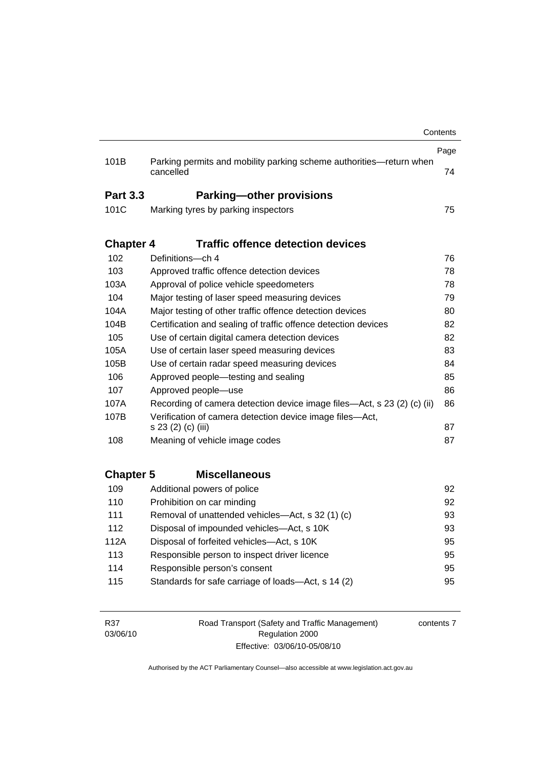| | | Page |
|---|---|---|
| 101B | Parking permits and mobility parking scheme authorities—return when cancelled | 74 |
| **Part 3.3** | **Parking—other provisions** | |
| 101C | Marking tyres by parking inspectors | 75 |
| **Chapter 4** | **Traffic offence detection devices** | |
| 102 | Definitions—ch 4 | 76 |
| 103 | Approved traffic offence detection devices | 78 |
| 103A | Approval of police vehicle speedometers | 78 |
| 104 | Major testing of laser speed measuring devices | 79 |
| 104A | Major testing of other traffic offence detection devices | 80 |
| 104B | Certification and sealing of traffic offence detection devices | 82 |
| 105 | Use of certain digital camera detection devices | 82 |
| 105A | Use of certain laser speed measuring devices | 83 |
| 105B | Use of certain radar speed measuring devices | 84 |
| 106 | Approved people—testing and sealing | 85 |
| 107 | Approved people—use | 86 |
| 107A | Recording of camera detection device image files—Act, s 23 (2) (c) (ii) | 86 |
| 107B | Verification of camera detection device image files—Act, s 23 (2) (c) (iii) | 87 |
| 108 | Meaning of vehicle image codes | 87 |
| **Chapter 5** | **Miscellaneous** | |
| 109 | Additional powers of police | 92 |
| 110 | Prohibition on car minding | 92 |
| 111 | Removal of unattended vehicles—Act, s 32 (1) (c) | 93 |
| 112 | Disposal of impounded vehicles—Act, s 10K | 93 |
| 112A | Disposal of forfeited vehicles—Act, s 10K | 95 |
| 113 | Responsible person to inspect driver licence | 95 |
| 114 | Responsible person's consent | 95 |
| 115 | Standards for safe carriage of loads—Act, s 14 (2) | 95 |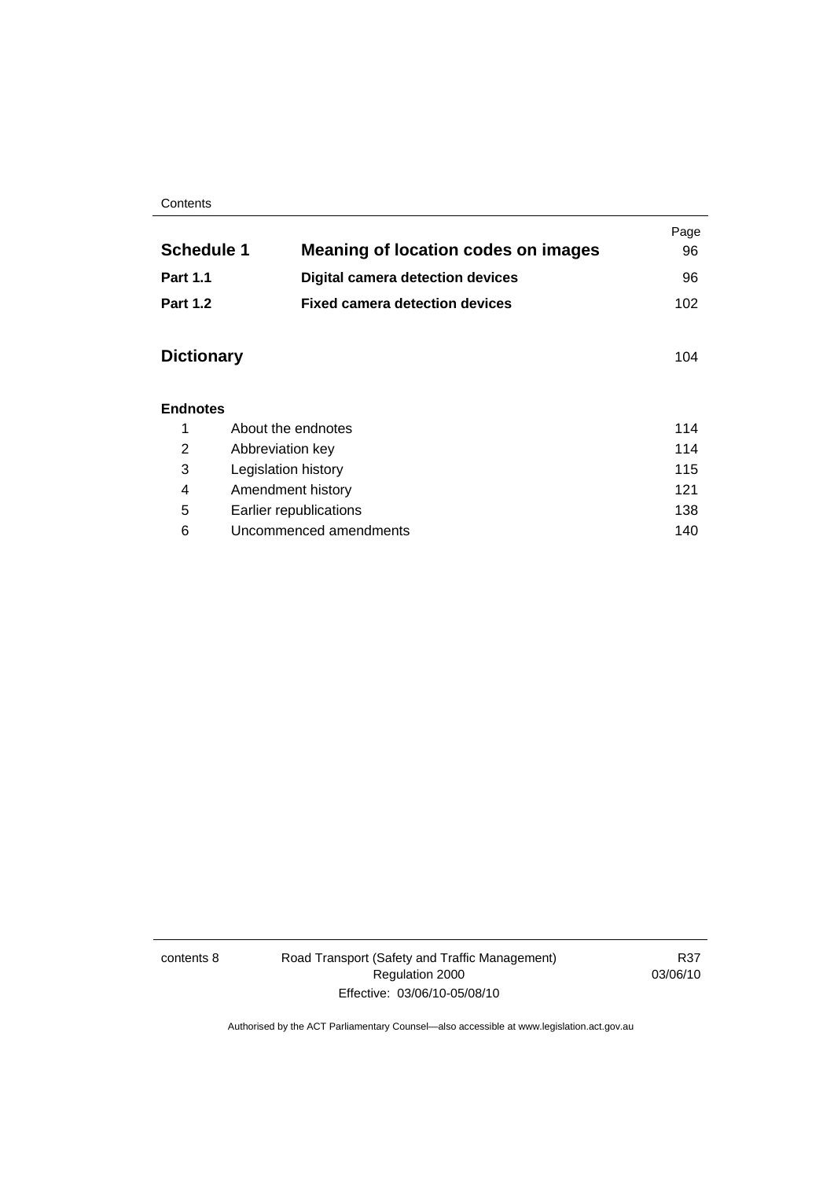| | | Page |
|---|---|---|
| **Schedule 1** | **Meaning of location codes on images** | 96 |
| **Part 1.1** | **Digital camera detection devices** | 96 |
| **Part 1.2** | **Fixed camera detection devices** | 102 |

| | Page |
|---|---|
| **Dictionary** | 104 |

**Endnotes**

| | | |
|---|---|---|
| 1 | About the endnotes | 114 |
| 2 | Abbreviation key | 114 |
| 3 | Legislation history | 115 |
| 4 | Amendment history | 121 |
| 5 | Earlier republications | 138 |
| 6 | Uncommenced amendments | 140 |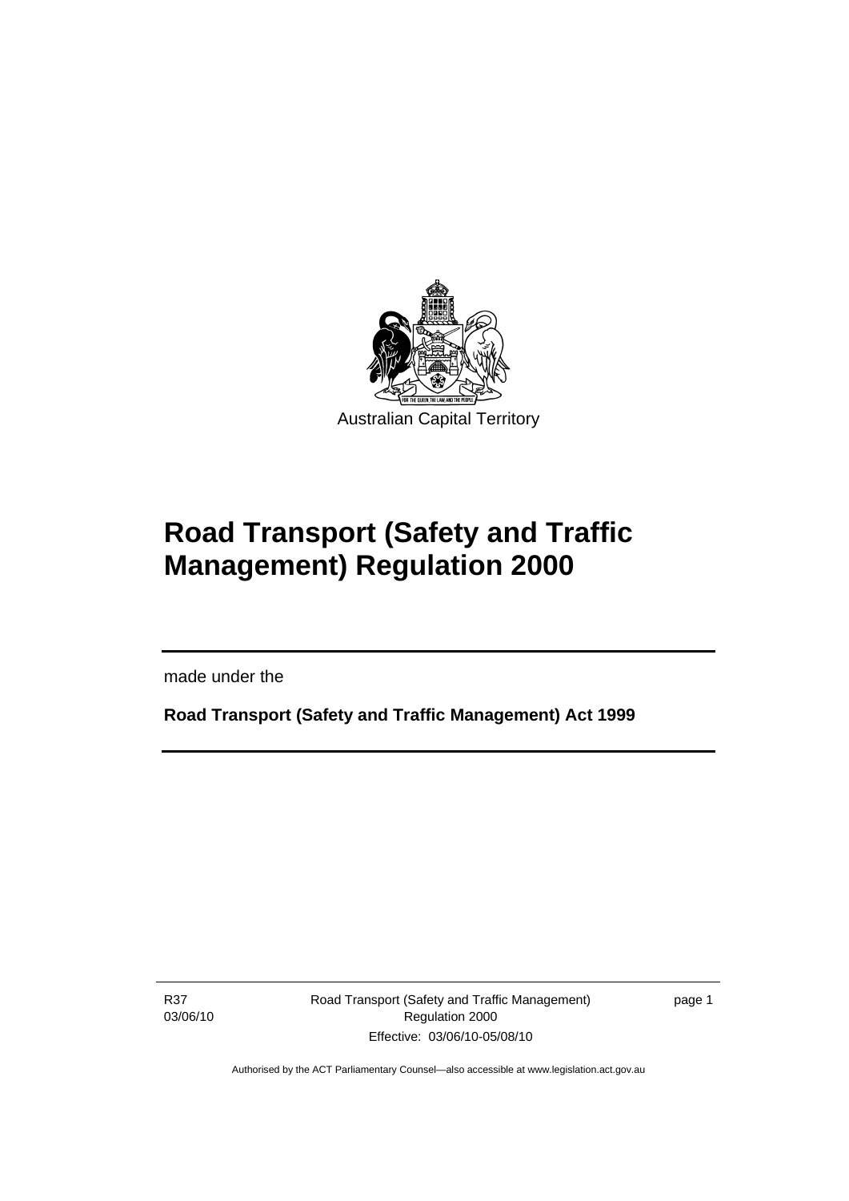Australian Capital Territory

# Road Transport (Safety and Traffic Management) Regulation 2000

made under the

**Road Transport (Safety and Traffic Management) Act 1999**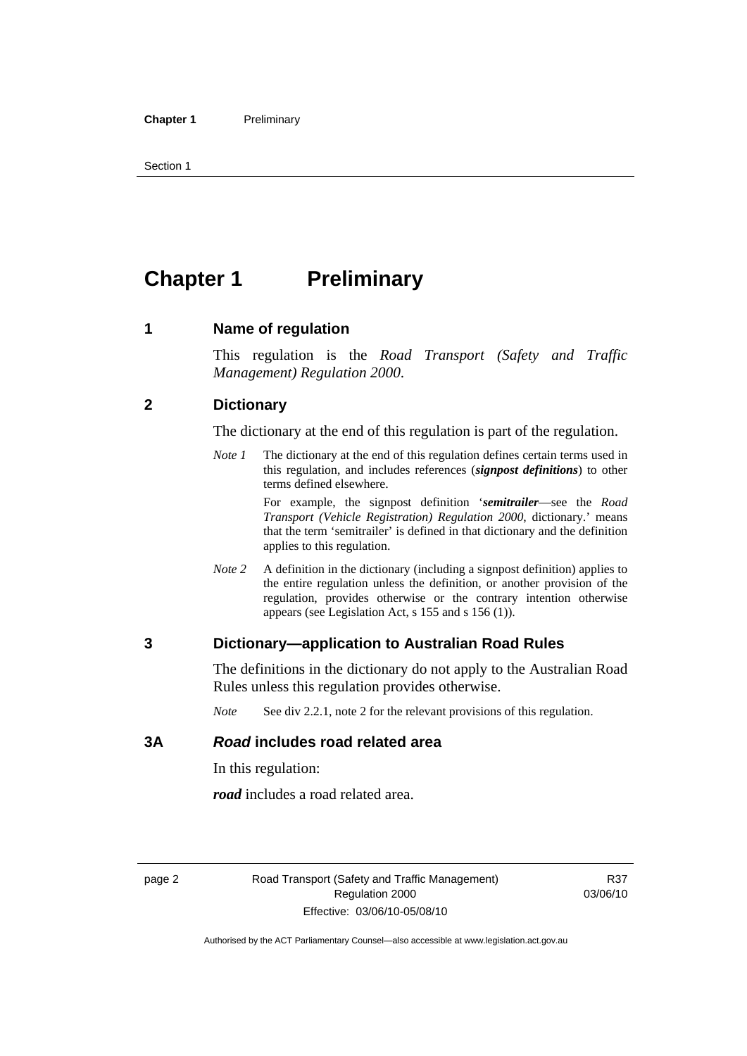# Chapter 1 Preliminary

## 1 Name of regulation

This regulation is the *Road Transport (Safety and Traffic Management) Regulation 2000*.

## 2 Dictionary

The dictionary at the end of this regulation is part of the regulation.

*Note 1* The dictionary at the end of this regulation defines certain terms used in this regulation, and includes references (***signpost definitions***) to other terms defined elsewhere.

For example, the signpost definition '***semitrailer***—see the *Road Transport (Vehicle Registration) Regulation 2000*, dictionary.' means that the term 'semitrailer' is defined in that dictionary and the definition applies to this regulation.

*Note 2* A definition in the dictionary (including a signpost definition) applies to the entire regulation unless the definition, or another provision of the regulation, provides otherwise or the contrary intention otherwise appears (see Legislation Act, s 155 and s 156 (1)).

## 3 Dictionary—application to Australian Road Rules

The definitions in the dictionary do not apply to the Australian Road Rules unless this regulation provides otherwise.

*Note* See div 2.2.1, note 2 for the relevant provisions of this regulation.

## 3A *Road* includes road related area

In this regulation:

***road*** includes a road related area.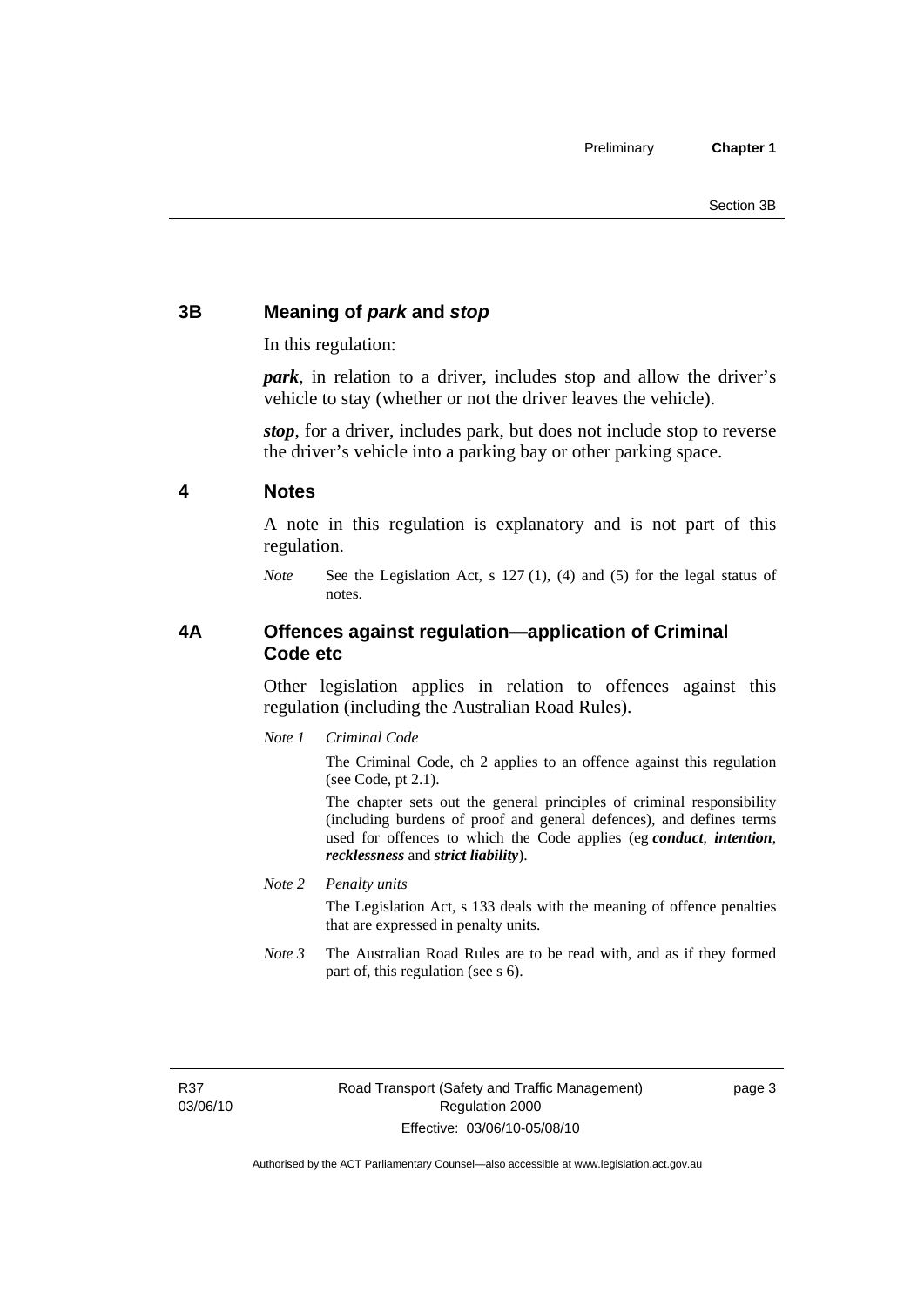## 3B Meaning of *park* and *stop*

In this regulation:

***park***, in relation to a driver, includes stop and allow the driver's vehicle to stay (whether or not the driver leaves the vehicle).

***stop***, for a driver, includes park, but does not include stop to reverse the driver's vehicle into a parking bay or other parking space.

## 4 Notes

A note in this regulation is explanatory and is not part of this regulation.

*Note* See the Legislation Act, s 127 (1), (4) and (5) for the legal status of notes.

## 4A Offences against regulation—application of Criminal Code etc

Other legislation applies in relation to offences against this regulation (including the Australian Road Rules).

*Note 1* *Criminal Code*

The Criminal Code, ch 2 applies to an offence against this regulation (see Code, pt 2.1).

The chapter sets out the general principles of criminal responsibility (including burdens of proof and general defences), and defines terms used for offences to which the Code applies (eg ***conduct***, ***intention***, ***recklessness*** and ***strict liability***).

*Note 2* *Penalty units*

The Legislation Act, s 133 deals with the meaning of offence penalties that are expressed in penalty units.

*Note 3* The Australian Road Rules are to be read with, and as if they formed part of, this regulation (see s 6).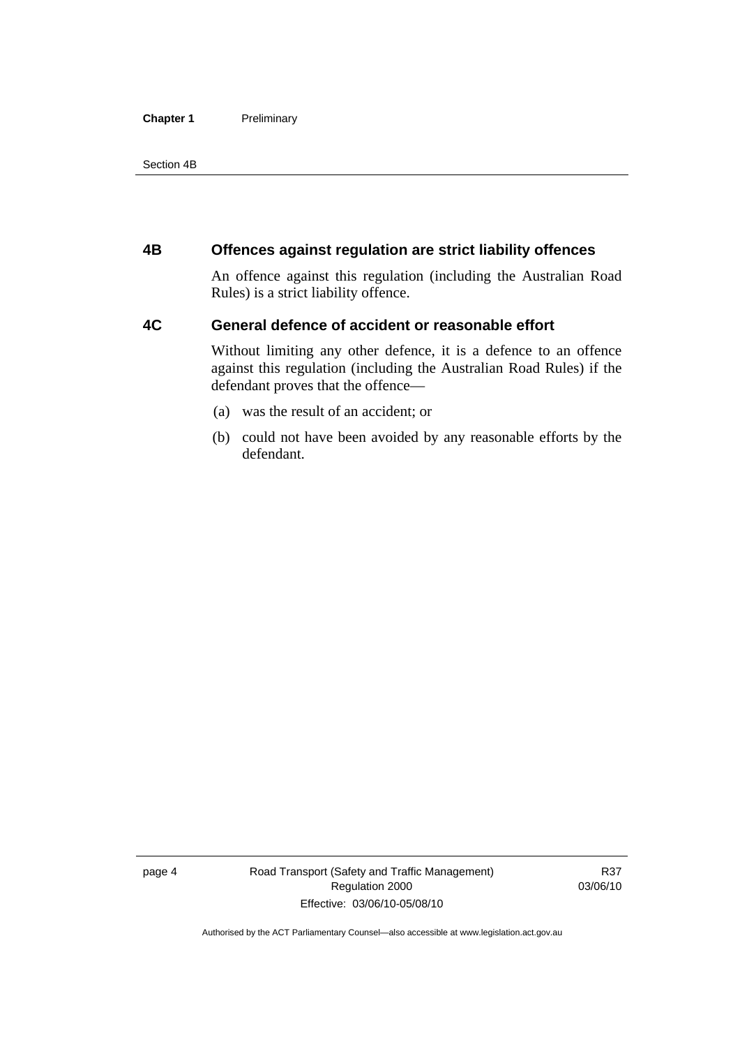## 4B Offences against regulation are strict liability offences

An offence against this regulation (including the Australian Road Rules) is a strict liability offence.

## 4C General defence of accident or reasonable effort

Without limiting any other defence, it is a defence to an offence against this regulation (including the Australian Road Rules) if the defendant proves that the offence—

(a) was the result of an accident; or

(b) could not have been avoided by any reasonable efforts by the defendant.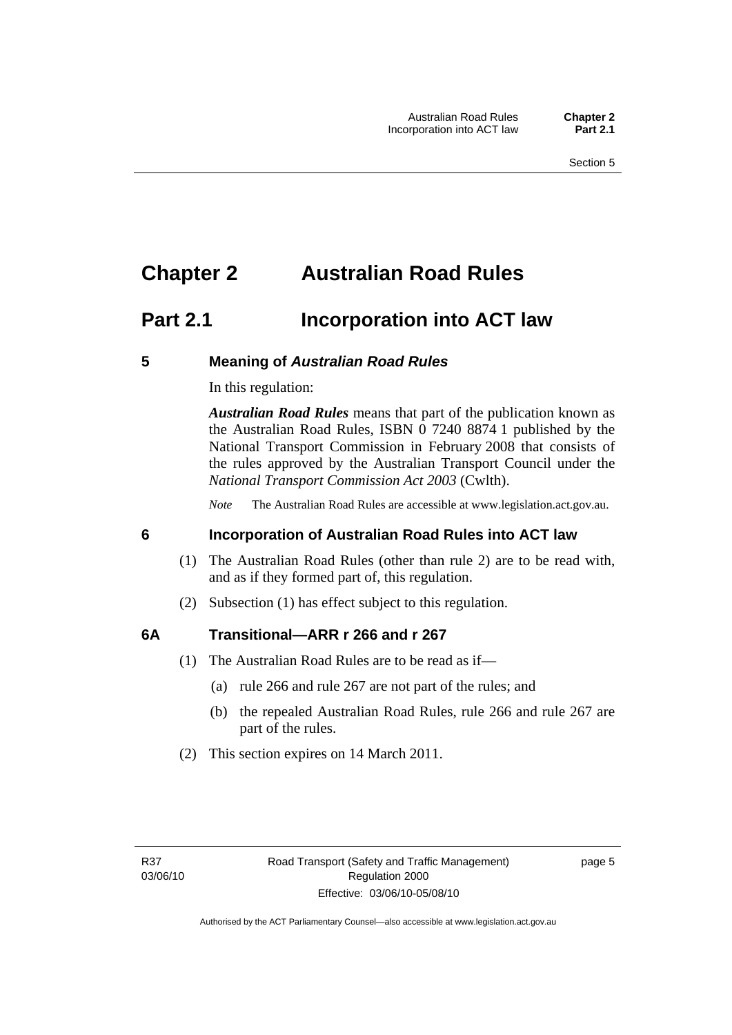# Chapter 2 Australian Road Rules

## Part 2.1 Incorporation into ACT law

### 5 Meaning of *Australian Road Rules*

In this regulation:

***Australian Road Rules*** means that part of the publication known as the Australian Road Rules, ISBN 0 7240 8874 1 published by the National Transport Commission in February 2008 that consists of the rules approved by the Australian Transport Council under the *National Transport Commission Act 2003* (Cwlth).

*Note* The Australian Road Rules are accessible at www.legislation.act.gov.au.

### 6 Incorporation of Australian Road Rules into ACT law

(1) The Australian Road Rules (other than rule 2) are to be read with, and as if they formed part of, this regulation.

(2) Subsection (1) has effect subject to this regulation.

### 6A Transitional—ARR r 266 and r 267

(1) The Australian Road Rules are to be read as if—

(a) rule 266 and rule 267 are not part of the rules; and

(b) the repealed Australian Road Rules, rule 266 and rule 267 are part of the rules.

(2) This section expires on 14 March 2011.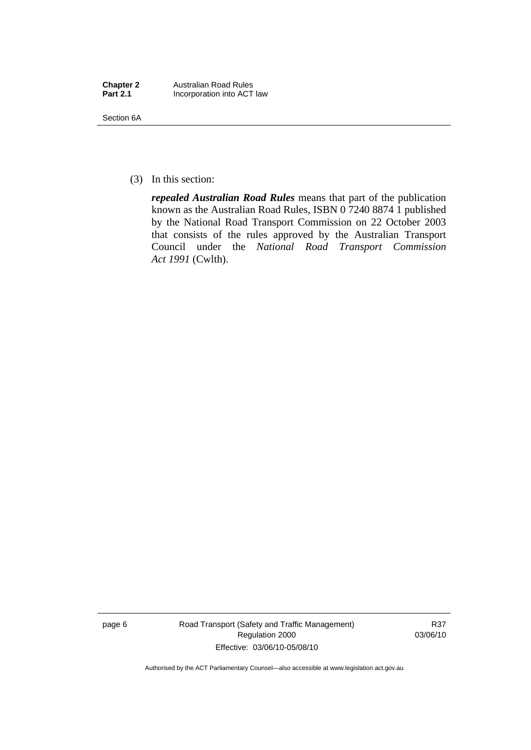(3) In this section:

***repealed Australian Road Rules*** means that part of the publication known as the Australian Road Rules, ISBN 0 7240 8874 1 published by the National Road Transport Commission on 22 October 2003 that consists of the rules approved by the Australian Transport Council under the *National Road Transport Commission Act 1991* (Cwlth).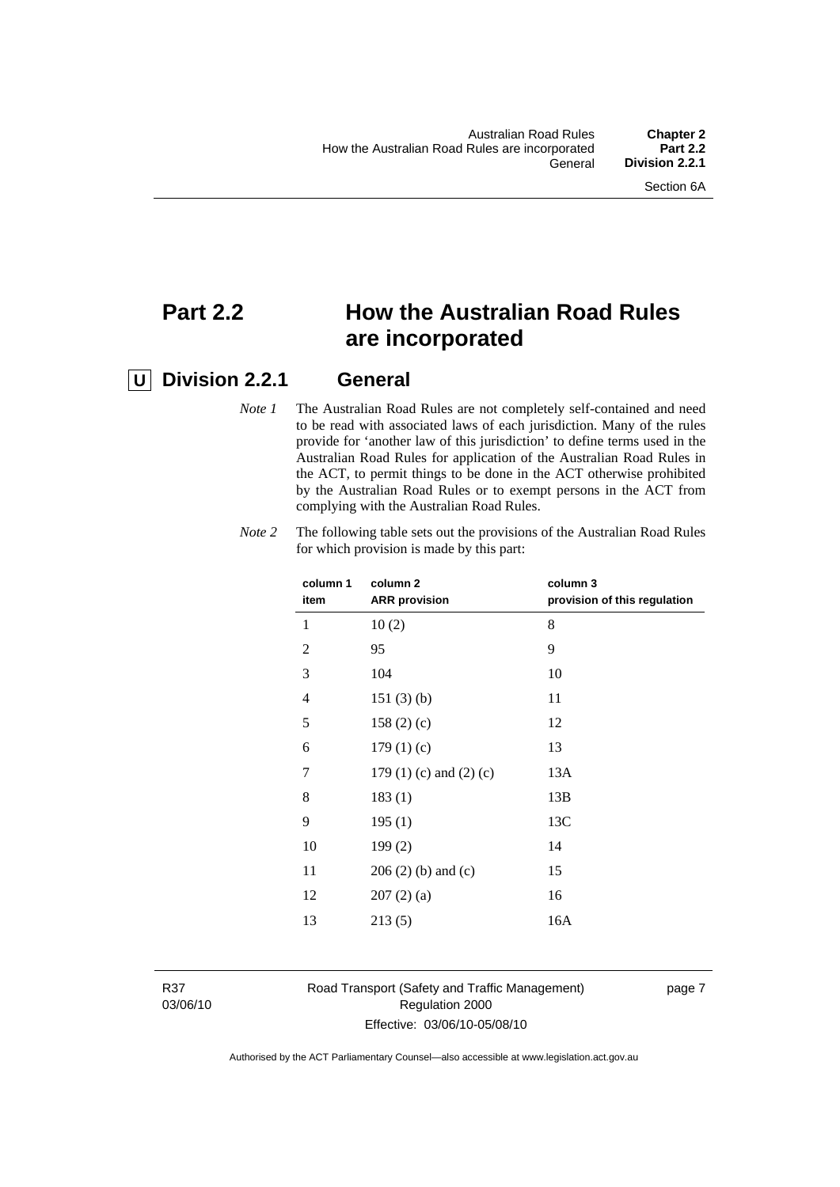# Part 2.2 How the Australian Road Rules are incorporated

## Division 2.2.1 General

*Note 1* The Australian Road Rules are not completely self-contained and need to be read with associated laws of each jurisdiction. Many of the rules provide for 'another law of this jurisdiction' to define terms used in the Australian Road Rules for application of the Australian Road Rules in the ACT, to permit things to be done in the ACT otherwise prohibited by the Australian Road Rules or to exempt persons in the ACT from complying with the Australian Road Rules.

*Note 2* The following table sets out the provisions of the Australian Road Rules for which provision is made by this part:

| column 1 item | column 2 ARR provision | column 3 provision of this regulation |
|---|---|---|
| 1 | 10 (2) | 8 |
| 2 | 95 | 9 |
| 3 | 104 | 10 |
| 4 | 151 (3) (b) | 11 |
| 5 | 158 (2) (c) | 12 |
| 6 | 179 (1) (c) | 13 |
| 7 | 179 (1) (c) and (2) (c) | 13A |
| 8 | 183 (1) | 13B |
| 9 | 195 (1) | 13C |
| 10 | 199 (2) | 14 |
| 11 | 206 (2) (b) and (c) | 15 |
| 12 | 207 (2) (a) | 16 |
| 13 | 213 (5) | 16A |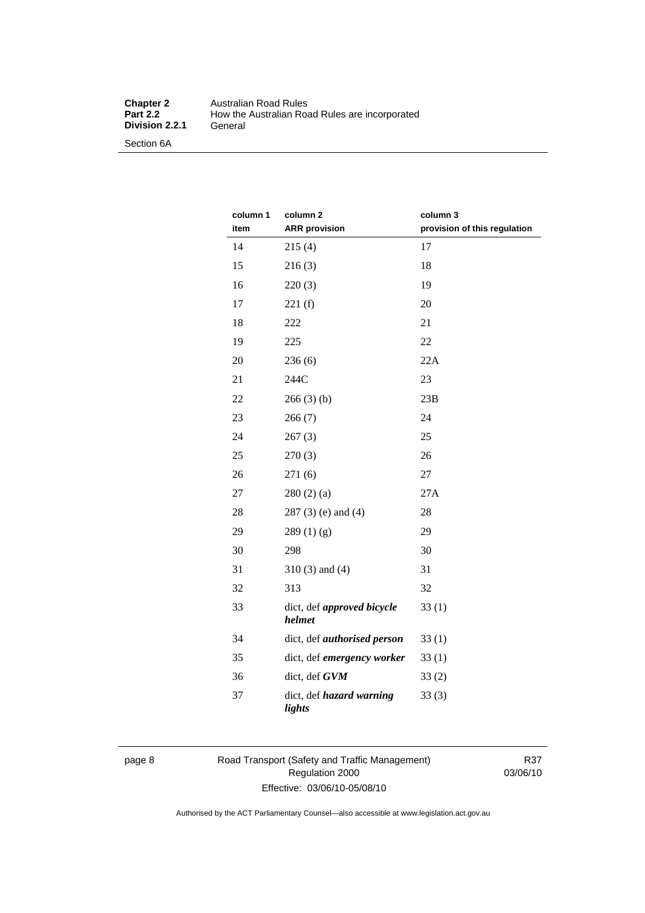| column 1 item | column 2 ARR provision | column 3 provision of this regulation |
|---|---|---|
| 14 | 215 (4) | 17 |
| 15 | 216 (3) | 18 |
| 16 | 220 (3) | 19 |
| 17 | 221 (f) | 20 |
| 18 | 222 | 21 |
| 19 | 225 | 22 |
| 20 | 236 (6) | 22A |
| 21 | 244C | 23 |
| 22 | 266 (3) (b) | 23B |
| 23 | 266 (7) | 24 |
| 24 | 267 (3) | 25 |
| 25 | 270 (3) | 26 |
| 26 | 271 (6) | 27 |
| 27 | 280 (2) (a) | 27A |
| 28 | 287 (3) (e) and (4) | 28 |
| 29 | 289 (1) (g) | 29 |
| 30 | 298 | 30 |
| 31 | 310 (3) and (4) | 31 |
| 32 | 313 | 32 |
| 33 | dict, def ***approved bicycle helmet*** | 33 (1) |
| 34 | dict, def ***authorised person*** | 33 (1) |
| 35 | dict, def ***emergency worker*** | 33 (1) |
| 36 | dict, def ***GVM*** | 33 (2) |
| 37 | dict, def ***hazard warning lights*** | 33 (3) |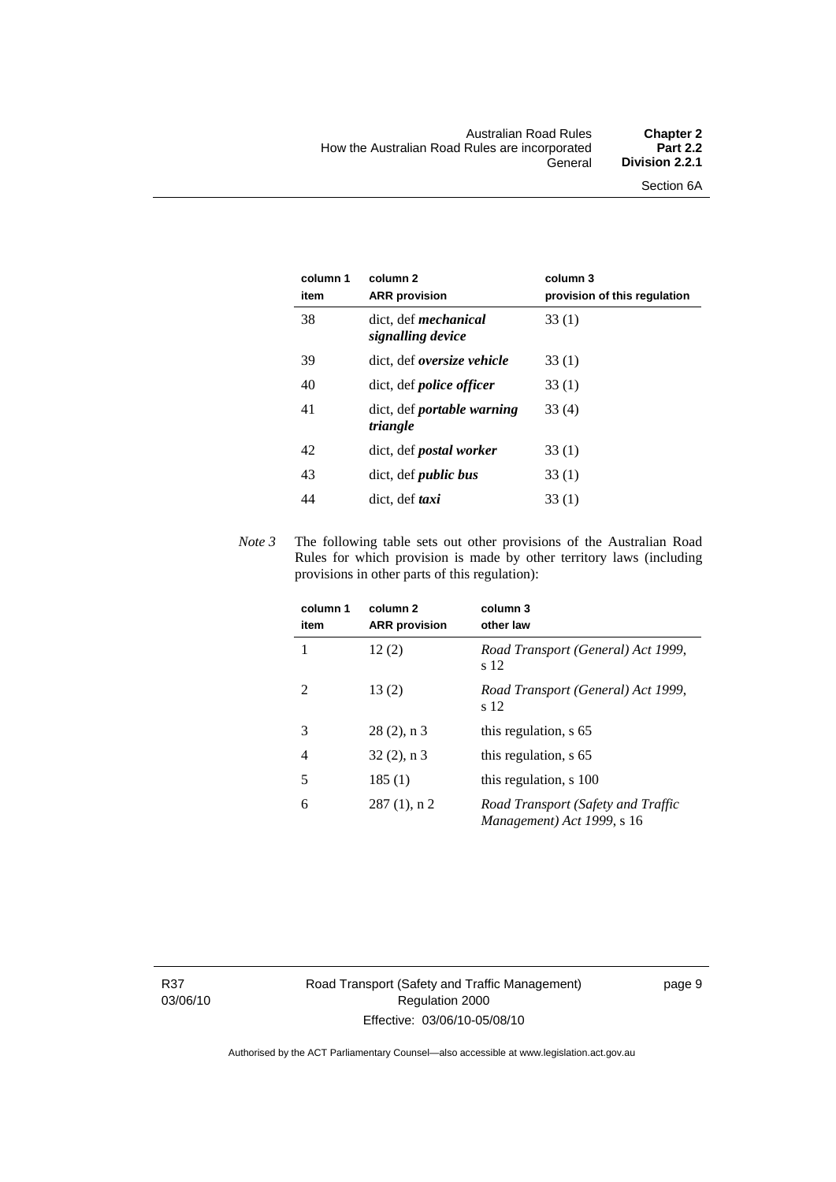| column 1 item | column 2 ARR provision | column 3 provision of this regulation |
|---|---|---|
| 38 | dict, def ***mechanical signalling device*** | 33 (1) |
| 39 | dict, def ***oversize vehicle*** | 33 (1) |
| 40 | dict, def ***police officer*** | 33 (1) |
| 41 | dict, def ***portable warning triangle*** | 33 (4) |
| 42 | dict, def ***postal worker*** | 33 (1) |
| 43 | dict, def ***public bus*** | 33 (1) |
| 44 | dict, def ***taxi*** | 33 (1) |

*Note 3* The following table sets out other provisions of the Australian Road Rules for which provision is made by other territory laws (including provisions in other parts of this regulation):

| column 1 item | column 2 ARR provision | column 3 other law |
|---|---|---|
| 1 | 12 (2) | *Road Transport (General) Act 1999*, s 12 |
| 2 | 13 (2) | *Road Transport (General) Act 1999*, s 12 |
| 3 | 28 (2), n 3 | this regulation, s 65 |
| 4 | 32 (2), n 3 | this regulation, s 65 |
| 5 | 185 (1) | this regulation, s 100 |
| 6 | 287 (1), n 2 | *Road Transport (Safety and Traffic Management) Act 1999*, s 16 |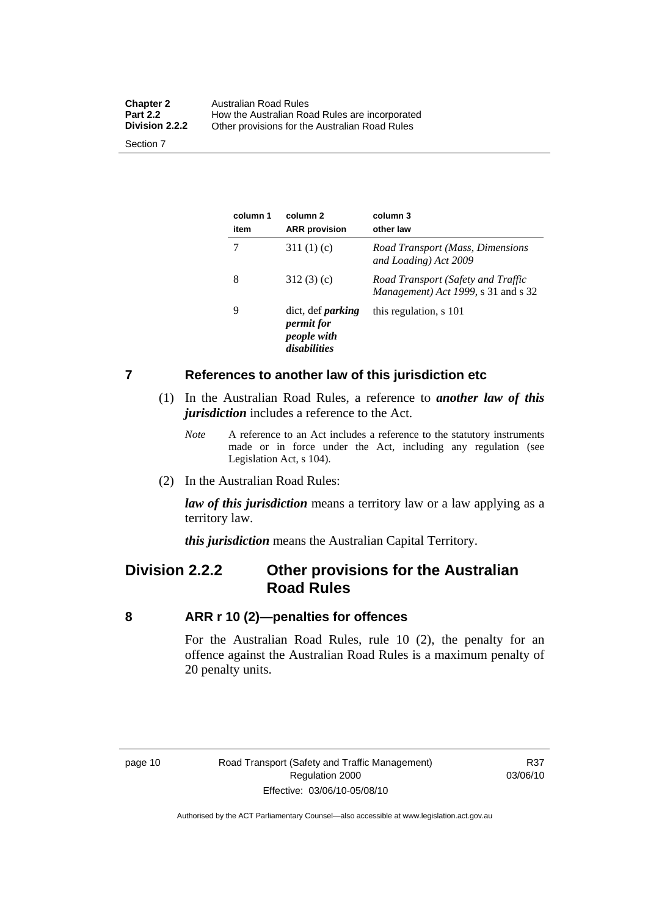| column 1 item | column 2 ARR provision | column 3 other law |
|---|---|---|
| 7 | 311 (1) (c) | *Road Transport (Mass, Dimensions and Loading) Act 2009* |
| 8 | 312 (3) (c) | *Road Transport (Safety and Traffic Management) Act 1999*, s 31 and s 32 |
| 9 | dict, def ***parking permit for people with disabilities*** | this regulation, s 101 |

## 7 References to another law of this jurisdiction etc

(1) In the Australian Road Rules, a reference to ***another law of this jurisdiction*** includes a reference to the Act.

*Note* A reference to an Act includes a reference to the statutory instruments made or in force under the Act, including any regulation (see Legislation Act, s 104).

(2) In the Australian Road Rules:

***law of this jurisdiction*** means a territory law or a law applying as a territory law.

***this jurisdiction*** means the Australian Capital Territory.

# Division 2.2.2 Other provisions for the Australian Road Rules

## 8 ARR r 10 (2)—penalties for offences

For the Australian Road Rules, rule 10 (2), the penalty for an offence against the Australian Road Rules is a maximum penalty of 20 penalty units.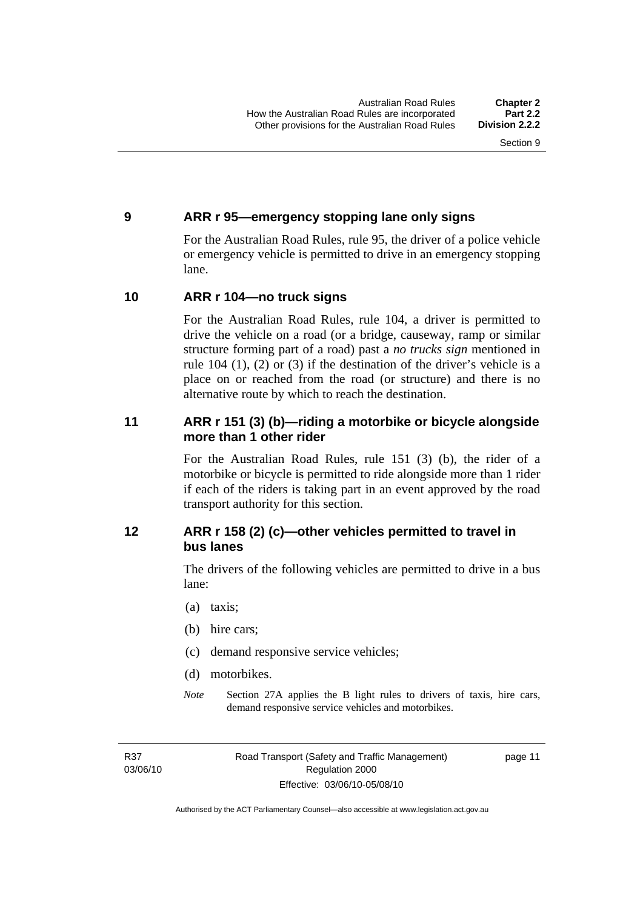## 9 ARR r 95—emergency stopping lane only signs

For the Australian Road Rules, rule 95, the driver of a police vehicle or emergency vehicle is permitted to drive in an emergency stopping lane.

## 10 ARR r 104—no truck signs

For the Australian Road Rules, rule 104, a driver is permitted to drive the vehicle on a road (or a bridge, causeway, ramp or similar structure forming part of a road) past a *no trucks sign* mentioned in rule 104 (1), (2) or (3) if the destination of the driver's vehicle is a place on or reached from the road (or structure) and there is no alternative route by which to reach the destination.

## 11 ARR r 151 (3) (b)—riding a motorbike or bicycle alongside more than 1 other rider

For the Australian Road Rules, rule 151 (3) (b), the rider of a motorbike or bicycle is permitted to ride alongside more than 1 rider if each of the riders is taking part in an event approved by the road transport authority for this section.

## 12 ARR r 158 (2) (c)—other vehicles permitted to travel in bus lanes

The drivers of the following vehicles are permitted to drive in a bus lane:

(a) taxis;

(b) hire cars;

(c) demand responsive service vehicles;

(d) motorbikes.

*Note* Section 27A applies the B light rules to drivers of taxis, hire cars, demand responsive service vehicles and motorbikes.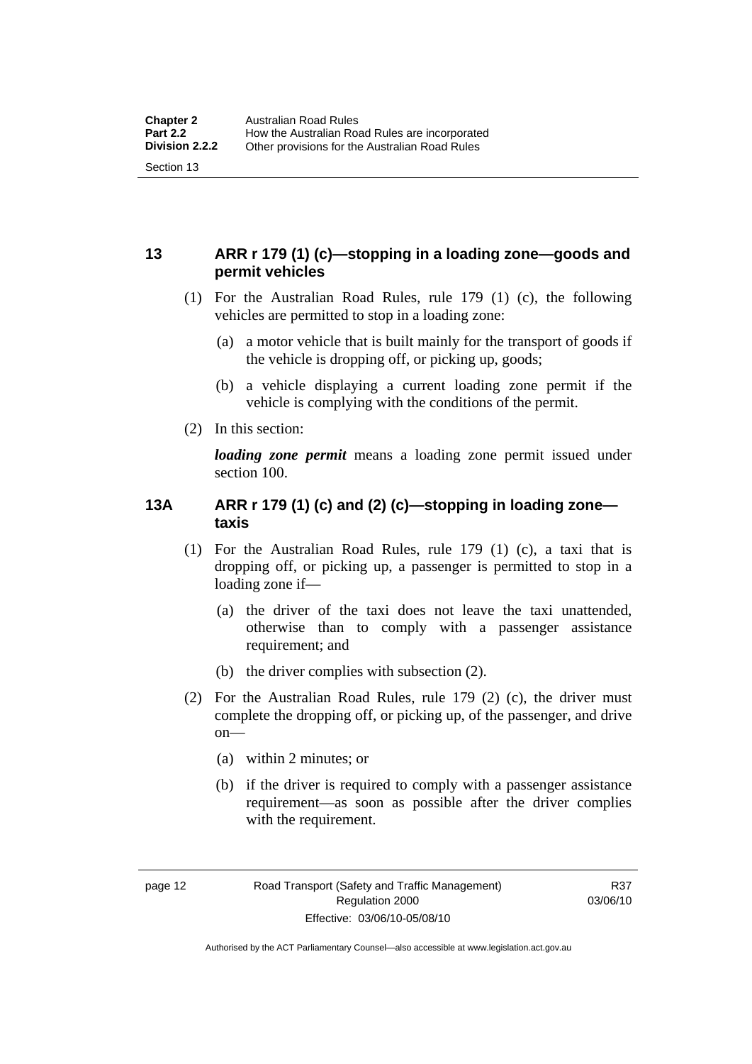## 13 ARR r 179 (1) (c)—stopping in a loading zone—goods and permit vehicles

(1) For the Australian Road Rules, rule 179 (1) (c), the following vehicles are permitted to stop in a loading zone:

(a) a motor vehicle that is built mainly for the transport of goods if the vehicle is dropping off, or picking up, goods;

(b) a vehicle displaying a current loading zone permit if the vehicle is complying with the conditions of the permit.

(2) In this section:

***loading zone permit*** means a loading zone permit issued under section 100.

## 13A ARR r 179 (1) (c) and (2) (c)—stopping in loading zone—taxis

(1) For the Australian Road Rules, rule 179 (1) (c), a taxi that is dropping off, or picking up, a passenger is permitted to stop in a loading zone if—

(a) the driver of the taxi does not leave the taxi unattended, otherwise than to comply with a passenger assistance requirement; and

(b) the driver complies with subsection (2).

(2) For the Australian Road Rules, rule 179 (2) (c), the driver must complete the dropping off, or picking up, of the passenger, and drive on—

(a) within 2 minutes; or

(b) if the driver is required to comply with a passenger assistance requirement—as soon as possible after the driver complies with the requirement.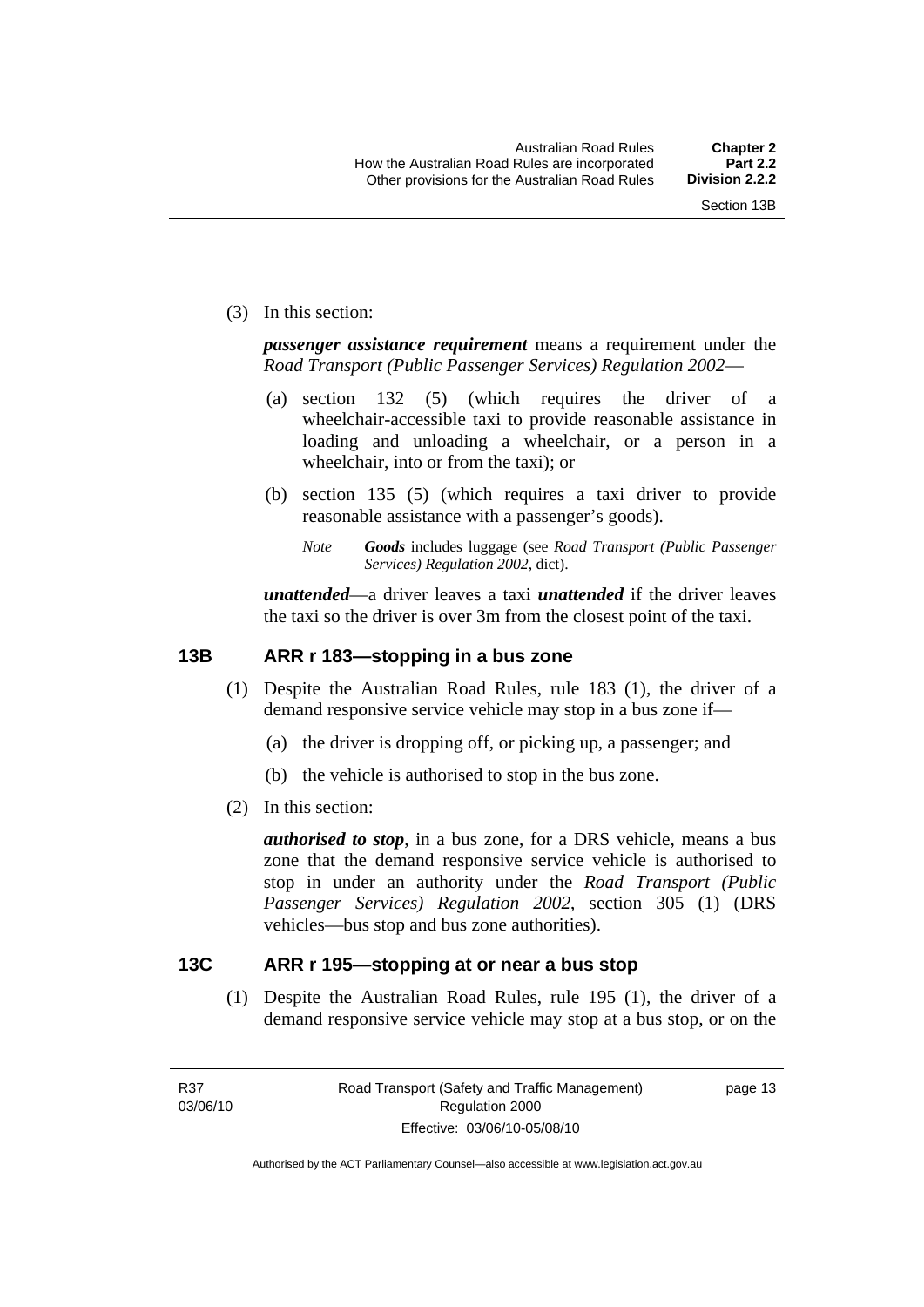(3) In this section:

***passenger assistance requirement*** means a requirement under the *Road Transport (Public Passenger Services) Regulation 2002*—

(a) section 132 (5) (which requires the driver of a wheelchair-accessible taxi to provide reasonable assistance in loading and unloading a wheelchair, or a person in a wheelchair, into or from the taxi); or

(b) section 135 (5) (which requires a taxi driver to provide reasonable assistance with a passenger's goods).

*Note* ***Goods*** includes luggage (see *Road Transport (Public Passenger Services) Regulation 2002*, dict).

***unattended***—a driver leaves a taxi ***unattended*** if the driver leaves the taxi so the driver is over 3m from the closest point of the taxi.

## 13B ARR r 183—stopping in a bus zone

(1) Despite the Australian Road Rules, rule 183 (1), the driver of a demand responsive service vehicle may stop in a bus zone if—

(a) the driver is dropping off, or picking up, a passenger; and

(b) the vehicle is authorised to stop in the bus zone.

(2) In this section:

***authorised to stop***, in a bus zone, for a DRS vehicle, means a bus zone that the demand responsive service vehicle is authorised to stop in under an authority under the *Road Transport (Public Passenger Services) Regulation 2002*, section 305 (1) (DRS vehicles—bus stop and bus zone authorities).

## 13C ARR r 195—stopping at or near a bus stop

(1) Despite the Australian Road Rules, rule 195 (1), the driver of a demand responsive service vehicle may stop at a bus stop, or on the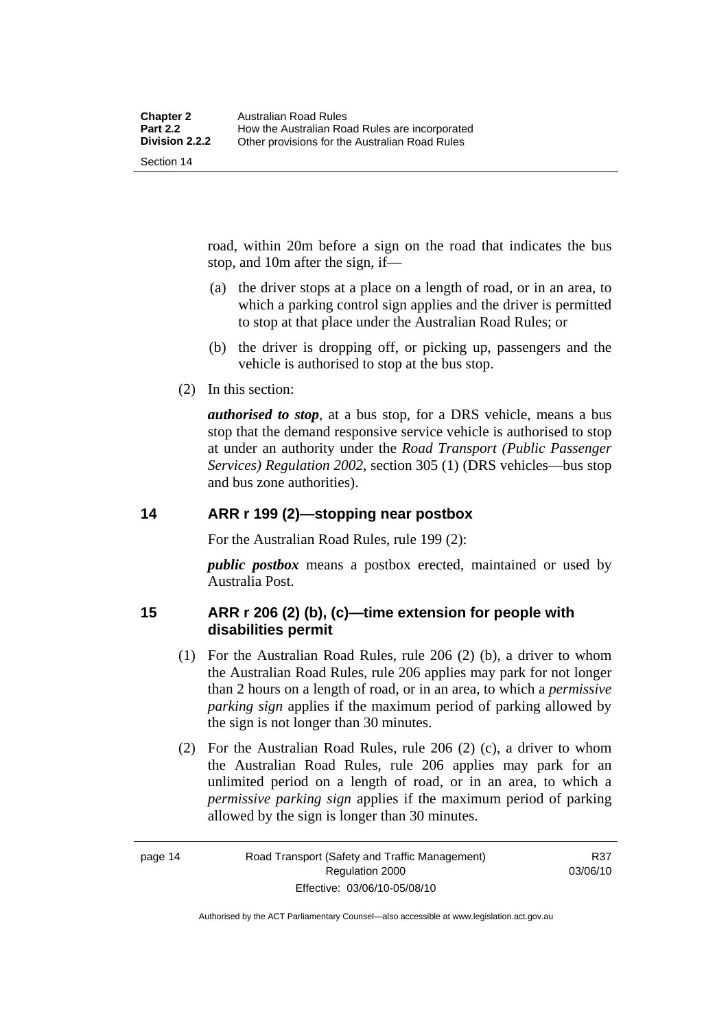road, within 20m before a sign on the road that indicates the bus stop, and 10m after the sign, if—

(a) the driver stops at a place on a length of road, or in an area, to which a parking control sign applies and the driver is permitted to stop at that place under the Australian Road Rules; or

(b) the driver is dropping off, or picking up, passengers and the vehicle is authorised to stop at the bus stop.

(2) In this section:

***authorised to stop***, at a bus stop, for a DRS vehicle, means a bus stop that the demand responsive service vehicle is authorised to stop at under an authority under the *Road Transport (Public Passenger Services) Regulation 2002*, section 305 (1) (DRS vehicles—bus stop and bus zone authorities).

## 14 ARR r 199 (2)—stopping near postbox

For the Australian Road Rules, rule 199 (2):

***public postbox*** means a postbox erected, maintained or used by Australia Post.

## 15 ARR r 206 (2) (b), (c)—time extension for people with disabilities permit

(1) For the Australian Road Rules, rule 206 (2) (b), a driver to whom the Australian Road Rules, rule 206 applies may park for not longer than 2 hours on a length of road, or in an area, to which a *permissive parking sign* applies if the maximum period of parking allowed by the sign is not longer than 30 minutes.

(2) For the Australian Road Rules, rule 206 (2) (c), a driver to whom the Australian Road Rules, rule 206 applies may park for an unlimited period on a length of road, or in an area, to which a *permissive parking sign* applies if the maximum period of parking allowed by the sign is longer than 30 minutes.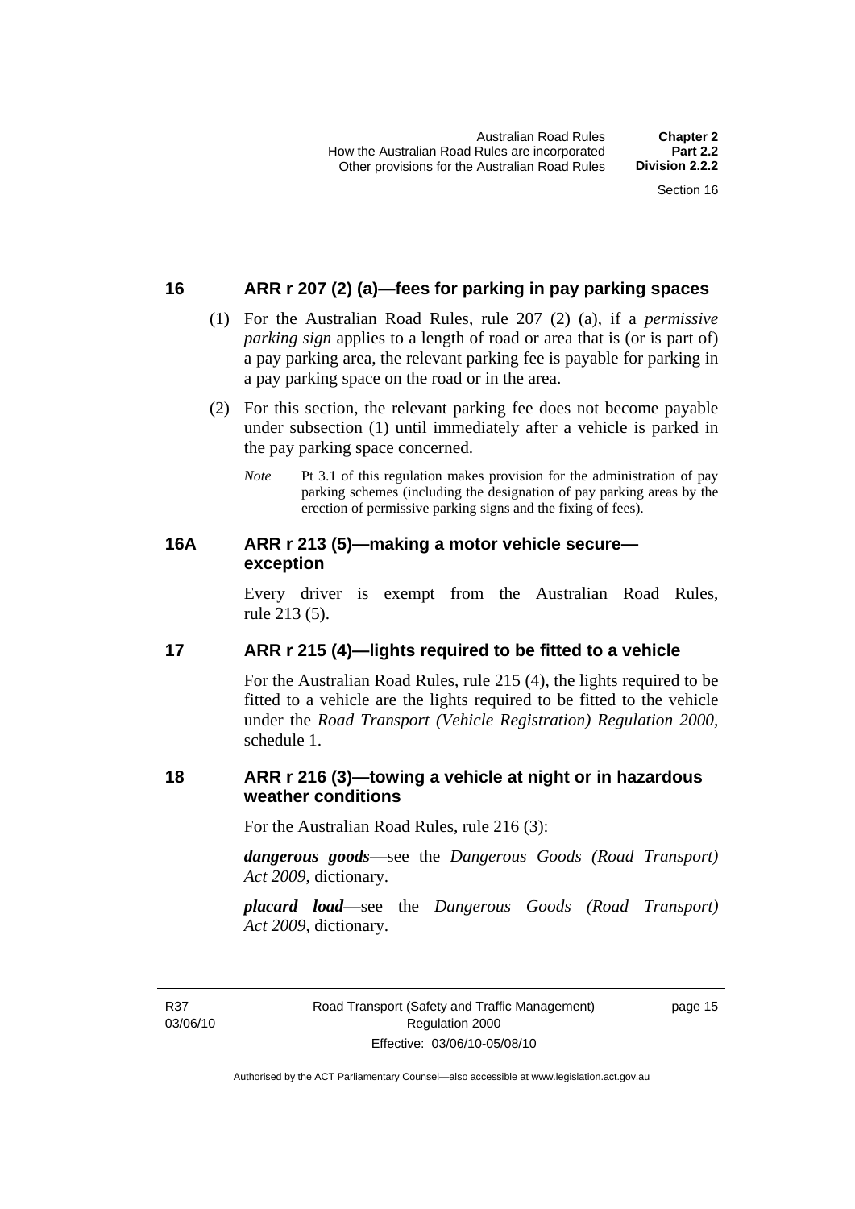## 16 ARR r 207 (2) (a)—fees for parking in pay parking spaces

(1) For the Australian Road Rules, rule 207 (2) (a), if a *permissive parking sign* applies to a length of road or area that is (or is part of) a pay parking area, the relevant parking fee is payable for parking in a pay parking space on the road or in the area.

(2) For this section, the relevant parking fee does not become payable under subsection (1) until immediately after a vehicle is parked in the pay parking space concerned.

*Note* Pt 3.1 of this regulation makes provision for the administration of pay parking schemes (including the designation of pay parking areas by the erection of permissive parking signs and the fixing of fees).

## 16A ARR r 213 (5)—making a motor vehicle secure—exception

Every driver is exempt from the Australian Road Rules, rule 213 (5).

## 17 ARR r 215 (4)—lights required to be fitted to a vehicle

For the Australian Road Rules, rule 215 (4), the lights required to be fitted to a vehicle are the lights required to be fitted to the vehicle under the *Road Transport (Vehicle Registration) Regulation 2000*, schedule 1.

## 18 ARR r 216 (3)—towing a vehicle at night or in hazardous weather conditions

For the Australian Road Rules, rule 216 (3):

***dangerous goods***—see the *Dangerous Goods (Road Transport) Act 2009*, dictionary.

***placard load***—see the *Dangerous Goods (Road Transport) Act 2009*, dictionary.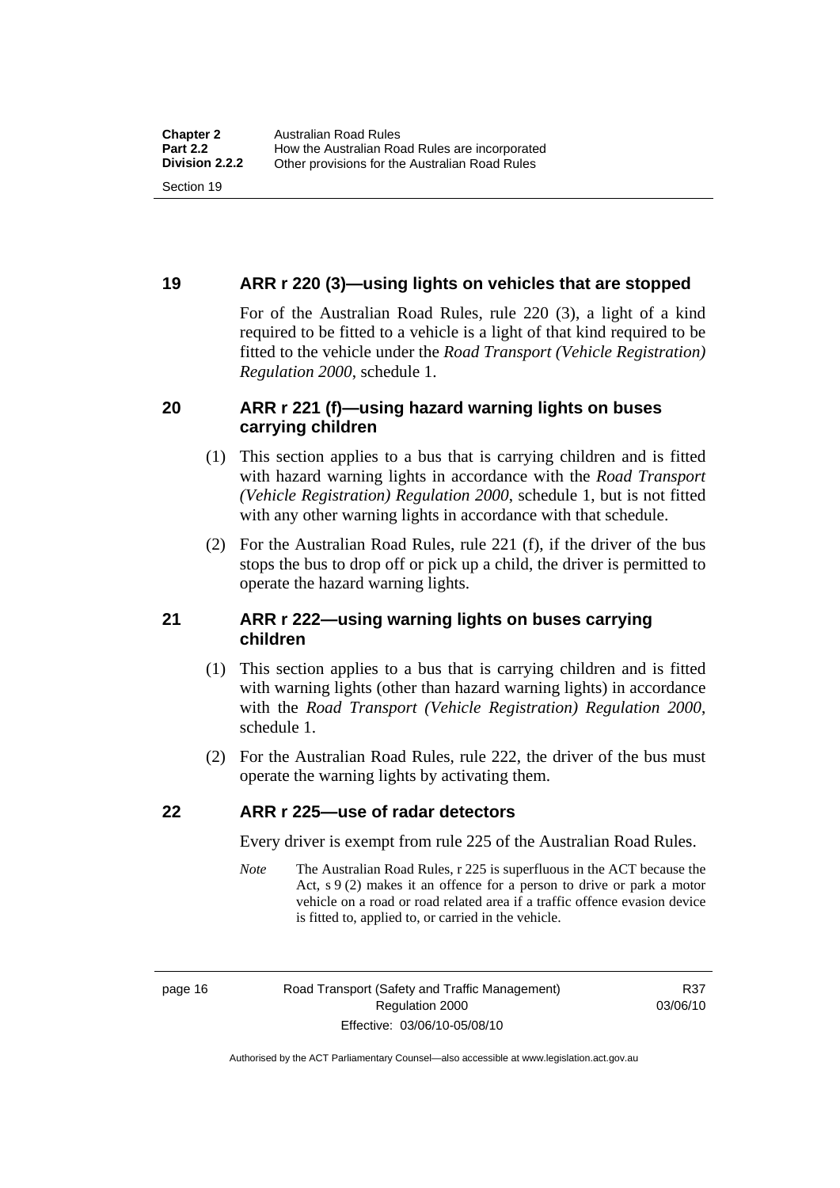## 19 ARR r 220 (3)—using lights on vehicles that are stopped

For of the Australian Road Rules, rule 220 (3), a light of a kind required to be fitted to a vehicle is a light of that kind required to be fitted to the vehicle under the *Road Transport (Vehicle Registration) Regulation 2000*, schedule 1.

## 20 ARR r 221 (f)—using hazard warning lights on buses carrying children

(1) This section applies to a bus that is carrying children and is fitted with hazard warning lights in accordance with the *Road Transport (Vehicle Registration) Regulation 2000*, schedule 1, but is not fitted with any other warning lights in accordance with that schedule.

(2) For the Australian Road Rules, rule 221 (f), if the driver of the bus stops the bus to drop off or pick up a child, the driver is permitted to operate the hazard warning lights.

## 21 ARR r 222—using warning lights on buses carrying children

(1) This section applies to a bus that is carrying children and is fitted with warning lights (other than hazard warning lights) in accordance with the *Road Transport (Vehicle Registration) Regulation 2000*, schedule 1.

(2) For the Australian Road Rules, rule 222, the driver of the bus must operate the warning lights by activating them.

## 22 ARR r 225—use of radar detectors

Every driver is exempt from rule 225 of the Australian Road Rules.

*Note* The Australian Road Rules, r 225 is superfluous in the ACT because the Act, s 9 (2) makes it an offence for a person to drive or park a motor vehicle on a road or road related area if a traffic offence evasion device is fitted to, applied to, or carried in the vehicle.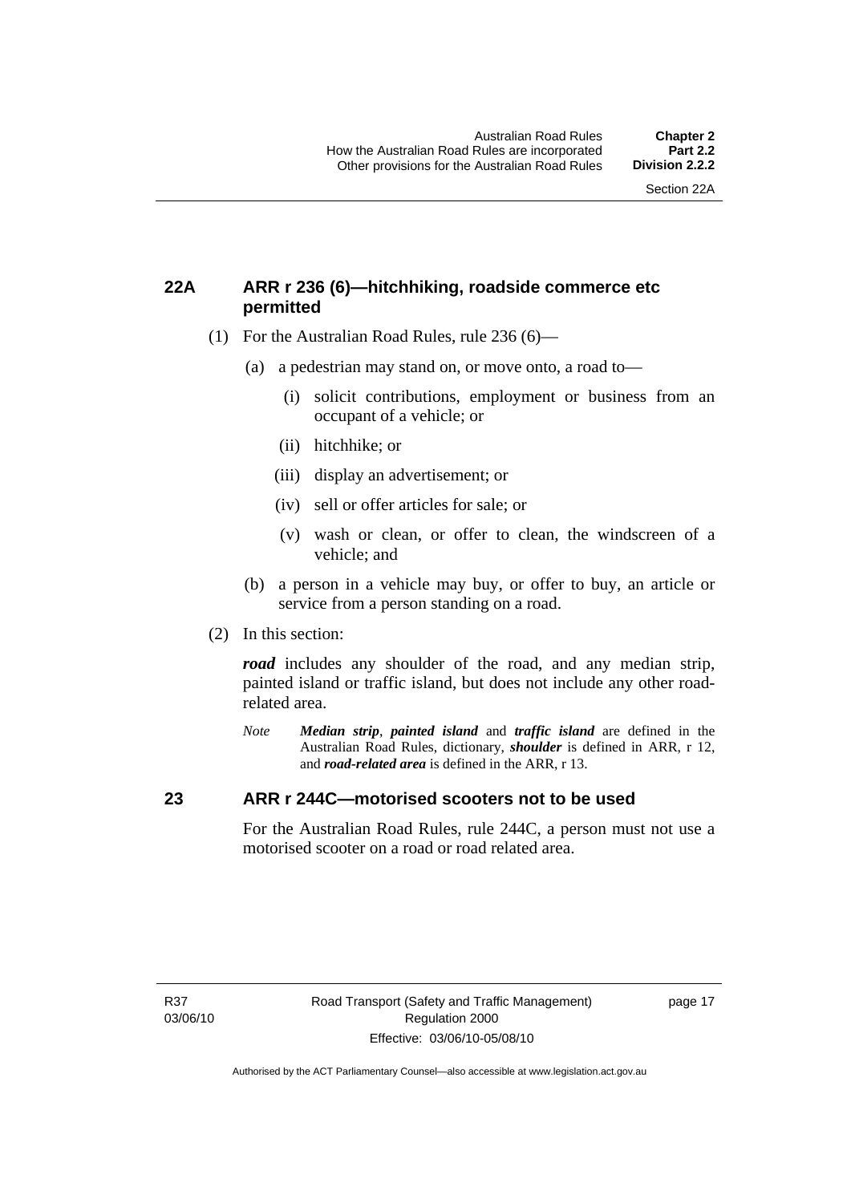## 22A ARR r 236 (6)—hitchhiking, roadside commerce etc permitted

(1) For the Australian Road Rules, rule 236 (6)—

(a) a pedestrian may stand on, or move onto, a road to—

(i) solicit contributions, employment or business from an occupant of a vehicle; or

(ii) hitchhike; or

(iii) display an advertisement; or

(iv) sell or offer articles for sale; or

(v) wash or clean, or offer to clean, the windscreen of a vehicle; and

(b) a person in a vehicle may buy, or offer to buy, an article or service from a person standing on a road.

(2) In this section:

***road*** includes any shoulder of the road, and any median strip, painted island or traffic island, but does not include any other road-related area.

*Note* ***Median strip***, ***painted island*** and ***traffic island*** are defined in the Australian Road Rules, dictionary, ***shoulder*** is defined in ARR, r 12, and ***road-related area*** is defined in the ARR, r 13.

## 23 ARR r 244C—motorised scooters not to be used

For the Australian Road Rules, rule 244C, a person must not use a motorised scooter on a road or road related area.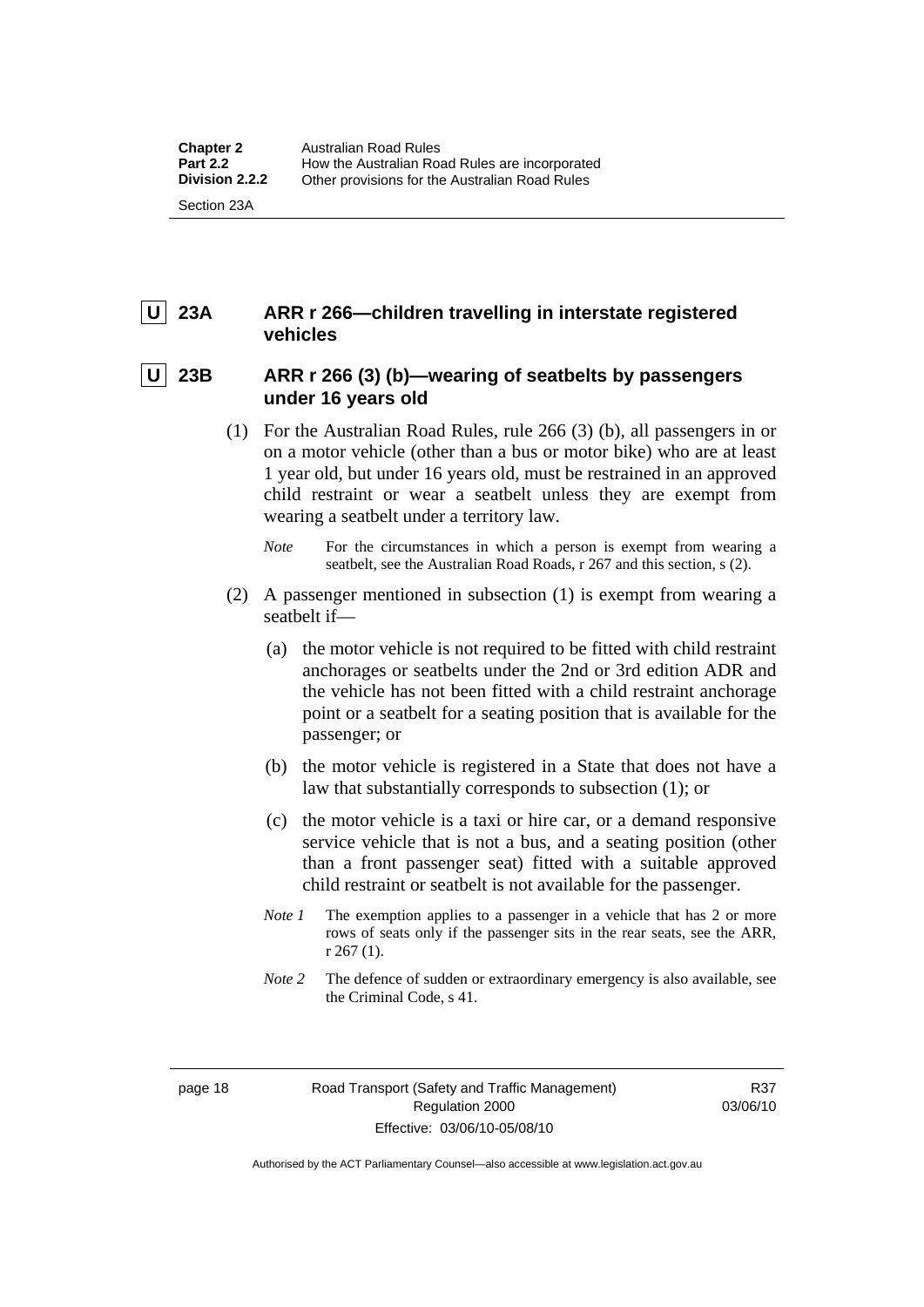**U** **23A ARR r 266—children travelling in interstate registered vehicles**

**U** **23B ARR r 266 (3) (b)—wearing of seatbelts by passengers under 16 years old**

(1) For the Australian Road Rules, rule 266 (3) (b), all passengers in or on a motor vehicle (other than a bus or motor bike) who are at least 1 year old, but under 16 years old, must be restrained in an approved child restraint or wear a seatbelt unless they are exempt from wearing a seatbelt under a territory law.

*Note* For the circumstances in which a person is exempt from wearing a seatbelt, see the Australian Road Roads, r 267 and this section, s (2).

(2) A passenger mentioned in subsection (1) is exempt from wearing a seatbelt if—

(a) the motor vehicle is not required to be fitted with child restraint anchorages or seatbelts under the 2nd or 3rd edition ADR and the vehicle has not been fitted with a child restraint anchorage point or a seatbelt for a seating position that is available for the passenger; or

(b) the motor vehicle is registered in a State that does not have a law that substantially corresponds to subsection (1); or

(c) the motor vehicle is a taxi or hire car, or a demand responsive service vehicle that is not a bus, and a seating position (other than a front passenger seat) fitted with a suitable approved child restraint or seatbelt is not available for the passenger.

*Note 1* The exemption applies to a passenger in a vehicle that has 2 or more rows of seats only if the passenger sits in the rear seats, see the ARR, r 267 (1).

*Note 2* The defence of sudden or extraordinary emergency is also available, see the Criminal Code, s 41.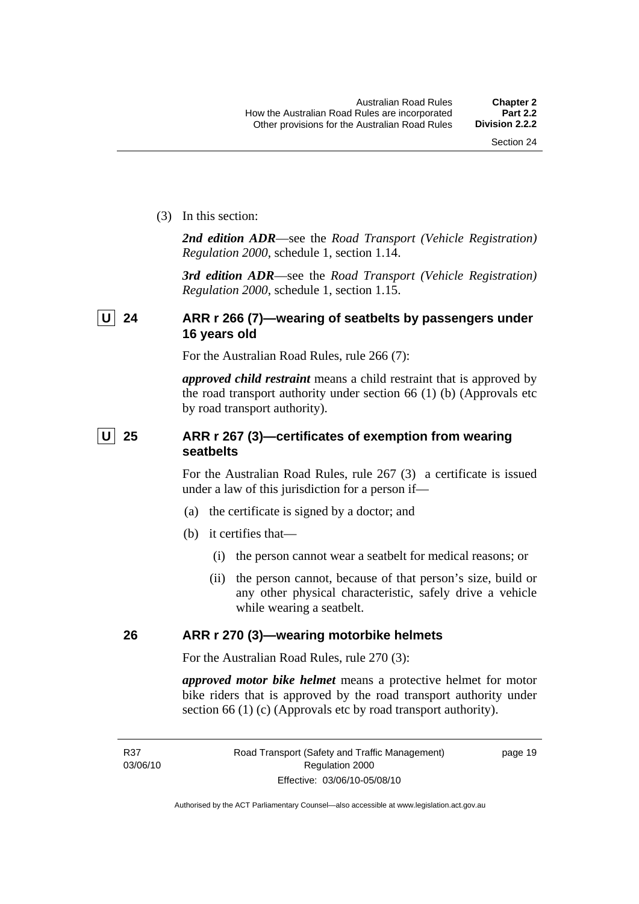(3) In this section:

***2nd edition ADR***—see the *Road Transport (Vehicle Registration) Regulation 2000*, schedule 1, section 1.14.

***3rd edition ADR***—see the *Road Transport (Vehicle Registration) Regulation 2000*, schedule 1, section 1.15.

## U 24 ARR r 266 (7)—wearing of seatbelts by passengers under 16 years old

For the Australian Road Rules, rule 266 (7):

***approved child restraint*** means a child restraint that is approved by the road transport authority under section 66 (1) (b) (Approvals etc by road transport authority).

## U 25 ARR r 267 (3)—certificates of exemption from wearing seatbelts

For the Australian Road Rules, rule 267 (3) a certificate is issued under a law of this jurisdiction for a person if—

(a) the certificate is signed by a doctor; and

(b) it certifies that—

(i) the person cannot wear a seatbelt for medical reasons; or

(ii) the person cannot, because of that person's size, build or any other physical characteristic, safely drive a vehicle while wearing a seatbelt.

## 26 ARR r 270 (3)—wearing motorbike helmets

For the Australian Road Rules, rule 270 (3):

***approved motor bike helmet*** means a protective helmet for motor bike riders that is approved by the road transport authority under section 66 (1) (c) (Approvals etc by road transport authority).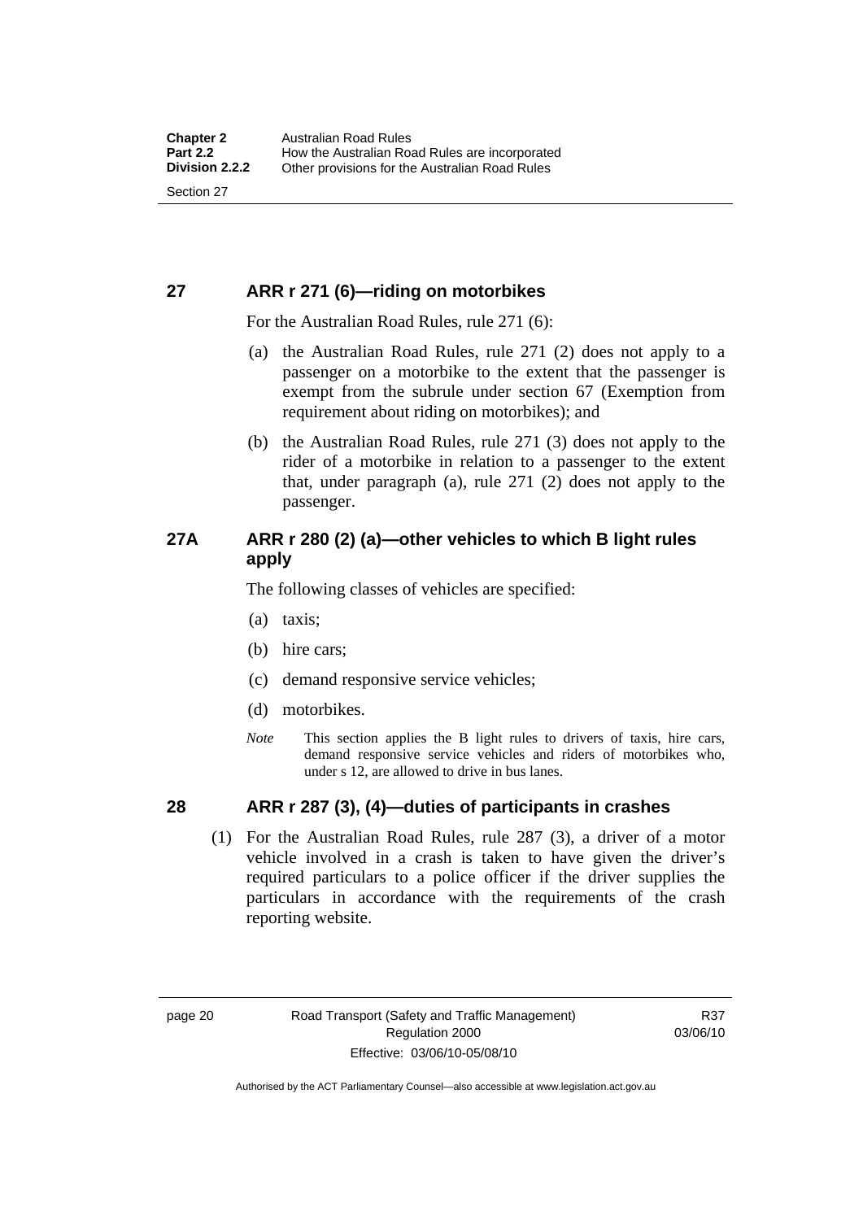## 27 ARR r 271 (6)—riding on motorbikes

For the Australian Road Rules, rule 271 (6):

(a) the Australian Road Rules, rule 271 (2) does not apply to a passenger on a motorbike to the extent that the passenger is exempt from the subrule under section 67 (Exemption from requirement about riding on motorbikes); and

(b) the Australian Road Rules, rule 271 (3) does not apply to the rider of a motorbike in relation to a passenger to the extent that, under paragraph (a), rule 271 (2) does not apply to the passenger.

## 27A ARR r 280 (2) (a)—other vehicles to which B light rules apply

The following classes of vehicles are specified:

(a) taxis;

(b) hire cars;

(c) demand responsive service vehicles;

(d) motorbikes.

*Note* This section applies the B light rules to drivers of taxis, hire cars, demand responsive service vehicles and riders of motorbikes who, under s 12, are allowed to drive in bus lanes.

## 28 ARR r 287 (3), (4)—duties of participants in crashes

(1) For the Australian Road Rules, rule 287 (3), a driver of a motor vehicle involved in a crash is taken to have given the driver's required particulars to a police officer if the driver supplies the particulars in accordance with the requirements of the crash reporting website.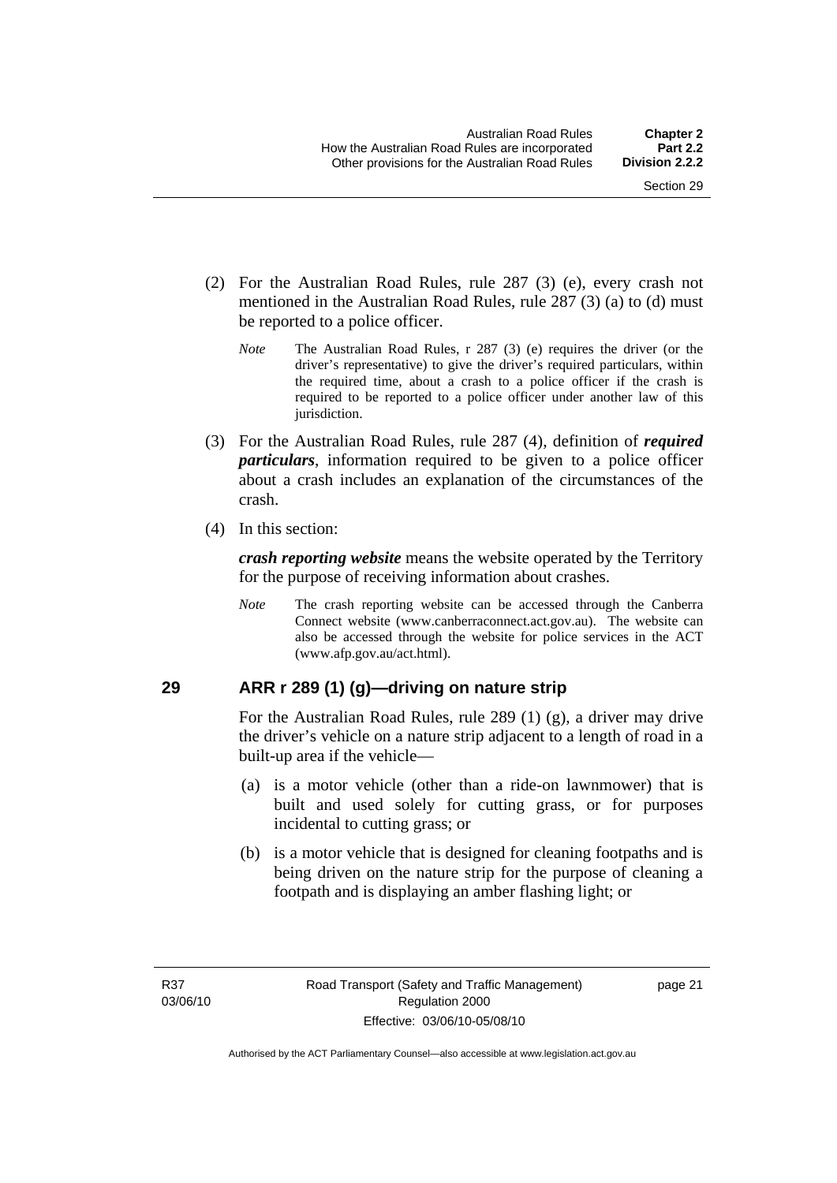(2) For the Australian Road Rules, rule 287 (3) (e), every crash not mentioned in the Australian Road Rules, rule 287 (3) (a) to (d) must be reported to a police officer.

*Note* The Australian Road Rules, r 287 (3) (e) requires the driver (or the driver's representative) to give the driver's required particulars, within the required time, about a crash to a police officer if the crash is required to be reported to a police officer under another law of this jurisdiction.

(3) For the Australian Road Rules, rule 287 (4), definition of ***required particulars***, information required to be given to a police officer about a crash includes an explanation of the circumstances of the crash.

(4) In this section:

***crash reporting website*** means the website operated by the Territory for the purpose of receiving information about crashes.

*Note* The crash reporting website can be accessed through the Canberra Connect website (www.canberraconnect.act.gov.au). The website can also be accessed through the website for police services in the ACT (www.afp.gov.au/act.html).

## 29 ARR r 289 (1) (g)—driving on nature strip

For the Australian Road Rules, rule 289 (1) (g), a driver may drive the driver's vehicle on a nature strip adjacent to a length of road in a built-up area if the vehicle—

(a) is a motor vehicle (other than a ride-on lawnmower) that is built and used solely for cutting grass, or for purposes incidental to cutting grass; or

(b) is a motor vehicle that is designed for cleaning footpaths and is being driven on the nature strip for the purpose of cleaning a footpath and is displaying an amber flashing light; or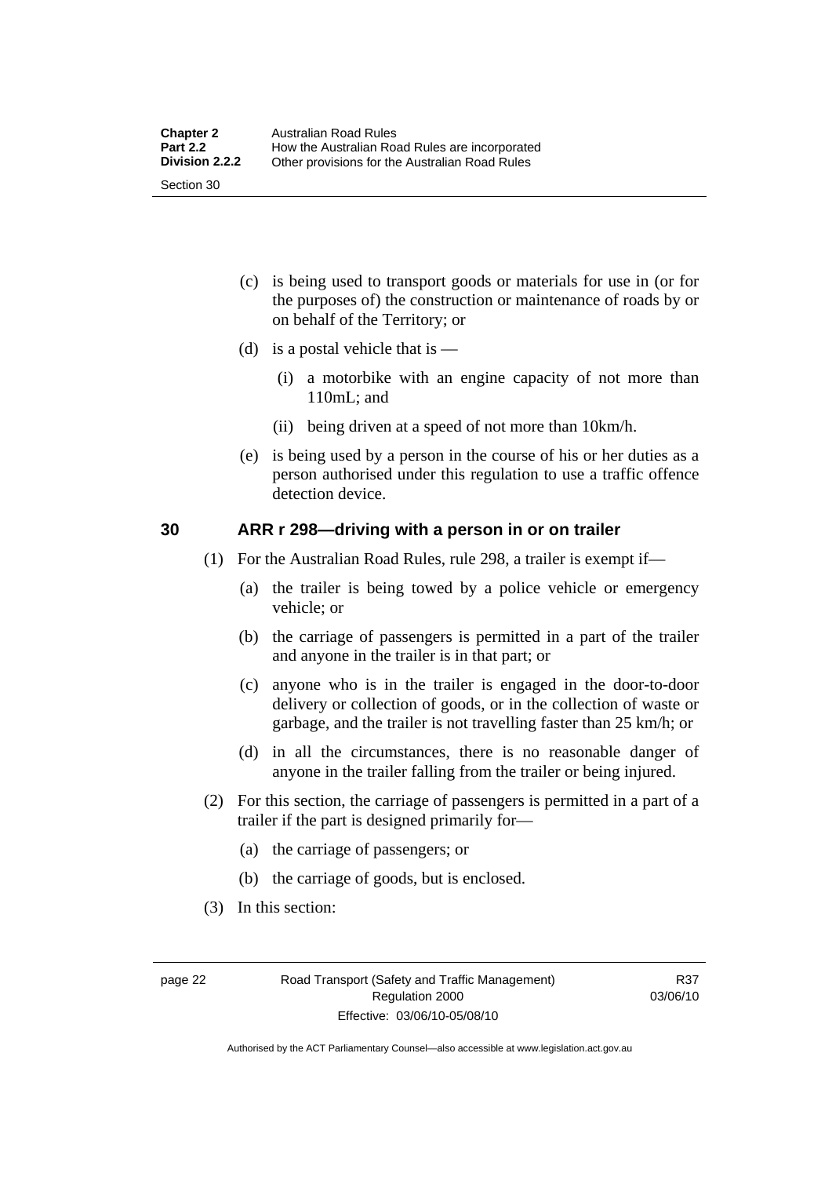(c) is being used to transport goods or materials for use in (or for the purposes of) the construction or maintenance of roads by or on behalf of the Territory; or

(d) is a postal vehicle that is —

(i) a motorbike with an engine capacity of not more than 110mL; and

(ii) being driven at a speed of not more than 10km/h.

(e) is being used by a person in the course of his or her duties as a person authorised under this regulation to use a traffic offence detection device.

## 30 ARR r 298—driving with a person in or on trailer

(1) For the Australian Road Rules, rule 298, a trailer is exempt if—

(a) the trailer is being towed by a police vehicle or emergency vehicle; or

(b) the carriage of passengers is permitted in a part of the trailer and anyone in the trailer is in that part; or

(c) anyone who is in the trailer is engaged in the door-to-door delivery or collection of goods, or in the collection of waste or garbage, and the trailer is not travelling faster than 25 km/h; or

(d) in all the circumstances, there is no reasonable danger of anyone in the trailer falling from the trailer or being injured.

(2) For this section, the carriage of passengers is permitted in a part of a trailer if the part is designed primarily for—

(a) the carriage of passengers; or

(b) the carriage of goods, but is enclosed.

(3) In this section: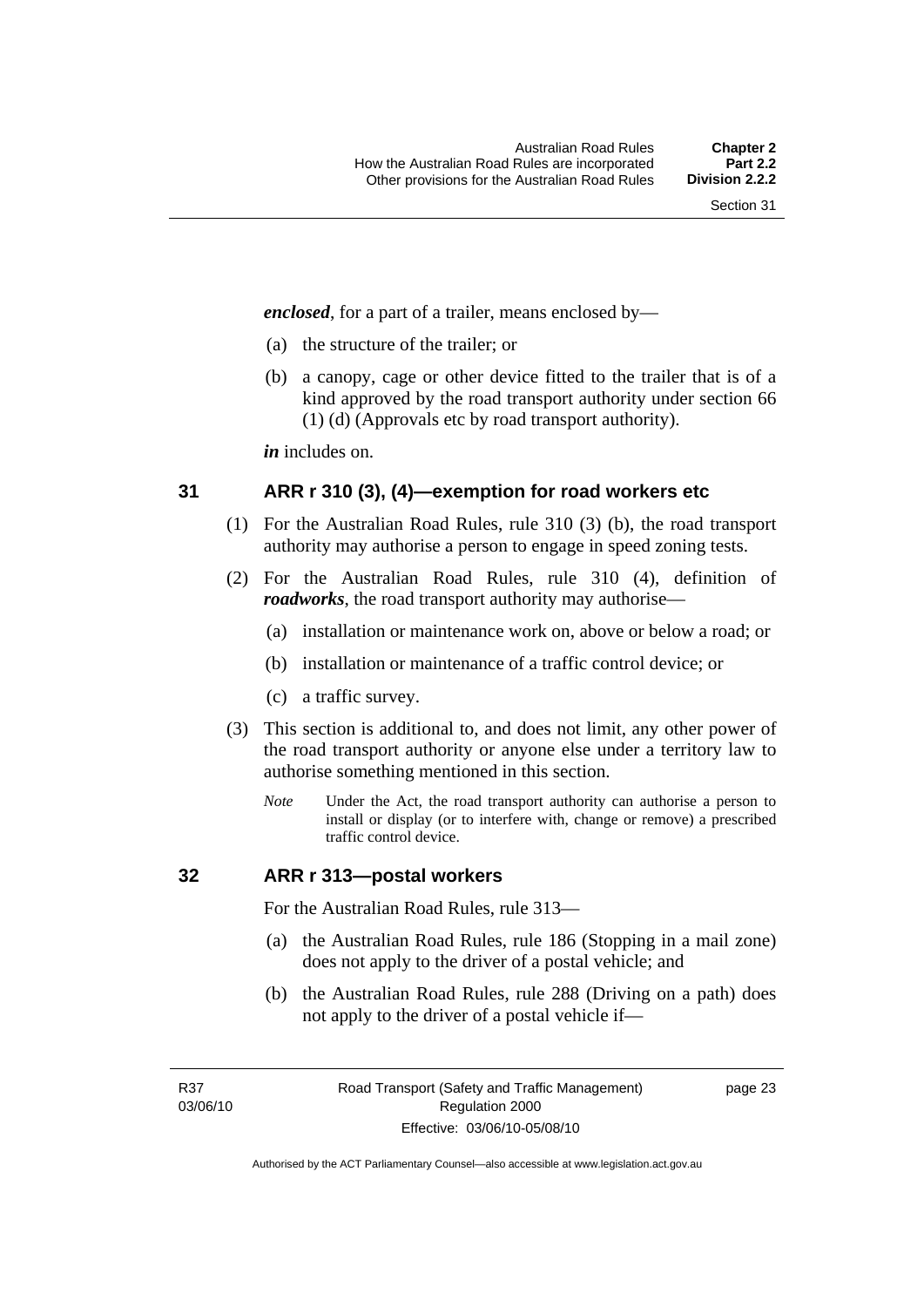***enclosed***, for a part of a trailer, means enclosed by—

(a) the structure of the trailer; or

(b) a canopy, cage or other device fitted to the trailer that is of a kind approved by the road transport authority under section 66 (1) (d) (Approvals etc by road transport authority).

***in*** includes on.

## 31 ARR r 310 (3), (4)—exemption for road workers etc

(1) For the Australian Road Rules, rule 310 (3) (b), the road transport authority may authorise a person to engage in speed zoning tests.

(2) For the Australian Road Rules, rule 310 (4), definition of ***roadworks***, the road transport authority may authorise—

(a) installation or maintenance work on, above or below a road; or

(b) installation or maintenance of a traffic control device; or

(c) a traffic survey.

(3) This section is additional to, and does not limit, any other power of the road transport authority or anyone else under a territory law to authorise something mentioned in this section.

*Note* Under the Act, the road transport authority can authorise a person to install or display (or to interfere with, change or remove) a prescribed traffic control device.

## 32 ARR r 313—postal workers

For the Australian Road Rules, rule 313—

(a) the Australian Road Rules, rule 186 (Stopping in a mail zone) does not apply to the driver of a postal vehicle; and

(b) the Australian Road Rules, rule 288 (Driving on a path) does not apply to the driver of a postal vehicle if—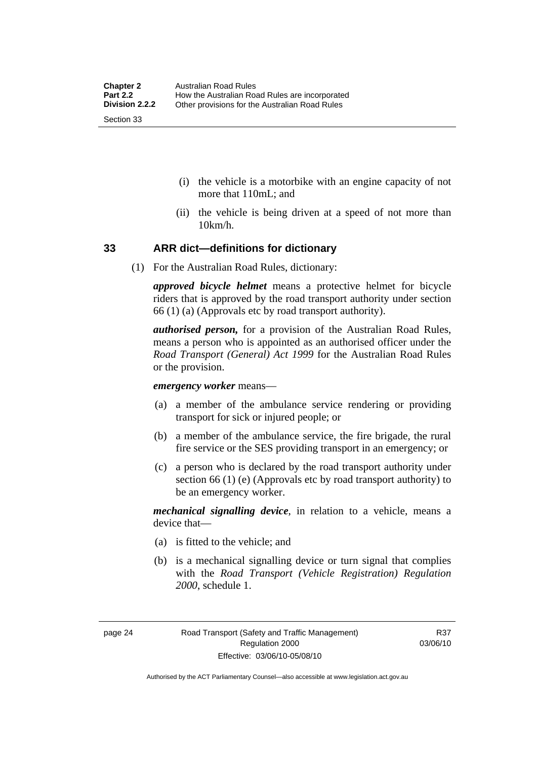(i) the vehicle is a motorbike with an engine capacity of not more that 110mL; and

(ii) the vehicle is being driven at a speed of not more than 10km/h.

## 33 ARR dict—definitions for dictionary

(1) For the Australian Road Rules, dictionary:

***approved bicycle helmet*** means a protective helmet for bicycle riders that is approved by the road transport authority under section 66 (1) (a) (Approvals etc by road transport authority).

***authorised person,*** for a provision of the Australian Road Rules, means a person who is appointed as an authorised officer under the *Road Transport (General) Act 1999* for the Australian Road Rules or the provision.

***emergency worker*** means—

(a) a member of the ambulance service rendering or providing transport for sick or injured people; or

(b) a member of the ambulance service, the fire brigade, the rural fire service or the SES providing transport in an emergency; or

(c) a person who is declared by the road transport authority under section 66 (1) (e) (Approvals etc by road transport authority) to be an emergency worker.

***mechanical signalling device***, in relation to a vehicle, means a device that—

(a) is fitted to the vehicle; and

(b) is a mechanical signalling device or turn signal that complies with the *Road Transport (Vehicle Registration) Regulation 2000*, schedule 1.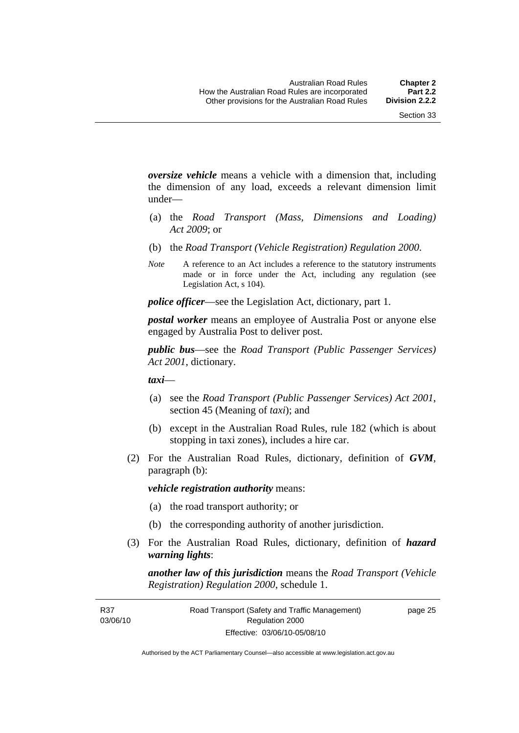***oversize vehicle*** means a vehicle with a dimension that, including the dimension of any load, exceeds a relevant dimension limit under—

(a) the *Road Transport (Mass, Dimensions and Loading) Act 2009*; or

(b) the *Road Transport (Vehicle Registration) Regulation 2000*.

*Note* A reference to an Act includes a reference to the statutory instruments made or in force under the Act, including any regulation (see Legislation Act, s 104).

***police officer***—see the Legislation Act, dictionary, part 1.

***postal worker*** means an employee of Australia Post or anyone else engaged by Australia Post to deliver post.

***public bus***—see the *Road Transport (Public Passenger Services) Act 2001*, dictionary.

***taxi***—

(a) see the *Road Transport (Public Passenger Services) Act 2001*, section 45 (Meaning of *taxi*); and

(b) except in the Australian Road Rules, rule 182 (which is about stopping in taxi zones), includes a hire car.

(2) For the Australian Road Rules, dictionary, definition of ***GVM***, paragraph (b):

***vehicle registration authority*** means:

(a) the road transport authority; or

(b) the corresponding authority of another jurisdiction.

(3) For the Australian Road Rules, dictionary, definition of ***hazard warning lights***:

***another law of this jurisdiction*** means the *Road Transport (Vehicle Registration) Regulation 2000*, schedule 1.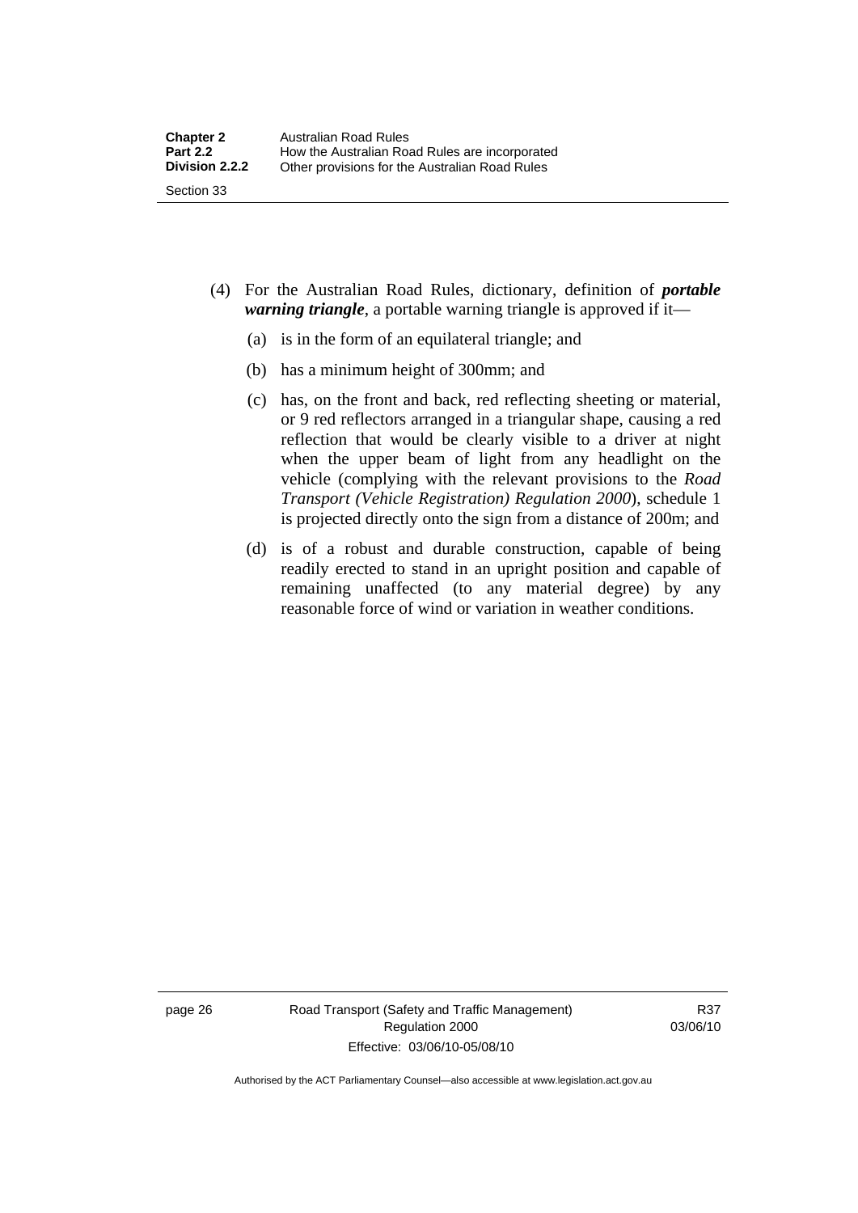(4) For the Australian Road Rules, dictionary, definition of ***portable warning triangle***, a portable warning triangle is approved if it—

(a) is in the form of an equilateral triangle; and

(b) has a minimum height of 300mm; and

(c) has, on the front and back, red reflecting sheeting or material, or 9 red reflectors arranged in a triangular shape, causing a red reflection that would be clearly visible to a driver at night when the upper beam of light from any headlight on the vehicle (complying with the relevant provisions to the *Road Transport (Vehicle Registration) Regulation 2000*), schedule 1 is projected directly onto the sign from a distance of 200m; and

(d) is of a robust and durable construction, capable of being readily erected to stand in an upright position and capable of remaining unaffected (to any material degree) by any reasonable force of wind or variation in weather conditions.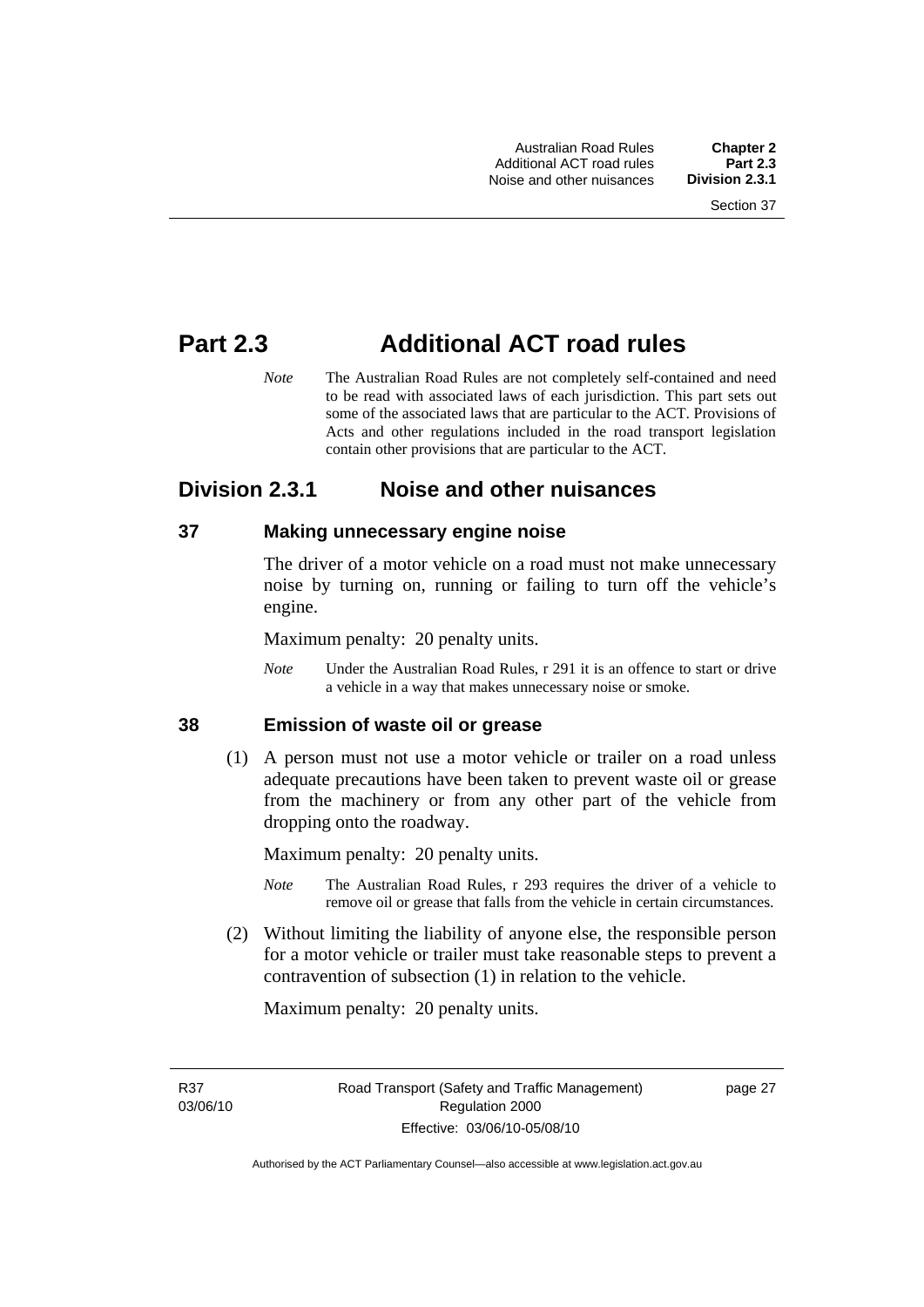# Part 2.3 Additional ACT road rules

*Note* The Australian Road Rules are not completely self-contained and need to be read with associated laws of each jurisdiction. This part sets out some of the associated laws that are particular to the ACT. Provisions of Acts and other regulations included in the road transport legislation contain other provisions that are particular to the ACT.

## Division 2.3.1 Noise and other nuisances

### 37 Making unnecessary engine noise

The driver of a motor vehicle on a road must not make unnecessary noise by turning on, running or failing to turn off the vehicle's engine.

Maximum penalty: 20 penalty units.

*Note* Under the Australian Road Rules, r 291 it is an offence to start or drive a vehicle in a way that makes unnecessary noise or smoke.

### 38 Emission of waste oil or grease

(1) A person must not use a motor vehicle or trailer on a road unless adequate precautions have been taken to prevent waste oil or grease from the machinery or from any other part of the vehicle from dropping onto the roadway.

Maximum penalty: 20 penalty units.

*Note* The Australian Road Rules, r 293 requires the driver of a vehicle to remove oil or grease that falls from the vehicle in certain circumstances.

(2) Without limiting the liability of anyone else, the responsible person for a motor vehicle or trailer must take reasonable steps to prevent a contravention of subsection (1) in relation to the vehicle.

Maximum penalty: 20 penalty units.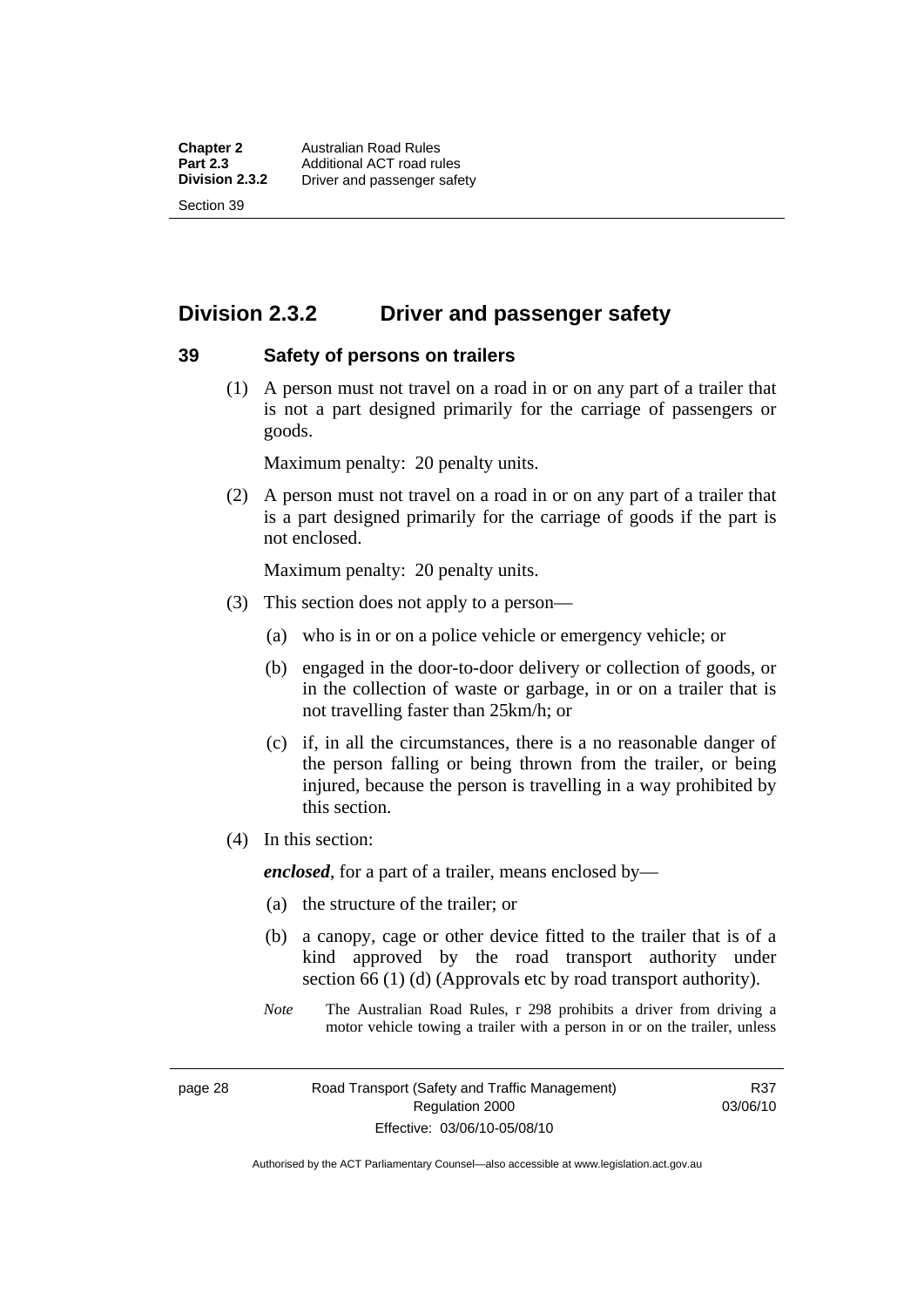## Division 2.3.2 Driver and passenger safety

### 39 Safety of persons on trailers

(1) A person must not travel on a road in or on any part of a trailer that is not a part designed primarily for the carriage of passengers or goods.

Maximum penalty: 20 penalty units.

(2) A person must not travel on a road in or on any part of a trailer that is a part designed primarily for the carriage of goods if the part is not enclosed.

Maximum penalty: 20 penalty units.

(3) This section does not apply to a person—

(a) who is in or on a police vehicle or emergency vehicle; or

(b) engaged in the door-to-door delivery or collection of goods, or in the collection of waste or garbage, in or on a trailer that is not travelling faster than 25km/h; or

(c) if, in all the circumstances, there is a no reasonable danger of the person falling or being thrown from the trailer, or being injured, because the person is travelling in a way prohibited by this section.

(4) In this section:

***enclosed***, for a part of a trailer, means enclosed by—

(a) the structure of the trailer; or

(b) a canopy, cage or other device fitted to the trailer that is of a kind approved by the road transport authority under section 66 (1) (d) (Approvals etc by road transport authority).

*Note* The Australian Road Rules, r 298 prohibits a driver from driving a motor vehicle towing a trailer with a person in or on the trailer, unless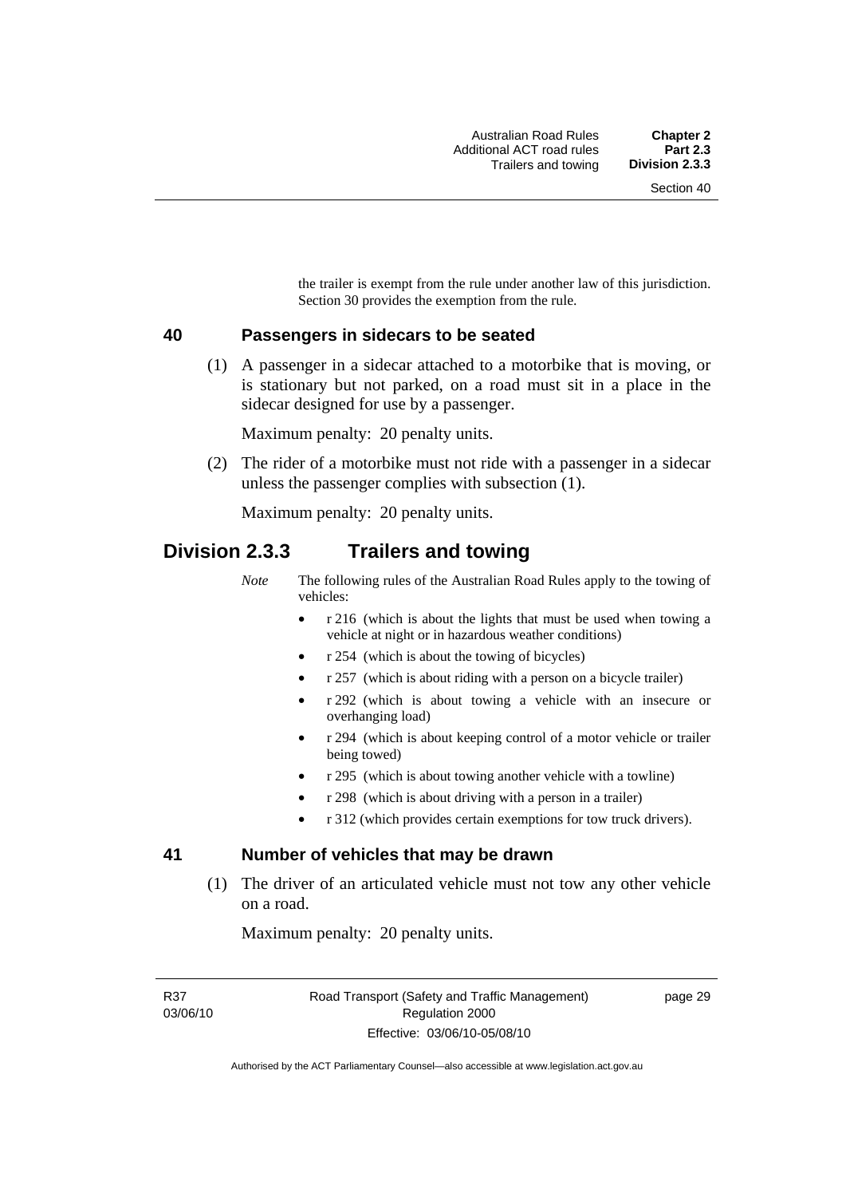the trailer is exempt from the rule under another law of this jurisdiction. Section 30 provides the exemption from the rule.

### 40 Passengers in sidecars to be seated

(1) A passenger in a sidecar attached to a motorbike that is moving, or is stationary but not parked, on a road must sit in a place in the sidecar designed for use by a passenger.

Maximum penalty: 20 penalty units.

(2) The rider of a motorbike must not ride with a passenger in a sidecar unless the passenger complies with subsection (1).

Maximum penalty: 20 penalty units.

## Division 2.3.3 Trailers and towing

*Note* The following rules of the Australian Road Rules apply to the towing of vehicles:

- r 216 (which is about the lights that must be used when towing a vehicle at night or in hazardous weather conditions)
- r 254 (which is about the towing of bicycles)
- r 257 (which is about riding with a person on a bicycle trailer)
- r 292 (which is about towing a vehicle with an insecure or overhanging load)
- r 294 (which is about keeping control of a motor vehicle or trailer being towed)
- r 295 (which is about towing another vehicle with a towline)
- r 298 (which is about driving with a person in a trailer)
- r 312 (which provides certain exemptions for tow truck drivers).

### 41 Number of vehicles that may be drawn

(1) The driver of an articulated vehicle must not tow any other vehicle on a road.

Maximum penalty: 20 penalty units.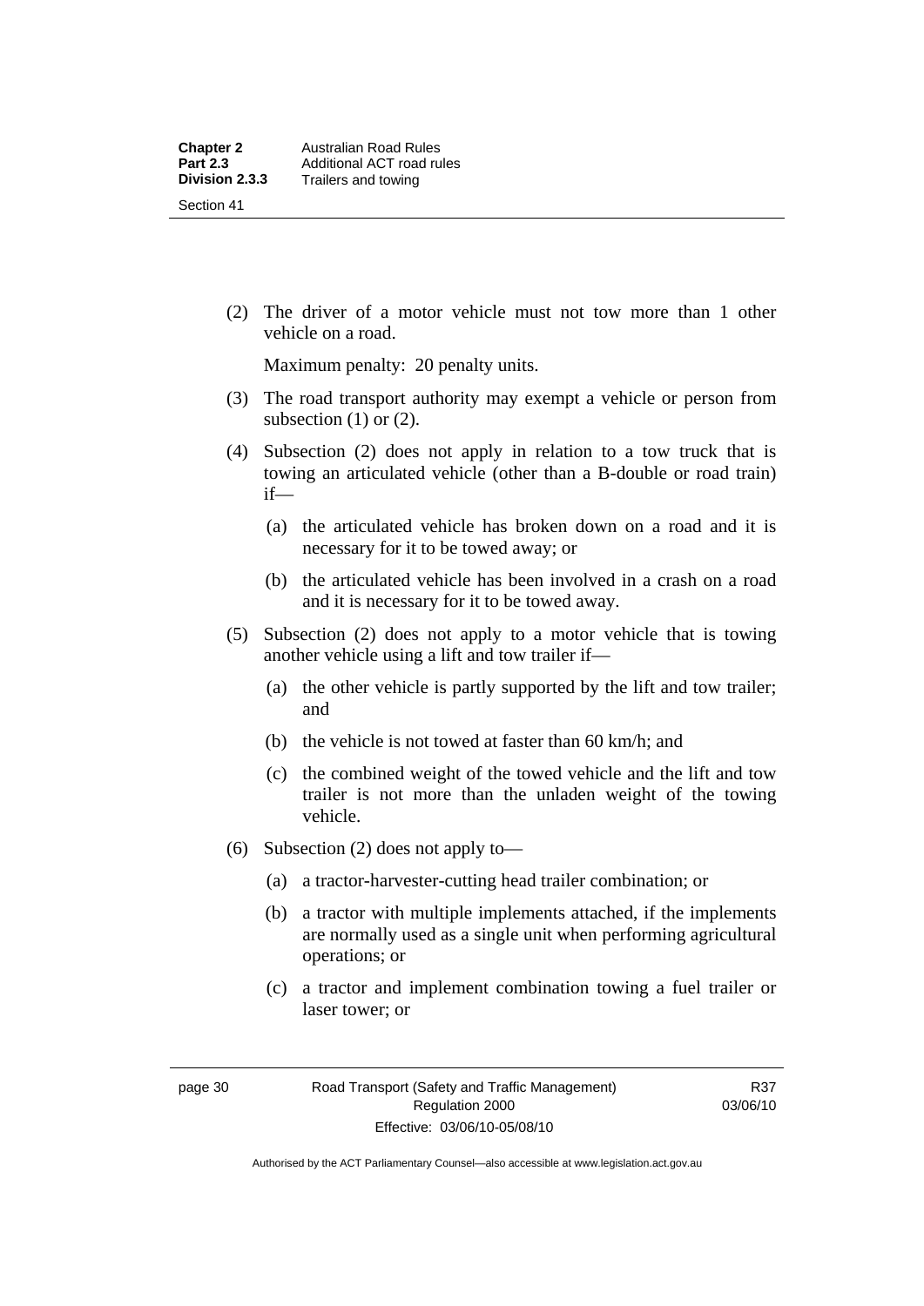(2) The driver of a motor vehicle must not tow more than 1 other vehicle on a road.

Maximum penalty: 20 penalty units.

(3) The road transport authority may exempt a vehicle or person from subsection (1) or (2).

(4) Subsection (2) does not apply in relation to a tow truck that is towing an articulated vehicle (other than a B-double or road train) if—

(a) the articulated vehicle has broken down on a road and it is necessary for it to be towed away; or

(b) the articulated vehicle has been involved in a crash on a road and it is necessary for it to be towed away.

(5) Subsection (2) does not apply to a motor vehicle that is towing another vehicle using a lift and tow trailer if—

(a) the other vehicle is partly supported by the lift and tow trailer; and

(b) the vehicle is not towed at faster than 60 km/h; and

(c) the combined weight of the towed vehicle and the lift and tow trailer is not more than the unladen weight of the towing vehicle.

(6) Subsection (2) does not apply to—

(a) a tractor-harvester-cutting head trailer combination; or

(b) a tractor with multiple implements attached, if the implements are normally used as a single unit when performing agricultural operations; or

(c) a tractor and implement combination towing a fuel trailer or laser tower; or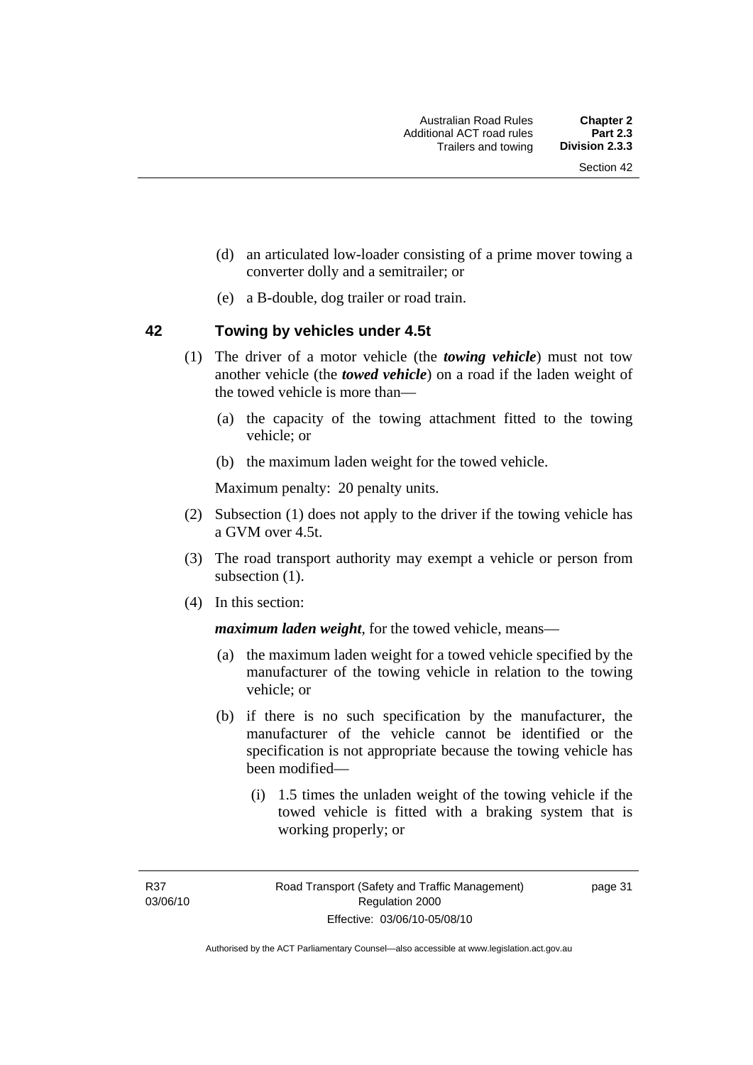(d) an articulated low-loader consisting of a prime mover towing a converter dolly and a semitrailer; or

(e) a B-double, dog trailer or road train.

## 42 Towing by vehicles under 4.5t

(1) The driver of a motor vehicle (the ***towing vehicle***) must not tow another vehicle (the ***towed vehicle***) on a road if the laden weight of the towed vehicle is more than—

(a) the capacity of the towing attachment fitted to the towing vehicle; or

(b) the maximum laden weight for the towed vehicle.

Maximum penalty: 20 penalty units.

(2) Subsection (1) does not apply to the driver if the towing vehicle has a GVM over 4.5t.

(3) The road transport authority may exempt a vehicle or person from subsection (1).

(4) In this section:

***maximum laden weight***, for the towed vehicle, means—

(a) the maximum laden weight for a towed vehicle specified by the manufacturer of the towing vehicle in relation to the towing vehicle; or

(b) if there is no such specification by the manufacturer, the manufacturer of the vehicle cannot be identified or the specification is not appropriate because the towing vehicle has been modified—

(i) 1.5 times the unladen weight of the towing vehicle if the towed vehicle is fitted with a braking system that is working properly; or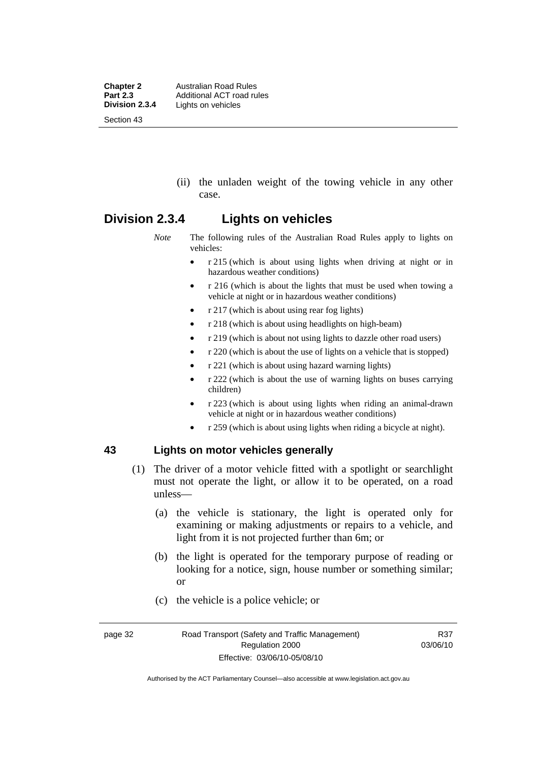(ii) the unladen weight of the towing vehicle in any other case.

## Division 2.3.4 Lights on vehicles

*Note* The following rules of the Australian Road Rules apply to lights on vehicles:

- r 215 (which is about using lights when driving at night or in hazardous weather conditions)
- r 216 (which is about the lights that must be used when towing a vehicle at night or in hazardous weather conditions)
- r 217 (which is about using rear fog lights)
- r 218 (which is about using headlights on high-beam)
- r 219 (which is about not using lights to dazzle other road users)
- r 220 (which is about the use of lights on a vehicle that is stopped)
- r 221 (which is about using hazard warning lights)
- r 222 (which is about the use of warning lights on buses carrying children)
- r 223 (which is about using lights when riding an animal-drawn vehicle at night or in hazardous weather conditions)
- r 259 (which is about using lights when riding a bicycle at night).

### 43 Lights on motor vehicles generally

(1) The driver of a motor vehicle fitted with a spotlight or searchlight must not operate the light, or allow it to be operated, on a road unless—

(a) the vehicle is stationary, the light is operated only for examining or making adjustments or repairs to a vehicle, and light from it is not projected further than 6m; or

(b) the light is operated for the temporary purpose of reading or looking for a notice, sign, house number or something similar; or

(c) the vehicle is a police vehicle; or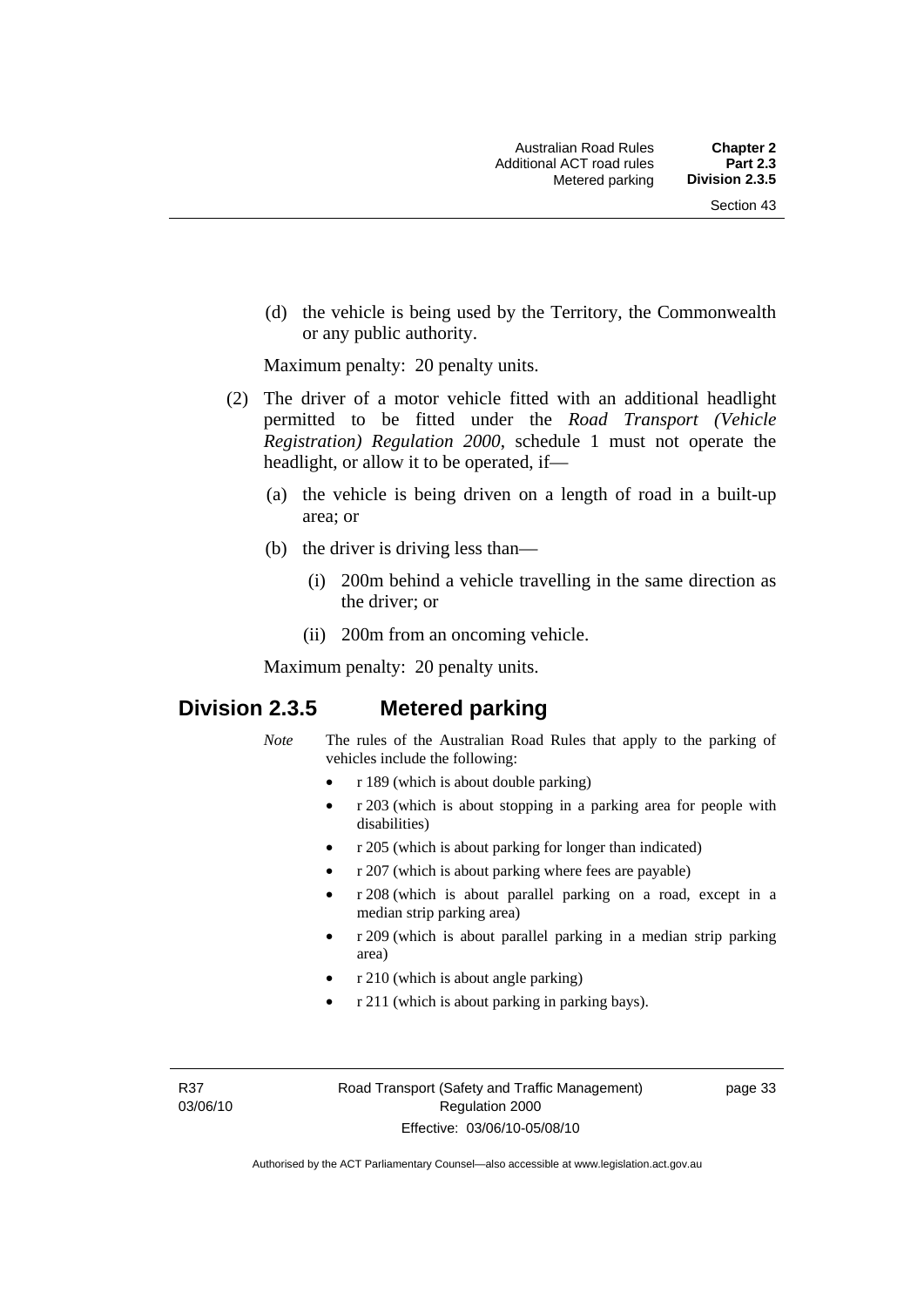(d) the vehicle is being used by the Territory, the Commonwealth or any public authority.

Maximum penalty: 20 penalty units.

(2) The driver of a motor vehicle fitted with an additional headlight permitted to be fitted under the *Road Transport (Vehicle Registration) Regulation 2000*, schedule 1 must not operate the headlight, or allow it to be operated, if—

(a) the vehicle is being driven on a length of road in a built-up area; or

(b) the driver is driving less than—

(i) 200m behind a vehicle travelling in the same direction as the driver; or

(ii) 200m from an oncoming vehicle.

Maximum penalty: 20 penalty units.

## Division 2.3.5 Metered parking

*Note* The rules of the Australian Road Rules that apply to the parking of vehicles include the following:

- r 189 (which is about double parking)
- r 203 (which is about stopping in a parking area for people with disabilities)
- r 205 (which is about parking for longer than indicated)
- r 207 (which is about parking where fees are payable)
- r 208 (which is about parallel parking on a road, except in a median strip parking area)
- r 209 (which is about parallel parking in a median strip parking area)
- r 210 (which is about angle parking)
- r 211 (which is about parking in parking bays).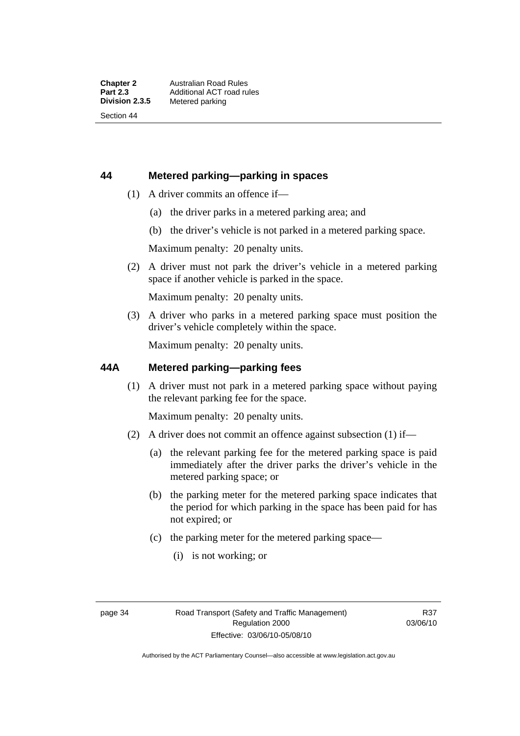## 44 Metered parking—parking in spaces

(1) A driver commits an offence if—

(a) the driver parks in a metered parking area; and

(b) the driver's vehicle is not parked in a metered parking space.

Maximum penalty: 20 penalty units.

(2) A driver must not park the driver's vehicle in a metered parking space if another vehicle is parked in the space.

Maximum penalty: 20 penalty units.

(3) A driver who parks in a metered parking space must position the driver's vehicle completely within the space.

Maximum penalty: 20 penalty units.

## 44A Metered parking—parking fees

(1) A driver must not park in a metered parking space without paying the relevant parking fee for the space.

Maximum penalty: 20 penalty units.

(2) A driver does not commit an offence against subsection (1) if—

(a) the relevant parking fee for the metered parking space is paid immediately after the driver parks the driver's vehicle in the metered parking space; or

(b) the parking meter for the metered parking space indicates that the period for which parking in the space has been paid for has not expired; or

(c) the parking meter for the metered parking space—

(i) is not working; or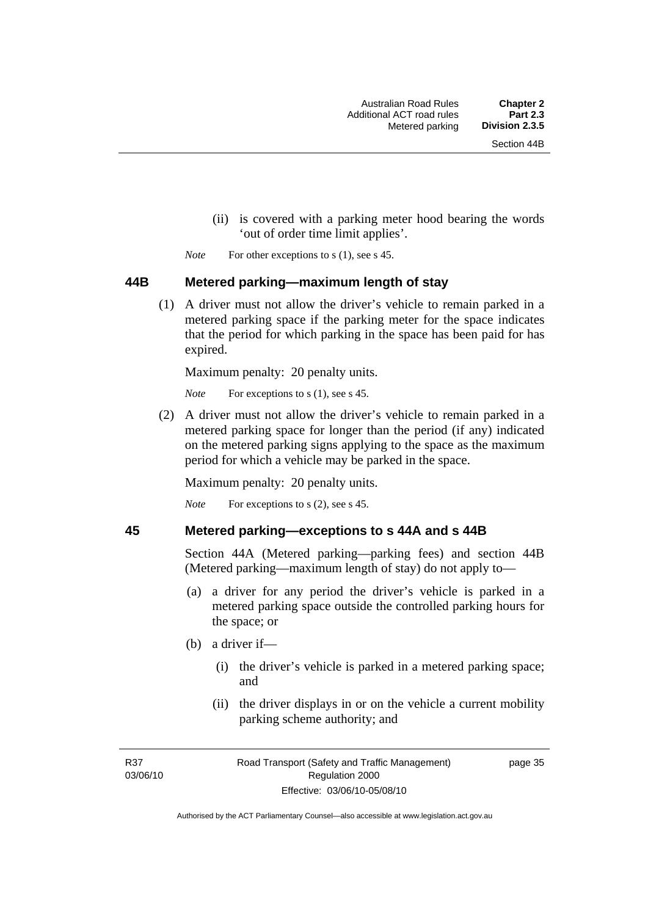(ii) is covered with a parking meter hood bearing the words 'out of order time limit applies'.

*Note* For other exceptions to s (1), see s 45.

## 44B Metered parking—maximum length of stay

(1) A driver must not allow the driver's vehicle to remain parked in a metered parking space if the parking meter for the space indicates that the period for which parking in the space has been paid for has expired.

Maximum penalty: 20 penalty units.

*Note* For exceptions to s (1), see s 45.

(2) A driver must not allow the driver's vehicle to remain parked in a metered parking space for longer than the period (if any) indicated on the metered parking signs applying to the space as the maximum period for which a vehicle may be parked in the space.

Maximum penalty: 20 penalty units.

*Note* For exceptions to s (2), see s 45.

## 45 Metered parking—exceptions to s 44A and s 44B

Section 44A (Metered parking—parking fees) and section 44B (Metered parking—maximum length of stay) do not apply to—

(a) a driver for any period the driver's vehicle is parked in a metered parking space outside the controlled parking hours for the space; or

(b) a driver if—

(i) the driver's vehicle is parked in a metered parking space; and

(ii) the driver displays in or on the vehicle a current mobility parking scheme authority; and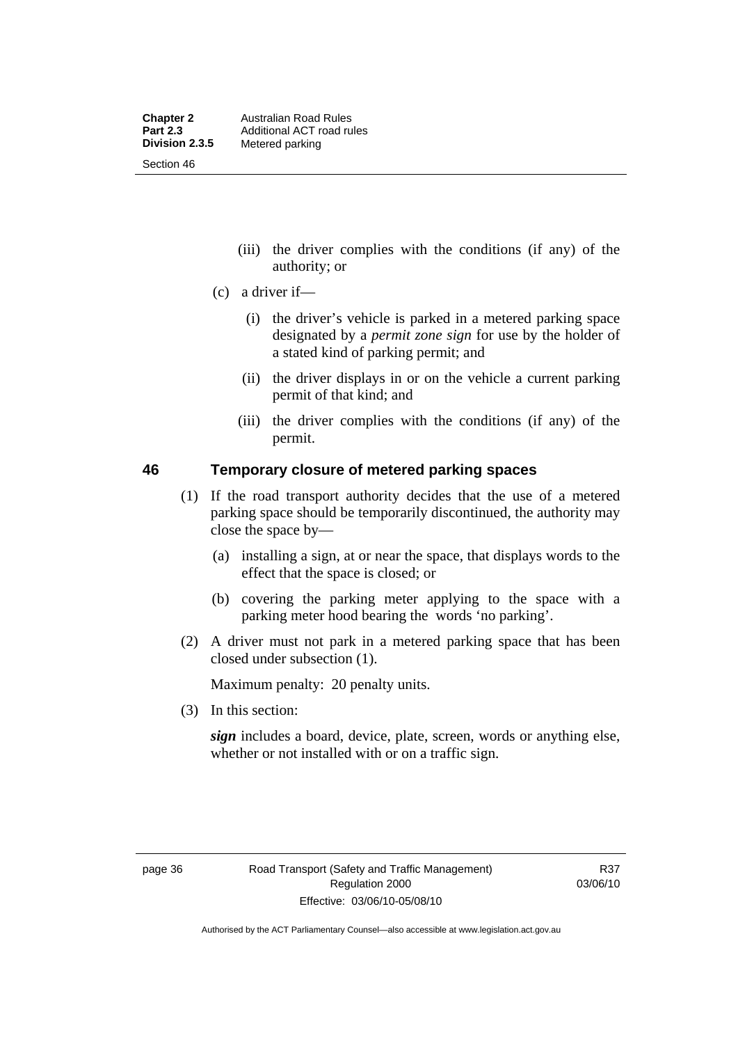(iii) the driver complies with the conditions (if any) of the authority; or

(c) a driver if—

(i) the driver's vehicle is parked in a metered parking space designated by a *permit zone sign* for use by the holder of a stated kind of parking permit; and

(ii) the driver displays in or on the vehicle a current parking permit of that kind; and

(iii) the driver complies with the conditions (if any) of the permit.

## 46 Temporary closure of metered parking spaces

(1) If the road transport authority decides that the use of a metered parking space should be temporarily discontinued, the authority may close the space by—

(a) installing a sign, at or near the space, that displays words to the effect that the space is closed; or

(b) covering the parking meter applying to the space with a parking meter hood bearing the words 'no parking'.

(2) A driver must not park in a metered parking space that has been closed under subsection (1).

Maximum penalty: 20 penalty units.

(3) In this section:

***sign*** includes a board, device, plate, screen, words or anything else, whether or not installed with or on a traffic sign.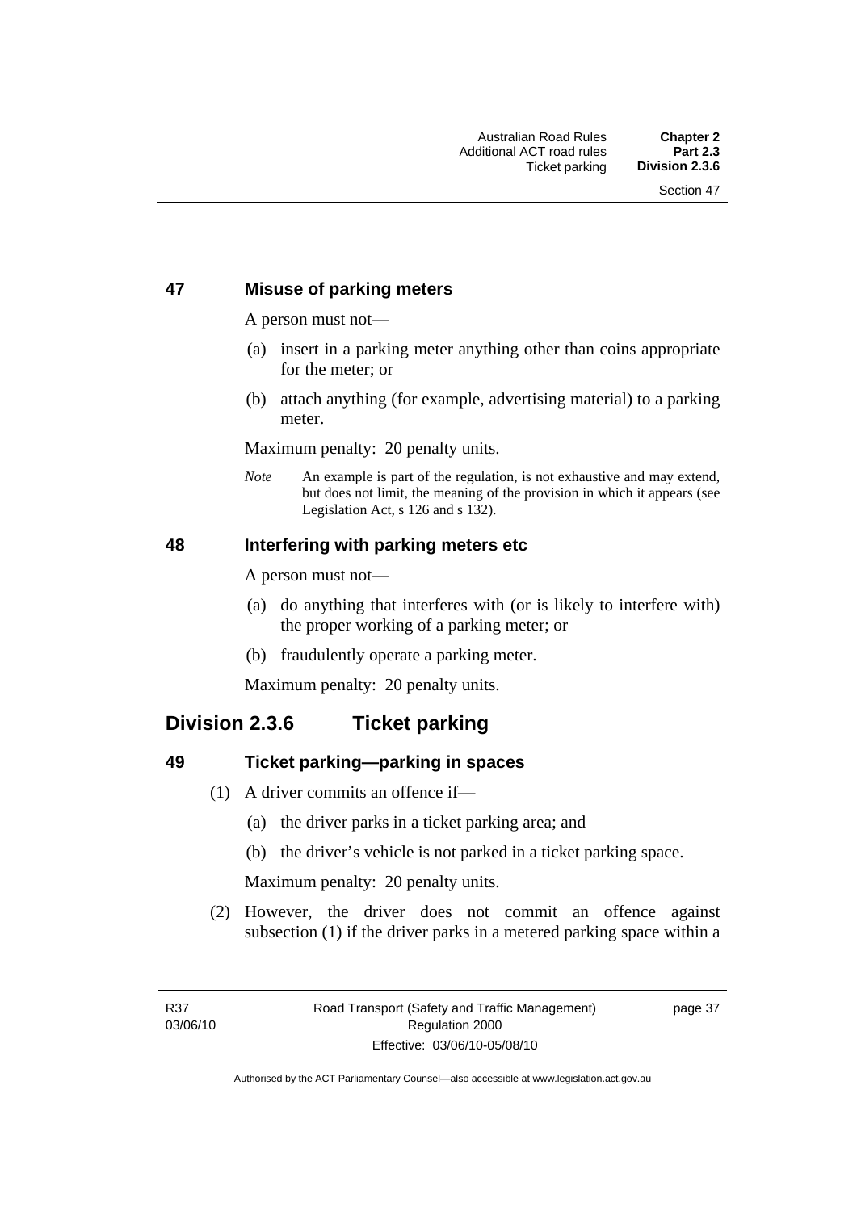### 47 Misuse of parking meters

A person must not—

(a) insert in a parking meter anything other than coins appropriate for the meter; or

(b) attach anything (for example, advertising material) to a parking meter.

Maximum penalty: 20 penalty units.

*Note* An example is part of the regulation, is not exhaustive and may extend, but does not limit, the meaning of the provision in which it appears (see Legislation Act, s 126 and s 132).

### 48 Interfering with parking meters etc

A person must not—

(a) do anything that interferes with (or is likely to interfere with) the proper working of a parking meter; or

(b) fraudulently operate a parking meter.

Maximum penalty: 20 penalty units.

## Division 2.3.6 Ticket parking

### 49 Ticket parking—parking in spaces

(1) A driver commits an offence if—

(a) the driver parks in a ticket parking area; and

(b) the driver's vehicle is not parked in a ticket parking space.

Maximum penalty: 20 penalty units.

(2) However, the driver does not commit an offence against subsection (1) if the driver parks in a metered parking space within a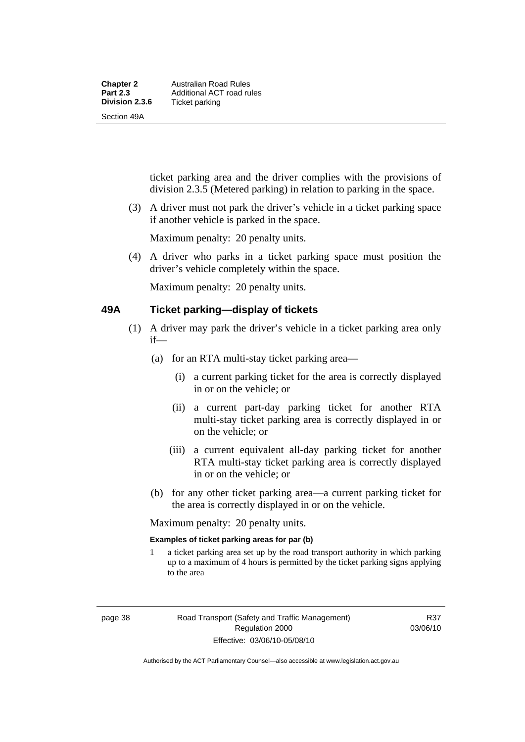ticket parking area and the driver complies with the provisions of division 2.3.5 (Metered parking) in relation to parking in the space.

(3) A driver must not park the driver's vehicle in a ticket parking space if another vehicle is parked in the space.

Maximum penalty: 20 penalty units.

(4) A driver who parks in a ticket parking space must position the driver's vehicle completely within the space.

Maximum penalty: 20 penalty units.

## 49A Ticket parking—display of tickets

(1) A driver may park the driver's vehicle in a ticket parking area only if—

(a) for an RTA multi-stay ticket parking area—

(i) a current parking ticket for the area is correctly displayed in or on the vehicle; or

(ii) a current part-day parking ticket for another RTA multi-stay ticket parking area is correctly displayed in or on the vehicle; or

(iii) a current equivalent all-day parking ticket for another RTA multi-stay ticket parking area is correctly displayed in or on the vehicle; or

(b) for any other ticket parking area—a current parking ticket for the area is correctly displayed in or on the vehicle.

Maximum penalty: 20 penalty units.

**Examples of ticket parking areas for par (b)**

1 a ticket parking area set up by the road transport authority in which parking up to a maximum of 4 hours is permitted by the ticket parking signs applying to the area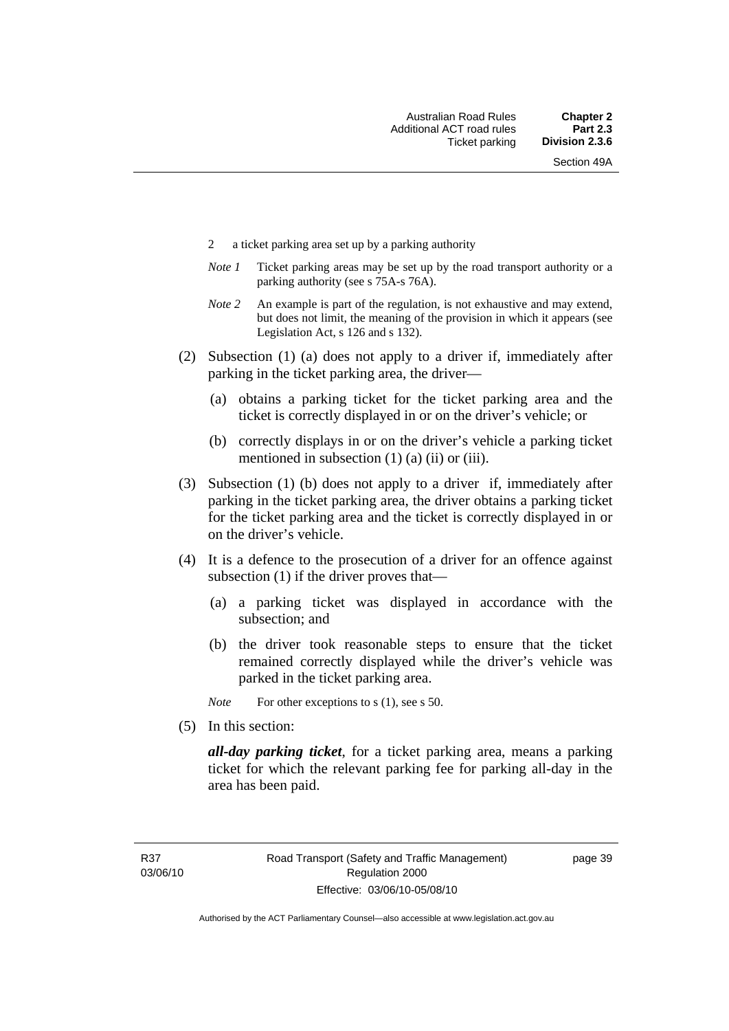2 a ticket parking area set up by a parking authority

*Note 1* Ticket parking areas may be set up by the road transport authority or a parking authority (see s 75A-s 76A).

*Note 2* An example is part of the regulation, is not exhaustive and may extend, but does not limit, the meaning of the provision in which it appears (see Legislation Act, s 126 and s 132).

(2) Subsection (1) (a) does not apply to a driver if, immediately after parking in the ticket parking area, the driver—

(a) obtains a parking ticket for the ticket parking area and the ticket is correctly displayed in or on the driver's vehicle; or

(b) correctly displays in or on the driver's vehicle a parking ticket mentioned in subsection (1) (a) (ii) or (iii).

(3) Subsection (1) (b) does not apply to a driver if, immediately after parking in the ticket parking area, the driver obtains a parking ticket for the ticket parking area and the ticket is correctly displayed in or on the driver's vehicle.

(4) It is a defence to the prosecution of a driver for an offence against subsection (1) if the driver proves that—

(a) a parking ticket was displayed in accordance with the subsection; and

(b) the driver took reasonable steps to ensure that the ticket remained correctly displayed while the driver's vehicle was parked in the ticket parking area.

*Note* For other exceptions to s (1), see s 50.

(5) In this section:

***all-day parking ticket***, for a ticket parking area, means a parking ticket for which the relevant parking fee for parking all-day in the area has been paid.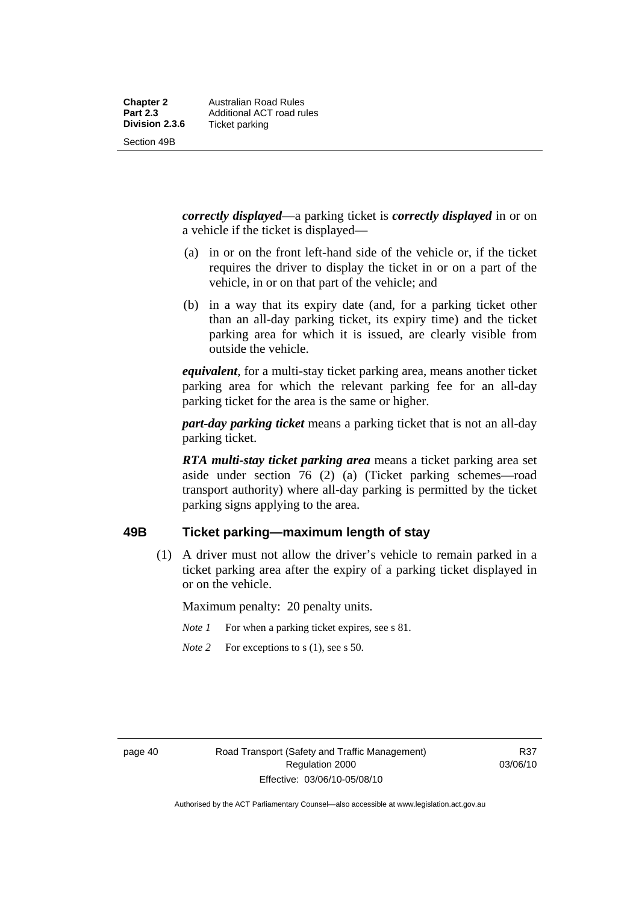***correctly displayed***—a parking ticket is ***correctly displayed*** in or on a vehicle if the ticket is displayed—

(a) in or on the front left-hand side of the vehicle or, if the ticket requires the driver to display the ticket in or on a part of the vehicle, in or on that part of the vehicle; and

(b) in a way that its expiry date (and, for a parking ticket other than an all-day parking ticket, its expiry time) and the ticket parking area for which it is issued, are clearly visible from outside the vehicle.

***equivalent***, for a multi-stay ticket parking area, means another ticket parking area for which the relevant parking fee for an all-day parking ticket for the area is the same or higher.

***part-day parking ticket*** means a parking ticket that is not an all-day parking ticket.

***RTA multi-stay ticket parking area*** means a ticket parking area set aside under section 76 (2) (a) (Ticket parking schemes—road transport authority) where all-day parking is permitted by the ticket parking signs applying to the area.

## 49B Ticket parking—maximum length of stay

(1) A driver must not allow the driver's vehicle to remain parked in a ticket parking area after the expiry of a parking ticket displayed in or on the vehicle.

Maximum penalty: 20 penalty units.

*Note 1* For when a parking ticket expires, see s 81.

*Note 2* For exceptions to s (1), see s 50.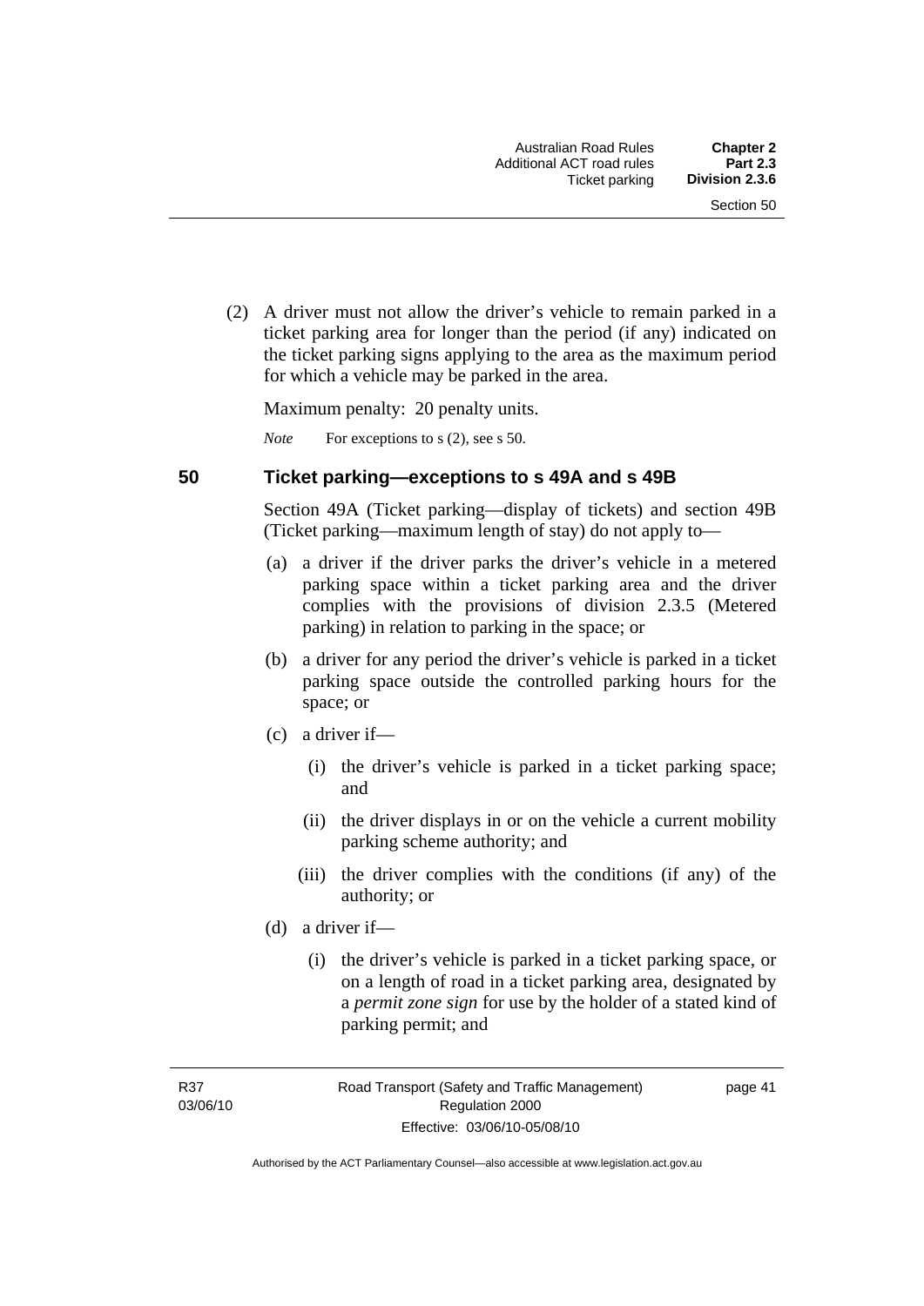(2) A driver must not allow the driver's vehicle to remain parked in a ticket parking area for longer than the period (if any) indicated on the ticket parking signs applying to the area as the maximum period for which a vehicle may be parked in the area.

Maximum penalty: 20 penalty units.

*Note* For exceptions to s (2), see s 50.

### 50 Ticket parking—exceptions to s 49A and s 49B

Section 49A (Ticket parking—display of tickets) and section 49B (Ticket parking—maximum length of stay) do not apply to—

(a) a driver if the driver parks the driver's vehicle in a metered parking space within a ticket parking area and the driver complies with the provisions of division 2.3.5 (Metered parking) in relation to parking in the space; or

(b) a driver for any period the driver's vehicle is parked in a ticket parking space outside the controlled parking hours for the space; or

(c) a driver if—

(i) the driver's vehicle is parked in a ticket parking space; and

(ii) the driver displays in or on the vehicle a current mobility parking scheme authority; and

(iii) the driver complies with the conditions (if any) of the authority; or

(d) a driver if—

(i) the driver's vehicle is parked in a ticket parking space, or on a length of road in a ticket parking area, designated by a *permit zone sign* for use by the holder of a stated kind of parking permit; and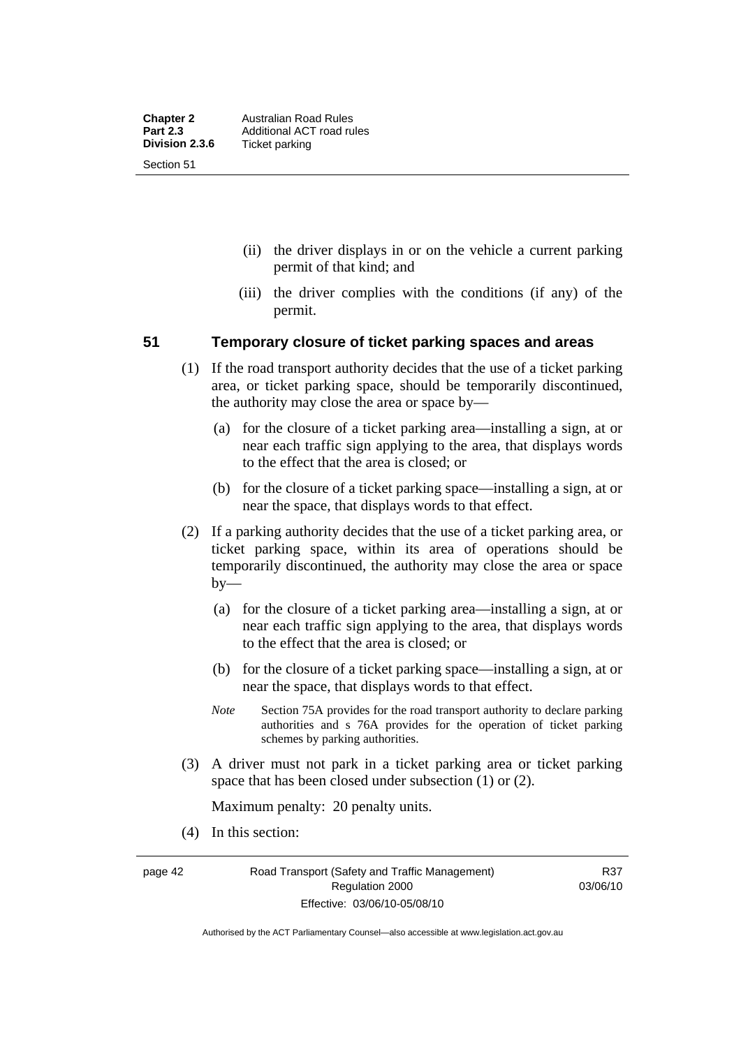(ii) the driver displays in or on the vehicle a current parking permit of that kind; and

(iii) the driver complies with the conditions (if any) of the permit.

## 51 Temporary closure of ticket parking spaces and areas

(1) If the road transport authority decides that the use of a ticket parking area, or ticket parking space, should be temporarily discontinued, the authority may close the area or space by—

(a) for the closure of a ticket parking area—installing a sign, at or near each traffic sign applying to the area, that displays words to the effect that the area is closed; or

(b) for the closure of a ticket parking space—installing a sign, at or near the space, that displays words to that effect.

(2) If a parking authority decides that the use of a ticket parking area, or ticket parking space, within its area of operations should be temporarily discontinued, the authority may close the area or space by—

(a) for the closure of a ticket parking area—installing a sign, at or near each traffic sign applying to the area, that displays words to the effect that the area is closed; or

(b) for the closure of a ticket parking space—installing a sign, at or near the space, that displays words to that effect.

*Note* Section 75A provides for the road transport authority to declare parking authorities and s 76A provides for the operation of ticket parking schemes by parking authorities.

(3) A driver must not park in a ticket parking area or ticket parking space that has been closed under subsection (1) or (2).

Maximum penalty: 20 penalty units.

(4) In this section: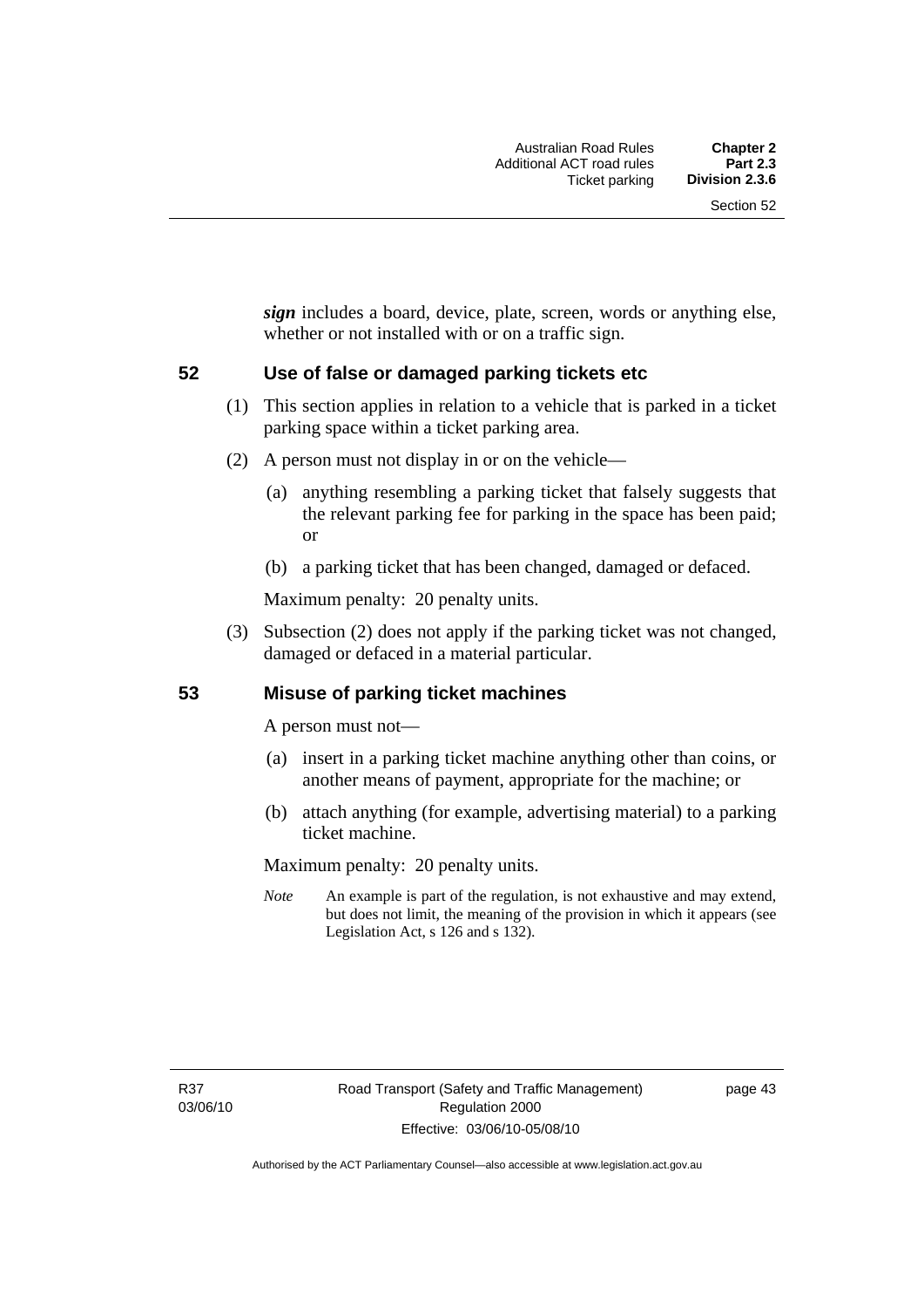***sign*** includes a board, device, plate, screen, words or anything else, whether or not installed with or on a traffic sign.

## 52 Use of false or damaged parking tickets etc

(1) This section applies in relation to a vehicle that is parked in a ticket parking space within a ticket parking area.

(2) A person must not display in or on the vehicle—

(a) anything resembling a parking ticket that falsely suggests that the relevant parking fee for parking in the space has been paid; or

(b) a parking ticket that has been changed, damaged or defaced.

Maximum penalty: 20 penalty units.

(3) Subsection (2) does not apply if the parking ticket was not changed, damaged or defaced in a material particular.

## 53 Misuse of parking ticket machines

A person must not—

(a) insert in a parking ticket machine anything other than coins, or another means of payment, appropriate for the machine; or

(b) attach anything (for example, advertising material) to a parking ticket machine.

Maximum penalty: 20 penalty units.

*Note* An example is part of the regulation, is not exhaustive and may extend, but does not limit, the meaning of the provision in which it appears (see Legislation Act, s 126 and s 132).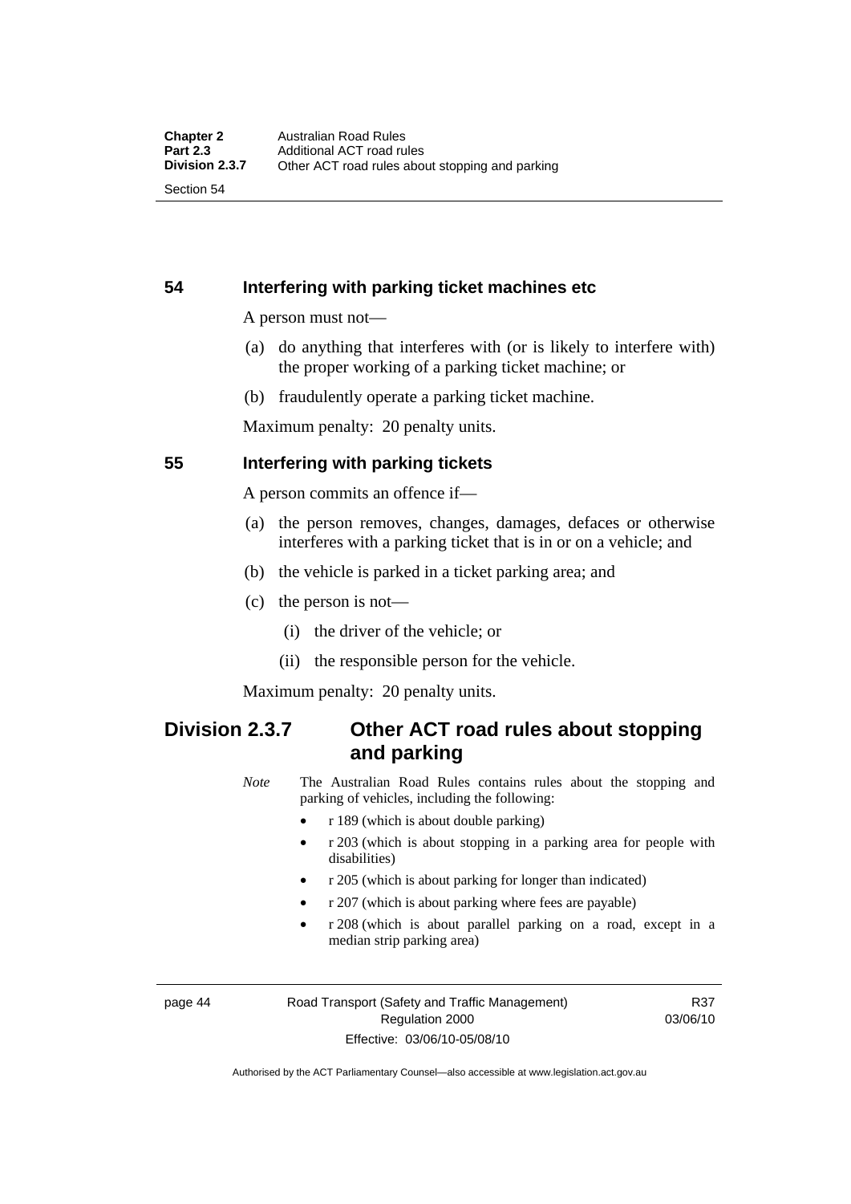## 54 Interfering with parking ticket machines etc

A person must not—

(a) do anything that interferes with (or is likely to interfere with) the proper working of a parking ticket machine; or

(b) fraudulently operate a parking ticket machine.

Maximum penalty: 20 penalty units.

## 55 Interfering with parking tickets

A person commits an offence if—

(a) the person removes, changes, damages, defaces or otherwise interferes with a parking ticket that is in or on a vehicle; and

(b) the vehicle is parked in a ticket parking area; and

(c) the person is not—

(i) the driver of the vehicle; or

(ii) the responsible person for the vehicle.

Maximum penalty: 20 penalty units.

# Division 2.3.7 Other ACT road rules about stopping and parking

*Note* The Australian Road Rules contains rules about the stopping and parking of vehicles, including the following:

- r 189 (which is about double parking)
- r 203 (which is about stopping in a parking area for people with disabilities)
- r 205 (which is about parking for longer than indicated)
- r 207 (which is about parking where fees are payable)
- r 208 (which is about parallel parking on a road, except in a median strip parking area)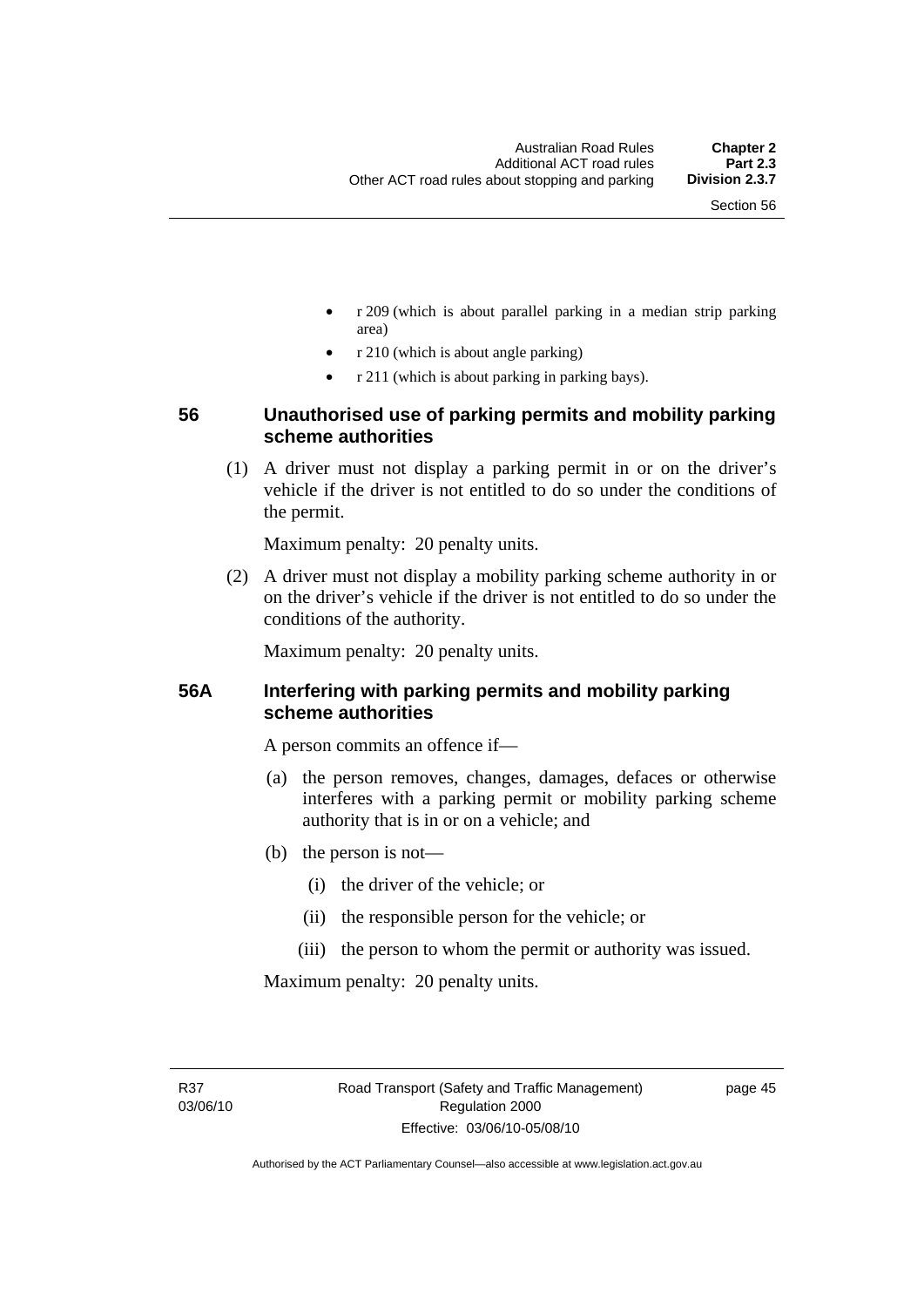- r 209 (which is about parallel parking in a median strip parking area)
- r 210 (which is about angle parking)
- r 211 (which is about parking in parking bays).

### 56 Unauthorised use of parking permits and mobility parking scheme authorities

(1) A driver must not display a parking permit in or on the driver's vehicle if the driver is not entitled to do so under the conditions of the permit.

Maximum penalty: 20 penalty units.

(2) A driver must not display a mobility parking scheme authority in or on the driver's vehicle if the driver is not entitled to do so under the conditions of the authority.

Maximum penalty: 20 penalty units.

### 56A Interfering with parking permits and mobility parking scheme authorities

A person commits an offence if—

(a) the person removes, changes, damages, defaces or otherwise interferes with a parking permit or mobility parking scheme authority that is in or on a vehicle; and

(b) the person is not—

(i) the driver of the vehicle; or

(ii) the responsible person for the vehicle; or

(iii) the person to whom the permit or authority was issued.

Maximum penalty: 20 penalty units.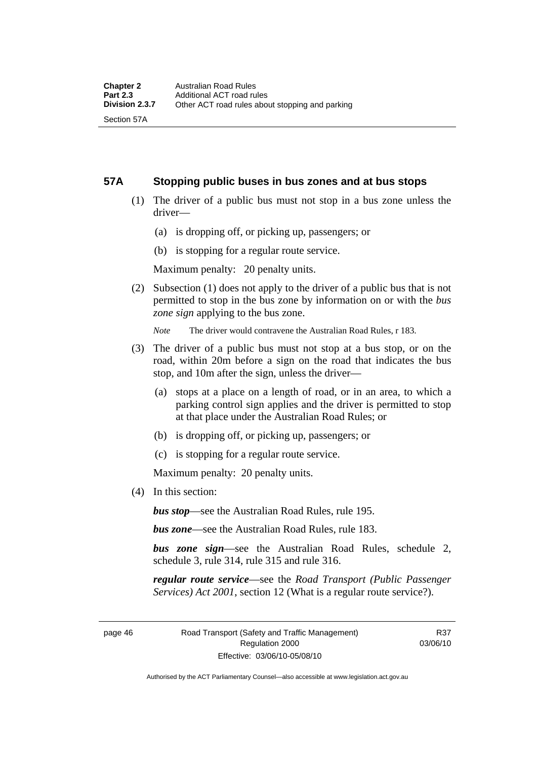## 57A Stopping public buses in bus zones and at bus stops

(1) The driver of a public bus must not stop in a bus zone unless the driver—

(a) is dropping off, or picking up, passengers; or

(b) is stopping for a regular route service.

Maximum penalty: 20 penalty units.

(2) Subsection (1) does not apply to the driver of a public bus that is not permitted to stop in the bus zone by information on or with the ***bus zone sign*** applying to the bus zone.

*Note* The driver would contravene the Australian Road Rules, r 183.

(3) The driver of a public bus must not stop at a bus stop, or on the road, within 20m before a sign on the road that indicates the bus stop, and 10m after the sign, unless the driver—

(a) stops at a place on a length of road, or in an area, to which a parking control sign applies and the driver is permitted to stop at that place under the Australian Road Rules; or

(b) is dropping off, or picking up, passengers; or

(c) is stopping for a regular route service.

Maximum penalty: 20 penalty units.

(4) In this section:

***bus stop***—see the Australian Road Rules, rule 195.

***bus zone***—see the Australian Road Rules, rule 183.

***bus zone sign***—see the Australian Road Rules, schedule 2, schedule 3, rule 314, rule 315 and rule 316.

***regular route service***—see the *Road Transport (Public Passenger Services) Act 2001*, section 12 (What is a regular route service?).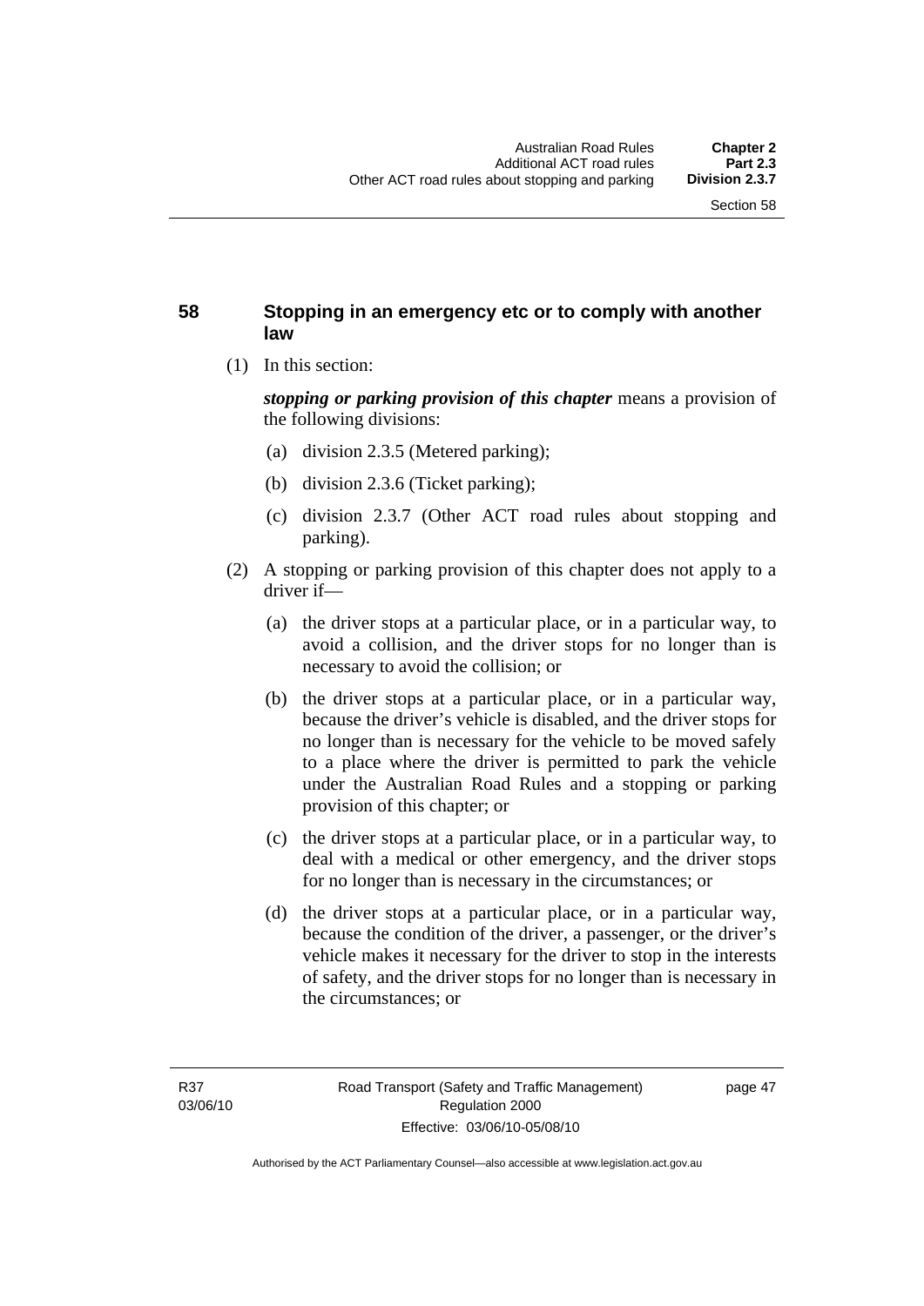## 58 Stopping in an emergency etc or to comply with another law

(1) In this section:

***stopping or parking provision of this chapter*** means a provision of the following divisions:

(a) division 2.3.5 (Metered parking);

(b) division 2.3.6 (Ticket parking);

(c) division 2.3.7 (Other ACT road rules about stopping and parking).

(2) A stopping or parking provision of this chapter does not apply to a driver if—

(a) the driver stops at a particular place, or in a particular way, to avoid a collision, and the driver stops for no longer than is necessary to avoid the collision; or

(b) the driver stops at a particular place, or in a particular way, because the driver's vehicle is disabled, and the driver stops for no longer than is necessary for the vehicle to be moved safely to a place where the driver is permitted to park the vehicle under the Australian Road Rules and a stopping or parking provision of this chapter; or

(c) the driver stops at a particular place, or in a particular way, to deal with a medical or other emergency, and the driver stops for no longer than is necessary in the circumstances; or

(d) the driver stops at a particular place, or in a particular way, because the condition of the driver, a passenger, or the driver's vehicle makes it necessary for the driver to stop in the interests of safety, and the driver stops for no longer than is necessary in the circumstances; or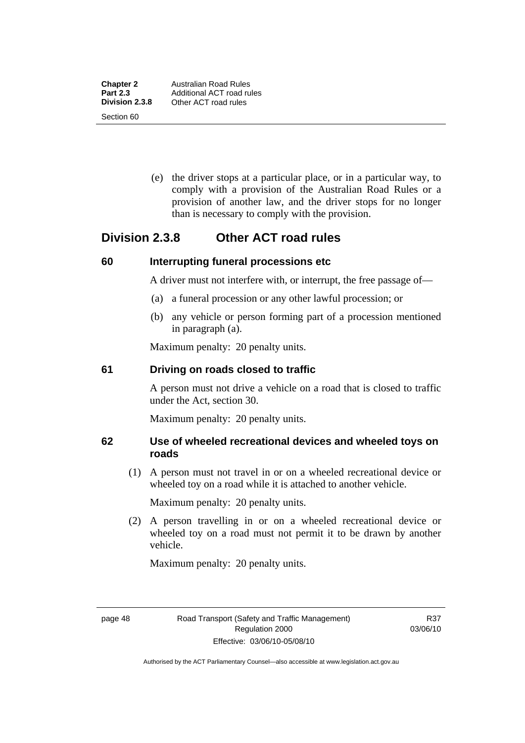(e) the driver stops at a particular place, or in a particular way, to comply with a provision of the Australian Road Rules or a provision of another law, and the driver stops for no longer than is necessary to comply with the provision.

## Division 2.3.8 Other ACT road rules

### 60 Interrupting funeral processions etc

A driver must not interfere with, or interrupt, the free passage of—

(a) a funeral procession or any other lawful procession; or

(b) any vehicle or person forming part of a procession mentioned in paragraph (a).

Maximum penalty: 20 penalty units.

### 61 Driving on roads closed to traffic

A person must not drive a vehicle on a road that is closed to traffic under the Act, section 30.

Maximum penalty: 20 penalty units.

### 62 Use of wheeled recreational devices and wheeled toys on roads

(1) A person must not travel in or on a wheeled recreational device or wheeled toy on a road while it is attached to another vehicle.

Maximum penalty: 20 penalty units.

(2) A person travelling in or on a wheeled recreational device or wheeled toy on a road must not permit it to be drawn by another vehicle.

Maximum penalty: 20 penalty units.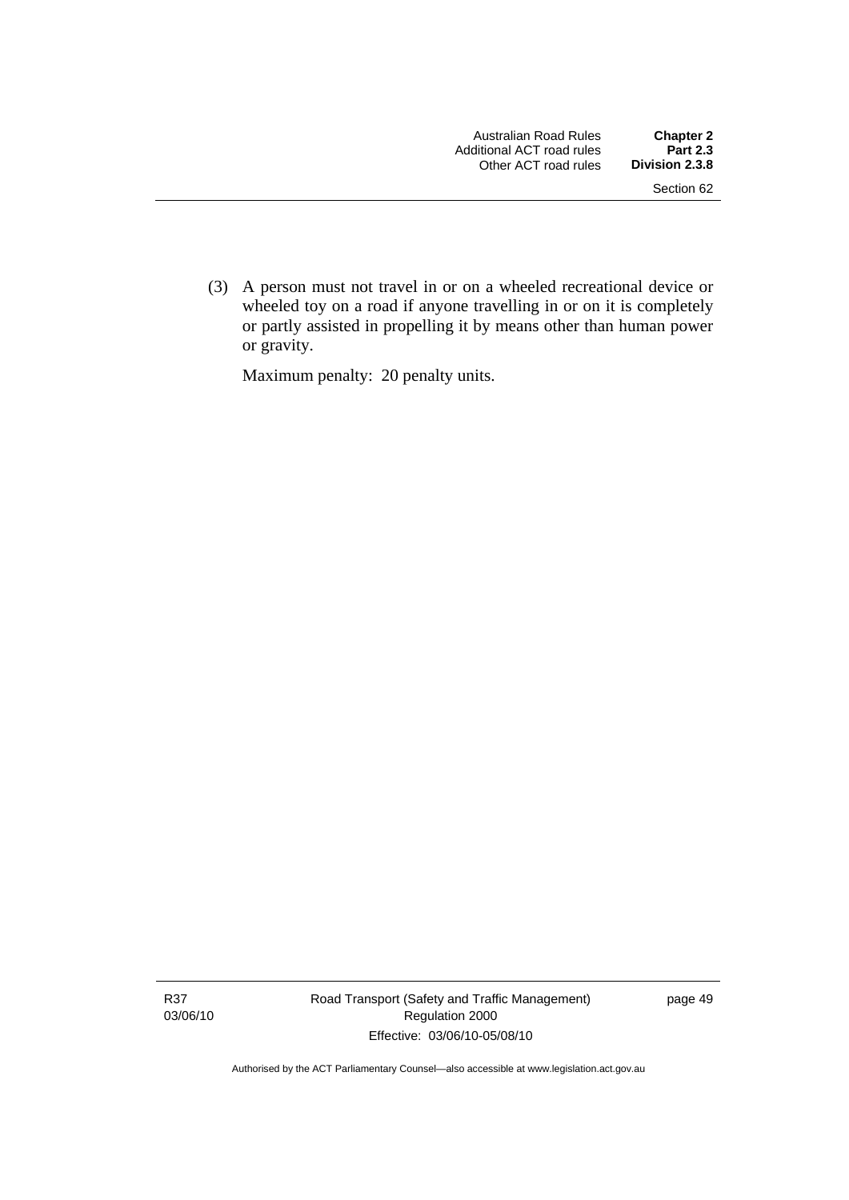(3) A person must not travel in or on a wheeled recreational device or wheeled toy on a road if anyone travelling in or on it is completely or partly assisted in propelling it by means other than human power or gravity.

Maximum penalty: 20 penalty units.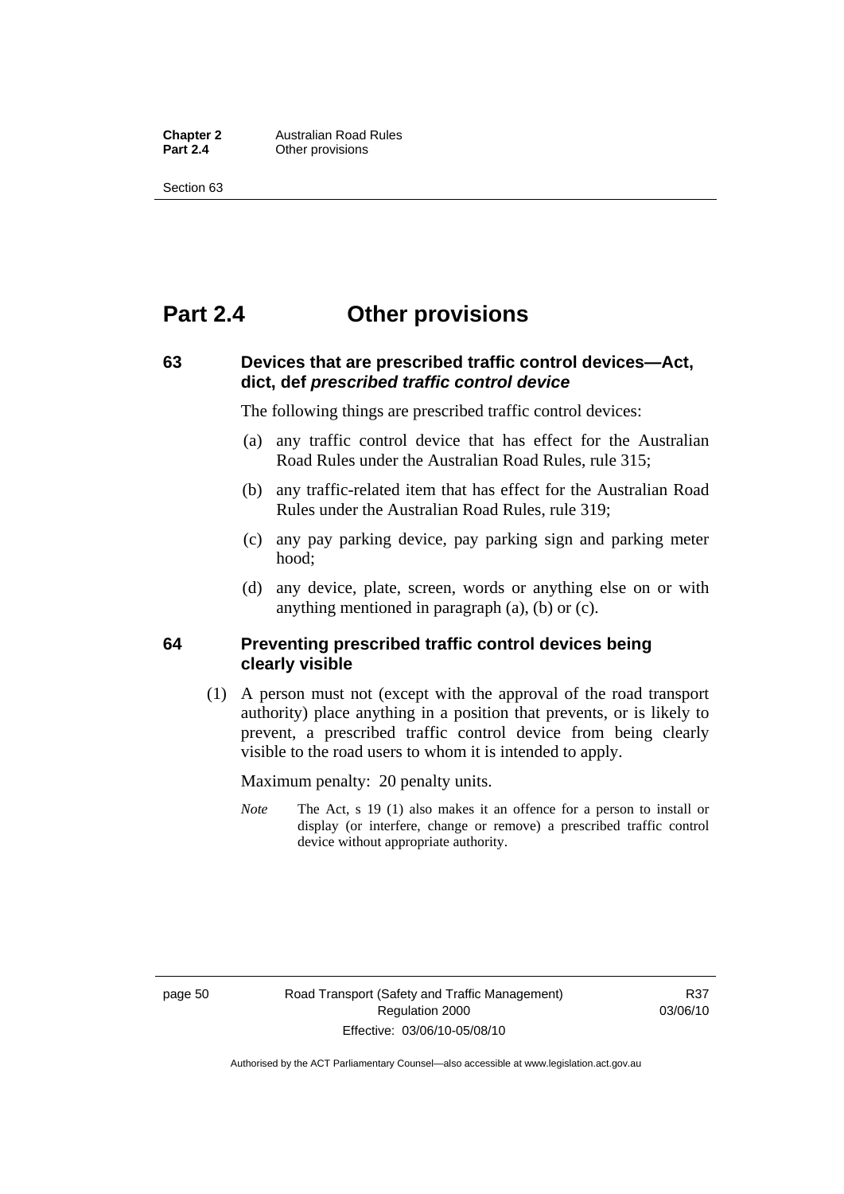# Part 2.4 Other provisions

## 63 Devices that are prescribed traffic control devices—Act, dict, def *prescribed traffic control device*

The following things are prescribed traffic control devices:

(a) any traffic control device that has effect for the Australian Road Rules under the Australian Road Rules, rule 315;

(b) any traffic-related item that has effect for the Australian Road Rules under the Australian Road Rules, rule 319;

(c) any pay parking device, pay parking sign and parking meter hood;

(d) any device, plate, screen, words or anything else on or with anything mentioned in paragraph (a), (b) or (c).

## 64 Preventing prescribed traffic control devices being clearly visible

(1) A person must not (except with the approval of the road transport authority) place anything in a position that prevents, or is likely to prevent, a prescribed traffic control device from being clearly visible to the road users to whom it is intended to apply.

Maximum penalty: 20 penalty units.

*Note* The Act, s 19 (1) also makes it an offence for a person to install or display (or interfere, change or remove) a prescribed traffic control device without appropriate authority.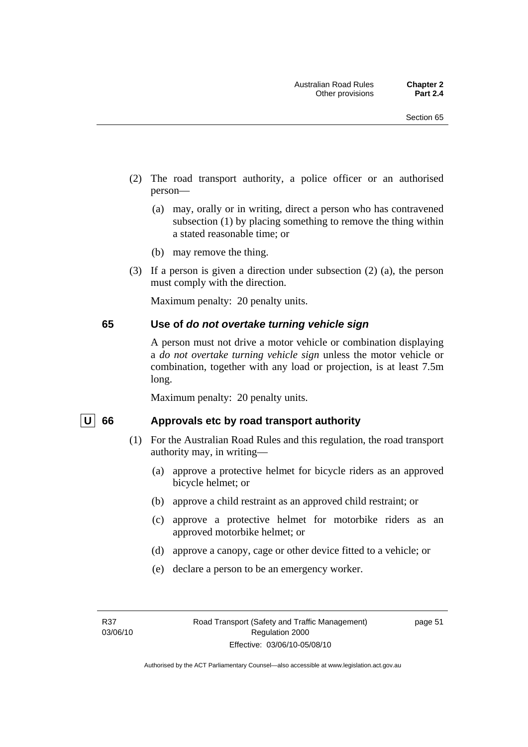(2) The road transport authority, a police officer or an authorised person—

(a) may, orally or in writing, direct a person who has contravened subsection (1) by placing something to remove the thing within a stated reasonable time; or

(b) may remove the thing.

(3) If a person is given a direction under subsection (2) (a), the person must comply with the direction.

Maximum penalty: 20 penalty units.

### 65 Use of *do not overtake turning vehicle sign*

A person must not drive a motor vehicle or combination displaying a *do not overtake turning vehicle sign* unless the motor vehicle or combination, together with any load or projection, is at least 7.5m long.

Maximum penalty: 20 penalty units.

### U 66 Approvals etc by road transport authority

(1) For the Australian Road Rules and this regulation, the road transport authority may, in writing—

(a) approve a protective helmet for bicycle riders as an approved bicycle helmet; or

(b) approve a child restraint as an approved child restraint; or

(c) approve a protective helmet for motorbike riders as an approved motorbike helmet; or

(d) approve a canopy, cage or other device fitted to a vehicle; or

(e) declare a person to be an emergency worker.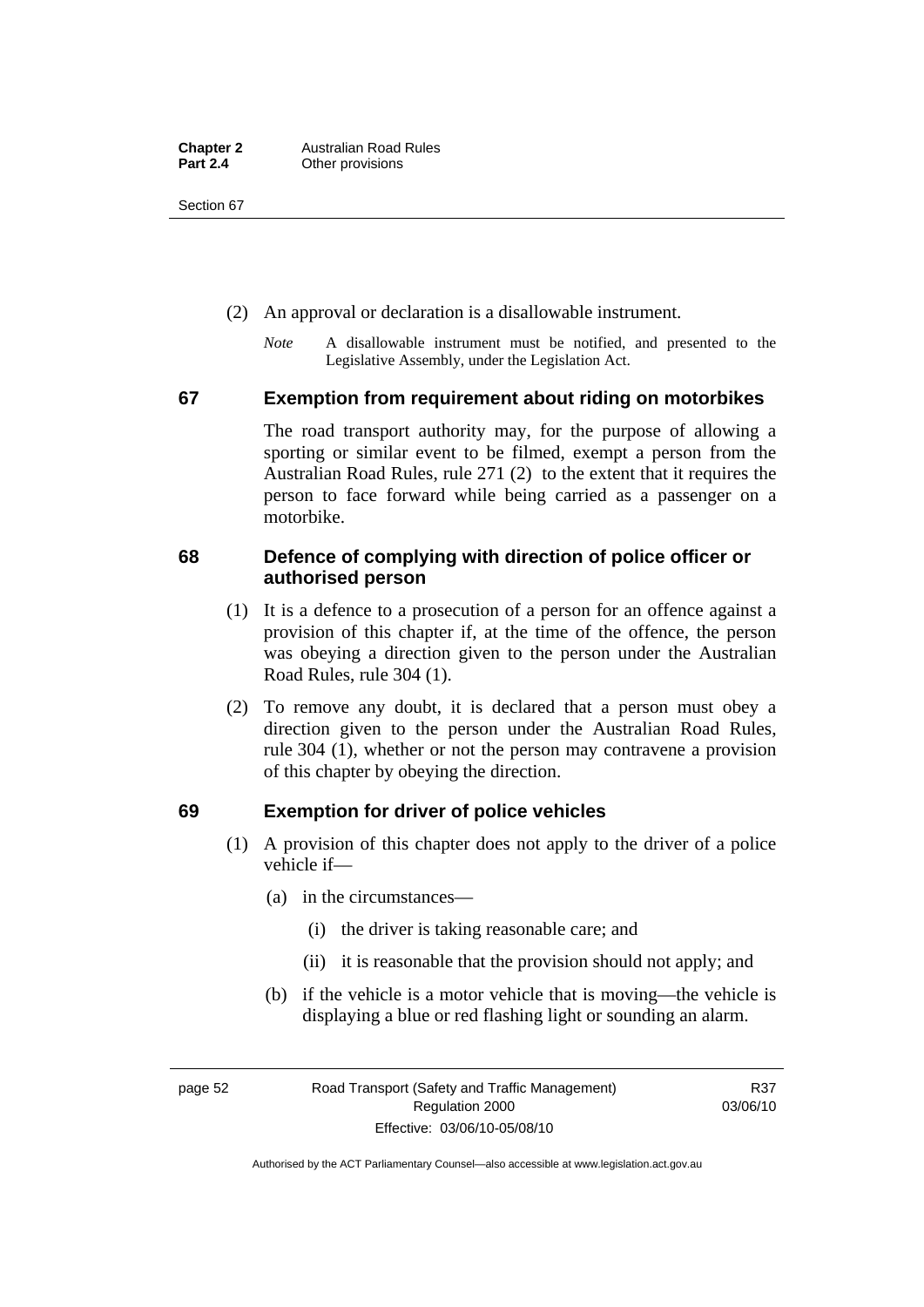(2) An approval or declaration is a disallowable instrument.

*Note* A disallowable instrument must be notified, and presented to the Legislative Assembly, under the Legislation Act.

## 67 Exemption from requirement about riding on motorbikes

The road transport authority may, for the purpose of allowing a sporting or similar event to be filmed, exempt a person from the Australian Road Rules, rule 271 (2) to the extent that it requires the person to face forward while being carried as a passenger on a motorbike.

## 68 Defence of complying with direction of police officer or authorised person

(1) It is a defence to a prosecution of a person for an offence against a provision of this chapter if, at the time of the offence, the person was obeying a direction given to the person under the Australian Road Rules, rule 304 (1).

(2) To remove any doubt, it is declared that a person must obey a direction given to the person under the Australian Road Rules, rule 304 (1), whether or not the person may contravene a provision of this chapter by obeying the direction.

## 69 Exemption for driver of police vehicles

(1) A provision of this chapter does not apply to the driver of a police vehicle if—

(a) in the circumstances—

(i) the driver is taking reasonable care; and

(ii) it is reasonable that the provision should not apply; and

(b) if the vehicle is a motor vehicle that is moving—the vehicle is displaying a blue or red flashing light or sounding an alarm.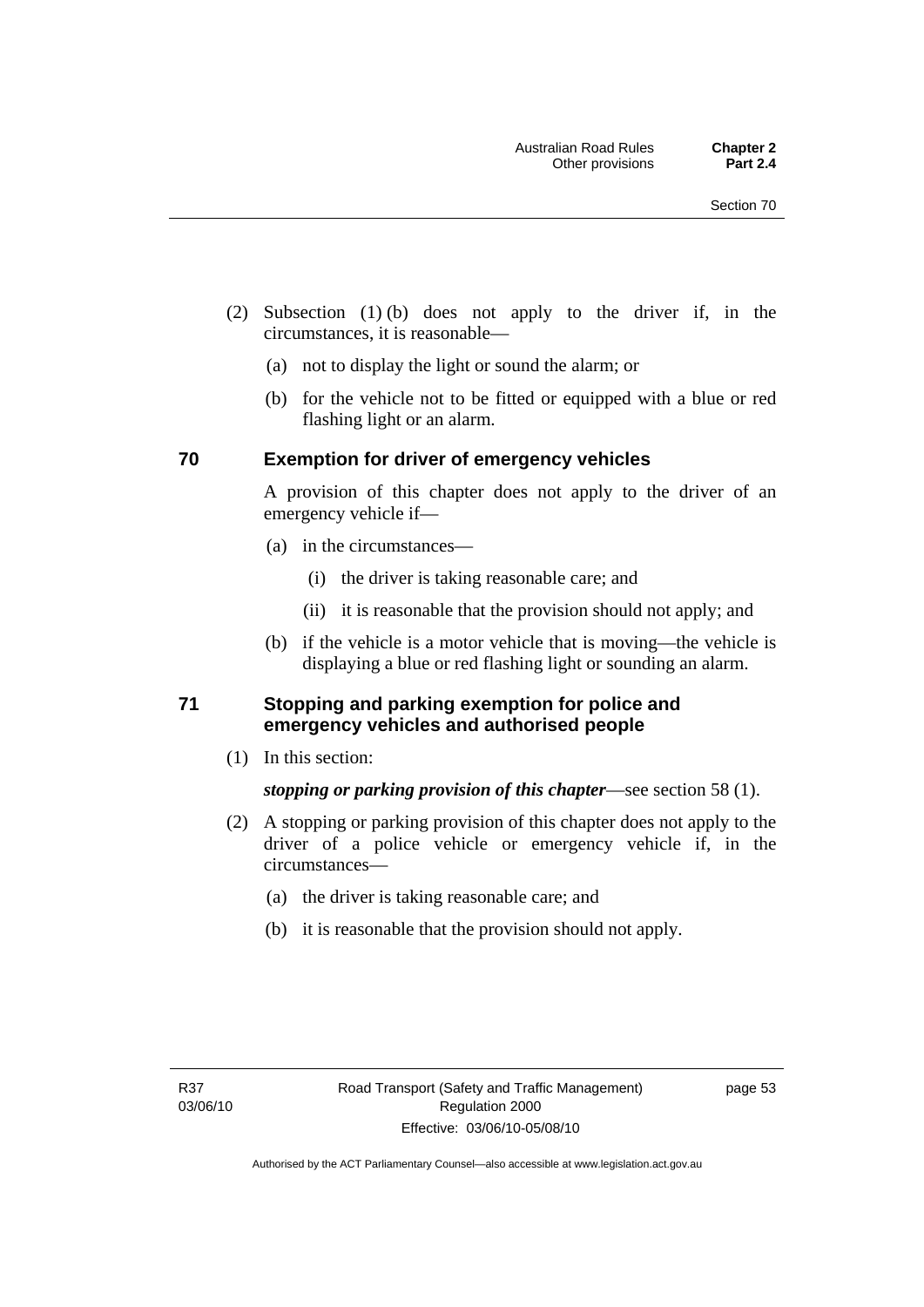(2) Subsection (1) (b) does not apply to the driver if, in the circumstances, it is reasonable—

(a) not to display the light or sound the alarm; or

(b) for the vehicle not to be fitted or equipped with a blue or red flashing light or an alarm.

## 70 Exemption for driver of emergency vehicles

A provision of this chapter does not apply to the driver of an emergency vehicle if—

(a) in the circumstances—

(i) the driver is taking reasonable care; and

(ii) it is reasonable that the provision should not apply; and

(b) if the vehicle is a motor vehicle that is moving—the vehicle is displaying a blue or red flashing light or sounding an alarm.

## 71 Stopping and parking exemption for police and emergency vehicles and authorised people

(1) In this section:

***stopping or parking provision of this chapter***—see section 58 (1).

(2) A stopping or parking provision of this chapter does not apply to the driver of a police vehicle or emergency vehicle if, in the circumstances—

(a) the driver is taking reasonable care; and

(b) it is reasonable that the provision should not apply.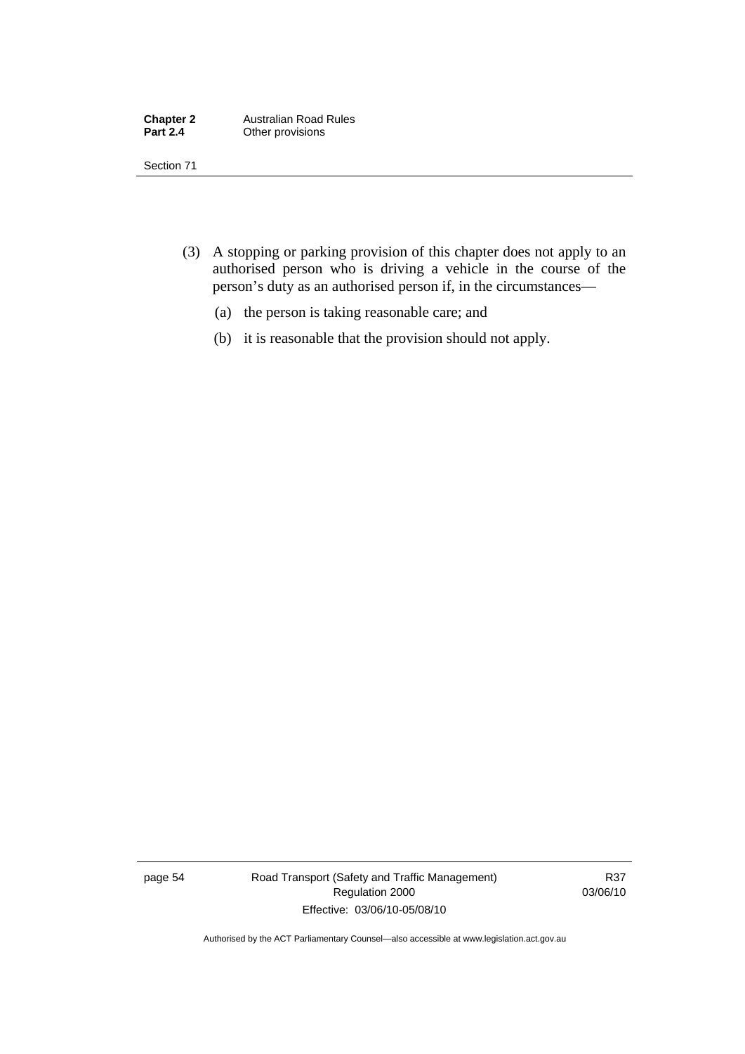(3) A stopping or parking provision of this chapter does not apply to an authorised person who is driving a vehicle in the course of the person's duty as an authorised person if, in the circumstances—

   (a) the person is taking reasonable care; and

   (b) it is reasonable that the provision should not apply.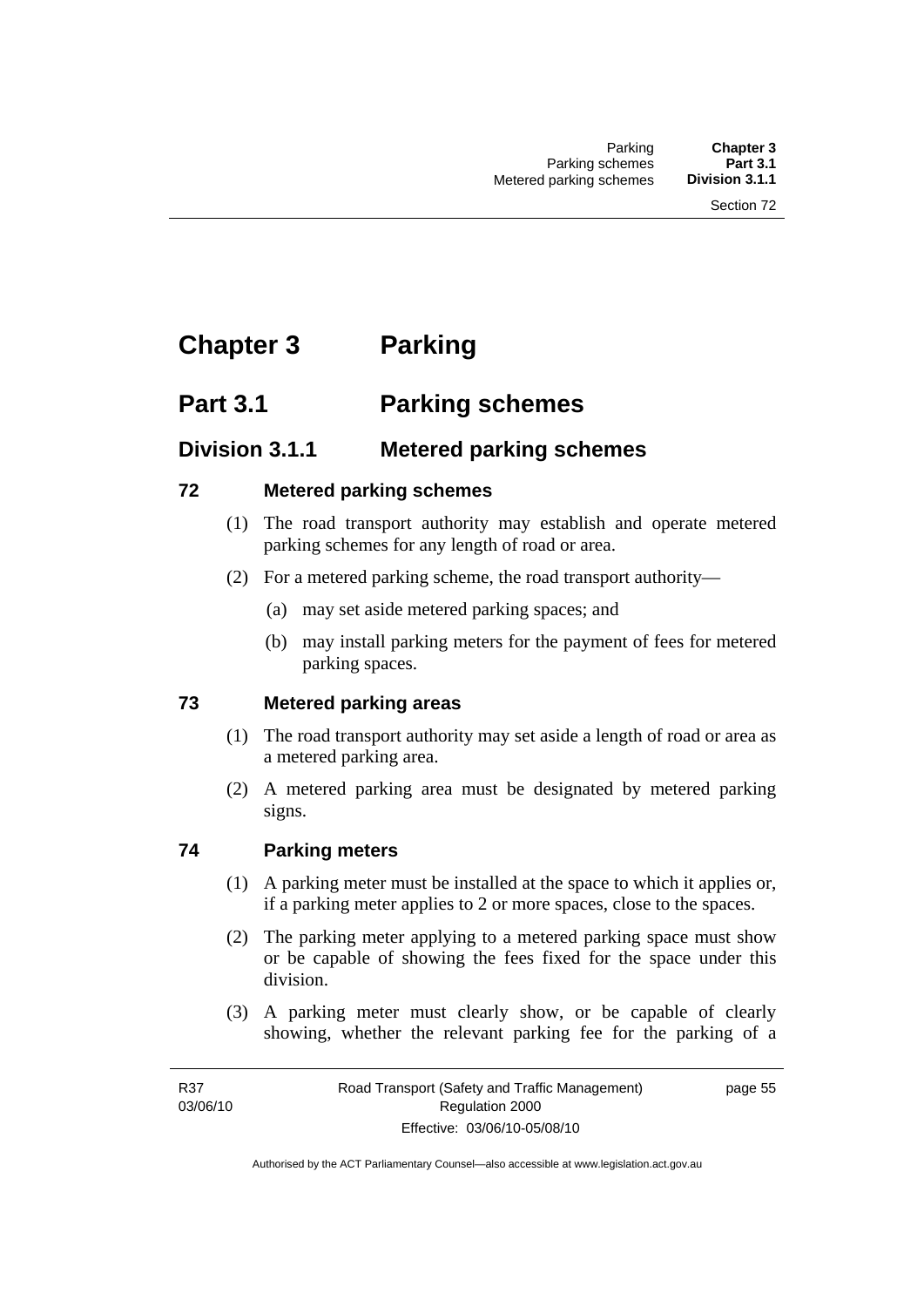# Chapter 3 Parking

## Part 3.1 Parking schemes

### Division 3.1.1 Metered parking schemes

#### 72 Metered parking schemes

(1) The road transport authority may establish and operate metered parking schemes for any length of road or area.

(2) For a metered parking scheme, the road transport authority—

(a) may set aside metered parking spaces; and

(b) may install parking meters for the payment of fees for metered parking spaces.

#### 73 Metered parking areas

(1) The road transport authority may set aside a length of road or area as a metered parking area.

(2) A metered parking area must be designated by metered parking signs.

#### 74 Parking meters

(1) A parking meter must be installed at the space to which it applies or, if a parking meter applies to 2 or more spaces, close to the spaces.

(2) The parking meter applying to a metered parking space must show or be capable of showing the fees fixed for the space under this division.

(3) A parking meter must clearly show, or be capable of clearly showing, whether the relevant parking fee for the parking of a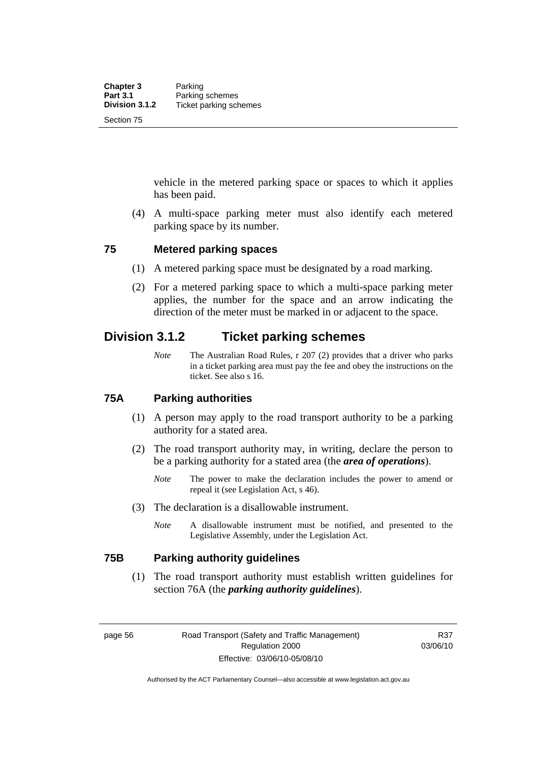vehicle in the metered parking space or spaces to which it applies has been paid.

(4) A multi-space parking meter must also identify each metered parking space by its number.

### 75 Metered parking spaces

(1) A metered parking space must be designated by a road marking.

(2) For a metered parking space to which a multi-space parking meter applies, the number for the space and an arrow indicating the direction of the meter must be marked in or adjacent to the space.

## Division 3.1.2 Ticket parking schemes

*Note* The Australian Road Rules, r 207 (2) provides that a driver who parks in a ticket parking area must pay the fee and obey the instructions on the ticket. See also s 16.

### 75A Parking authorities

(1) A person may apply to the road transport authority to be a parking authority for a stated area.

(2) The road transport authority may, in writing, declare the person to be a parking authority for a stated area (the ***area of operations***).

*Note* The power to make the declaration includes the power to amend or repeal it (see Legislation Act, s 46).

(3) The declaration is a disallowable instrument.

*Note* A disallowable instrument must be notified, and presented to the Legislative Assembly, under the Legislation Act.

### 75B Parking authority guidelines

(1) The road transport authority must establish written guidelines for section 76A (the ***parking authority guidelines***).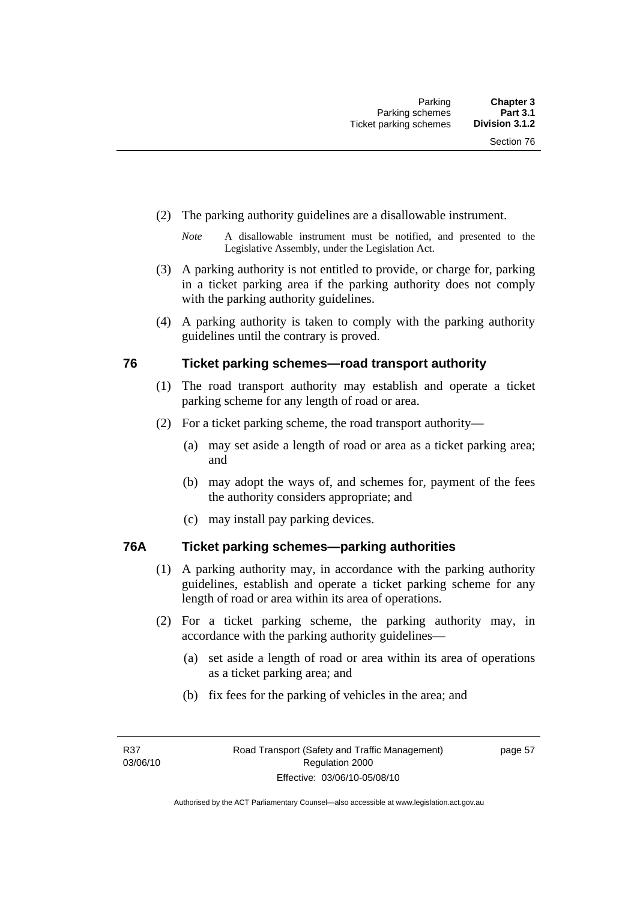(2) The parking authority guidelines are a disallowable instrument.

*Note* A disallowable instrument must be notified, and presented to the Legislative Assembly, under the Legislation Act.

(3) A parking authority is not entitled to provide, or charge for, parking in a ticket parking area if the parking authority does not comply with the parking authority guidelines.

(4) A parking authority is taken to comply with the parking authority guidelines until the contrary is proved.

## 76 Ticket parking schemes—road transport authority

(1) The road transport authority may establish and operate a ticket parking scheme for any length of road or area.

(2) For a ticket parking scheme, the road transport authority—

(a) may set aside a length of road or area as a ticket parking area; and

(b) may adopt the ways of, and schemes for, payment of the fees the authority considers appropriate; and

(c) may install pay parking devices.

## 76A Ticket parking schemes—parking authorities

(1) A parking authority may, in accordance with the parking authority guidelines, establish and operate a ticket parking scheme for any length of road or area within its area of operations.

(2) For a ticket parking scheme, the parking authority may, in accordance with the parking authority guidelines—

(a) set aside a length of road or area within its area of operations as a ticket parking area; and

(b) fix fees for the parking of vehicles in the area; and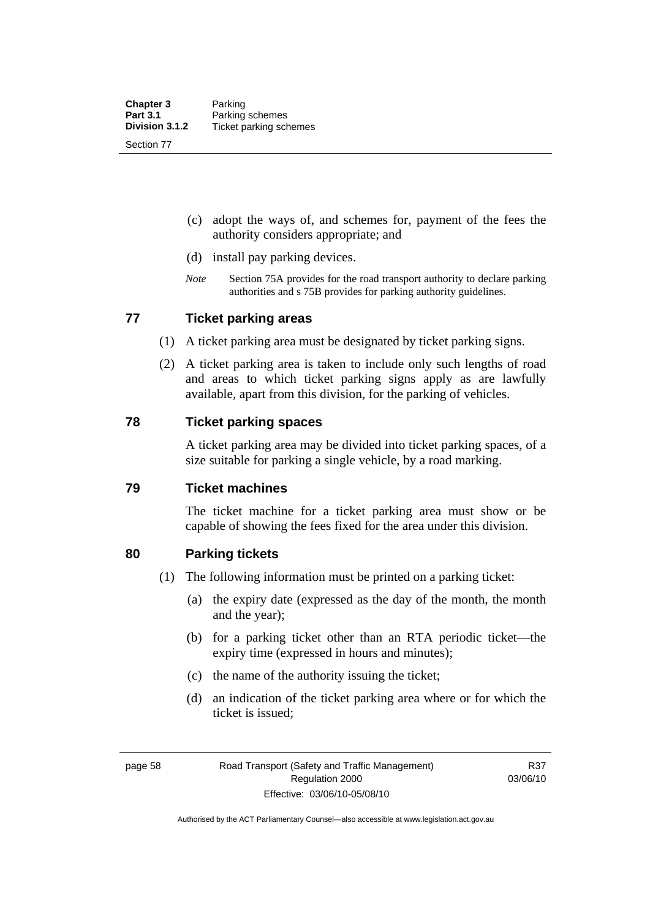(c) adopt the ways of, and schemes for, payment of the fees the authority considers appropriate; and

(d) install pay parking devices.

*Note* Section 75A provides for the road transport authority to declare parking authorities and s 75B provides for parking authority guidelines.

## 77 Ticket parking areas

(1) A ticket parking area must be designated by ticket parking signs.

(2) A ticket parking area is taken to include only such lengths of road and areas to which ticket parking signs apply as are lawfully available, apart from this division, for the parking of vehicles.

## 78 Ticket parking spaces

A ticket parking area may be divided into ticket parking spaces, of a size suitable for parking a single vehicle, by a road marking.

## 79 Ticket machines

The ticket machine for a ticket parking area must show or be capable of showing the fees fixed for the area under this division.

## 80 Parking tickets

(1) The following information must be printed on a parking ticket:

(a) the expiry date (expressed as the day of the month, the month and the year);

(b) for a parking ticket other than an RTA periodic ticket—the expiry time (expressed in hours and minutes);

(c) the name of the authority issuing the ticket;

(d) an indication of the ticket parking area where or for which the ticket is issued;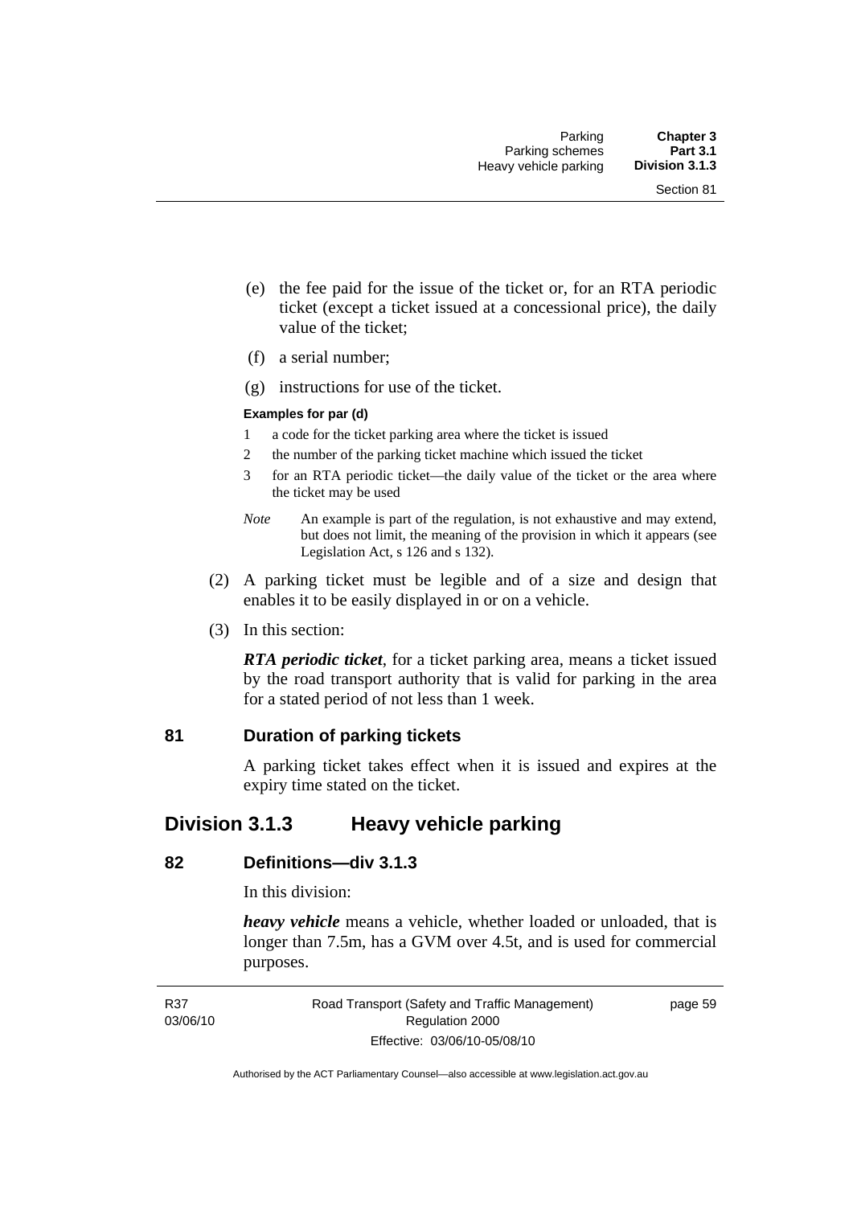(e) the fee paid for the issue of the ticket or, for an RTA periodic ticket (except a ticket issued at a concessional price), the daily value of the ticket;

(f) a serial number;

(g) instructions for use of the ticket.

**Examples for par (d)**

1 a code for the ticket parking area where the ticket is issued

2 the number of the parking ticket machine which issued the ticket

3 for an RTA periodic ticket—the daily value of the ticket or the area where the ticket may be used

*Note* An example is part of the regulation, is not exhaustive and may extend, but does not limit, the meaning of the provision in which it appears (see Legislation Act, s 126 and s 132).

(2) A parking ticket must be legible and of a size and design that enables it to be easily displayed in or on a vehicle.

(3) In this section:

***RTA periodic ticket***, for a ticket parking area, means a ticket issued by the road transport authority that is valid for parking in the area for a stated period of not less than 1 week.

### 81 Duration of parking tickets

A parking ticket takes effect when it is issued and expires at the expiry time stated on the ticket.

## Division 3.1.3 Heavy vehicle parking

### 82 Definitions—div 3.1.3

In this division:

***heavy vehicle*** means a vehicle, whether loaded or unloaded, that is longer than 7.5m, has a GVM over 4.5t, and is used for commercial purposes.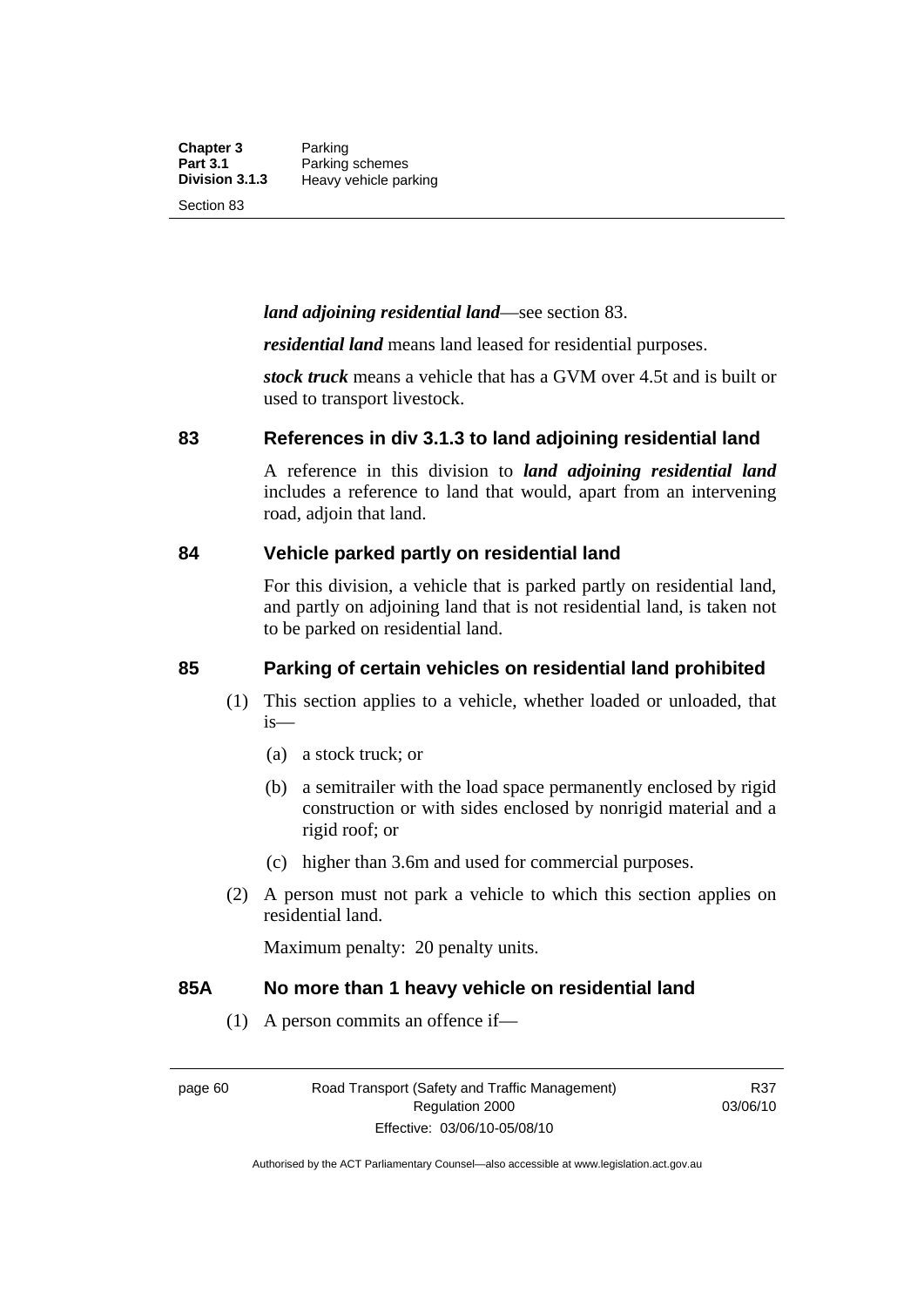***land adjoining residential land***—see section 83.

***residential land*** means land leased for residential purposes.

***stock truck*** means a vehicle that has a GVM over 4.5t and is built or used to transport livestock.

## 83 References in div 3.1.3 to land adjoining residential land

A reference in this division to ***land adjoining residential land*** includes a reference to land that would, apart from an intervening road, adjoin that land.

## 84 Vehicle parked partly on residential land

For this division, a vehicle that is parked partly on residential land, and partly on adjoining land that is not residential land, is taken not to be parked on residential land.

## 85 Parking of certain vehicles on residential land prohibited

(1) This section applies to a vehicle, whether loaded or unloaded, that is—

(a) a stock truck; or

(b) a semitrailer with the load space permanently enclosed by rigid construction or with sides enclosed by nonrigid material and a rigid roof; or

(c) higher than 3.6m and used for commercial purposes.

(2) A person must not park a vehicle to which this section applies on residential land.

Maximum penalty: 20 penalty units.

## 85A No more than 1 heavy vehicle on residential land

(1) A person commits an offence if—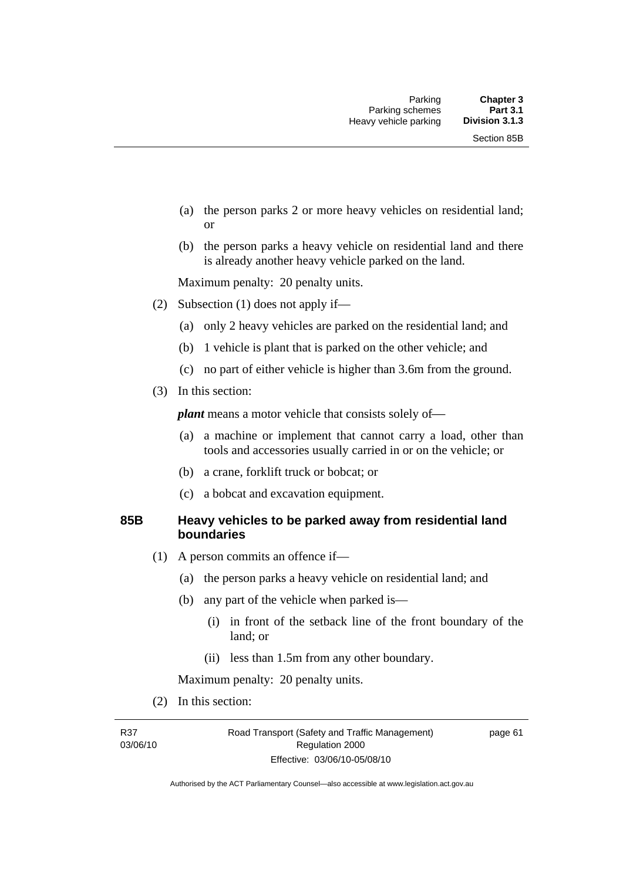(a) the person parks 2 or more heavy vehicles on residential land; or

(b) the person parks a heavy vehicle on residential land and there is already another heavy vehicle parked on the land.

Maximum penalty: 20 penalty units.

(2) Subsection (1) does not apply if—

(a) only 2 heavy vehicles are parked on the residential land; and

(b) 1 vehicle is plant that is parked on the other vehicle; and

(c) no part of either vehicle is higher than 3.6m from the ground.

(3) In this section:

***plant*** means a motor vehicle that consists solely of—

(a) a machine or implement that cannot carry a load, other than tools and accessories usually carried in or on the vehicle; or

(b) a crane, forklift truck or bobcat; or

(c) a bobcat and excavation equipment.

### 85B Heavy vehicles to be parked away from residential land boundaries

(1) A person commits an offence if—

(a) the person parks a heavy vehicle on residential land; and

(b) any part of the vehicle when parked is—

(i) in front of the setback line of the front boundary of the land; or

(ii) less than 1.5m from any other boundary.

Maximum penalty: 20 penalty units.

(2) In this section: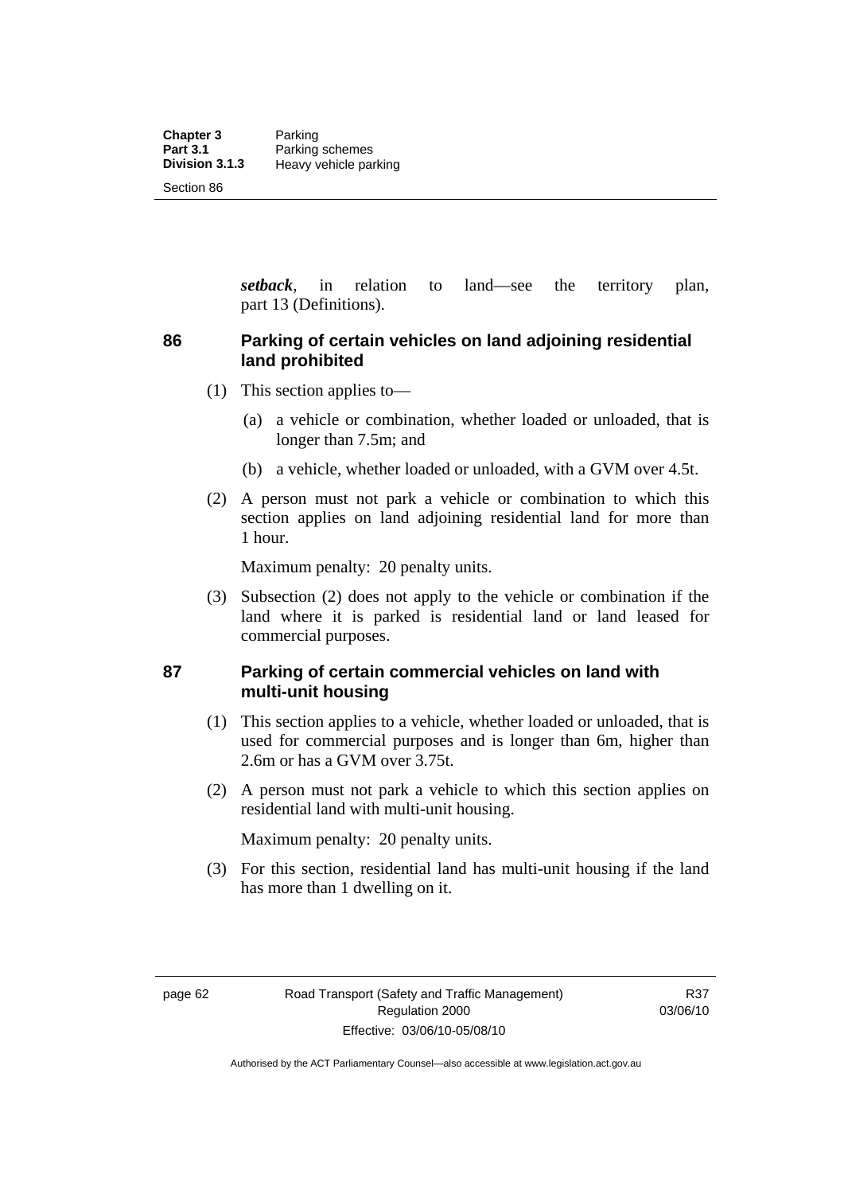***setback***, in relation to land—see the territory plan, part 13 (Definitions).

### 86 Parking of certain vehicles on land adjoining residential land prohibited

(1) This section applies to—

(a) a vehicle or combination, whether loaded or unloaded, that is longer than 7.5m; and

(b) a vehicle, whether loaded or unloaded, with a GVM over 4.5t.

(2) A person must not park a vehicle or combination to which this section applies on land adjoining residential land for more than 1 hour.

Maximum penalty: 20 penalty units.

(3) Subsection (2) does not apply to the vehicle or combination if the land where it is parked is residential land or land leased for commercial purposes.

### 87 Parking of certain commercial vehicles on land with multi-unit housing

(1) This section applies to a vehicle, whether loaded or unloaded, that is used for commercial purposes and is longer than 6m, higher than 2.6m or has a GVM over 3.75t.

(2) A person must not park a vehicle to which this section applies on residential land with multi-unit housing.

Maximum penalty: 20 penalty units.

(3) For this section, residential land has multi-unit housing if the land has more than 1 dwelling on it.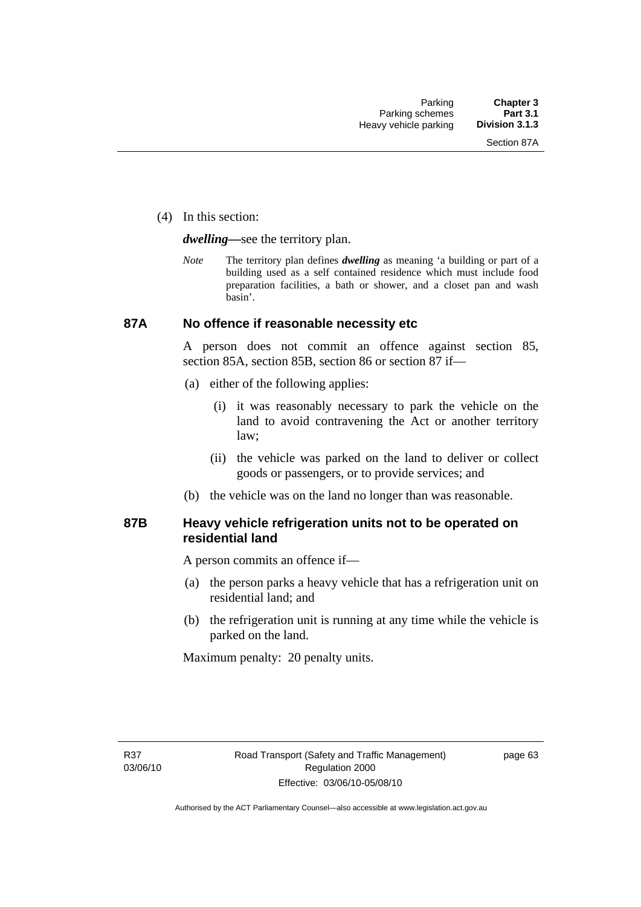(4) In this section:

***dwelling***—see the territory plan.

*Note* The territory plan defines ***dwelling*** as meaning 'a building or part of a building used as a self contained residence which must include food preparation facilities, a bath or shower, and a closet pan and wash basin'.

## 87A No offence if reasonable necessity etc

A person does not commit an offence against section 85, section 85A, section 85B, section 86 or section 87 if—

(a) either of the following applies:

(i) it was reasonably necessary to park the vehicle on the land to avoid contravening the Act or another territory law;

(ii) the vehicle was parked on the land to deliver or collect goods or passengers, or to provide services; and

(b) the vehicle was on the land no longer than was reasonable.

## 87B Heavy vehicle refrigeration units not to be operated on residential land

A person commits an offence if—

(a) the person parks a heavy vehicle that has a refrigeration unit on residential land; and

(b) the refrigeration unit is running at any time while the vehicle is parked on the land.

Maximum penalty: 20 penalty units.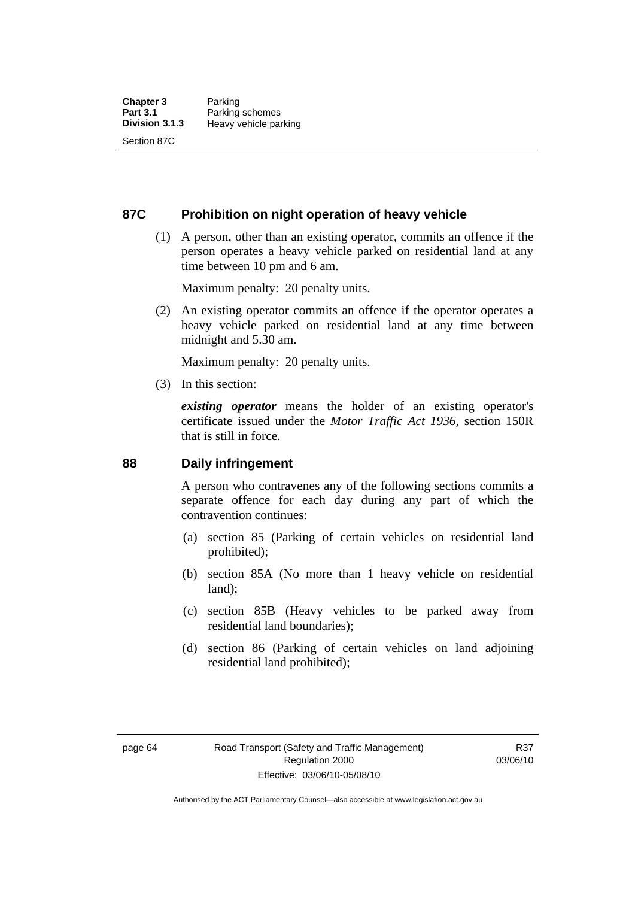## 87C Prohibition on night operation of heavy vehicle

(1) A person, other than an existing operator, commits an offence if the person operates a heavy vehicle parked on residential land at any time between 10 pm and 6 am.

Maximum penalty: 20 penalty units.

(2) An existing operator commits an offence if the operator operates a heavy vehicle parked on residential land at any time between midnight and 5.30 am.

Maximum penalty: 20 penalty units.

(3) In this section:

***existing operator*** means the holder of an existing operator's certificate issued under the *Motor Traffic Act 1936*, section 150R that is still in force.

## 88 Daily infringement

A person who contravenes any of the following sections commits a separate offence for each day during any part of which the contravention continues:

(a) section 85 (Parking of certain vehicles on residential land prohibited);

(b) section 85A (No more than 1 heavy vehicle on residential land);

(c) section 85B (Heavy vehicles to be parked away from residential land boundaries);

(d) section 86 (Parking of certain vehicles on land adjoining residential land prohibited);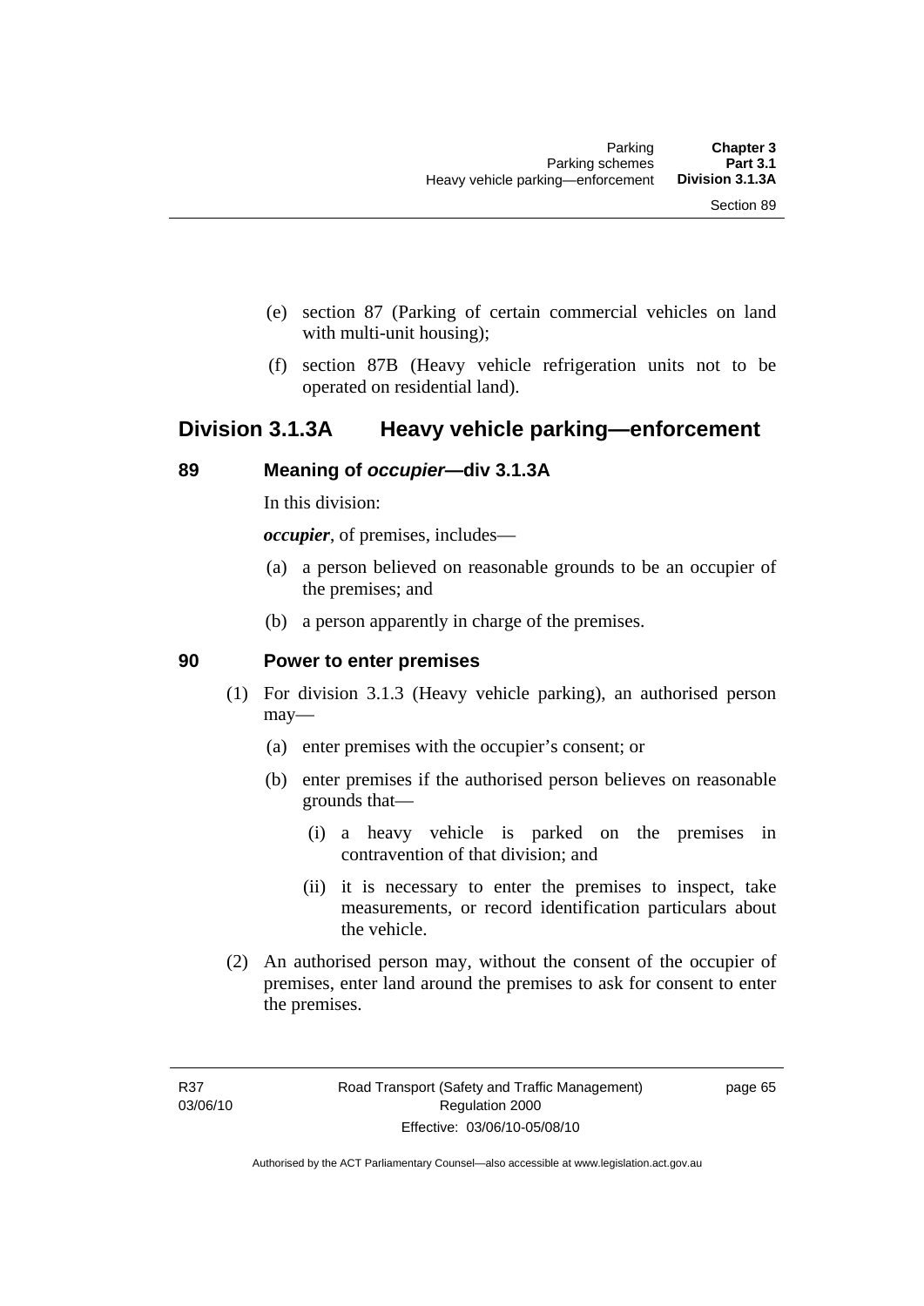(e) section 87 (Parking of certain commercial vehicles on land with multi-unit housing);

(f) section 87B (Heavy vehicle refrigeration units not to be operated on residential land).

## Division 3.1.3A Heavy vehicle parking—enforcement

### 89 Meaning of *occupier*—div 3.1.3A

In this division:

***occupier***, of premises, includes—

(a) a person believed on reasonable grounds to be an occupier of the premises; and

(b) a person apparently in charge of the premises.

### 90 Power to enter premises

(1) For division 3.1.3 (Heavy vehicle parking), an authorised person may—

(a) enter premises with the occupier's consent; or

(b) enter premises if the authorised person believes on reasonable grounds that—

(i) a heavy vehicle is parked on the premises in contravention of that division; and

(ii) it is necessary to enter the premises to inspect, take measurements, or record identification particulars about the vehicle.

(2) An authorised person may, without the consent of the occupier of premises, enter land around the premises to ask for consent to enter the premises.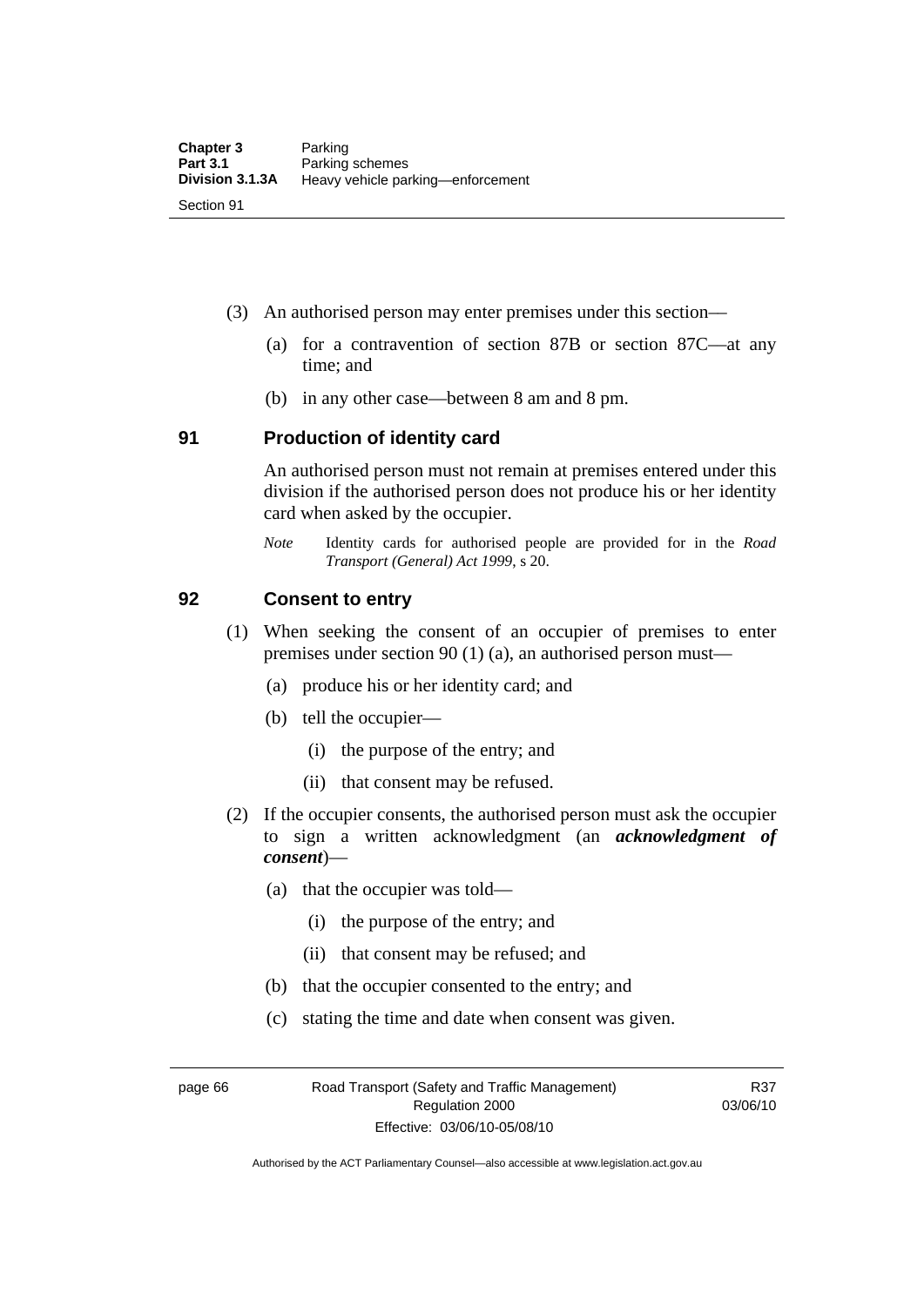(3) An authorised person may enter premises under this section—

(a) for a contravention of section 87B or section 87C—at any time; and

(b) in any other case—between 8 am and 8 pm.

## 91 Production of identity card

An authorised person must not remain at premises entered under this division if the authorised person does not produce his or her identity card when asked by the occupier.

*Note* Identity cards for authorised people are provided for in the *Road Transport (General) Act 1999*, s 20.

## 92 Consent to entry

(1) When seeking the consent of an occupier of premises to enter premises under section 90 (1) (a), an authorised person must—

(a) produce his or her identity card; and

(b) tell the occupier—

(i) the purpose of the entry; and

(ii) that consent may be refused.

(2) If the occupier consents, the authorised person must ask the occupier to sign a written acknowledgment (an ***acknowledgment of consent***)—

(a) that the occupier was told—

(i) the purpose of the entry; and

(ii) that consent may be refused; and

(b) that the occupier consented to the entry; and

(c) stating the time and date when consent was given.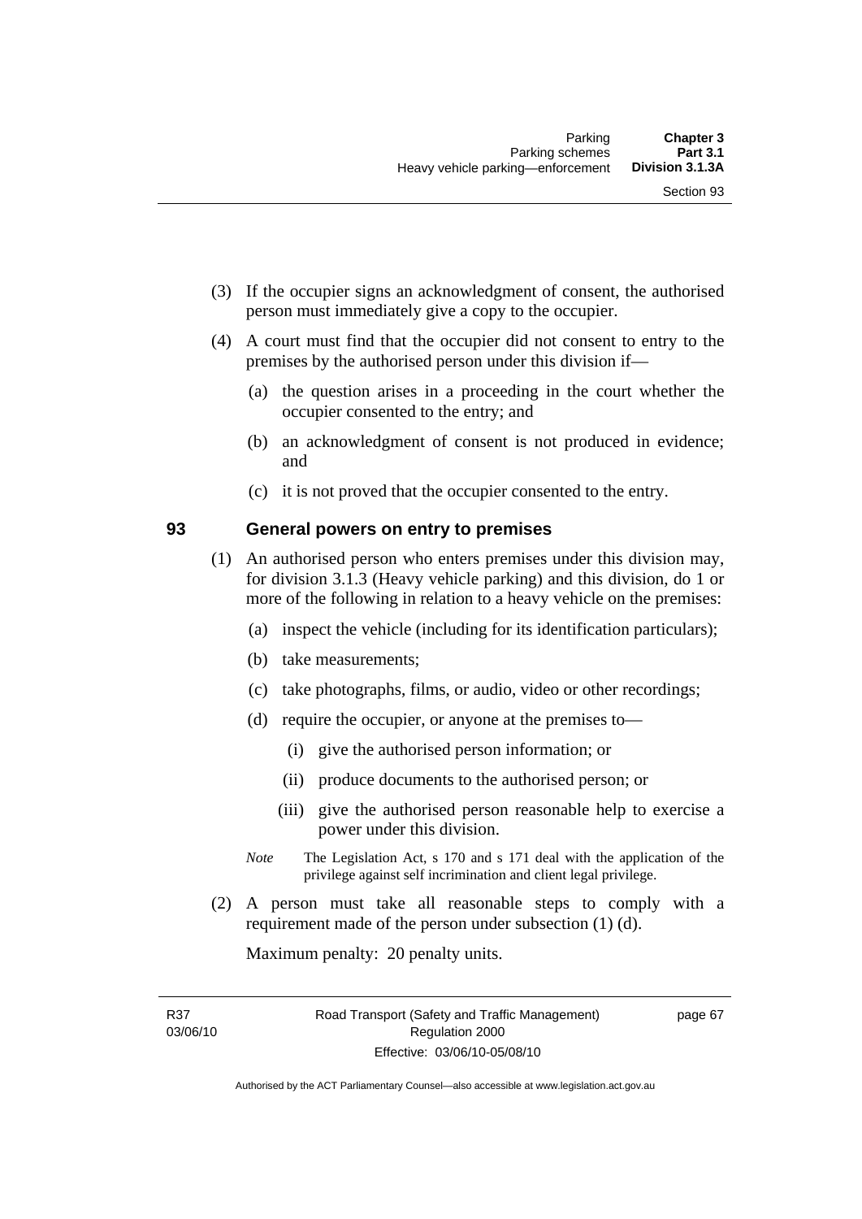(3) If the occupier signs an acknowledgment of consent, the authorised person must immediately give a copy to the occupier.

(4) A court must find that the occupier did not consent to entry to the premises by the authorised person under this division if—

(a) the question arises in a proceeding in the court whether the occupier consented to the entry; and

(b) an acknowledgment of consent is not produced in evidence; and

(c) it is not proved that the occupier consented to the entry.

## 93 General powers on entry to premises

(1) An authorised person who enters premises under this division may, for division 3.1.3 (Heavy vehicle parking) and this division, do 1 or more of the following in relation to a heavy vehicle on the premises:

(a) inspect the vehicle (including for its identification particulars);

(b) take measurements;

(c) take photographs, films, or audio, video or other recordings;

(d) require the occupier, or anyone at the premises to—

(i) give the authorised person information; or

(ii) produce documents to the authorised person; or

(iii) give the authorised person reasonable help to exercise a power under this division.

*Note* The Legislation Act, s 170 and s 171 deal with the application of the privilege against self incrimination and client legal privilege.

(2) A person must take all reasonable steps to comply with a requirement made of the person under subsection (1) (d).

Maximum penalty: 20 penalty units.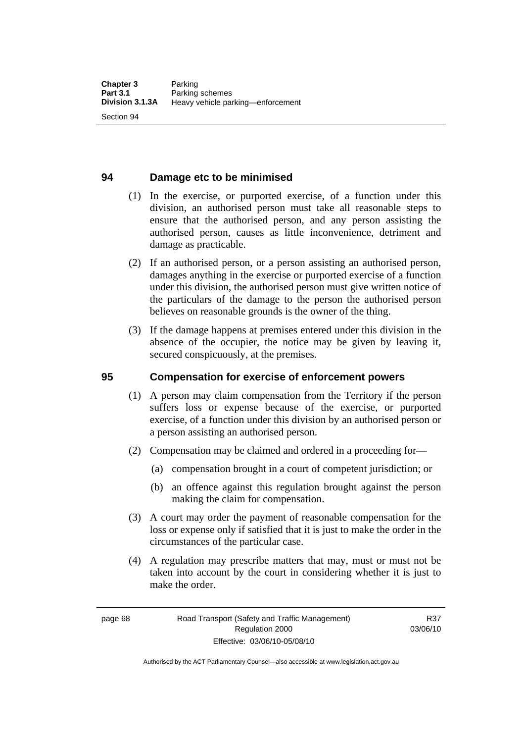## 94 Damage etc to be minimised

(1) In the exercise, or purported exercise, of a function under this division, an authorised person must take all reasonable steps to ensure that the authorised person, and any person assisting the authorised person, causes as little inconvenience, detriment and damage as practicable.

(2) If an authorised person, or a person assisting an authorised person, damages anything in the exercise or purported exercise of a function under this division, the authorised person must give written notice of the particulars of the damage to the person the authorised person believes on reasonable grounds is the owner of the thing.

(3) If the damage happens at premises entered under this division in the absence of the occupier, the notice may be given by leaving it, secured conspicuously, at the premises.

## 95 Compensation for exercise of enforcement powers

(1) A person may claim compensation from the Territory if the person suffers loss or expense because of the exercise, or purported exercise, of a function under this division by an authorised person or a person assisting an authorised person.

(2) Compensation may be claimed and ordered in a proceeding for—

(a) compensation brought in a court of competent jurisdiction; or

(b) an offence against this regulation brought against the person making the claim for compensation.

(3) A court may order the payment of reasonable compensation for the loss or expense only if satisfied that it is just to make the order in the circumstances of the particular case.

(4) A regulation may prescribe matters that may, must or must not be taken into account by the court in considering whether it is just to make the order.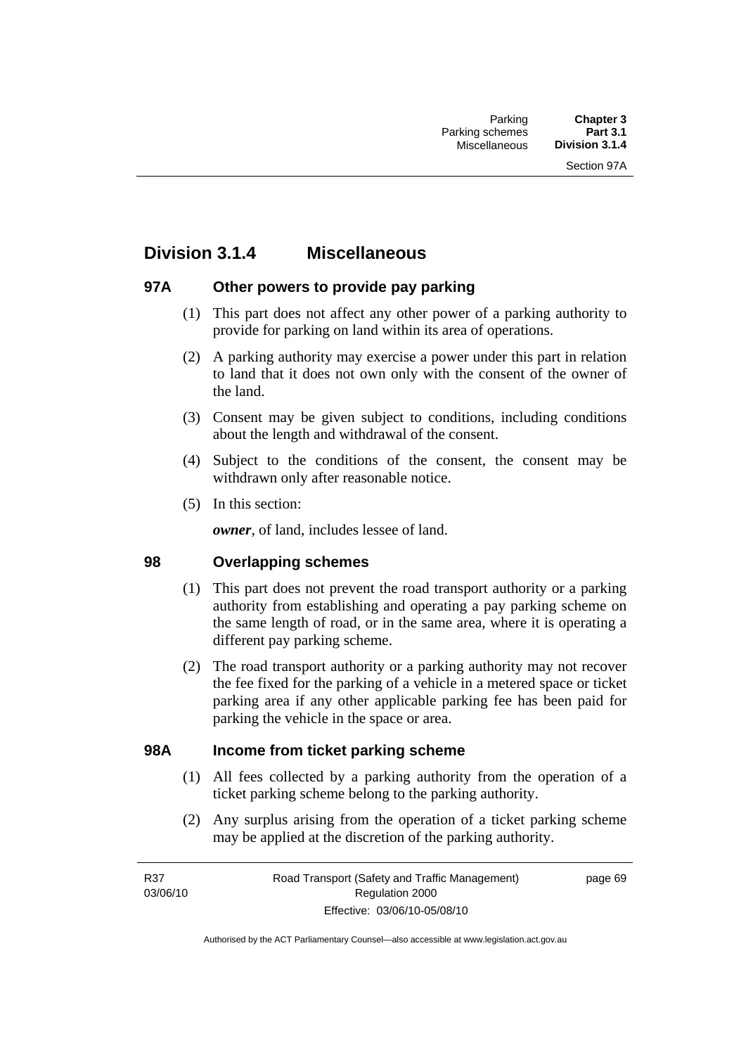## Division 3.1.4 Miscellaneous

### 97A Other powers to provide pay parking

(1) This part does not affect any other power of a parking authority to provide for parking on land within its area of operations.

(2) A parking authority may exercise a power under this part in relation to land that it does not own only with the consent of the owner of the land.

(3) Consent may be given subject to conditions, including conditions about the length and withdrawal of the consent.

(4) Subject to the conditions of the consent, the consent may be withdrawn only after reasonable notice.

(5) In this section:

***owner***, of land, includes lessee of land.

### 98 Overlapping schemes

(1) This part does not prevent the road transport authority or a parking authority from establishing and operating a pay parking scheme on the same length of road, or in the same area, where it is operating a different pay parking scheme.

(2) The road transport authority or a parking authority may not recover the fee fixed for the parking of a vehicle in a metered space or ticket parking area if any other applicable parking fee has been paid for parking the vehicle in the space or area.

### 98A Income from ticket parking scheme

(1) All fees collected by a parking authority from the operation of a ticket parking scheme belong to the parking authority.

(2) Any surplus arising from the operation of a ticket parking scheme may be applied at the discretion of the parking authority.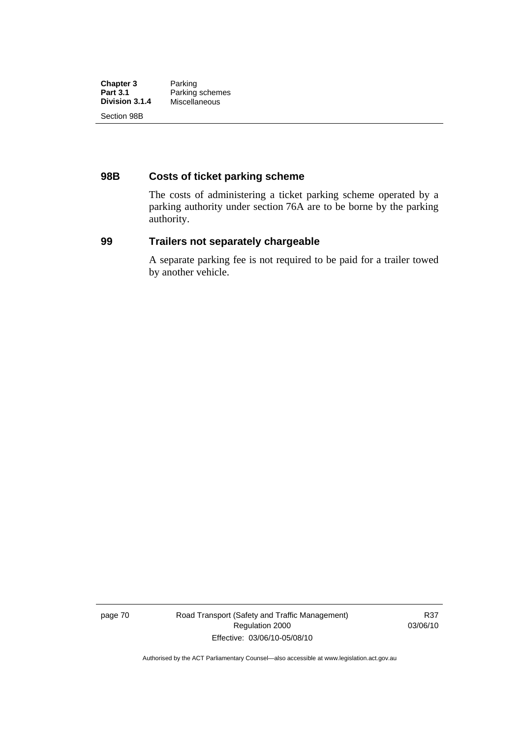## 98B Costs of ticket parking scheme

The costs of administering a ticket parking scheme operated by a parking authority under section 76A are to be borne by the parking authority.

## 99 Trailers not separately chargeable

A separate parking fee is not required to be paid for a trailer towed by another vehicle.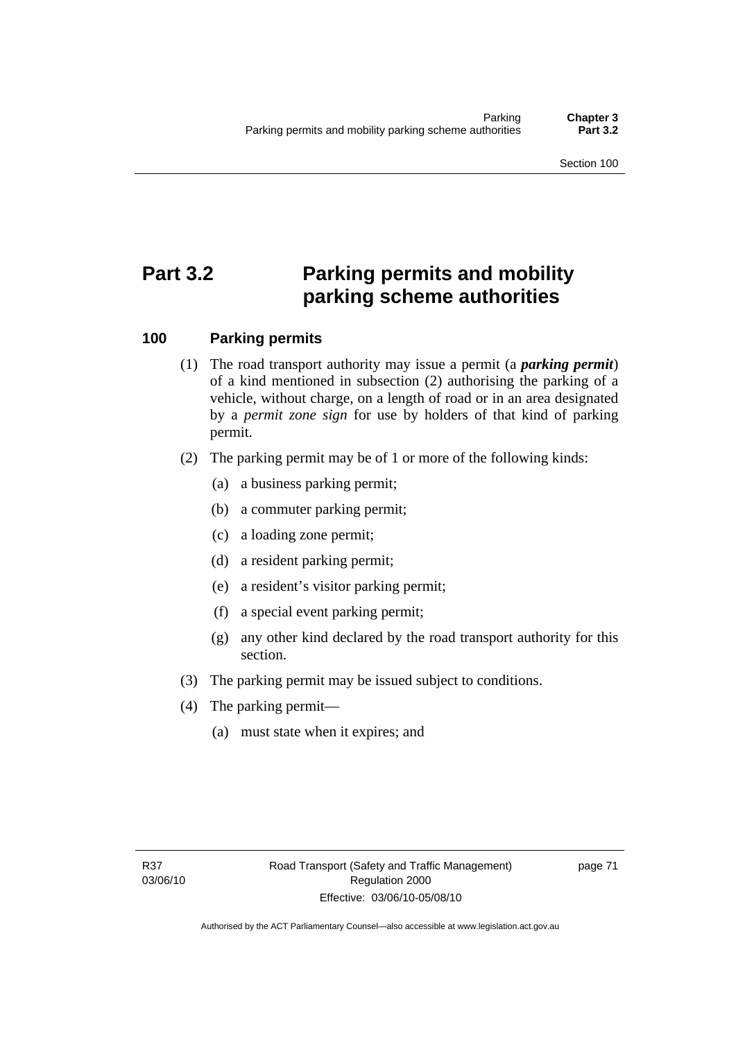# Part 3.2 Parking permits and mobility parking scheme authorities

## 100 Parking permits

(1) The road transport authority may issue a permit (a ***parking permit***) of a kind mentioned in subsection (2) authorising the parking of a vehicle, without charge, on a length of road or in an area designated by a *permit zone sign* for use by holders of that kind of parking permit.

(2) The parking permit may be of 1 or more of the following kinds:

(a) a business parking permit;

(b) a commuter parking permit;

(c) a loading zone permit;

(d) a resident parking permit;

(e) a resident's visitor parking permit;

(f) a special event parking permit;

(g) any other kind declared by the road transport authority for this section.

(3) The parking permit may be issued subject to conditions.

(4) The parking permit—

(a) must state when it expires; and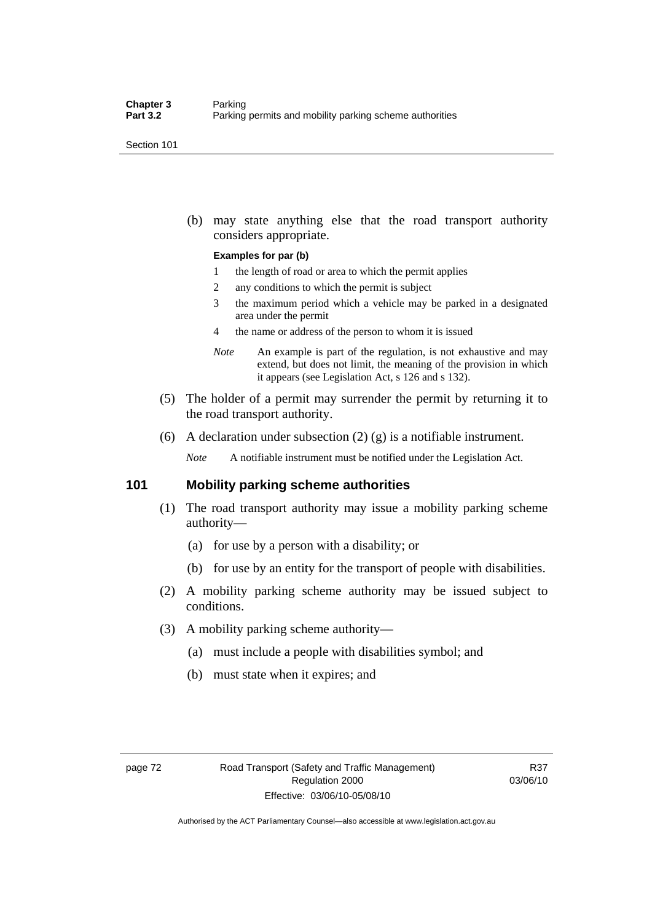(b) may state anything else that the road transport authority considers appropriate.

**Examples for par (b)**

1 the length of road or area to which the permit applies

2 any conditions to which the permit is subject

3 the maximum period which a vehicle may be parked in a designated area under the permit

4 the name or address of the person to whom it is issued

*Note* An example is part of the regulation, is not exhaustive and may extend, but does not limit, the meaning of the provision in which it appears (see Legislation Act, s 126 and s 132).

(5) The holder of a permit may surrender the permit by returning it to the road transport authority.

(6) A declaration under subsection (2) (g) is a notifiable instrument.

*Note* A notifiable instrument must be notified under the Legislation Act.

## 101 Mobility parking scheme authorities

(1) The road transport authority may issue a mobility parking scheme authority—

(a) for use by a person with a disability; or

(b) for use by an entity for the transport of people with disabilities.

(2) A mobility parking scheme authority may be issued subject to conditions.

(3) A mobility parking scheme authority—

(a) must include a people with disabilities symbol; and

(b) must state when it expires; and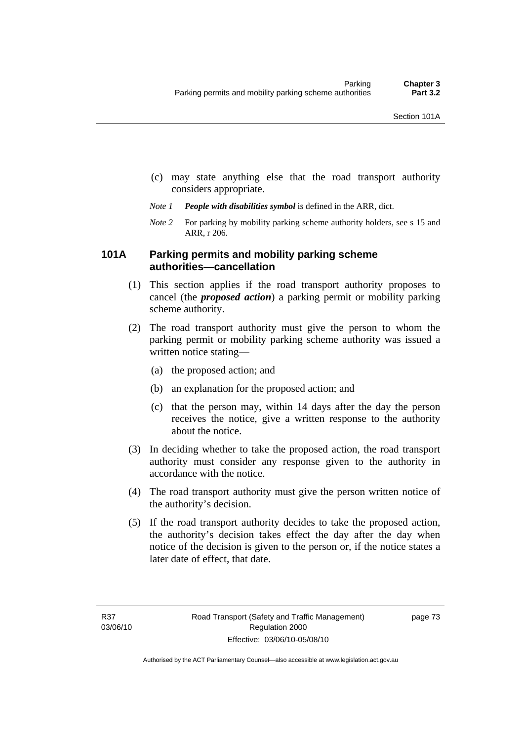(c) may state anything else that the road transport authority considers appropriate.

*Note 1* ***People with disabilities symbol*** is defined in the ARR, dict.

*Note 2* For parking by mobility parking scheme authority holders, see s 15 and ARR, r 206.

### 101A Parking permits and mobility parking scheme authorities—cancellation

(1) This section applies if the road transport authority proposes to cancel (the ***proposed action***) a parking permit or mobility parking scheme authority.

(2) The road transport authority must give the person to whom the parking permit or mobility parking scheme authority was issued a written notice stating—

(a) the proposed action; and

(b) an explanation for the proposed action; and

(c) that the person may, within 14 days after the day the person receives the notice, give a written response to the authority about the notice.

(3) In deciding whether to take the proposed action, the road transport authority must consider any response given to the authority in accordance with the notice.

(4) The road transport authority must give the person written notice of the authority's decision.

(5) If the road transport authority decides to take the proposed action, the authority's decision takes effect the day after the day when notice of the decision is given to the person or, if the notice states a later date of effect, that date.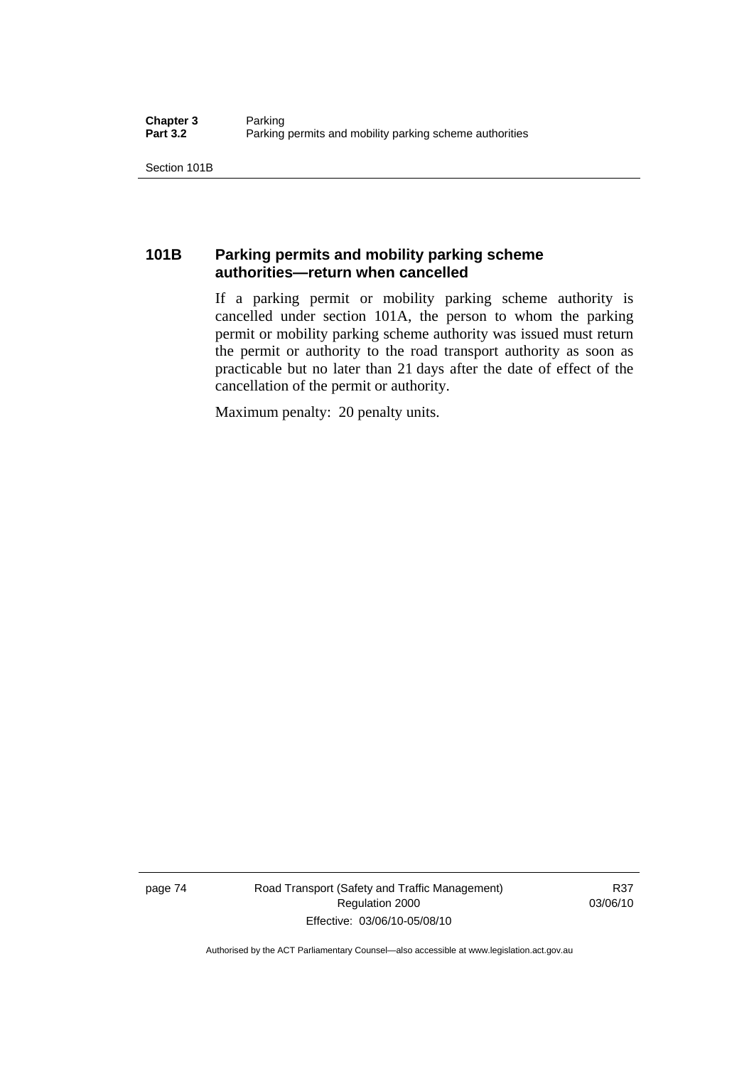## 101B Parking permits and mobility parking scheme authorities—return when cancelled

If a parking permit or mobility parking scheme authority is cancelled under section 101A, the person to whom the parking permit or mobility parking scheme authority was issued must return the permit or authority to the road transport authority as soon as practicable but no later than 21 days after the date of effect of the cancellation of the permit or authority.

Maximum penalty: 20 penalty units.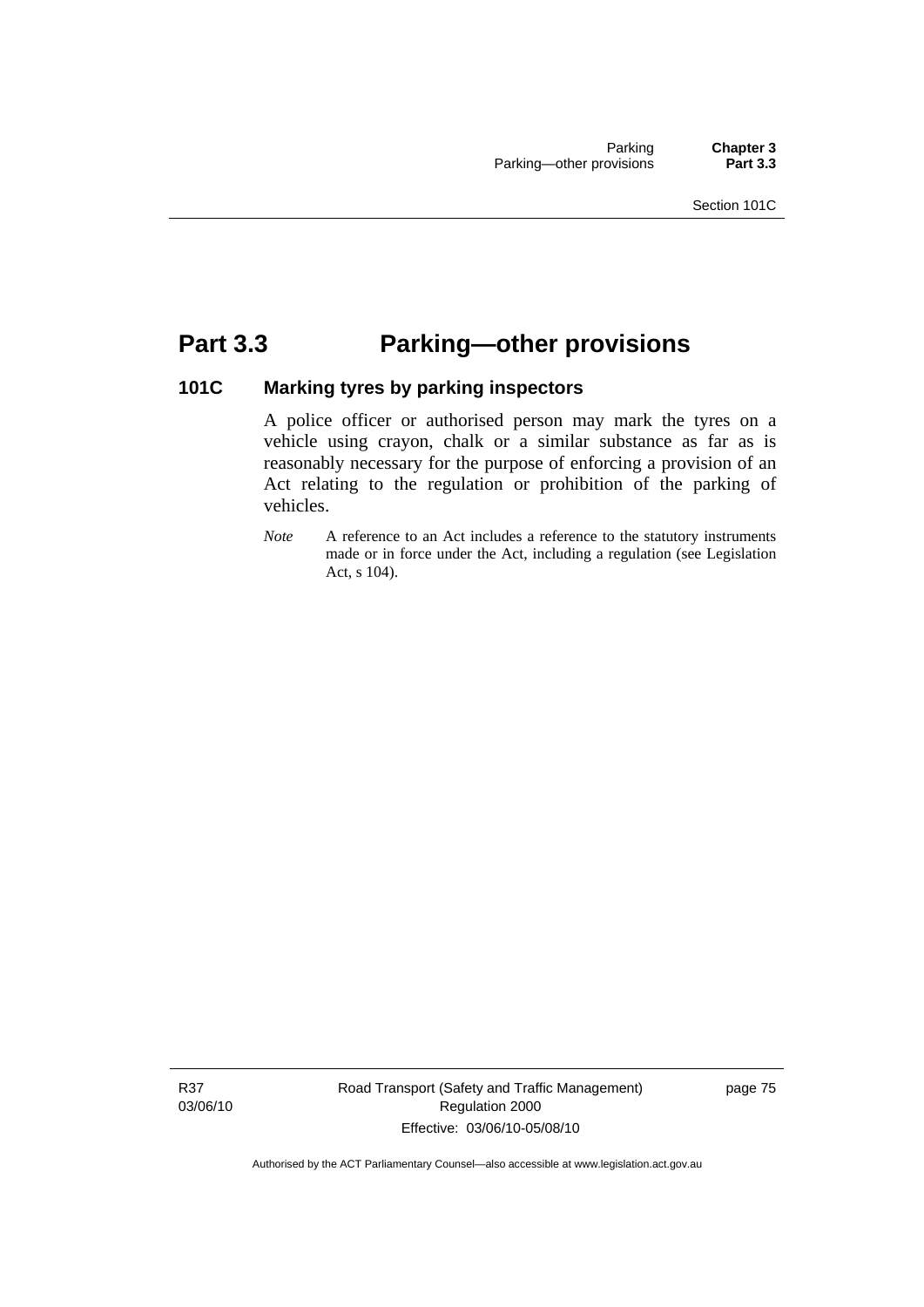# Part 3.3 Parking—other provisions

## 101C Marking tyres by parking inspectors

A police officer or authorised person may mark the tyres on a vehicle using crayon, chalk or a similar substance as far as is reasonably necessary for the purpose of enforcing a provision of an Act relating to the regulation or prohibition of the parking of vehicles.

*Note* A reference to an Act includes a reference to the statutory instruments made or in force under the Act, including a regulation (see Legislation Act, s 104).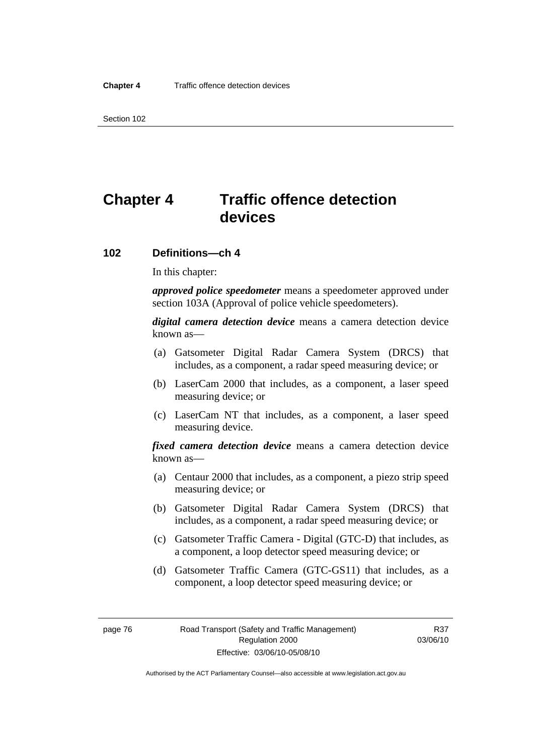# Chapter 4 Traffic offence detection devices

## 102 Definitions—ch 4

In this chapter:

***approved police speedometer*** means a speedometer approved under section 103A (Approval of police vehicle speedometers).

***digital camera detection device*** means a camera detection device known as—

(a) Gatsometer Digital Radar Camera System (DRCS) that includes, as a component, a radar speed measuring device; or

(b) LaserCam 2000 that includes, as a component, a laser speed measuring device; or

(c) LaserCam NT that includes, as a component, a laser speed measuring device.

***fixed camera detection device*** means a camera detection device known as—

(a) Centaur 2000 that includes, as a component, a piezo strip speed measuring device; or

(b) Gatsometer Digital Radar Camera System (DRCS) that includes, as a component, a radar speed measuring device; or

(c) Gatsometer Traffic Camera - Digital (GTC-D) that includes, as a component, a loop detector speed measuring device; or

(d) Gatsometer Traffic Camera (GTC-GS11) that includes, as a component, a loop detector speed measuring device; or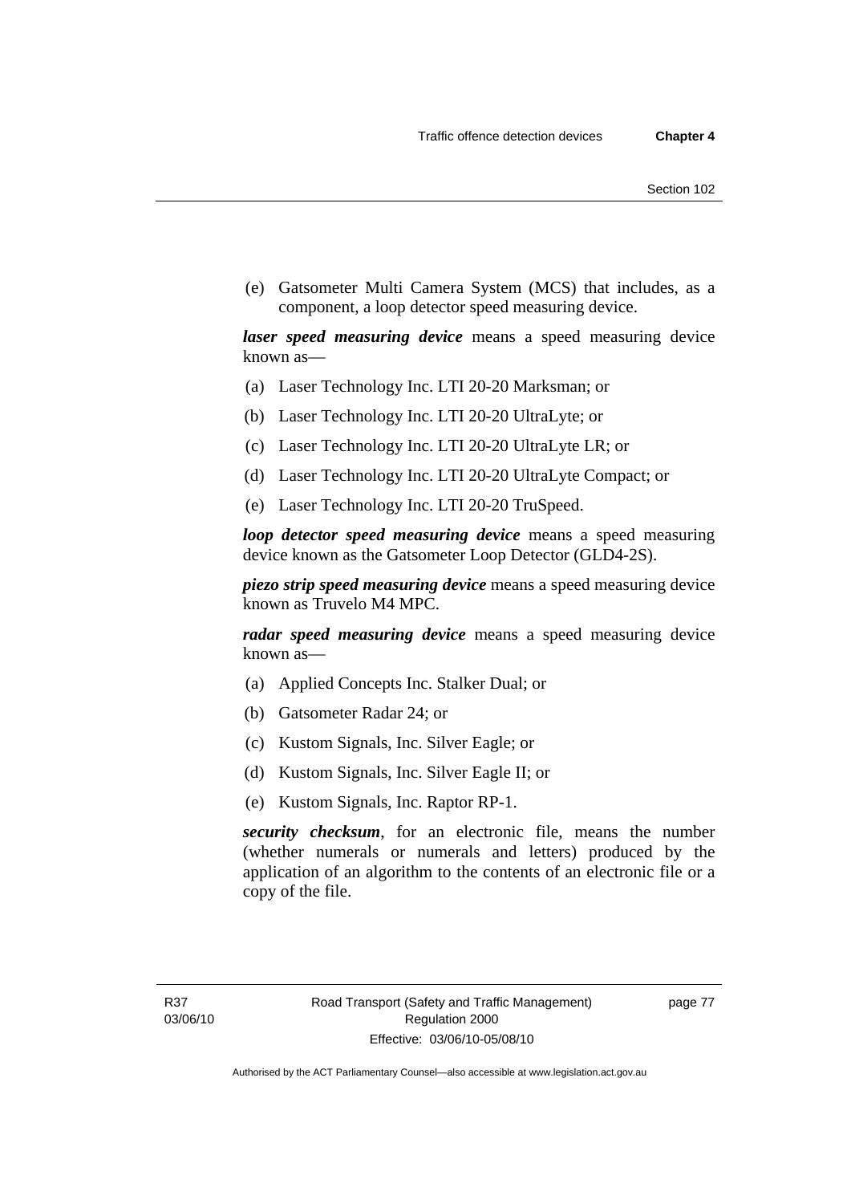(e) Gatsometer Multi Camera System (MCS) that includes, as a component, a loop detector speed measuring device.

***laser speed measuring device*** means a speed measuring device known as—

(a) Laser Technology Inc. LTI 20-20 Marksman; or

(b) Laser Technology Inc. LTI 20-20 UltraLyte; or

(c) Laser Technology Inc. LTI 20-20 UltraLyte LR; or

(d) Laser Technology Inc. LTI 20-20 UltraLyte Compact; or

(e) Laser Technology Inc. LTI 20-20 TruSpeed.

***loop detector speed measuring device*** means a speed measuring device known as the Gatsometer Loop Detector (GLD4-2S).

***piezo strip speed measuring device*** means a speed measuring device known as Truvelo M4 MPC.

***radar speed measuring device*** means a speed measuring device known as—

(a) Applied Concepts Inc. Stalker Dual; or

(b) Gatsometer Radar 24; or

(c) Kustom Signals, Inc. Silver Eagle; or

(d) Kustom Signals, Inc. Silver Eagle II; or

(e) Kustom Signals, Inc. Raptor RP-1.

***security checksum***, for an electronic file, means the number (whether numerals or numerals and letters) produced by the application of an algorithm to the contents of an electronic file or a copy of the file.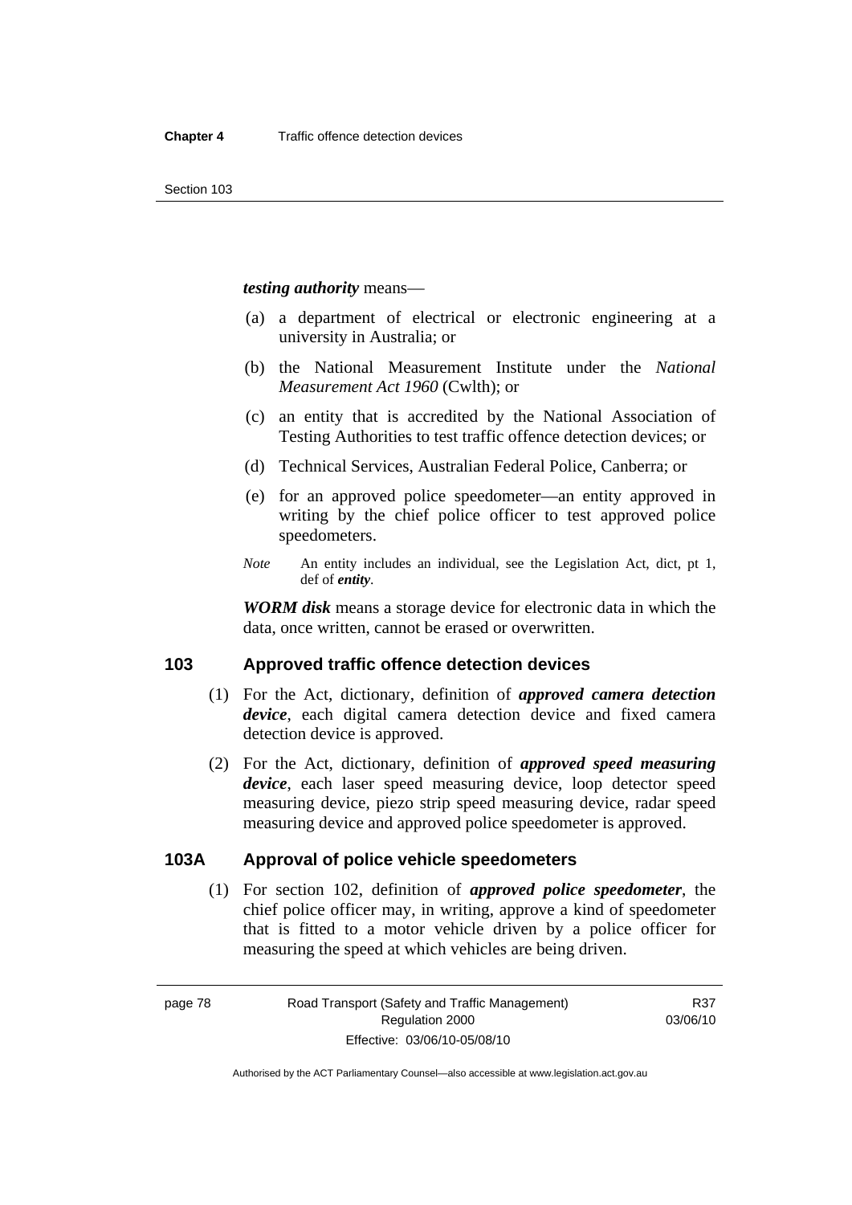***testing authority*** means—

(a) a department of electrical or electronic engineering at a university in Australia; or

(b) the National Measurement Institute under the *National Measurement Act 1960* (Cwlth); or

(c) an entity that is accredited by the National Association of Testing Authorities to test traffic offence detection devices; or

(d) Technical Services, Australian Federal Police, Canberra; or

(e) for an approved police speedometer—an entity approved in writing by the chief police officer to test approved police speedometers.

*Note* An entity includes an individual, see the Legislation Act, dict, pt 1, def of ***entity***.

***WORM disk*** means a storage device for electronic data in which the data, once written, cannot be erased or overwritten.

## 103 Approved traffic offence detection devices

(1) For the Act, dictionary, definition of ***approved camera detection device***, each digital camera detection device and fixed camera detection device is approved.

(2) For the Act, dictionary, definition of ***approved speed measuring device***, each laser speed measuring device, loop detector speed measuring device, piezo strip speed measuring device, radar speed measuring device and approved police speedometer is approved.

## 103A Approval of police vehicle speedometers

(1) For section 102, definition of ***approved police speedometer***, the chief police officer may, in writing, approve a kind of speedometer that is fitted to a motor vehicle driven by a police officer for measuring the speed at which vehicles are being driven.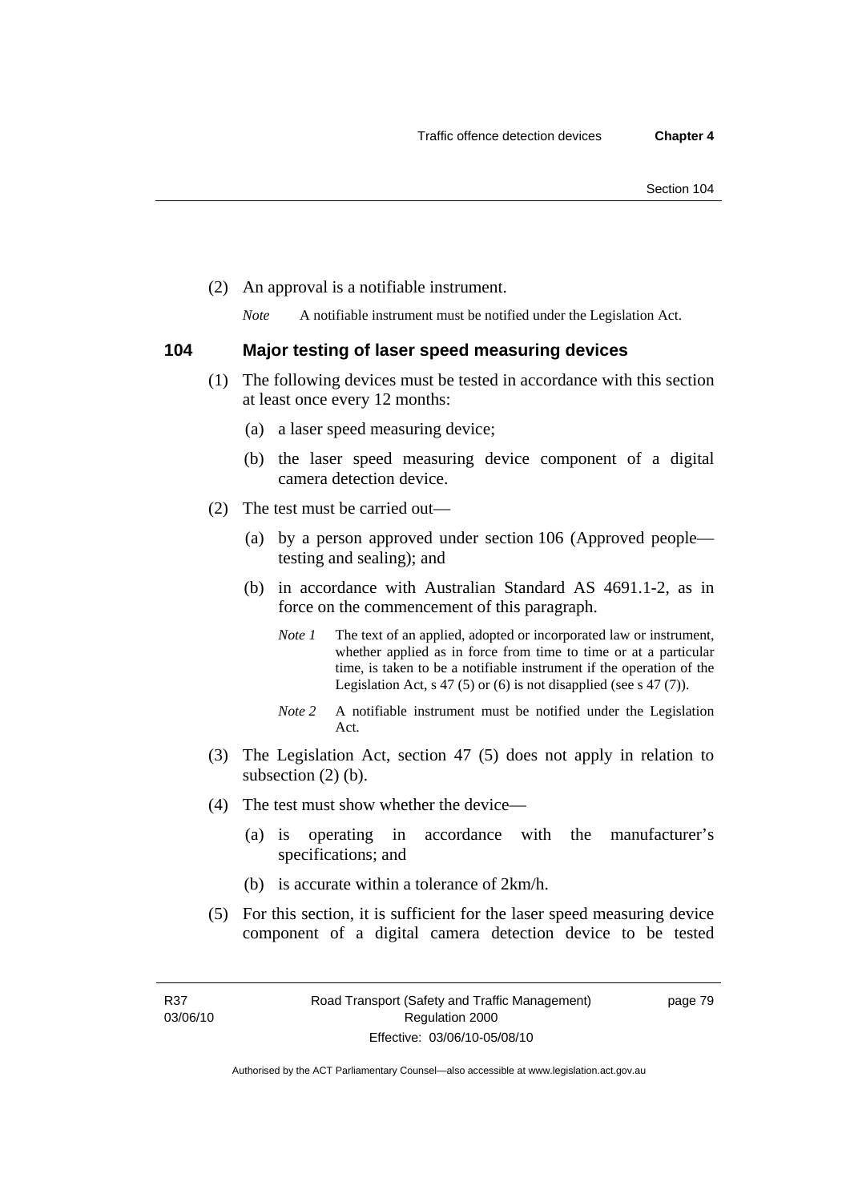(2) An approval is a notifiable instrument.

*Note* A notifiable instrument must be notified under the Legislation Act.

## 104 Major testing of laser speed measuring devices

(1) The following devices must be tested in accordance with this section at least once every 12 months:

(a) a laser speed measuring device;

(b) the laser speed measuring device component of a digital camera detection device.

(2) The test must be carried out—

(a) by a person approved under section 106 (Approved people—testing and sealing); and

(b) in accordance with Australian Standard AS 4691.1-2, as in force on the commencement of this paragraph.

*Note 1* The text of an applied, adopted or incorporated law or instrument, whether applied as in force from time to time or at a particular time, is taken to be a notifiable instrument if the operation of the Legislation Act, s 47 (5) or (6) is not disapplied (see s 47 (7)).

*Note 2* A notifiable instrument must be notified under the Legislation Act.

(3) The Legislation Act, section 47 (5) does not apply in relation to subsection (2) (b).

(4) The test must show whether the device—

(a) is operating in accordance with the manufacturer's specifications; and

(b) is accurate within a tolerance of 2km/h.

(5) For this section, it is sufficient for the laser speed measuring device component of a digital camera detection device to be tested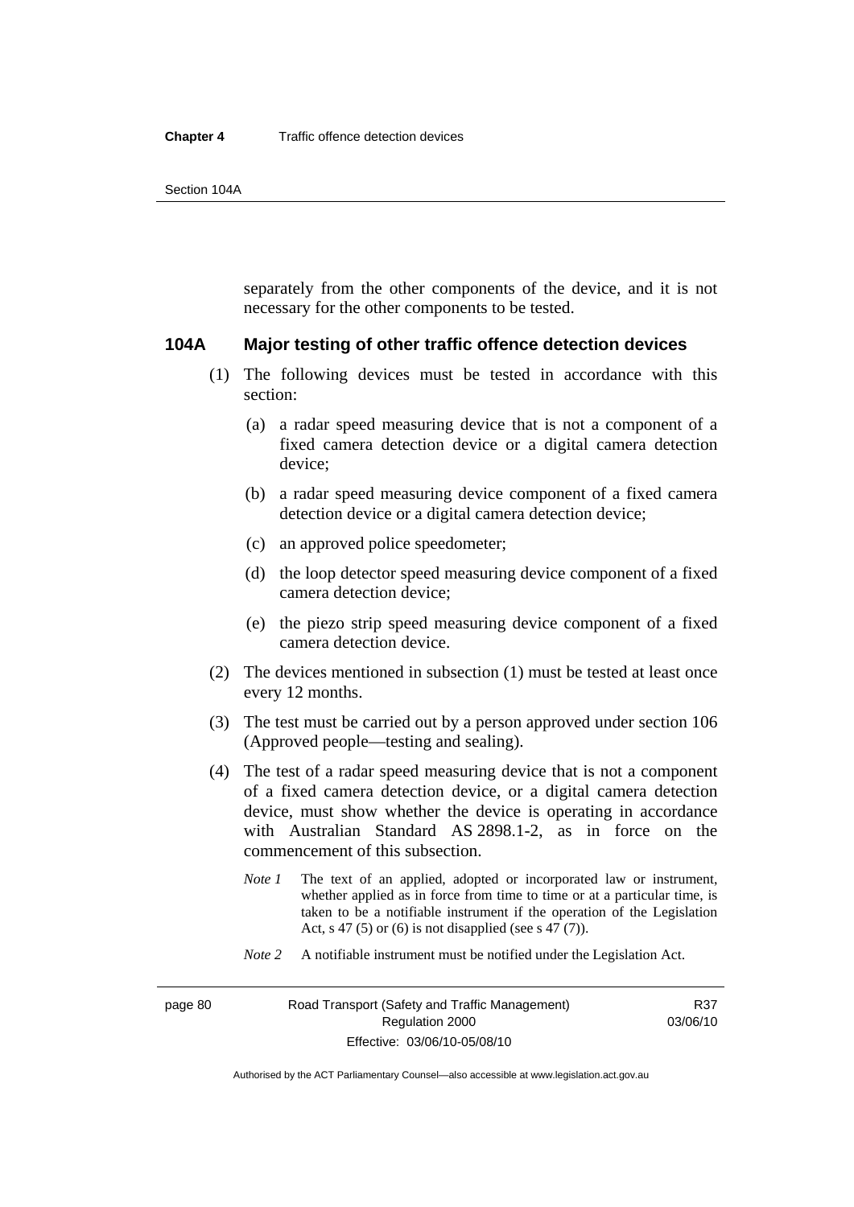separately from the other components of the device, and it is not necessary for the other components to be tested.

## 104A Major testing of other traffic offence detection devices

(1) The following devices must be tested in accordance with this section:

(a) a radar speed measuring device that is not a component of a fixed camera detection device or a digital camera detection device;

(b) a radar speed measuring device component of a fixed camera detection device or a digital camera detection device;

(c) an approved police speedometer;

(d) the loop detector speed measuring device component of a fixed camera detection device;

(e) the piezo strip speed measuring device component of a fixed camera detection device.

(2) The devices mentioned in subsection (1) must be tested at least once every 12 months.

(3) The test must be carried out by a person approved under section 106 (Approved people—testing and sealing).

(4) The test of a radar speed measuring device that is not a component of a fixed camera detection device, or a digital camera detection device, must show whether the device is operating in accordance with Australian Standard AS 2898.1-2, as in force on the commencement of this subsection.

*Note 1* The text of an applied, adopted or incorporated law or instrument, whether applied as in force from time to time or at a particular time, is taken to be a notifiable instrument if the operation of the Legislation Act, s 47 (5) or (6) is not disapplied (see s 47 (7)).

*Note 2* A notifiable instrument must be notified under the Legislation Act.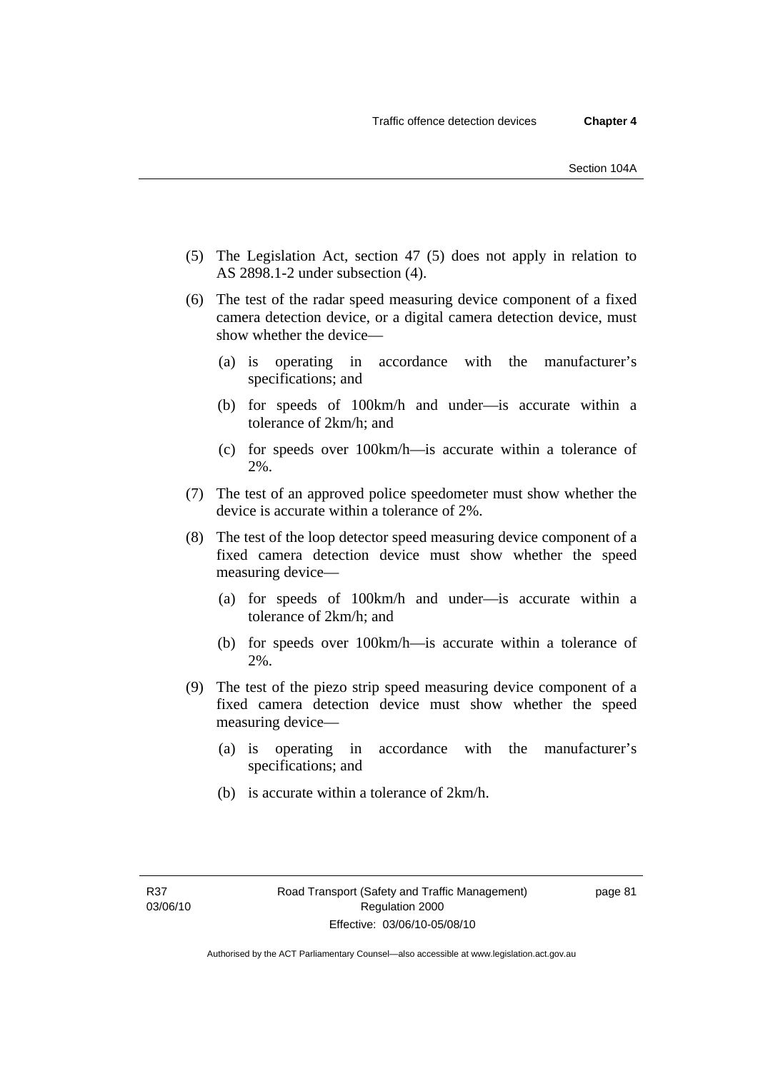(5) The Legislation Act, section 47 (5) does not apply in relation to AS 2898.1-2 under subsection (4).

(6) The test of the radar speed measuring device component of a fixed camera detection device, or a digital camera detection device, must show whether the device—

  (a) is operating in accordance with the manufacturer's specifications; and

  (b) for speeds of 100km/h and under—is accurate within a tolerance of 2km/h; and

  (c) for speeds over 100km/h—is accurate within a tolerance of 2%.

(7) The test of an approved police speedometer must show whether the device is accurate within a tolerance of 2%.

(8) The test of the loop detector speed measuring device component of a fixed camera detection device must show whether the speed measuring device—

  (a) for speeds of 100km/h and under—is accurate within a tolerance of 2km/h; and

  (b) for speeds over 100km/h—is accurate within a tolerance of 2%.

(9) The test of the piezo strip speed measuring device component of a fixed camera detection device must show whether the speed measuring device—

  (a) is operating in accordance with the manufacturer's specifications; and

  (b) is accurate within a tolerance of 2km/h.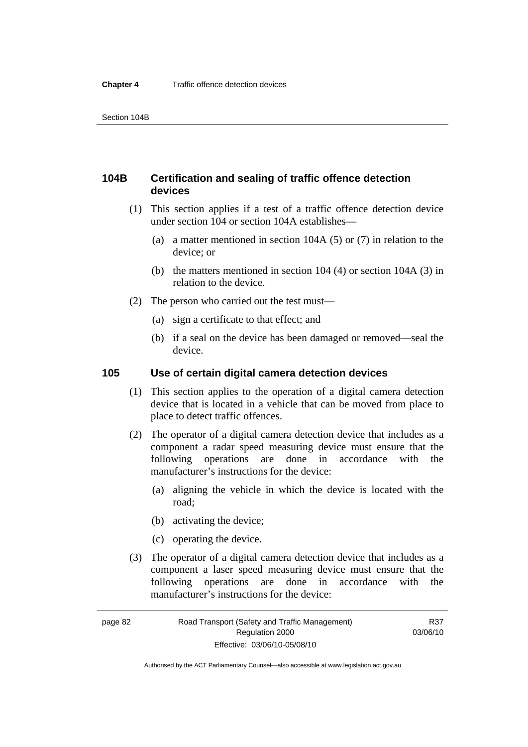## 104B Certification and sealing of traffic offence detection devices

(1) This section applies if a test of a traffic offence detection device under section 104 or section 104A establishes—

(a) a matter mentioned in section 104A (5) or (7) in relation to the device; or

(b) the matters mentioned in section 104 (4) or section 104A (3) in relation to the device.

(2) The person who carried out the test must—

(a) sign a certificate to that effect; and

(b) if a seal on the device has been damaged or removed—seal the device.

## 105 Use of certain digital camera detection devices

(1) This section applies to the operation of a digital camera detection device that is located in a vehicle that can be moved from place to place to detect traffic offences.

(2) The operator of a digital camera detection device that includes as a component a radar speed measuring device must ensure that the following operations are done in accordance with the manufacturer's instructions for the device:

(a) aligning the vehicle in which the device is located with the road;

(b) activating the device;

(c) operating the device.

(3) The operator of a digital camera detection device that includes as a component a laser speed measuring device must ensure that the following operations are done in accordance with the manufacturer's instructions for the device: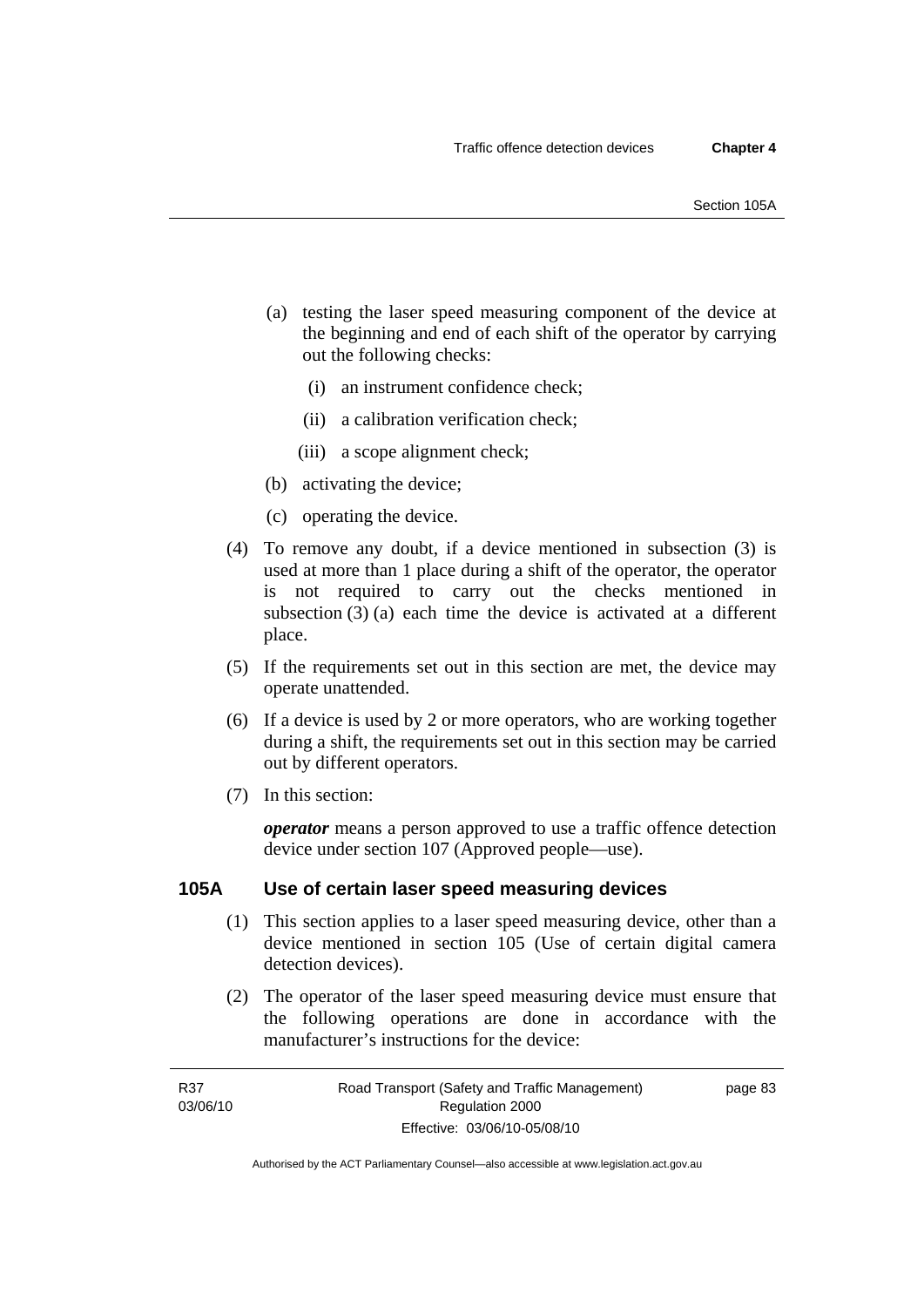(a) testing the laser speed measuring component of the device at the beginning and end of each shift of the operator by carrying out the following checks:

   (i) an instrument confidence check;

   (ii) a calibration verification check;

   (iii) a scope alignment check;

(b) activating the device;

(c) operating the device.

(4) To remove any doubt, if a device mentioned in subsection (3) is used at more than 1 place during a shift of the operator, the operator is not required to carry out the checks mentioned in subsection (3) (a) each time the device is activated at a different place.

(5) If the requirements set out in this section are met, the device may operate unattended.

(6) If a device is used by 2 or more operators, who are working together during a shift, the requirements set out in this section may be carried out by different operators.

(7) In this section:

***operator*** means a person approved to use a traffic offence detection device under section 107 (Approved people—use).

### 105A Use of certain laser speed measuring devices

(1) This section applies to a laser speed measuring device, other than a device mentioned in section 105 (Use of certain digital camera detection devices).

(2) The operator of the laser speed measuring device must ensure that the following operations are done in accordance with the manufacturer's instructions for the device: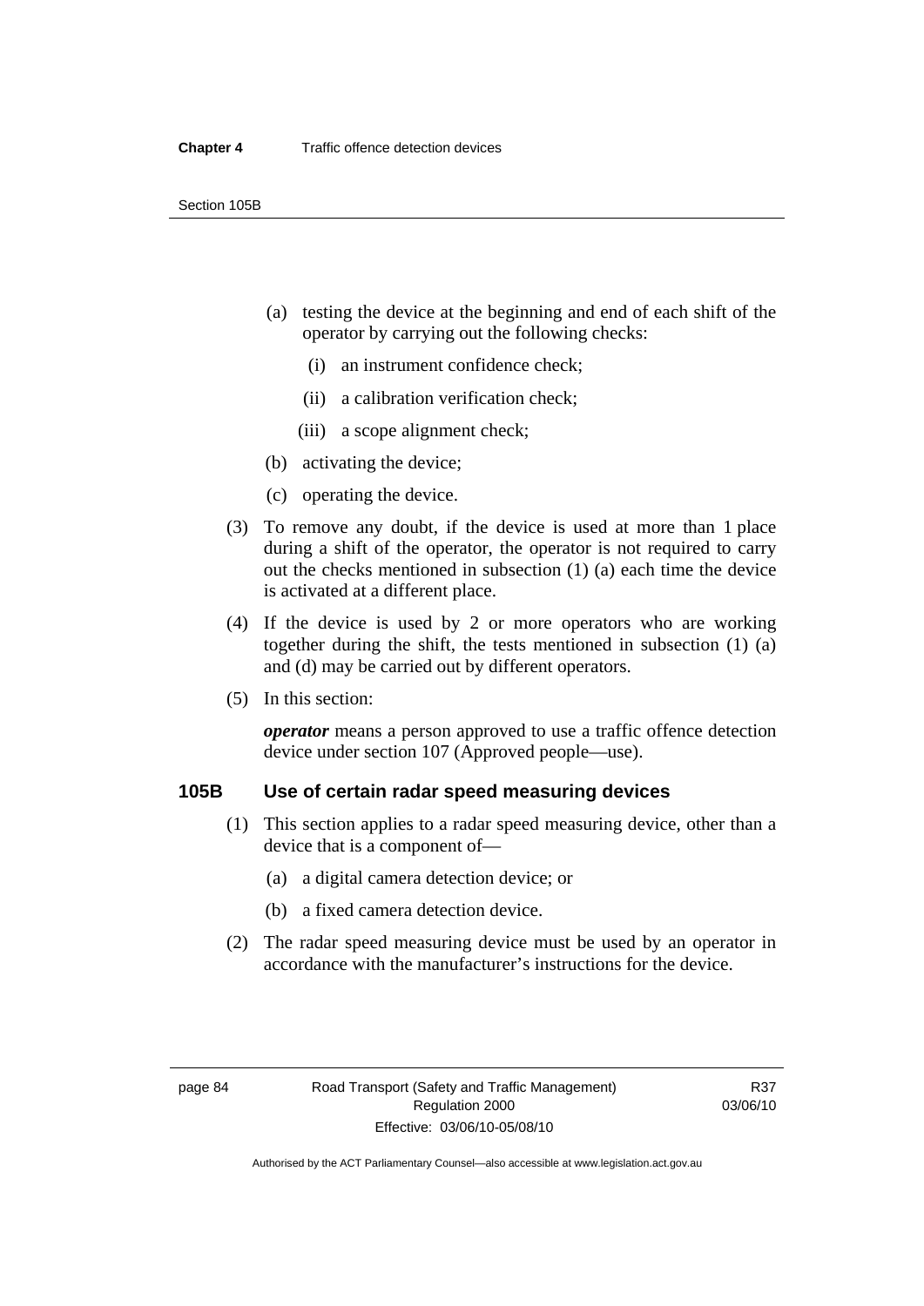(a) testing the device at the beginning and end of each shift of the operator by carrying out the following checks:

(i) an instrument confidence check;

(ii) a calibration verification check;

(iii) a scope alignment check;

(b) activating the device;

(c) operating the device.

(3) To remove any doubt, if the device is used at more than 1 place during a shift of the operator, the operator is not required to carry out the checks mentioned in subsection (1) (a) each time the device is activated at a different place.

(4) If the device is used by 2 or more operators who are working together during the shift, the tests mentioned in subsection (1) (a) and (d) may be carried out by different operators.

(5) In this section:

***operator*** means a person approved to use a traffic offence detection device under section 107 (Approved people—use).

## 105B Use of certain radar speed measuring devices

(1) This section applies to a radar speed measuring device, other than a device that is a component of—

(a) a digital camera detection device; or

(b) a fixed camera detection device.

(2) The radar speed measuring device must be used by an operator in accordance with the manufacturer's instructions for the device.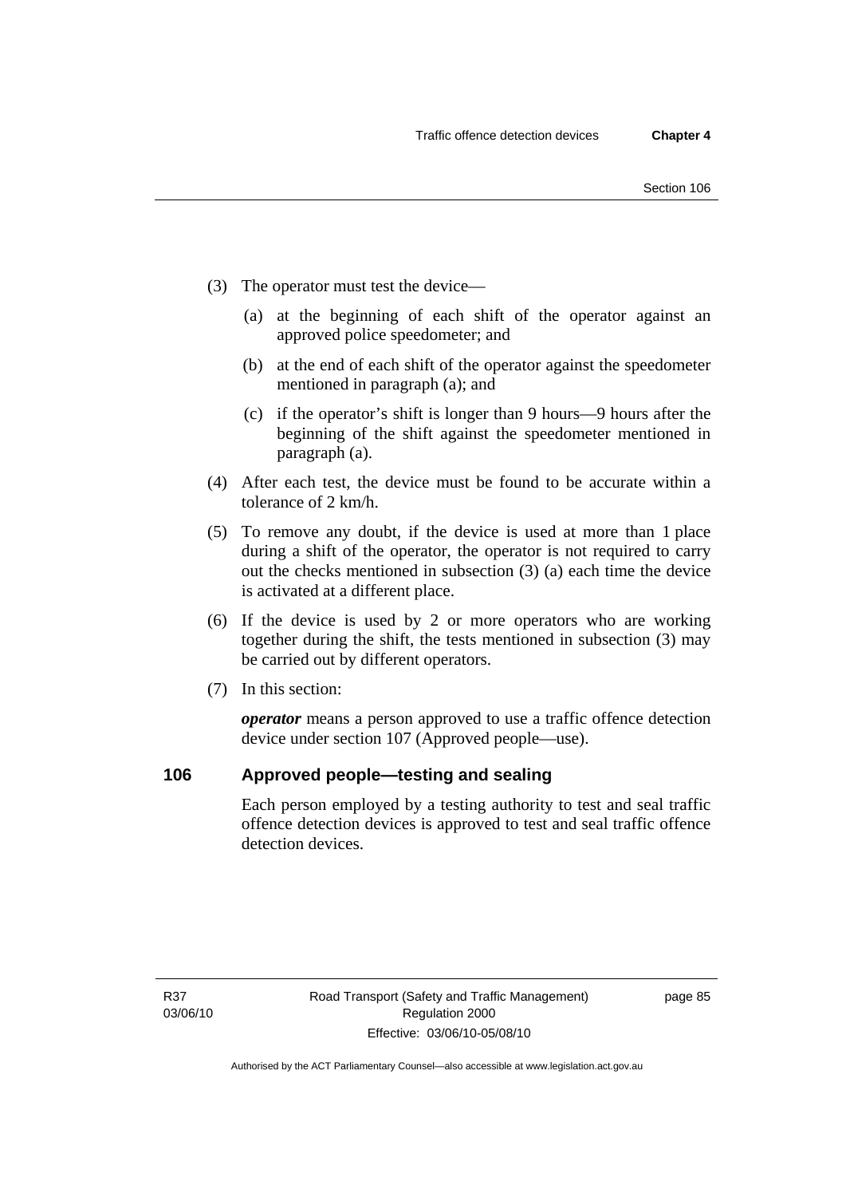(3) The operator must test the device—

   (a) at the beginning of each shift of the operator against an approved police speedometer; and

   (b) at the end of each shift of the operator against the speedometer mentioned in paragraph (a); and

   (c) if the operator's shift is longer than 9 hours—9 hours after the beginning of the shift against the speedometer mentioned in paragraph (a).

(4) After each test, the device must be found to be accurate within a tolerance of 2 km/h.

(5) To remove any doubt, if the device is used at more than 1 place during a shift of the operator, the operator is not required to carry out the checks mentioned in subsection (3) (a) each time the device is activated at a different place.

(6) If the device is used by 2 or more operators who are working together during the shift, the tests mentioned in subsection (3) may be carried out by different operators.

(7) In this section:

***operator*** means a person approved to use a traffic offence detection device under section 107 (Approved people—use).

## 106 Approved people—testing and sealing

Each person employed by a testing authority to test and seal traffic offence detection devices is approved to test and seal traffic offence detection devices.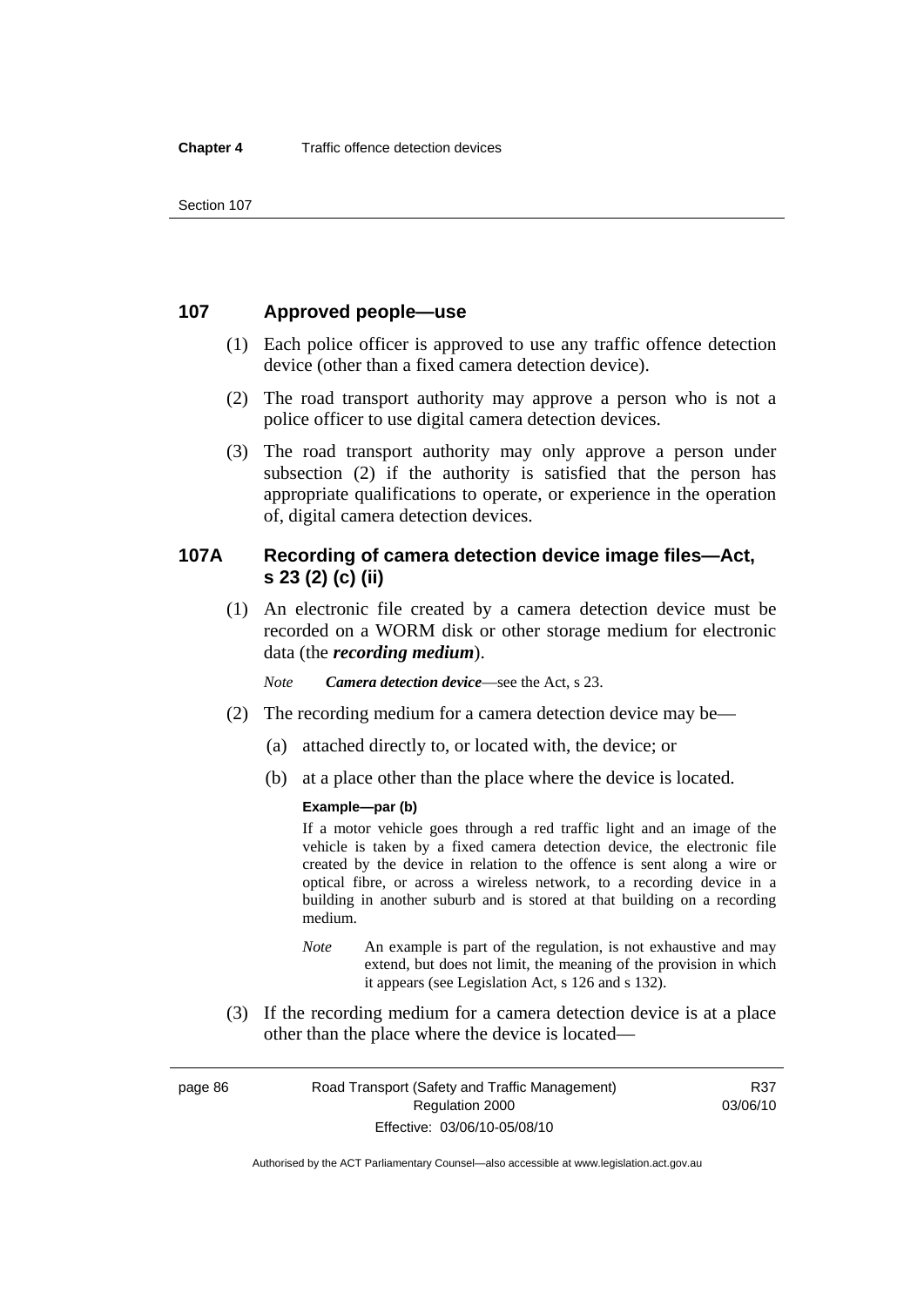## 107 Approved people—use

(1) Each police officer is approved to use any traffic offence detection device (other than a fixed camera detection device).

(2) The road transport authority may approve a person who is not a police officer to use digital camera detection devices.

(3) The road transport authority may only approve a person under subsection (2) if the authority is satisfied that the person has appropriate qualifications to operate, or experience in the operation of, digital camera detection devices.

## 107A Recording of camera detection device image files—Act, s 23 (2) (c) (ii)

(1) An electronic file created by a camera detection device must be recorded on a WORM disk or other storage medium for electronic data (the ***recording medium***).

*Note* ***Camera detection device***—see the Act, s 23.

(2) The recording medium for a camera detection device may be—

(a) attached directly to, or located with, the device; or

(b) at a place other than the place where the device is located.

**Example—par (b)**

If a motor vehicle goes through a red traffic light and an image of the vehicle is taken by a fixed camera detection device, the electronic file created by the device in relation to the offence is sent along a wire or optical fibre, or across a wireless network, to a recording device in a building in another suburb and is stored at that building on a recording medium.

*Note* An example is part of the regulation, is not exhaustive and may extend, but does not limit, the meaning of the provision in which it appears (see Legislation Act, s 126 and s 132).

(3) If the recording medium for a camera detection device is at a place other than the place where the device is located—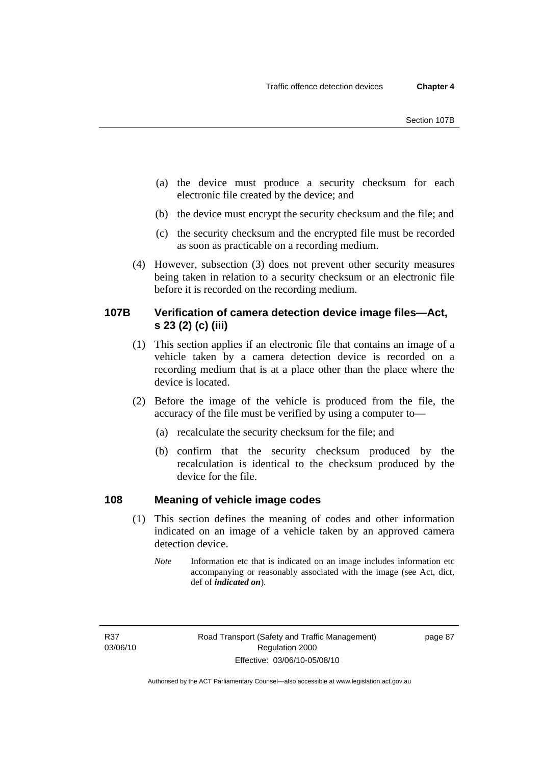(a) the device must produce a security checksum for each electronic file created by the device; and

(b) the device must encrypt the security checksum and the file; and

(c) the security checksum and the encrypted file must be recorded as soon as practicable on a recording medium.

(4) However, subsection (3) does not prevent other security measures being taken in relation to a security checksum or an electronic file before it is recorded on the recording medium.

## 107B Verification of camera detection device image files—Act, s 23 (2) (c) (iii)

(1) This section applies if an electronic file that contains an image of a vehicle taken by a camera detection device is recorded on a recording medium that is at a place other than the place where the device is located.

(2) Before the image of the vehicle is produced from the file, the accuracy of the file must be verified by using a computer to—

(a) recalculate the security checksum for the file; and

(b) confirm that the security checksum produced by the recalculation is identical to the checksum produced by the device for the file.

## 108 Meaning of vehicle image codes

(1) This section defines the meaning of codes and other information indicated on an image of a vehicle taken by an approved camera detection device.

*Note* Information etc that is indicated on an image includes information etc accompanying or reasonably associated with the image (see Act, dict, def of ***indicated on***).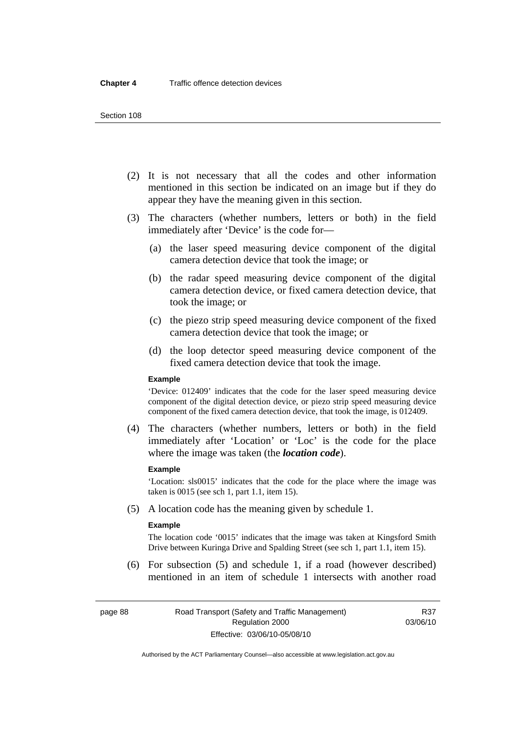(2) It is not necessary that all the codes and other information mentioned in this section be indicated on an image but if they do appear they have the meaning given in this section.

(3) The characters (whether numbers, letters or both) in the field immediately after 'Device' is the code for—

(a) the laser speed measuring device component of the digital camera detection device that took the image; or

(b) the radar speed measuring device component of the digital camera detection device, or fixed camera detection device, that took the image; or

(c) the piezo strip speed measuring device component of the fixed camera detection device that took the image; or

(d) the loop detector speed measuring device component of the fixed camera detection device that took the image.

**Example**

'Device: 012409' indicates that the code for the laser speed measuring device component of the digital detection device, or piezo strip speed measuring device component of the fixed camera detection device, that took the image, is 012409.

(4) The characters (whether numbers, letters or both) in the field immediately after 'Location' or 'Loc' is the code for the place where the image was taken (the ***location code***).

**Example**

'Location: sls0015' indicates that the code for the place where the image was taken is 0015 (see sch 1, part 1.1, item 15).

(5) A location code has the meaning given by schedule 1.

**Example**

The location code '0015' indicates that the image was taken at Kingsford Smith Drive between Kuringa Drive and Spalding Street (see sch 1, part 1.1, item 15).

(6) For subsection (5) and schedule 1, if a road (however described) mentioned in an item of schedule 1 intersects with another road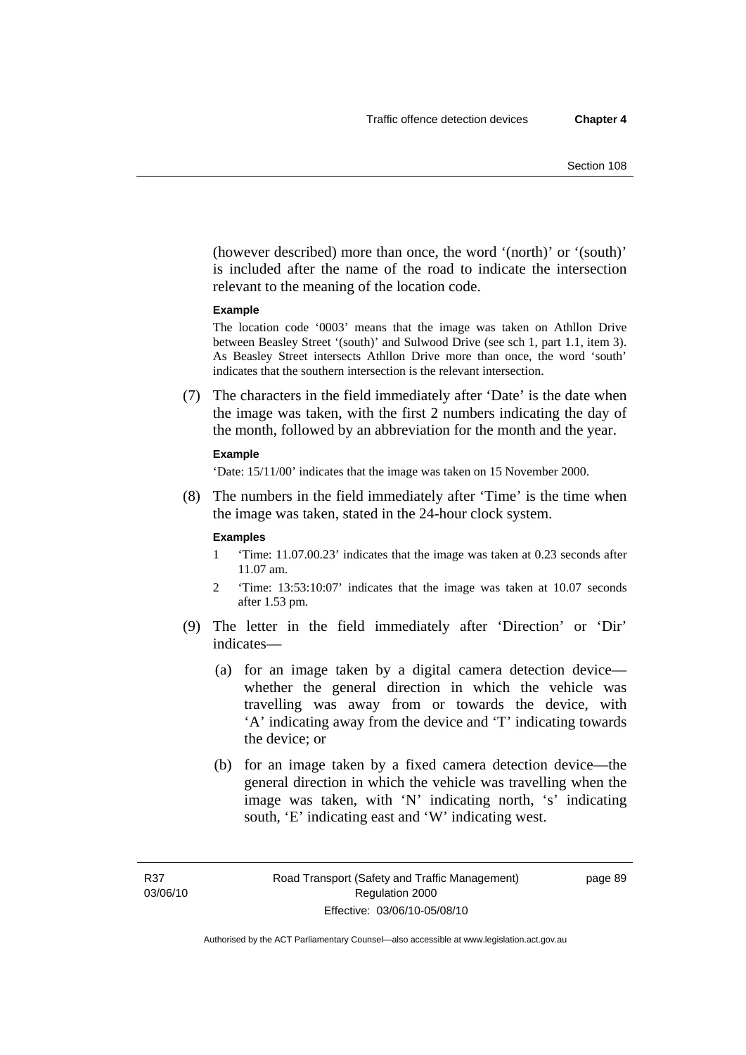(however described) more than once, the word '(north)' or '(south)' is included after the name of the road to indicate the intersection relevant to the meaning of the location code.

**Example**

The location code '0003' means that the image was taken on Athllon Drive between Beasley Street '(south)' and Sulwood Drive (see sch 1, part 1.1, item 3). As Beasley Street intersects Athllon Drive more than once, the word 'south' indicates that the southern intersection is the relevant intersection.

(7) The characters in the field immediately after 'Date' is the date when the image was taken, with the first 2 numbers indicating the day of the month, followed by an abbreviation for the month and the year.

**Example**

'Date: 15/11/00' indicates that the image was taken on 15 November 2000.

(8) The numbers in the field immediately after 'Time' is the time when the image was taken, stated in the 24-hour clock system.

**Examples**

1 'Time: 11.07.00.23' indicates that the image was taken at 0.23 seconds after 11.07 am.

2 'Time: 13:53:10:07' indicates that the image was taken at 10.07 seconds after 1.53 pm.

(9) The letter in the field immediately after 'Direction' or 'Dir' indicates—

(a) for an image taken by a digital camera detection device—whether the general direction in which the vehicle was travelling was away from or towards the device, with 'A' indicating away from the device and 'T' indicating towards the device; or

(b) for an image taken by a fixed camera detection device—the general direction in which the vehicle was travelling when the image was taken, with 'N' indicating north, 's' indicating south, 'E' indicating east and 'W' indicating west.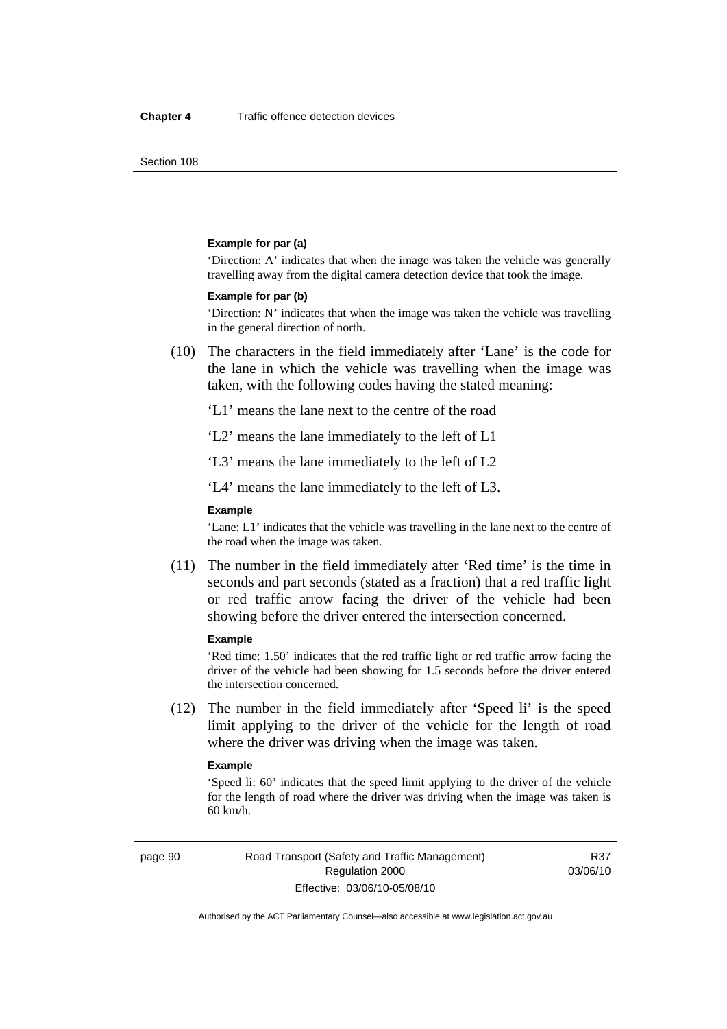**Example for par (a)**

'Direction: A' indicates that when the image was taken the vehicle was generally travelling away from the digital camera detection device that took the image.

**Example for par (b)**

'Direction: N' indicates that when the image was taken the vehicle was travelling in the general direction of north.

(10) The characters in the field immediately after 'Lane' is the code for the lane in which the vehicle was travelling when the image was taken, with the following codes having the stated meaning:

'L1' means the lane next to the centre of the road

'L2' means the lane immediately to the left of L1

'L3' means the lane immediately to the left of L2

'L4' means the lane immediately to the left of L3.

**Example**

'Lane: L1' indicates that the vehicle was travelling in the lane next to the centre of the road when the image was taken.

(11) The number in the field immediately after 'Red time' is the time in seconds and part seconds (stated as a fraction) that a red traffic light or red traffic arrow facing the driver of the vehicle had been showing before the driver entered the intersection concerned.

**Example**

'Red time: 1.50' indicates that the red traffic light or red traffic arrow facing the driver of the vehicle had been showing for 1.5 seconds before the driver entered the intersection concerned.

(12) The number in the field immediately after 'Speed li' is the speed limit applying to the driver of the vehicle for the length of road where the driver was driving when the image was taken.

**Example**

'Speed li: 60' indicates that the speed limit applying to the driver of the vehicle for the length of road where the driver was driving when the image was taken is 60 km/h.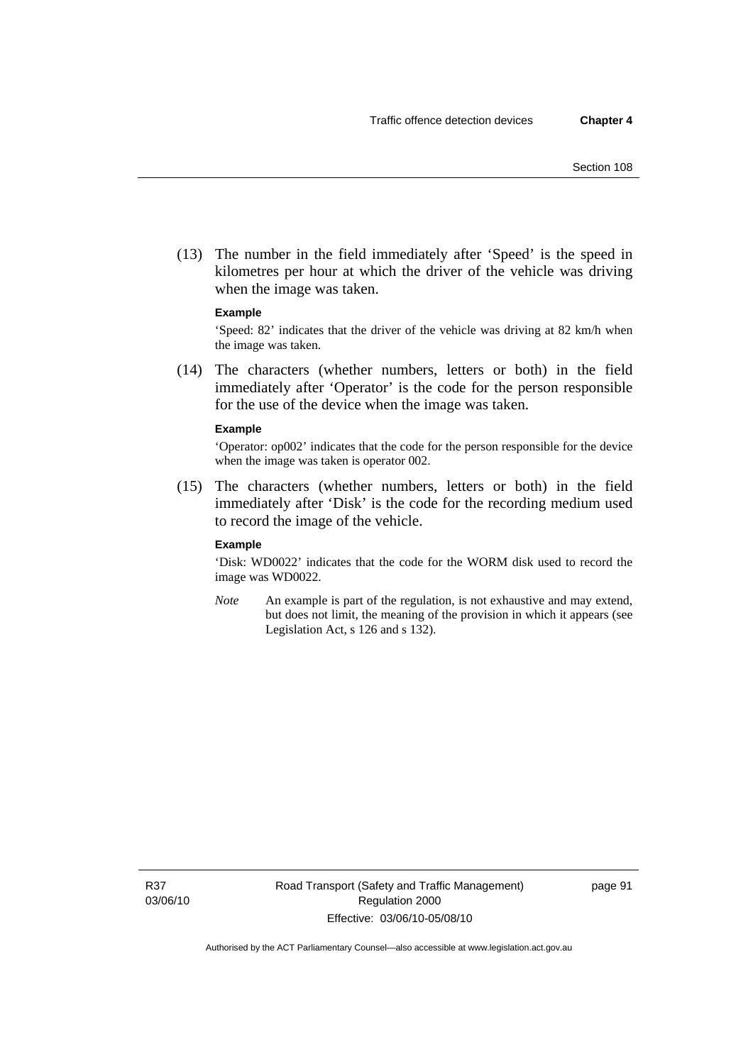(13) The number in the field immediately after 'Speed' is the speed in kilometres per hour at which the driver of the vehicle was driving when the image was taken.

**Example**

'Speed: 82' indicates that the driver of the vehicle was driving at 82 km/h when the image was taken.

(14) The characters (whether numbers, letters or both) in the field immediately after 'Operator' is the code for the person responsible for the use of the device when the image was taken.

**Example**

'Operator: op002' indicates that the code for the person responsible for the device when the image was taken is operator 002.

(15) The characters (whether numbers, letters or both) in the field immediately after 'Disk' is the code for the recording medium used to record the image of the vehicle.

**Example**

'Disk: WD0022' indicates that the code for the WORM disk used to record the image was WD0022.

*Note* An example is part of the regulation, is not exhaustive and may extend, but does not limit, the meaning of the provision in which it appears (see Legislation Act, s 126 and s 132).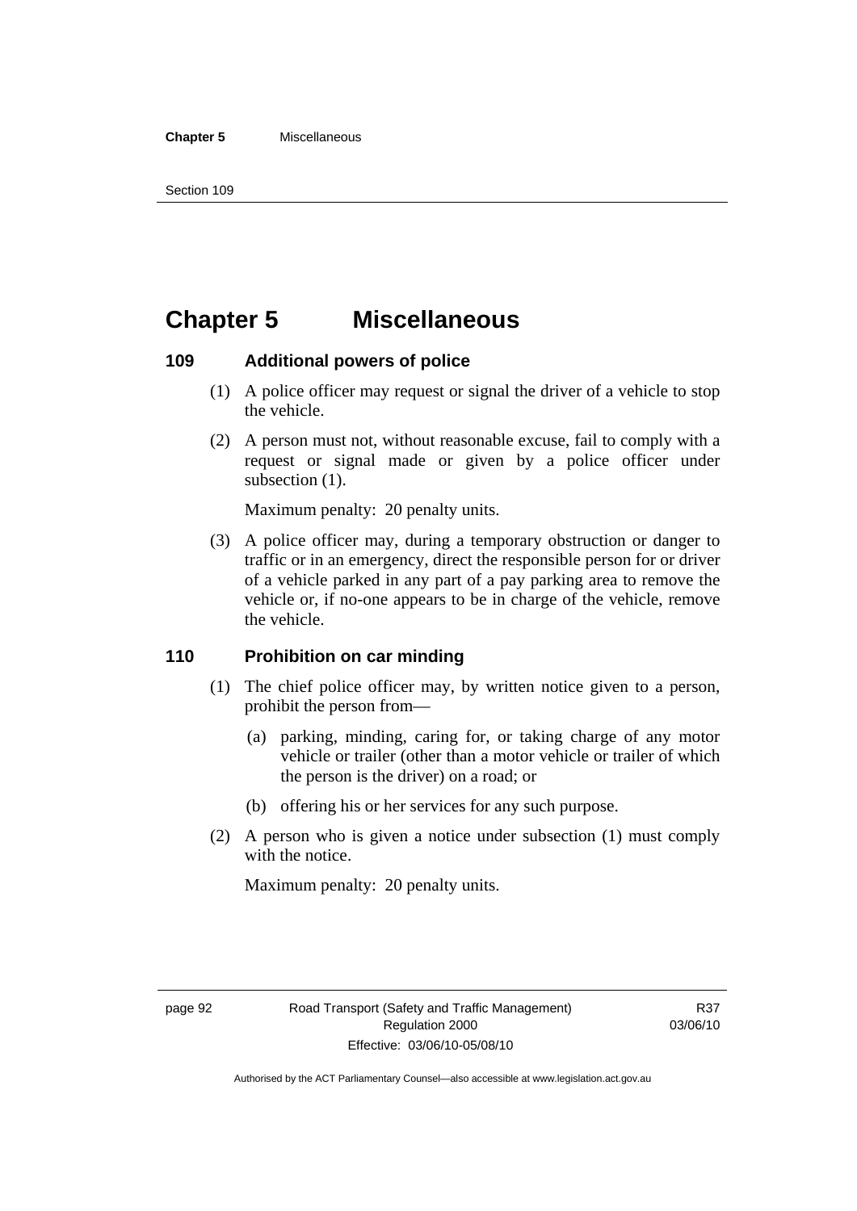# Chapter 5 Miscellaneous

### 109 Additional powers of police

(1) A police officer may request or signal the driver of a vehicle to stop the vehicle.

(2) A person must not, without reasonable excuse, fail to comply with a request or signal made or given by a police officer under subsection (1).

Maximum penalty: 20 penalty units.

(3) A police officer may, during a temporary obstruction or danger to traffic or in an emergency, direct the responsible person for or driver of a vehicle parked in any part of a pay parking area to remove the vehicle or, if no-one appears to be in charge of the vehicle, remove the vehicle.

### 110 Prohibition on car minding

(1) The chief police officer may, by written notice given to a person, prohibit the person from—

(a) parking, minding, caring for, or taking charge of any motor vehicle or trailer (other than a motor vehicle or trailer of which the person is the driver) on a road; or

(b) offering his or her services for any such purpose.

(2) A person who is given a notice under subsection (1) must comply with the notice.

Maximum penalty: 20 penalty units.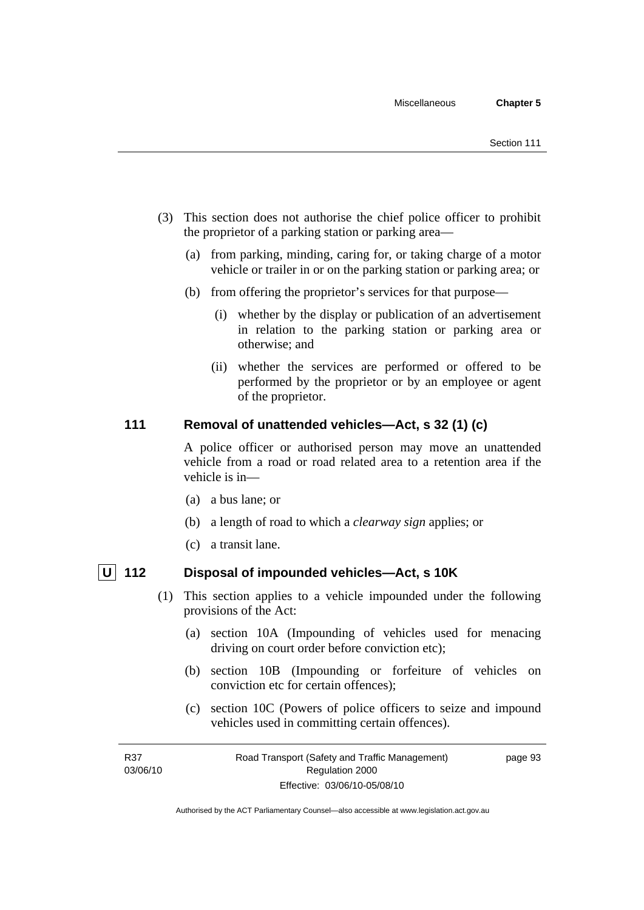(3) This section does not authorise the chief police officer to prohibit the proprietor of a parking station or parking area—

(a) from parking, minding, caring for, or taking charge of a motor vehicle or trailer in or on the parking station or parking area; or

(b) from offering the proprietor's services for that purpose—

(i) whether by the display or publication of an advertisement in relation to the parking station or parking area or otherwise; and

(ii) whether the services are performed or offered to be performed by the proprietor or by an employee or agent of the proprietor.

### 111 Removal of unattended vehicles—Act, s 32 (1) (c)

A police officer or authorised person may move an unattended vehicle from a road or road related area to a retention area if the vehicle is in—

(a) a bus lane; or

(b) a length of road to which a *clearway sign* applies; or

(c) a transit lane.

### U 112 Disposal of impounded vehicles—Act, s 10K

(1) This section applies to a vehicle impounded under the following provisions of the Act:

(a) section 10A (Impounding of vehicles used for menacing driving on court order before conviction etc);

(b) section 10B (Impounding or forfeiture of vehicles on conviction etc for certain offences);

(c) section 10C (Powers of police officers to seize and impound vehicles used in committing certain offences).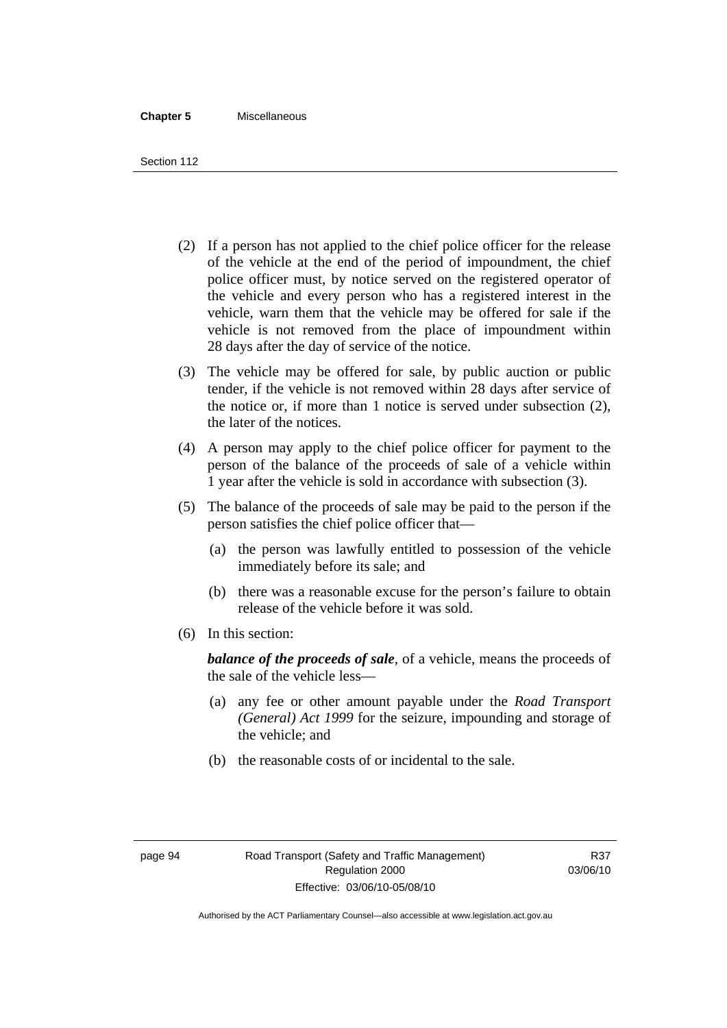(2) If a person has not applied to the chief police officer for the release of the vehicle at the end of the period of impoundment, the chief police officer must, by notice served on the registered operator of the vehicle and every person who has a registered interest in the vehicle, warn them that the vehicle may be offered for sale if the vehicle is not removed from the place of impoundment within 28 days after the day of service of the notice.

(3) The vehicle may be offered for sale, by public auction or public tender, if the vehicle is not removed within 28 days after service of the notice or, if more than 1 notice is served under subsection (2), the later of the notices.

(4) A person may apply to the chief police officer for payment to the person of the balance of the proceeds of sale of a vehicle within 1 year after the vehicle is sold in accordance with subsection (3).

(5) The balance of the proceeds of sale may be paid to the person if the person satisfies the chief police officer that—

(a) the person was lawfully entitled to possession of the vehicle immediately before its sale; and

(b) there was a reasonable excuse for the person's failure to obtain release of the vehicle before it was sold.

(6) In this section:

***balance of the proceeds of sale***, of a vehicle, means the proceeds of the sale of the vehicle less—

(a) any fee or other amount payable under the *Road Transport (General) Act 1999* for the seizure, impounding and storage of the vehicle; and

(b) the reasonable costs of or incidental to the sale.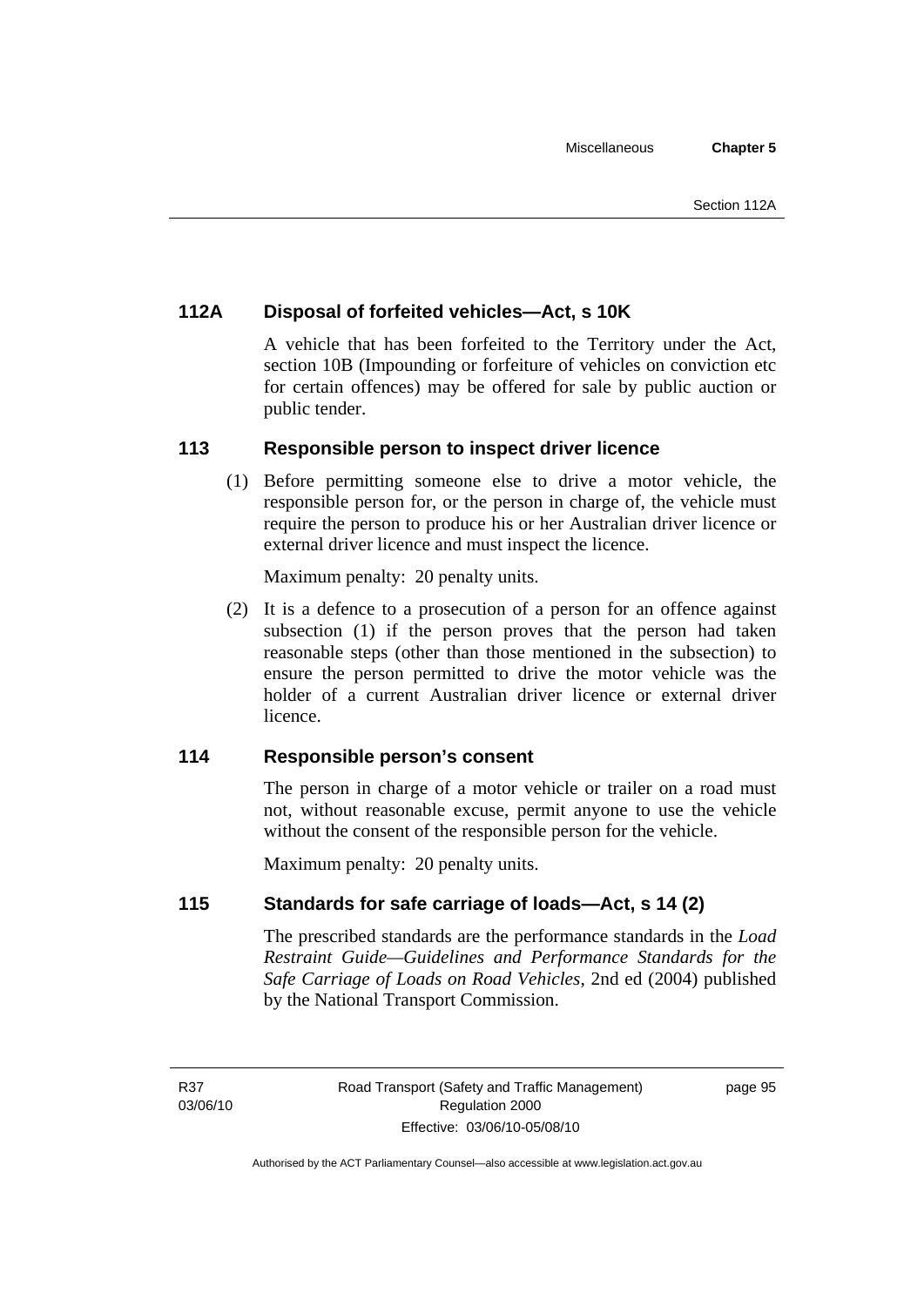### 112A Disposal of forfeited vehicles—Act, s 10K

A vehicle that has been forfeited to the Territory under the Act, section 10B (Impounding or forfeiture of vehicles on conviction etc for certain offences) may be offered for sale by public auction or public tender.

### 113 Responsible person to inspect driver licence

(1) Before permitting someone else to drive a motor vehicle, the responsible person for, or the person in charge of, the vehicle must require the person to produce his or her Australian driver licence or external driver licence and must inspect the licence.

Maximum penalty: 20 penalty units.

(2) It is a defence to a prosecution of a person for an offence against subsection (1) if the person proves that the person had taken reasonable steps (other than those mentioned in the subsection) to ensure the person permitted to drive the motor vehicle was the holder of a current Australian driver licence or external driver licence.

### 114 Responsible person's consent

The person in charge of a motor vehicle or trailer on a road must not, without reasonable excuse, permit anyone to use the vehicle without the consent of the responsible person for the vehicle.

Maximum penalty: 20 penalty units.

### 115 Standards for safe carriage of loads—Act, s 14 (2)

The prescribed standards are the performance standards in the *Load Restraint Guide—Guidelines and Performance Standards for the Safe Carriage of Loads on Road Vehicles*, 2nd ed (2004) published by the National Transport Commission.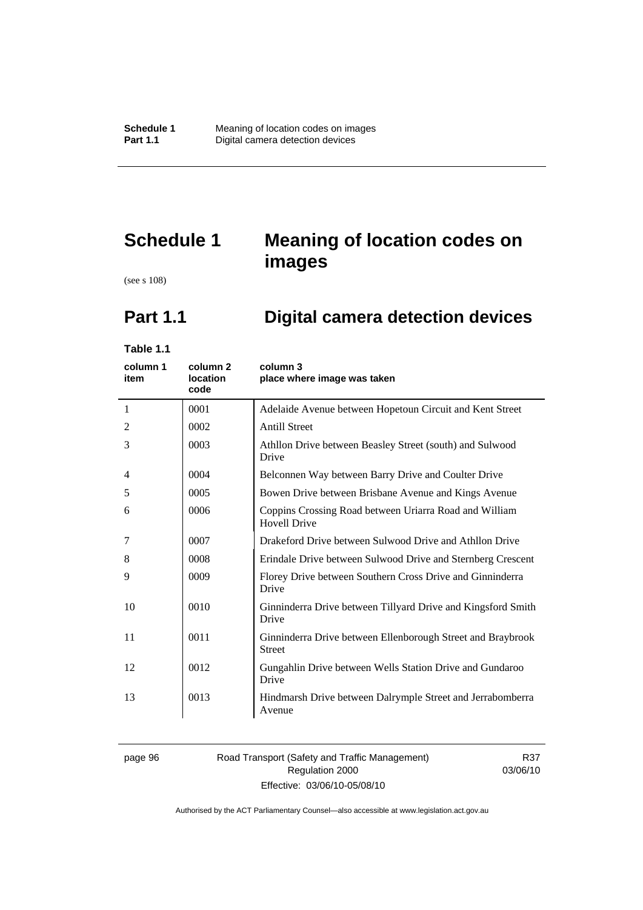# Schedule 1 Meaning of location codes on images

(see s 108)

## Part 1.1 Digital camera detection devices

**Table 1.1**

| column 1 item | column 2 location code | column 3 place where image was taken |
|---|---|---|
| 1 | 0001 | Adelaide Avenue between Hopetoun Circuit and Kent Street |
| 2 | 0002 | Antill Street |
| 3 | 0003 | Athllon Drive between Beasley Street (south) and Sulwood Drive |
| 4 | 0004 | Belconnen Way between Barry Drive and Coulter Drive |
| 5 | 0005 | Bowen Drive between Brisbane Avenue and Kings Avenue |
| 6 | 0006 | Coppins Crossing Road between Uriarra Road and William Hovell Drive |
| 7 | 0007 | Drakeford Drive between Sulwood Drive and Athllon Drive |
| 8 | 0008 | Erindale Drive between Sulwood Drive and Sternberg Crescent |
| 9 | 0009 | Florey Drive between Southern Cross Drive and Ginninderra Drive |
| 10 | 0010 | Ginninderra Drive between Tillyard Drive and Kingsford Smith Drive |
| 11 | 0011 | Ginninderra Drive between Ellenborough Street and Braybrook Street |
| 12 | 0012 | Gungahlin Drive between Wells Station Drive and Gundaroo Drive |
| 13 | 0013 | Hindmarsh Drive between Dalrymple Street and Jerrabomberra Avenue |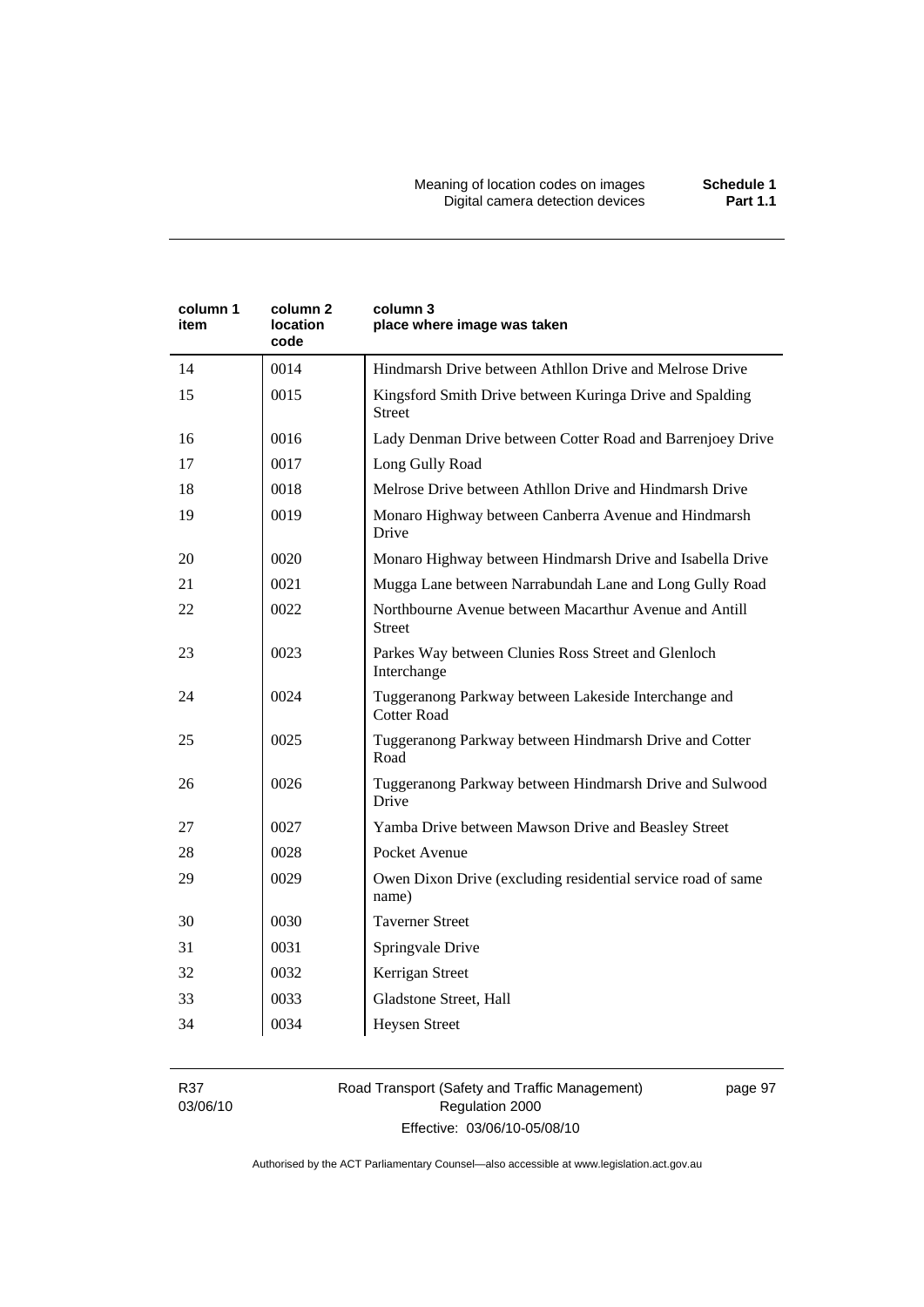| column 1 item | column 2 location code | column 3 place where image was taken |
|---|---|---|
| 14 | 0014 | Hindmarsh Drive between Athllon Drive and Melrose Drive |
| 15 | 0015 | Kingsford Smith Drive between Kuringa Drive and Spalding Street |
| 16 | 0016 | Lady Denman Drive between Cotter Road and Barrenjoey Drive |
| 17 | 0017 | Long Gully Road |
| 18 | 0018 | Melrose Drive between Athllon Drive and Hindmarsh Drive |
| 19 | 0019 | Monaro Highway between Canberra Avenue and Hindmarsh Drive |
| 20 | 0020 | Monaro Highway between Hindmarsh Drive and Isabella Drive |
| 21 | 0021 | Mugga Lane between Narrabundah Lane and Long Gully Road |
| 22 | 0022 | Northbourne Avenue between Macarthur Avenue and Antill Street |
| 23 | 0023 | Parkes Way between Clunies Ross Street and Glenloch Interchange |
| 24 | 0024 | Tuggeranong Parkway between Lakeside Interchange and Cotter Road |
| 25 | 0025 | Tuggeranong Parkway between Hindmarsh Drive and Cotter Road |
| 26 | 0026 | Tuggeranong Parkway between Hindmarsh Drive and Sulwood Drive |
| 27 | 0027 | Yamba Drive between Mawson Drive and Beasley Street |
| 28 | 0028 | Pocket Avenue |
| 29 | 0029 | Owen Dixon Drive (excluding residential service road of same name) |
| 30 | 0030 | Taverner Street |
| 31 | 0031 | Springvale Drive |
| 32 | 0032 | Kerrigan Street |
| 33 | 0033 | Gladstone Street, Hall |
| 34 | 0034 | Heysen Street |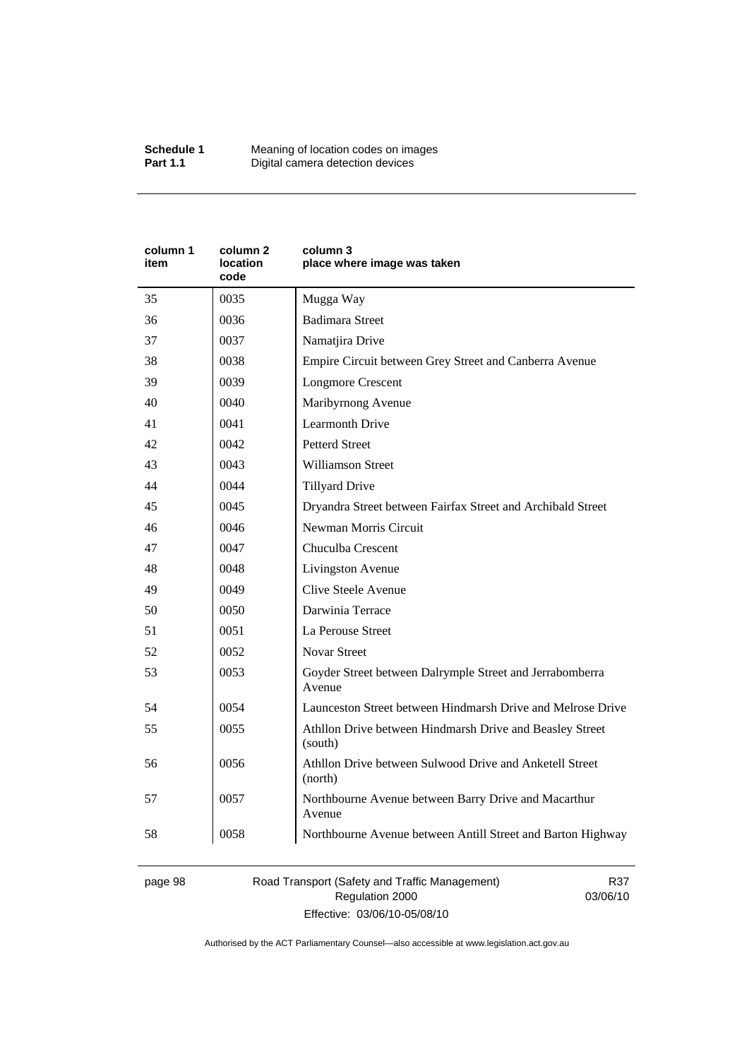| column 1 item | column 2 location code | column 3 place where image was taken |
|---|---|---|
| 35 | 0035 | Mugga Way |
| 36 | 0036 | Badimara Street |
| 37 | 0037 | Namatjira Drive |
| 38 | 0038 | Empire Circuit between Grey Street and Canberra Avenue |
| 39 | 0039 | Longmore Crescent |
| 40 | 0040 | Maribyrnong Avenue |
| 41 | 0041 | Learmonth Drive |
| 42 | 0042 | Petterd Street |
| 43 | 0043 | Williamson Street |
| 44 | 0044 | Tillyard Drive |
| 45 | 0045 | Dryandra Street between Fairfax Street and Archibald Street |
| 46 | 0046 | Newman Morris Circuit |
| 47 | 0047 | Chuculba Crescent |
| 48 | 0048 | Livingston Avenue |
| 49 | 0049 | Clive Steele Avenue |
| 50 | 0050 | Darwinia Terrace |
| 51 | 0051 | La Perouse Street |
| 52 | 0052 | Novar Street |
| 53 | 0053 | Goyder Street between Dalrymple Street and Jerrabomberra Avenue |
| 54 | 0054 | Launceston Street between Hindmarsh Drive and Melrose Drive |
| 55 | 0055 | Athllon Drive between Hindmarsh Drive and Beasley Street (south) |
| 56 | 0056 | Athllon Drive between Sulwood Drive and Anketell Street (north) |
| 57 | 0057 | Northbourne Avenue between Barry Drive and Macarthur Avenue |
| 58 | 0058 | Northbourne Avenue between Antill Street and Barton Highway |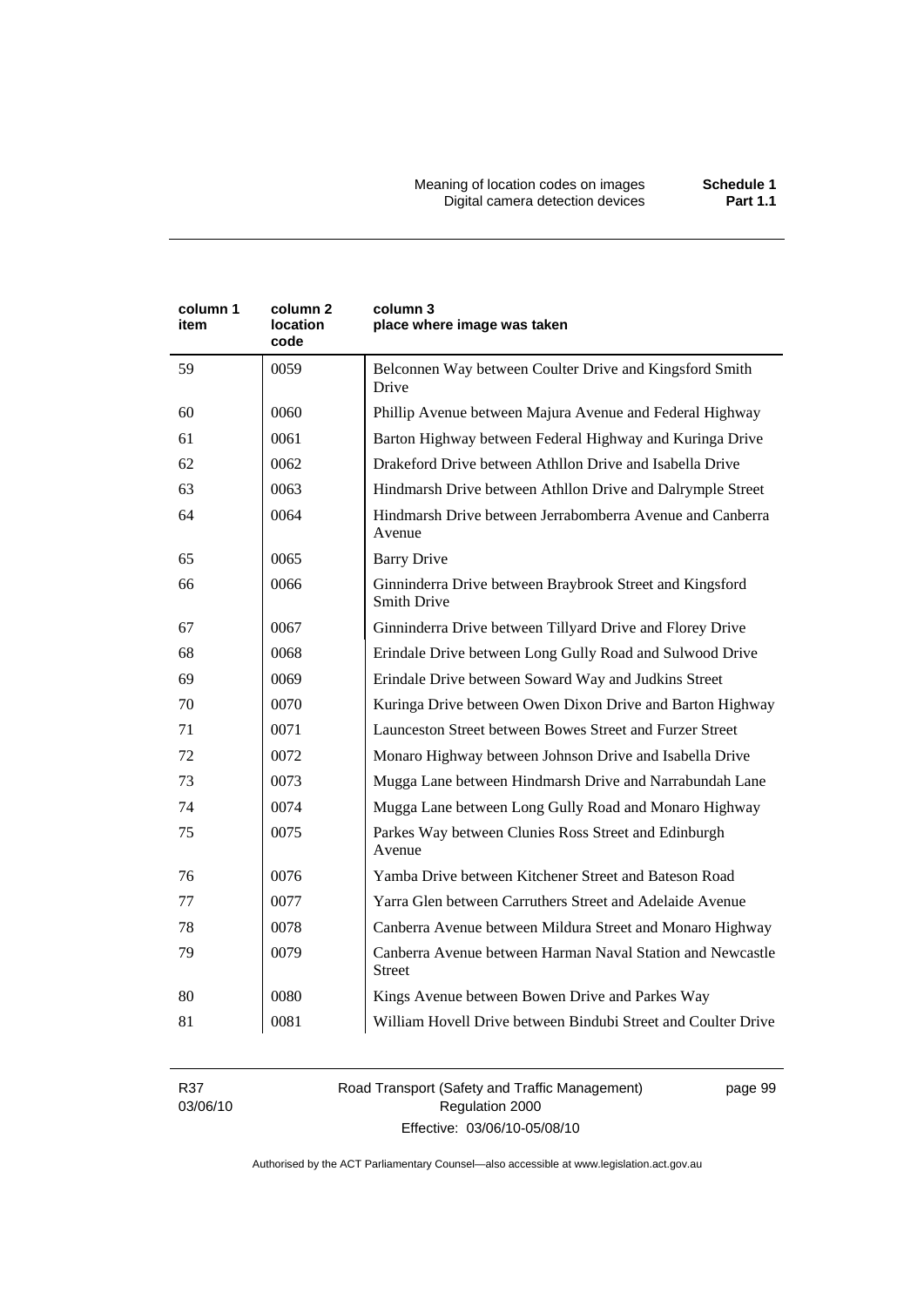| column 1 item | column 2 location code | column 3 place where image was taken |
|---|---|---|
| 59 | 0059 | Belconnen Way between Coulter Drive and Kingsford Smith Drive |
| 60 | 0060 | Phillip Avenue between Majura Avenue and Federal Highway |
| 61 | 0061 | Barton Highway between Federal Highway and Kuringa Drive |
| 62 | 0062 | Drakeford Drive between Athllon Drive and Isabella Drive |
| 63 | 0063 | Hindmarsh Drive between Athllon Drive and Dalrymple Street |
| 64 | 0064 | Hindmarsh Drive between Jerrabomberra Avenue and Canberra Avenue |
| 65 | 0065 | Barry Drive |
| 66 | 0066 | Ginninderra Drive between Braybrook Street and Kingsford Smith Drive |
| 67 | 0067 | Ginninderra Drive between Tillyard Drive and Florey Drive |
| 68 | 0068 | Erindale Drive between Long Gully Road and Sulwood Drive |
| 69 | 0069 | Erindale Drive between Soward Way and Judkins Street |
| 70 | 0070 | Kuringa Drive between Owen Dixon Drive and Barton Highway |
| 71 | 0071 | Launceston Street between Bowes Street and Furzer Street |
| 72 | 0072 | Monaro Highway between Johnson Drive and Isabella Drive |
| 73 | 0073 | Mugga Lane between Hindmarsh Drive and Narrabundah Lane |
| 74 | 0074 | Mugga Lane between Long Gully Road and Monaro Highway |
| 75 | 0075 | Parkes Way between Clunies Ross Street and Edinburgh Avenue |
| 76 | 0076 | Yamba Drive between Kitchener Street and Bateson Road |
| 77 | 0077 | Yarra Glen between Carruthers Street and Adelaide Avenue |
| 78 | 0078 | Canberra Avenue between Mildura Street and Monaro Highway |
| 79 | 0079 | Canberra Avenue between Harman Naval Station and Newcastle Street |
| 80 | 0080 | Kings Avenue between Bowen Drive and Parkes Way |
| 81 | 0081 | William Hovell Drive between Bindubi Street and Coulter Drive |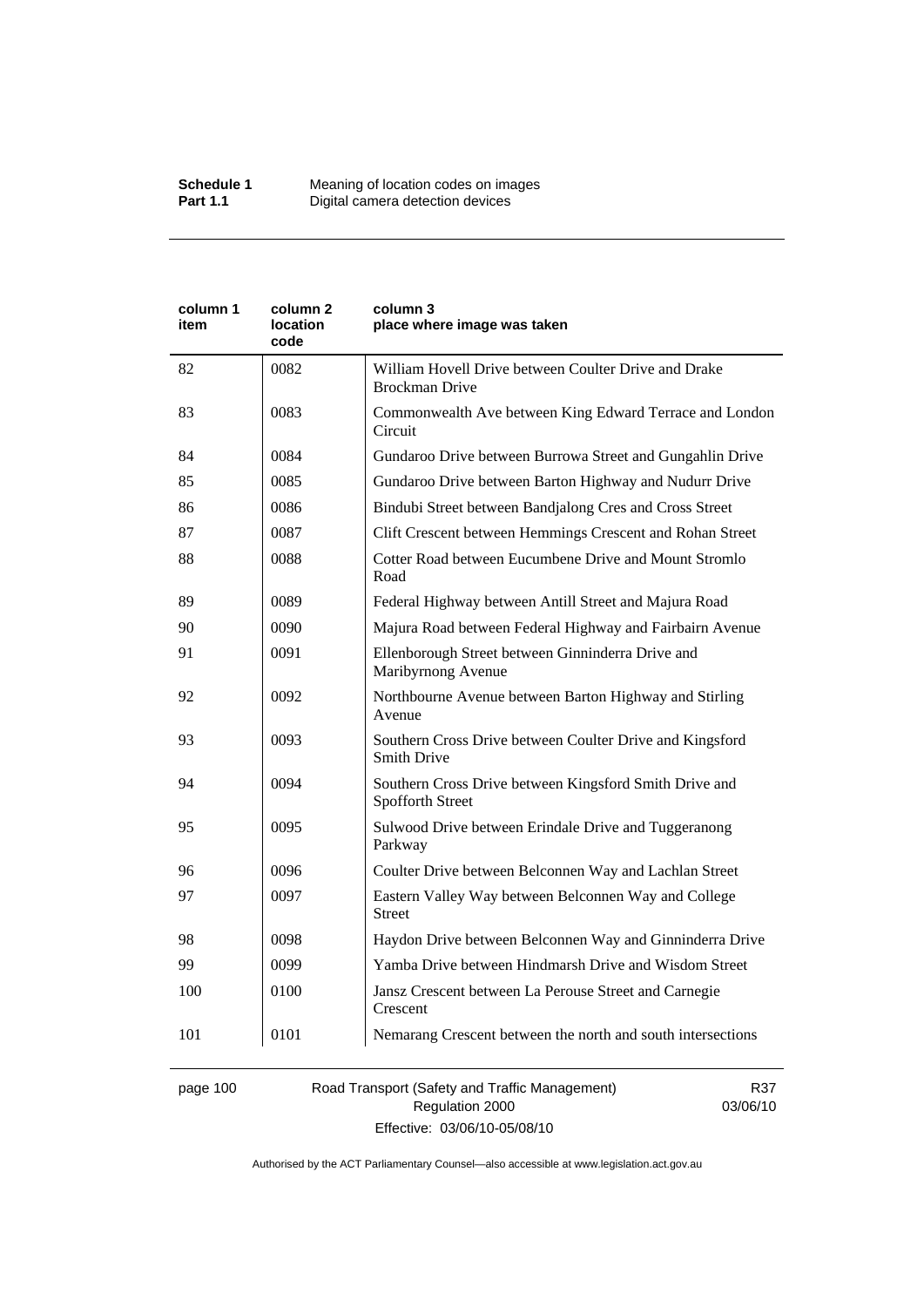| column 1 item | column 2 location code | column 3 place where image was taken |
|---|---|---|
| 82 | 0082 | William Hovell Drive between Coulter Drive and Drake Brockman Drive |
| 83 | 0083 | Commonwealth Ave between King Edward Terrace and London Circuit |
| 84 | 0084 | Gundaroo Drive between Burrowa Street and Gungahlin Drive |
| 85 | 0085 | Gundaroo Drive between Barton Highway and Nudurr Drive |
| 86 | 0086 | Bindubi Street between Bandjalong Cres and Cross Street |
| 87 | 0087 | Clift Crescent between Hemmings Crescent and Rohan Street |
| 88 | 0088 | Cotter Road between Eucumbene Drive and Mount Stromlo Road |
| 89 | 0089 | Federal Highway between Antill Street and Majura Road |
| 90 | 0090 | Majura Road between Federal Highway and Fairbairn Avenue |
| 91 | 0091 | Ellenborough Street between Ginninderra Drive and Maribyrnong Avenue |
| 92 | 0092 | Northbourne Avenue between Barton Highway and Stirling Avenue |
| 93 | 0093 | Southern Cross Drive between Coulter Drive and Kingsford Smith Drive |
| 94 | 0094 | Southern Cross Drive between Kingsford Smith Drive and Spofforth Street |
| 95 | 0095 | Sulwood Drive between Erindale Drive and Tuggeranong Parkway |
| 96 | 0096 | Coulter Drive between Belconnen Way and Lachlan Street |
| 97 | 0097 | Eastern Valley Way between Belconnen Way and College Street |
| 98 | 0098 | Haydon Drive between Belconnen Way and Ginninderra Drive |
| 99 | 0099 | Yamba Drive between Hindmarsh Drive and Wisdom Street |
| 100 | 0100 | Jansz Crescent between La Perouse Street and Carnegie Crescent |
| 101 | 0101 | Nemarang Crescent between the north and south intersections |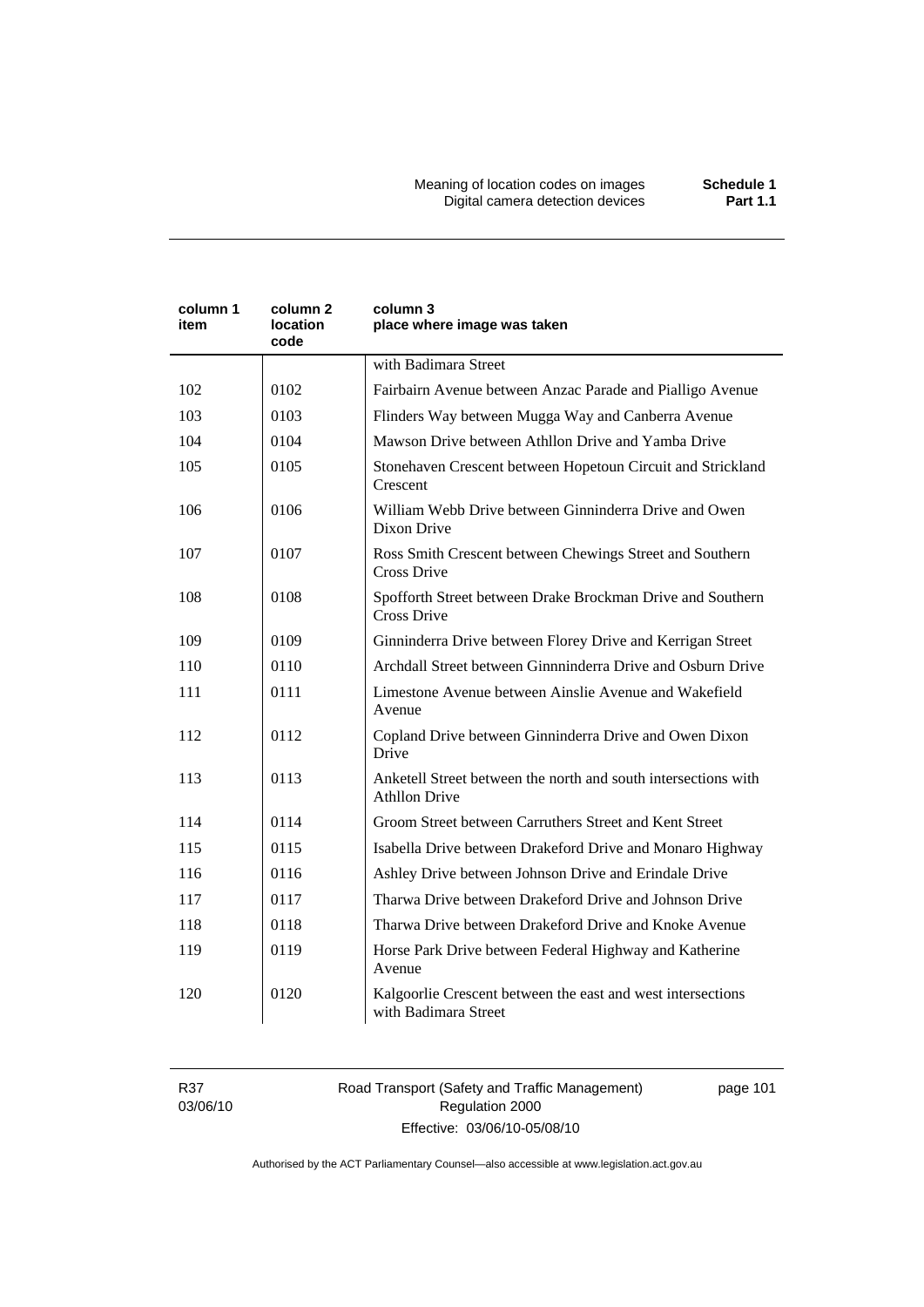| column 1 item | column 2 location code | column 3 place where image was taken |
|---|---|---|
| | | with Badimara Street |
| 102 | 0102 | Fairbairn Avenue between Anzac Parade and Pialligo Avenue |
| 103 | 0103 | Flinders Way between Mugga Way and Canberra Avenue |
| 104 | 0104 | Mawson Drive between Athllon Drive and Yamba Drive |
| 105 | 0105 | Stonehaven Crescent between Hopetoun Circuit and Strickland Crescent |
| 106 | 0106 | William Webb Drive between Ginninderra Drive and Owen Dixon Drive |
| 107 | 0107 | Ross Smith Crescent between Chewings Street and Southern Cross Drive |
| 108 | 0108 | Spofforth Street between Drake Brockman Drive and Southern Cross Drive |
| 109 | 0109 | Ginninderra Drive between Florey Drive and Kerrigan Street |
| 110 | 0110 | Archdall Street between Ginnninderra Drive and Osburn Drive |
| 111 | 0111 | Limestone Avenue between Ainslie Avenue and Wakefield Avenue |
| 112 | 0112 | Copland Drive between Ginninderra Drive and Owen Dixon Drive |
| 113 | 0113 | Anketell Street between the north and south intersections with Athllon Drive |
| 114 | 0114 | Groom Street between Carruthers Street and Kent Street |
| 115 | 0115 | Isabella Drive between Drakeford Drive and Monaro Highway |
| 116 | 0116 | Ashley Drive between Johnson Drive and Erindale Drive |
| 117 | 0117 | Tharwa Drive between Drakeford Drive and Johnson Drive |
| 118 | 0118 | Tharwa Drive between Drakeford Drive and Knoke Avenue |
| 119 | 0119 | Horse Park Drive between Federal Highway and Katherine Avenue |
| 120 | 0120 | Kalgoorlie Crescent between the east and west intersections with Badimara Street |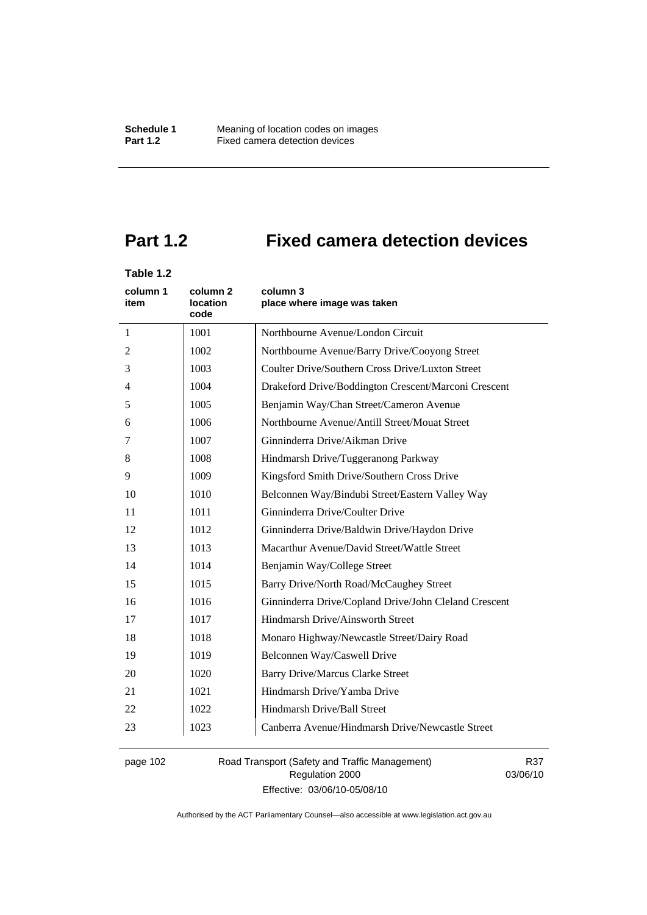# Part 1.2 Fixed camera detection devices

**Table 1.2**

| column 1 item | column 2 location code | column 3 place where image was taken |
|---|---|---|
| 1 | 1001 | Northbourne Avenue/London Circuit |
| 2 | 1002 | Northbourne Avenue/Barry Drive/Cooyong Street |
| 3 | 1003 | Coulter Drive/Southern Cross Drive/Luxton Street |
| 4 | 1004 | Drakeford Drive/Boddington Crescent/Marconi Crescent |
| 5 | 1005 | Benjamin Way/Chan Street/Cameron Avenue |
| 6 | 1006 | Northbourne Avenue/Antill Street/Mouat Street |
| 7 | 1007 | Ginninderra Drive/Aikman Drive |
| 8 | 1008 | Hindmarsh Drive/Tuggeranong Parkway |
| 9 | 1009 | Kingsford Smith Drive/Southern Cross Drive |
| 10 | 1010 | Belconnen Way/Bindubi Street/Eastern Valley Way |
| 11 | 1011 | Ginninderra Drive/Coulter Drive |
| 12 | 1012 | Ginninderra Drive/Baldwin Drive/Haydon Drive |
| 13 | 1013 | Macarthur Avenue/David Street/Wattle Street |
| 14 | 1014 | Benjamin Way/College Street |
| 15 | 1015 | Barry Drive/North Road/McCaughey Street |
| 16 | 1016 | Ginninderra Drive/Copland Drive/John Cleland Crescent |
| 17 | 1017 | Hindmarsh Drive/Ainsworth Street |
| 18 | 1018 | Monaro Highway/Newcastle Street/Dairy Road |
| 19 | 1019 | Belconnen Way/Caswell Drive |
| 20 | 1020 | Barry Drive/Marcus Clarke Street |
| 21 | 1021 | Hindmarsh Drive/Yamba Drive |
| 22 | 1022 | Hindmarsh Drive/Ball Street |
| 23 | 1023 | Canberra Avenue/Hindmarsh Drive/Newcastle Street |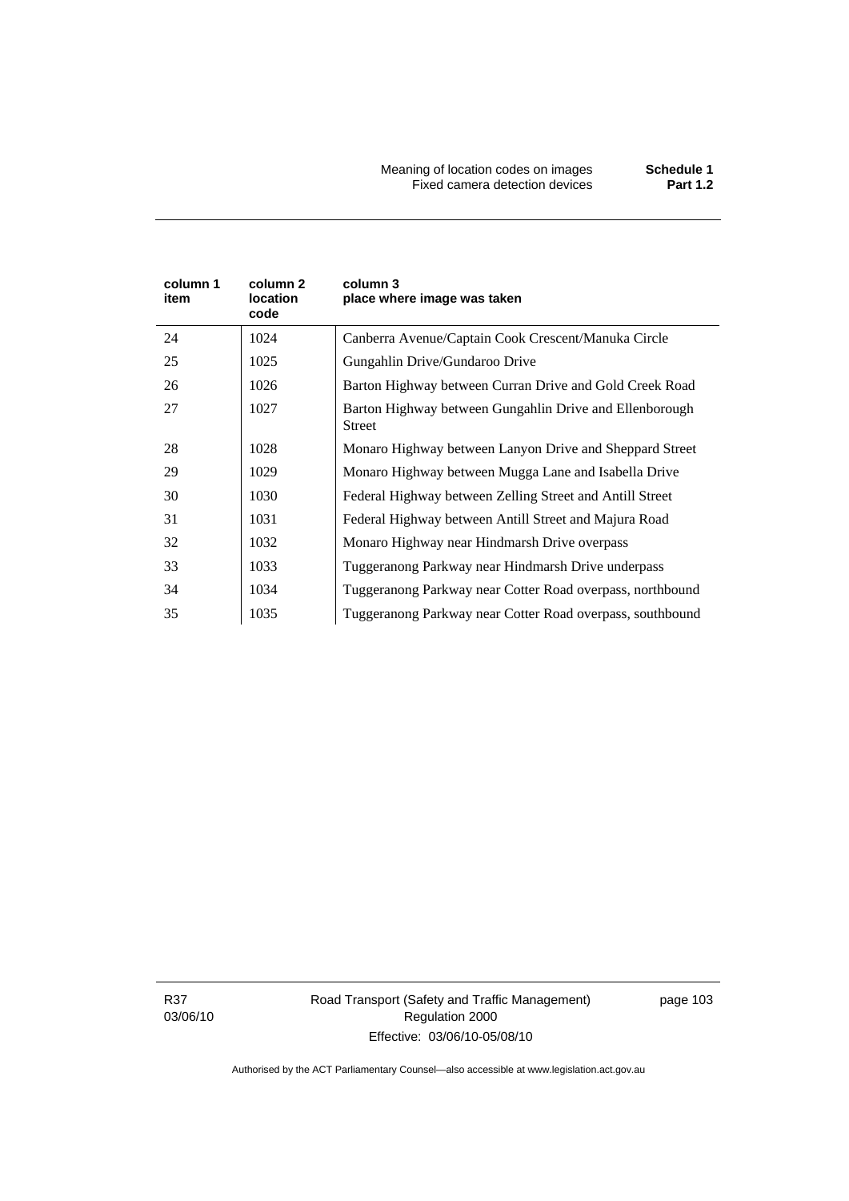| column 1 item | column 2 location code | column 3 place where image was taken |
|---|---|---|
| 24 | 1024 | Canberra Avenue/Captain Cook Crescent/Manuka Circle |
| 25 | 1025 | Gungahlin Drive/Gundaroo Drive |
| 26 | 1026 | Barton Highway between Curran Drive and Gold Creek Road |
| 27 | 1027 | Barton Highway between Gungahlin Drive and Ellenborough Street |
| 28 | 1028 | Monaro Highway between Lanyon Drive and Sheppard Street |
| 29 | 1029 | Monaro Highway between Mugga Lane and Isabella Drive |
| 30 | 1030 | Federal Highway between Zelling Street and Antill Street |
| 31 | 1031 | Federal Highway between Antill Street and Majura Road |
| 32 | 1032 | Monaro Highway near Hindmarsh Drive overpass |
| 33 | 1033 | Tuggeranong Parkway near Hindmarsh Drive underpass |
| 34 | 1034 | Tuggeranong Parkway near Cotter Road overpass, northbound |
| 35 | 1035 | Tuggeranong Parkway near Cotter Road overpass, southbound |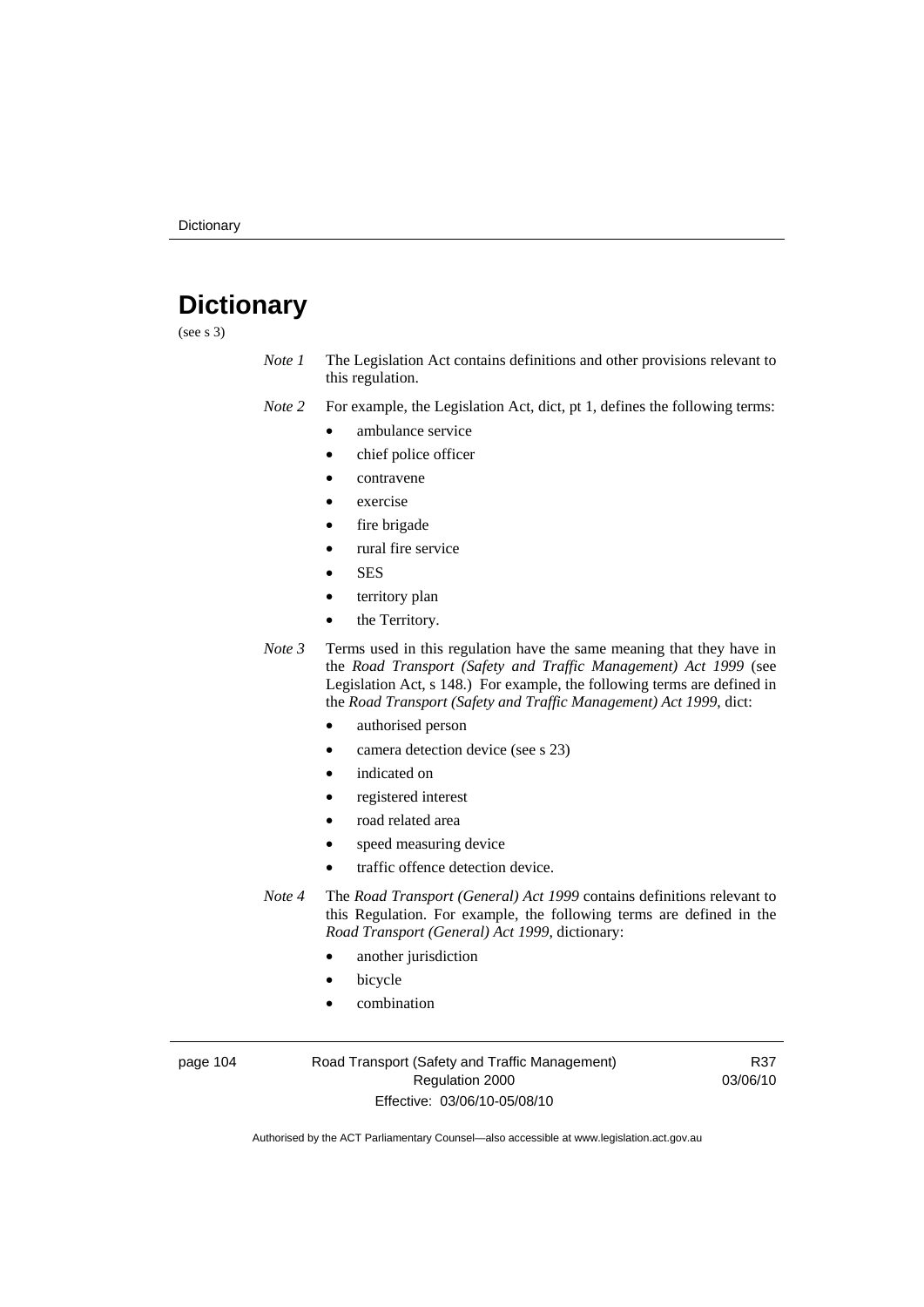# Dictionary

(see s 3)

*Note 1* The Legislation Act contains definitions and other provisions relevant to this regulation.

*Note 2* For example, the Legislation Act, dict, pt 1, defines the following terms:

- ambulance service
- chief police officer
- contravene
- exercise
- fire brigade
- rural fire service
- SES
- territory plan
- the Territory.

*Note 3* Terms used in this regulation have the same meaning that they have in the *Road Transport (Safety and Traffic Management) Act 1999* (see Legislation Act, s 148.) For example, the following terms are defined in the *Road Transport (Safety and Traffic Management) Act 1999*, dict:

- authorised person
- camera detection device (see s 23)
- indicated on
- registered interest
- road related area
- speed measuring device
- traffic offence detection device.

*Note 4* The *Road Transport (General) Act 1999* contains definitions relevant to this Regulation. For example, the following terms are defined in the *Road Transport (General) Act 1999*, dictionary:

- another jurisdiction
- bicycle
- combination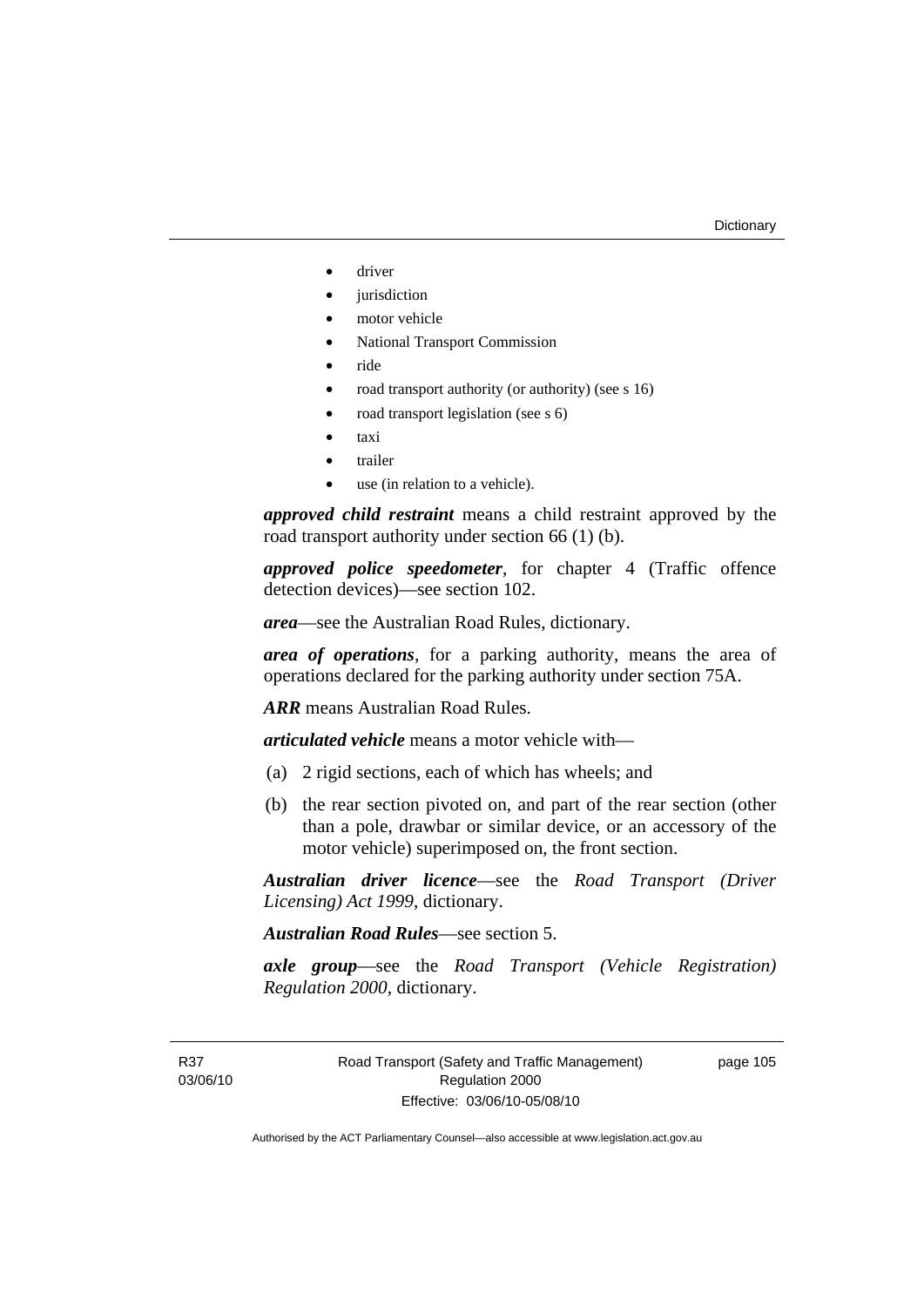- driver
- jurisdiction
- motor vehicle
- National Transport Commission
- ride
- road transport authority (or authority) (see s 16)
- road transport legislation (see s 6)
- taxi
- trailer
- use (in relation to a vehicle).

***approved child restraint*** means a child restraint approved by the road transport authority under section 66 (1) (b).

***approved police speedometer***, for chapter 4 (Traffic offence detection devices)—see section 102.

***area***—see the Australian Road Rules, dictionary.

***area of operations***, for a parking authority, means the area of operations declared for the parking authority under section 75A.

***ARR*** means Australian Road Rules.

***articulated vehicle*** means a motor vehicle with—

(a) 2 rigid sections, each of which has wheels; and

(b) the rear section pivoted on, and part of the rear section (other than a pole, drawbar or similar device, or an accessory of the motor vehicle) superimposed on, the front section.

***Australian driver licence***—see the *Road Transport (Driver Licensing) Act 1999*, dictionary.

***Australian Road Rules***—see section 5.

***axle group***—see the *Road Transport (Vehicle Registration) Regulation 2000*, dictionary.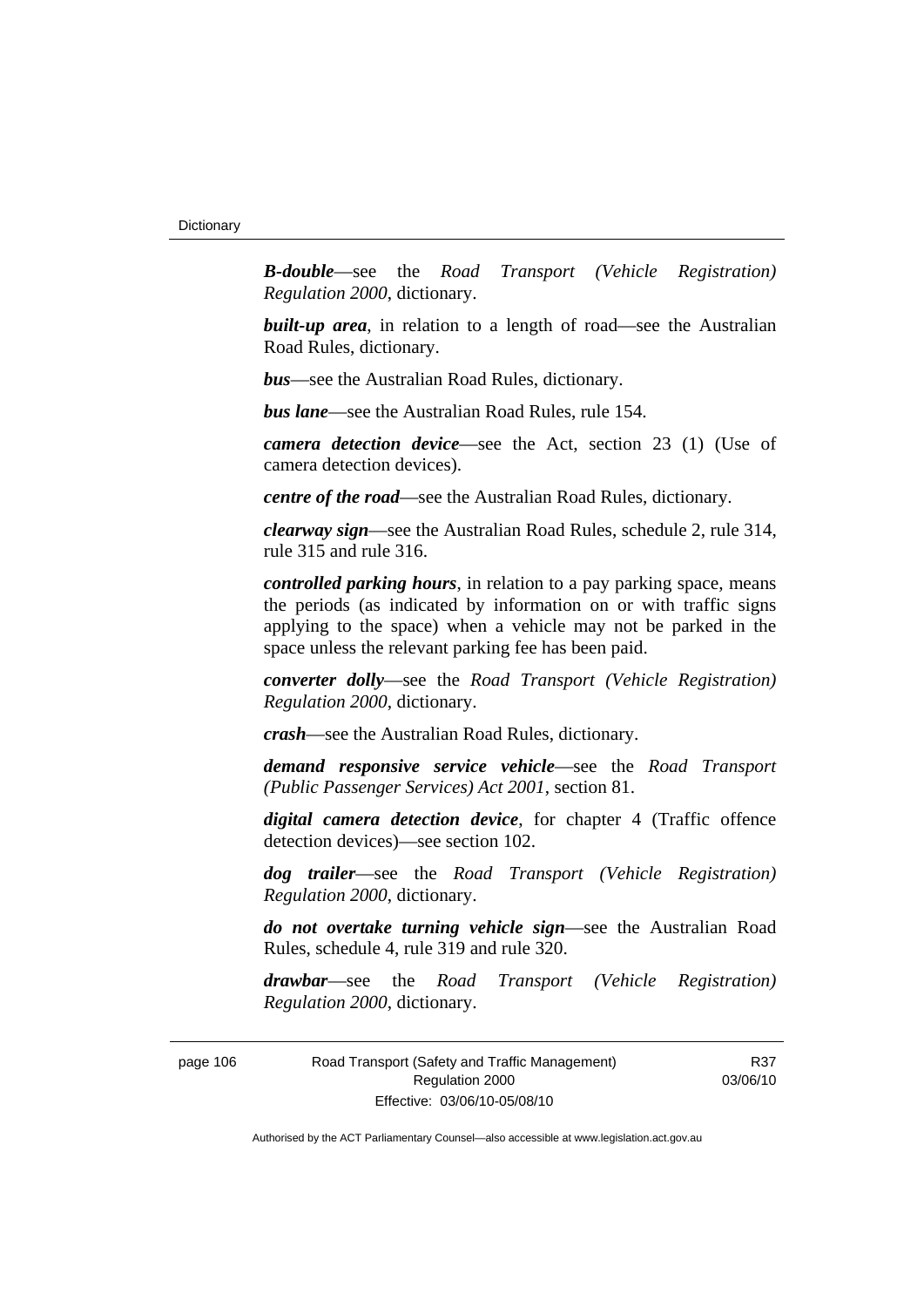***B-double***—see the *Road Transport (Vehicle Registration) Regulation 2000*, dictionary.

***built-up area***, in relation to a length of road—see the Australian Road Rules, dictionary.

***bus***—see the Australian Road Rules, dictionary.

***bus lane***—see the Australian Road Rules, rule 154.

***camera detection device***—see the Act, section 23 (1) (Use of camera detection devices).

***centre of the road***—see the Australian Road Rules, dictionary.

***clearway sign***—see the Australian Road Rules, schedule 2, rule 314, rule 315 and rule 316.

***controlled parking hours***, in relation to a pay parking space, means the periods (as indicated by information on or with traffic signs applying to the space) when a vehicle may not be parked in the space unless the relevant parking fee has been paid.

***converter dolly***—see the *Road Transport (Vehicle Registration) Regulation 2000*, dictionary.

***crash***—see the Australian Road Rules, dictionary.

***demand responsive service vehicle***—see the *Road Transport (Public Passenger Services) Act 2001*, section 81.

***digital camera detection device***, for chapter 4 (Traffic offence detection devices)—see section 102.

***dog trailer***—see the *Road Transport (Vehicle Registration) Regulation 2000*, dictionary.

***do not overtake turning vehicle sign***—see the Australian Road Rules, schedule 4, rule 319 and rule 320.

***drawbar***—see the *Road Transport (Vehicle Registration) Regulation 2000*, dictionary.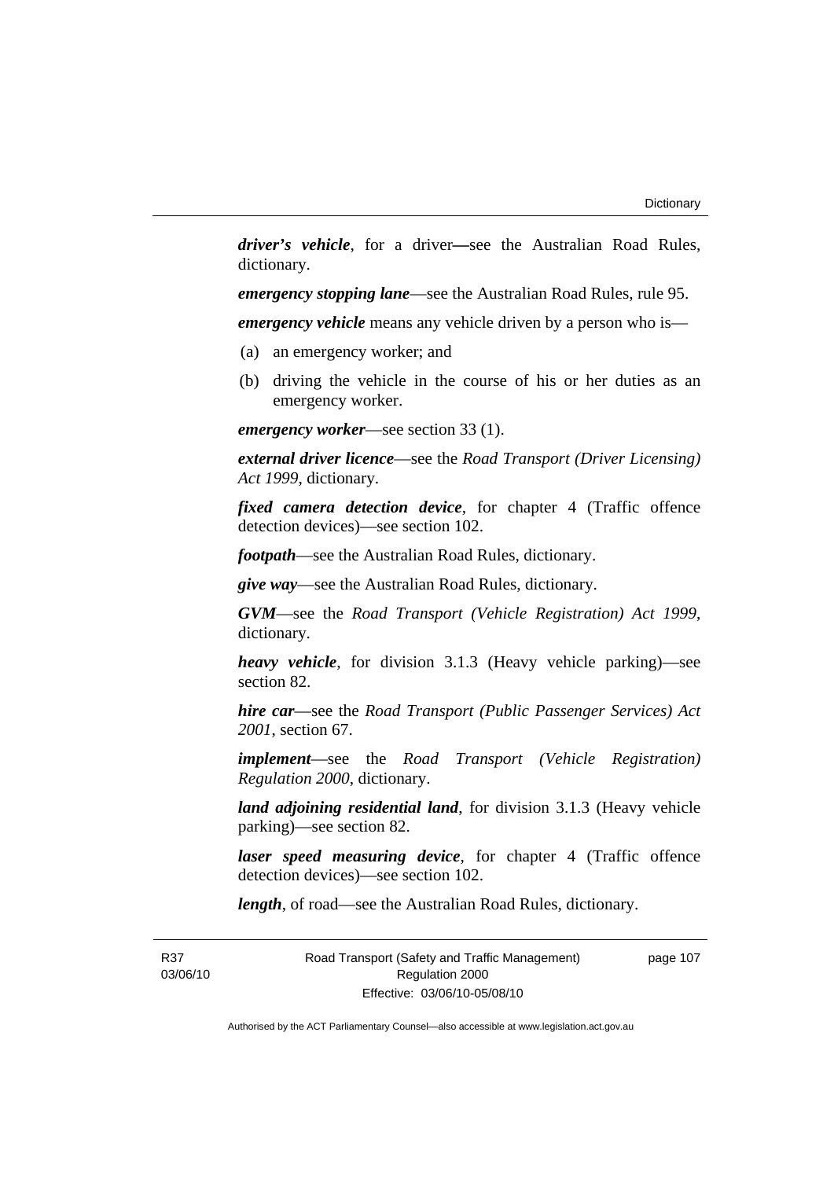***driver's vehicle***, for a driver—see the Australian Road Rules, dictionary.

***emergency stopping lane***—see the Australian Road Rules, rule 95.

***emergency vehicle*** means any vehicle driven by a person who is—

(a) an emergency worker; and

(b) driving the vehicle in the course of his or her duties as an emergency worker.

***emergency worker***—see section 33 (1).

***external driver licence***—see the *Road Transport (Driver Licensing) Act 1999*, dictionary.

***fixed camera detection device***, for chapter 4 (Traffic offence detection devices)—see section 102.

***footpath***—see the Australian Road Rules, dictionary.

***give way***—see the Australian Road Rules, dictionary.

***GVM***—see the *Road Transport (Vehicle Registration) Act 1999*, dictionary.

***heavy vehicle***, for division 3.1.3 (Heavy vehicle parking)—see section 82.

***hire car***—see the *Road Transport (Public Passenger Services) Act 2001*, section 67.

***implement***—see the *Road Transport (Vehicle Registration) Regulation 2000*, dictionary.

***land adjoining residential land***, for division 3.1.3 (Heavy vehicle parking)—see section 82.

***laser speed measuring device***, for chapter 4 (Traffic offence detection devices)—see section 102.

***length***, of road—see the Australian Road Rules, dictionary.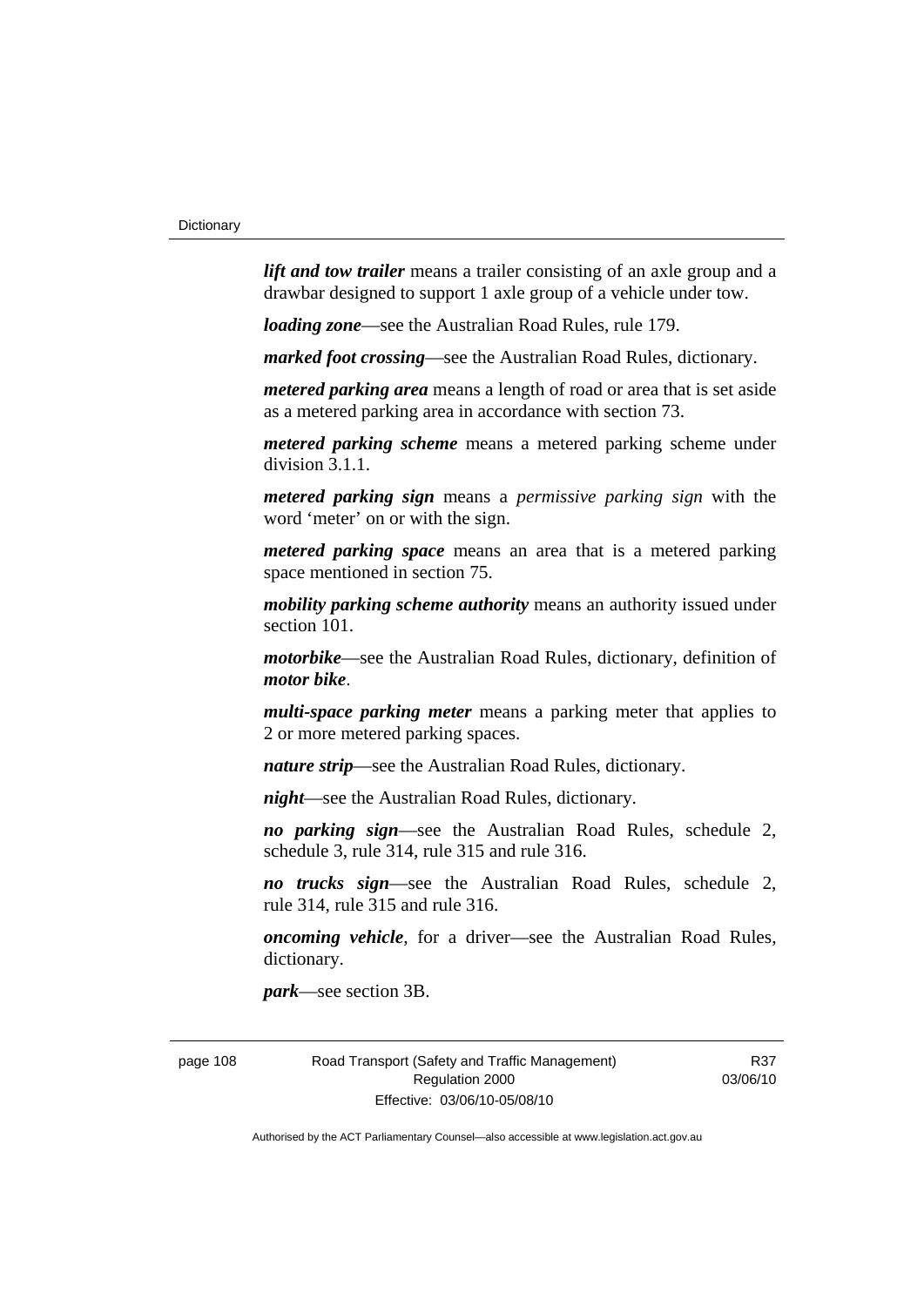***lift and tow trailer*** means a trailer consisting of an axle group and a drawbar designed to support 1 axle group of a vehicle under tow.

***loading zone***—see the Australian Road Rules, rule 179.

***marked foot crossing***—see the Australian Road Rules, dictionary.

***metered parking area*** means a length of road or area that is set aside as a metered parking area in accordance with section 73.

***metered parking scheme*** means a metered parking scheme under division 3.1.1.

***metered parking sign*** means a *permissive parking sign* with the word 'meter' on or with the sign.

***metered parking space*** means an area that is a metered parking space mentioned in section 75.

***mobility parking scheme authority*** means an authority issued under section 101.

***motorbike***—see the Australian Road Rules, dictionary, definition of ***motor bike***.

***multi-space parking meter*** means a parking meter that applies to 2 or more metered parking spaces.

***nature strip***—see the Australian Road Rules, dictionary.

***night***—see the Australian Road Rules, dictionary.

***no parking sign***—see the Australian Road Rules, schedule 2, schedule 3, rule 314, rule 315 and rule 316.

***no trucks sign***—see the Australian Road Rules, schedule 2, rule 314, rule 315 and rule 316.

***oncoming vehicle***, for a driver—see the Australian Road Rules, dictionary.

***park***—see section 3B.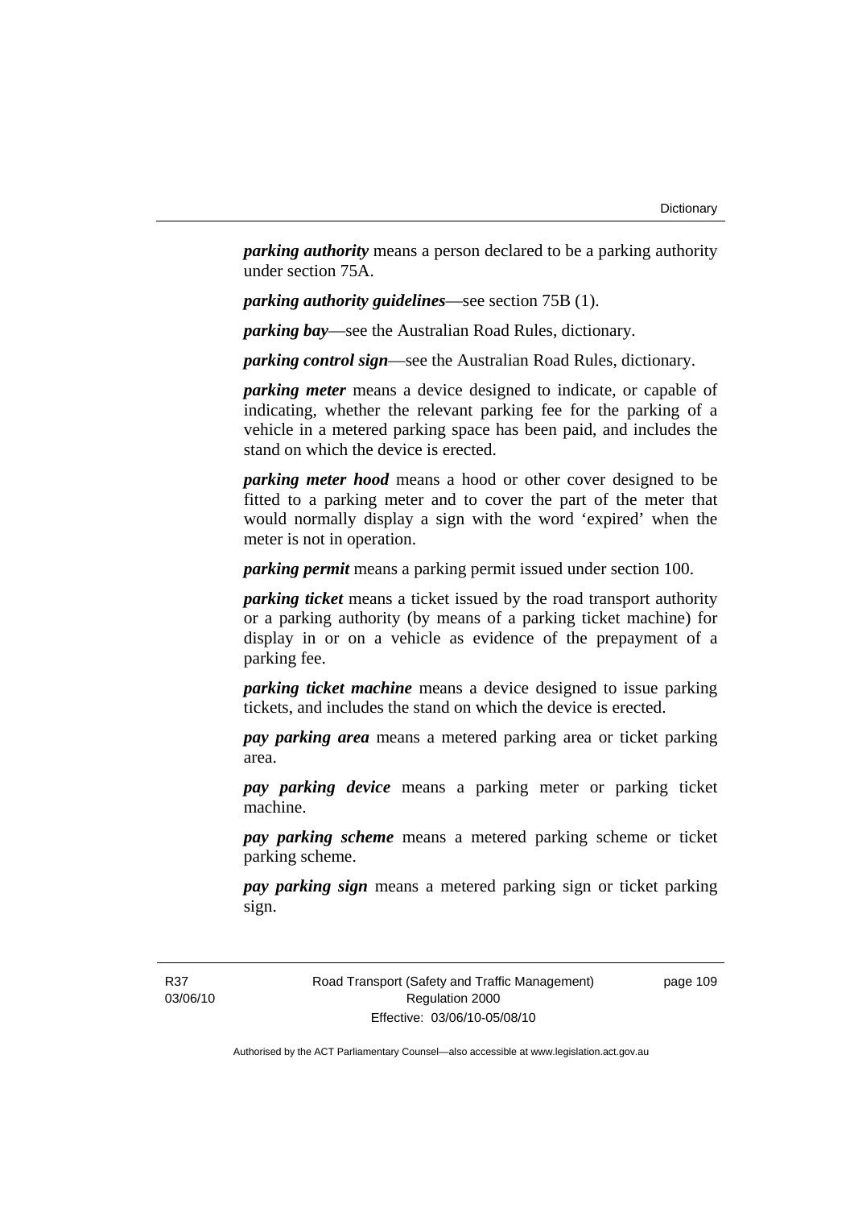***parking authority*** means a person declared to be a parking authority under section 75A.

***parking authority guidelines***—see section 75B (1).

***parking bay***—see the Australian Road Rules, dictionary.

***parking control sign***—see the Australian Road Rules, dictionary.

***parking meter*** means a device designed to indicate, or capable of indicating, whether the relevant parking fee for the parking of a vehicle in a metered parking space has been paid, and includes the stand on which the device is erected.

***parking meter hood*** means a hood or other cover designed to be fitted to a parking meter and to cover the part of the meter that would normally display a sign with the word 'expired' when the meter is not in operation.

***parking permit*** means a parking permit issued under section 100.

***parking ticket*** means a ticket issued by the road transport authority or a parking authority (by means of a parking ticket machine) for display in or on a vehicle as evidence of the prepayment of a parking fee.

***parking ticket machine*** means a device designed to issue parking tickets, and includes the stand on which the device is erected.

***pay parking area*** means a metered parking area or ticket parking area.

***pay parking device*** means a parking meter or parking ticket machine.

***pay parking scheme*** means a metered parking scheme or ticket parking scheme.

***pay parking sign*** means a metered parking sign or ticket parking sign.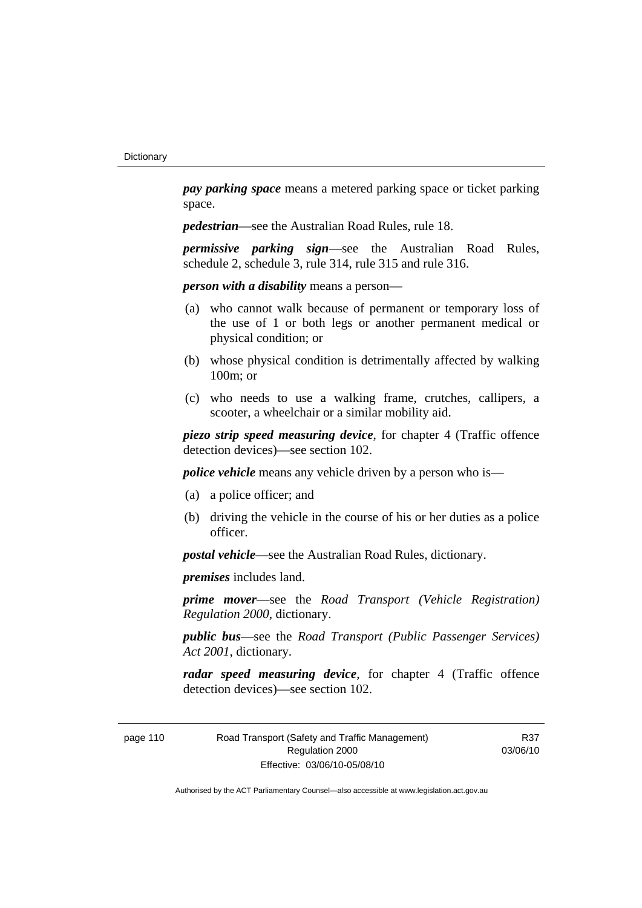***pay parking space*** means a metered parking space or ticket parking space.

***pedestrian***—see the Australian Road Rules, rule 18.

***permissive parking sign***—see the Australian Road Rules, schedule 2, schedule 3, rule 314, rule 315 and rule 316.

***person with a disability*** means a person—

(a) who cannot walk because of permanent or temporary loss of the use of 1 or both legs or another permanent medical or physical condition; or

(b) whose physical condition is detrimentally affected by walking 100m; or

(c) who needs to use a walking frame, crutches, callipers, a scooter, a wheelchair or a similar mobility aid.

***piezo strip speed measuring device***, for chapter 4 (Traffic offence detection devices)—see section 102.

***police vehicle*** means any vehicle driven by a person who is—

(a) a police officer; and

(b) driving the vehicle in the course of his or her duties as a police officer.

***postal vehicle***—see the Australian Road Rules, dictionary.

***premises*** includes land.

***prime mover***—see the *Road Transport (Vehicle Registration) Regulation 2000*, dictionary.

***public bus***—see the *Road Transport (Public Passenger Services) Act 2001*, dictionary.

***radar speed measuring device***, for chapter 4 (Traffic offence detection devices)—see section 102.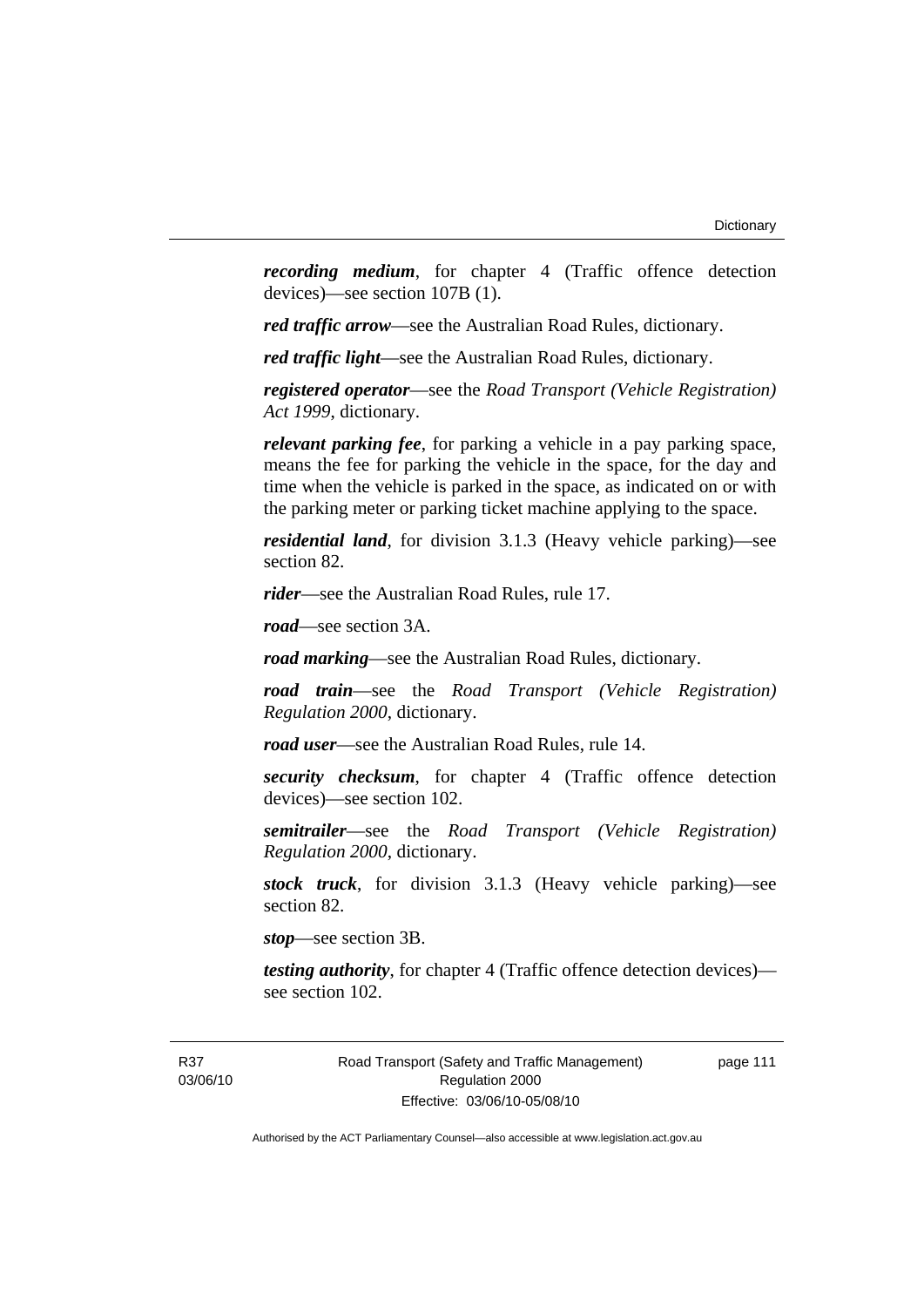***recording medium***, for chapter 4 (Traffic offence detection devices)—see section 107B (1).

***red traffic arrow***—see the Australian Road Rules, dictionary.

***red traffic light***—see the Australian Road Rules, dictionary.

***registered operator***—see the *Road Transport (Vehicle Registration) Act 1999*, dictionary.

***relevant parking fee***, for parking a vehicle in a pay parking space, means the fee for parking the vehicle in the space, for the day and time when the vehicle is parked in the space, as indicated on or with the parking meter or parking ticket machine applying to the space.

***residential land***, for division 3.1.3 (Heavy vehicle parking)—see section 82.

***rider***—see the Australian Road Rules, rule 17.

***road***—see section 3A.

***road marking***—see the Australian Road Rules, dictionary.

***road train***—see the *Road Transport (Vehicle Registration) Regulation 2000*, dictionary.

***road user***—see the Australian Road Rules, rule 14.

***security checksum***, for chapter 4 (Traffic offence detection devices)—see section 102.

***semitrailer***—see the *Road Transport (Vehicle Registration) Regulation 2000*, dictionary.

***stock truck***, for division 3.1.3 (Heavy vehicle parking)—see section 82.

***stop***—see section 3B.

***testing authority***, for chapter 4 (Traffic offence detection devices)—see section 102.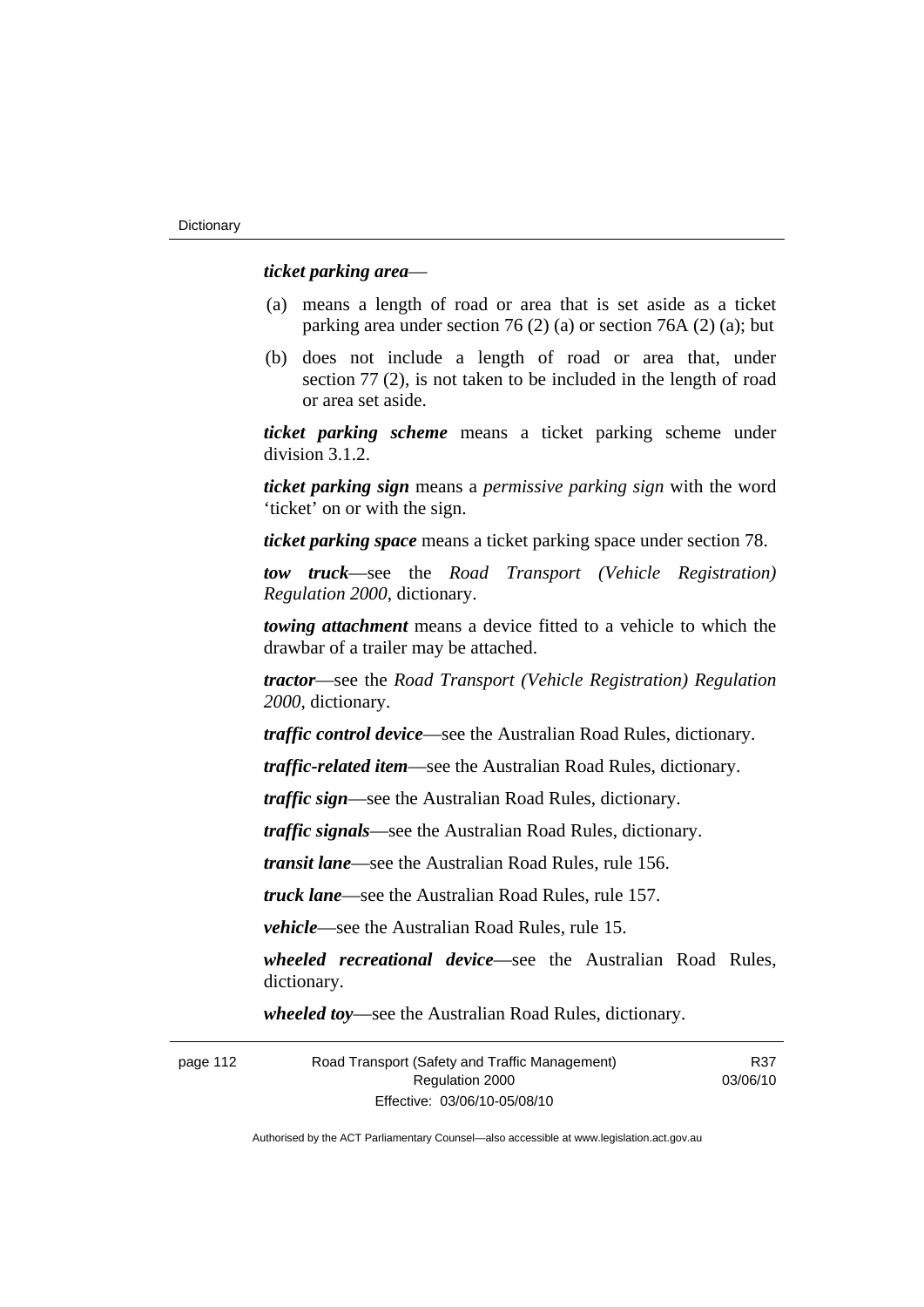***ticket parking area***—

(a) means a length of road or area that is set aside as a ticket parking area under section 76 (2) (a) or section 76A (2) (a); but

(b) does not include a length of road or area that, under section 77 (2), is not taken to be included in the length of road or area set aside.

***ticket parking scheme*** means a ticket parking scheme under division 3.1.2.

***ticket parking sign*** means a ***permissive parking sign*** with the word 'ticket' on or with the sign.

***ticket parking space*** means a ticket parking space under section 78.

***tow truck***—see the *Road Transport (Vehicle Registration) Regulation 2000*, dictionary.

***towing attachment*** means a device fitted to a vehicle to which the drawbar of a trailer may be attached.

***tractor***—see the *Road Transport (Vehicle Registration) Regulation 2000*, dictionary.

***traffic control device***—see the Australian Road Rules, dictionary.

***traffic-related item***—see the Australian Road Rules, dictionary.

***traffic sign***—see the Australian Road Rules, dictionary.

***traffic signals***—see the Australian Road Rules, dictionary.

***transit lane***—see the Australian Road Rules, rule 156.

***truck lane***—see the Australian Road Rules, rule 157.

***vehicle***—see the Australian Road Rules, rule 15.

***wheeled recreational device***—see the Australian Road Rules, dictionary.

***wheeled toy***—see the Australian Road Rules, dictionary.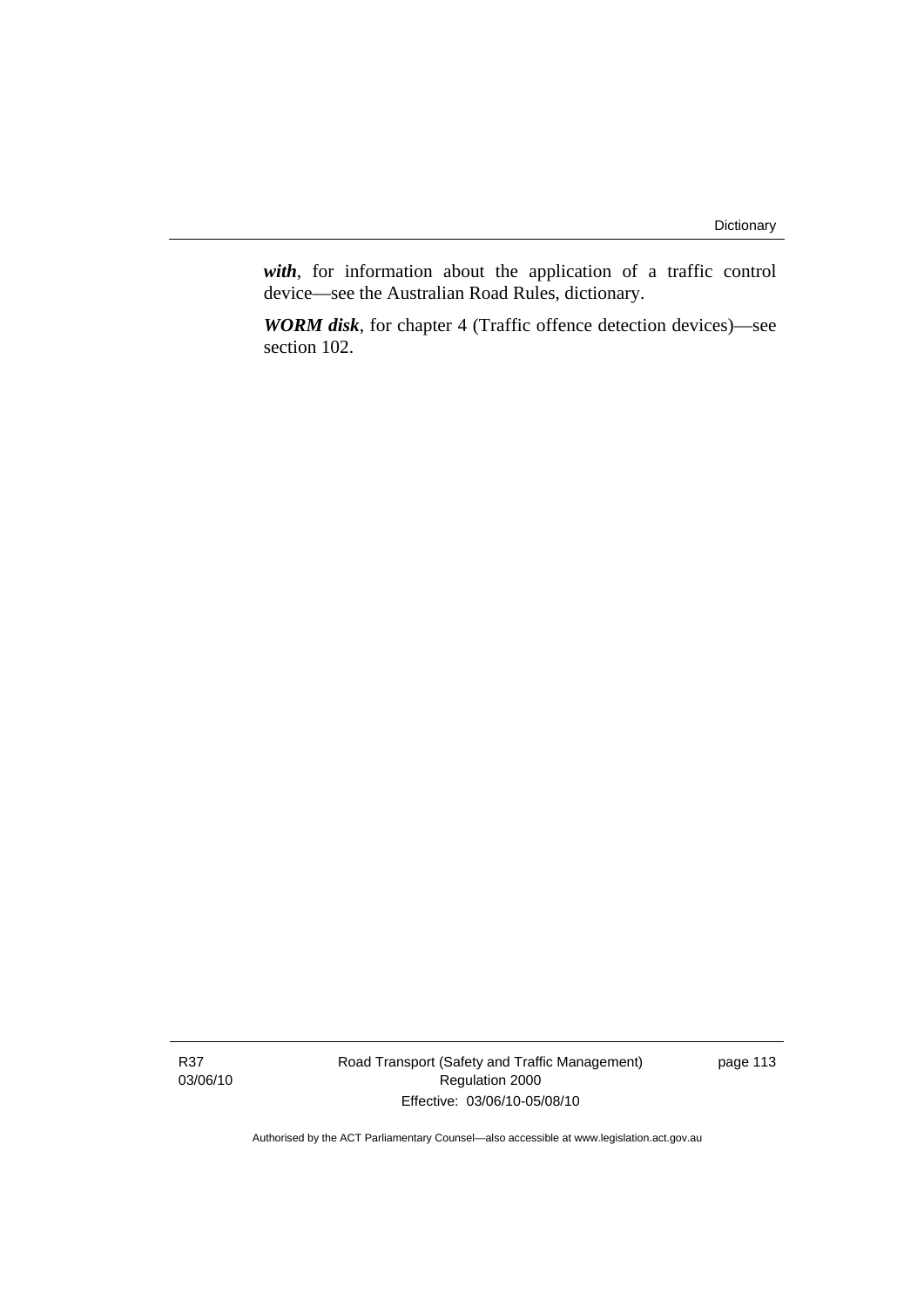***with***, for information about the application of a traffic control device—see the Australian Road Rules, dictionary.

***WORM disk***, for chapter 4 (Traffic offence detection devices)—see section 102.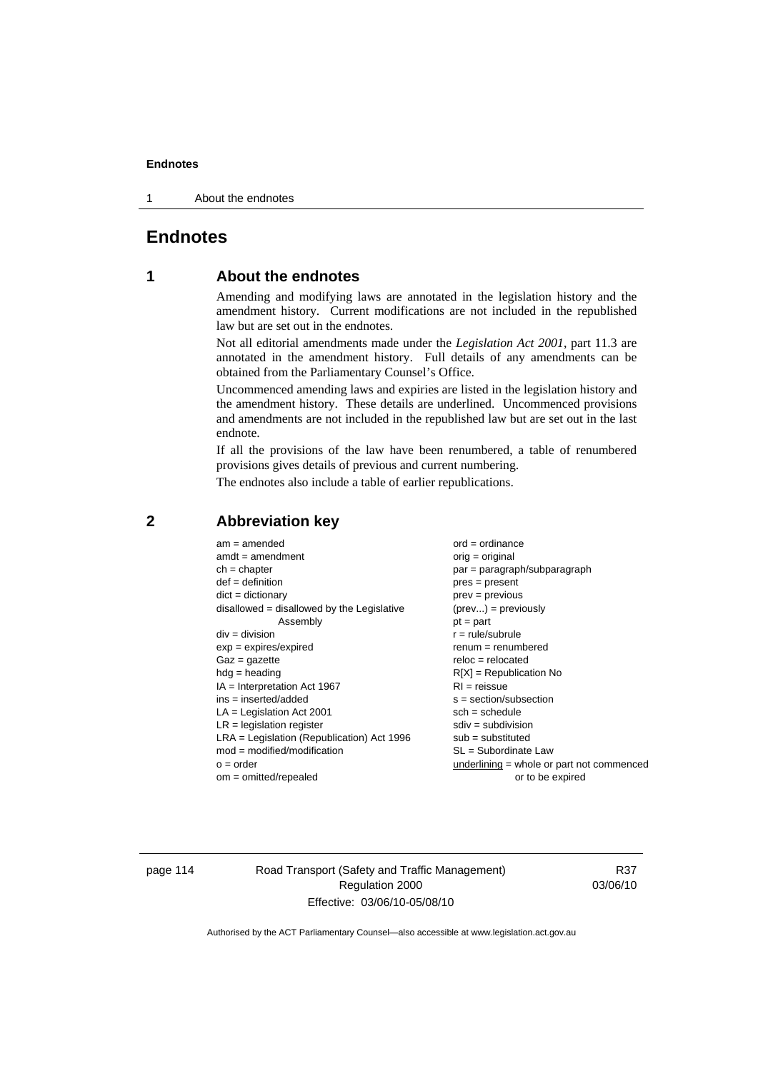# Endnotes

## 1 About the endnotes

Amending and modifying laws are annotated in the legislation history and the amendment history. Current modifications are not included in the republished law but are set out in the endnotes.

Not all editorial amendments made under the *Legislation Act 2001*, part 11.3 are annotated in the amendment history. Full details of any amendments can be obtained from the Parliamentary Counsel's Office.

Uncommenced amending laws and expiries are listed in the legislation history and the amendment history. These details are underlined. Uncommenced provisions and amendments are not included in the republished law but are set out in the last endnote.

If all the provisions of the law have been renumbered, a table of renumbered provisions gives details of previous and current numbering.

The endnotes also include a table of earlier republications.

## 2 Abbreviation key

am = amended
amdt = amendment
ch = chapter
def = definition
dict = dictionary
disallowed = disallowed by the Legislative Assembly
div = division
exp = expires/expired
Gaz = gazette
hdg = heading
IA = Interpretation Act 1967
ins = inserted/added
LA = Legislation Act 2001
LR = legislation register
LRA = Legislation (Republication) Act 1996
mod = modified/modification
o = order
om = omitted/repealed
ord = ordinance
orig = original
par = paragraph/subparagraph
pres = present
prev = previous
(prev...) = previously
pt = part
r = rule/subrule
renum = renumbered
reloc = relocated
R[X] = Republication No
RI = reissue
s = section/subsection
sch = schedule
sdiv = subdivision
sub = substituted
SL = Subordinate Law
underlining = whole or part not commenced or to be expired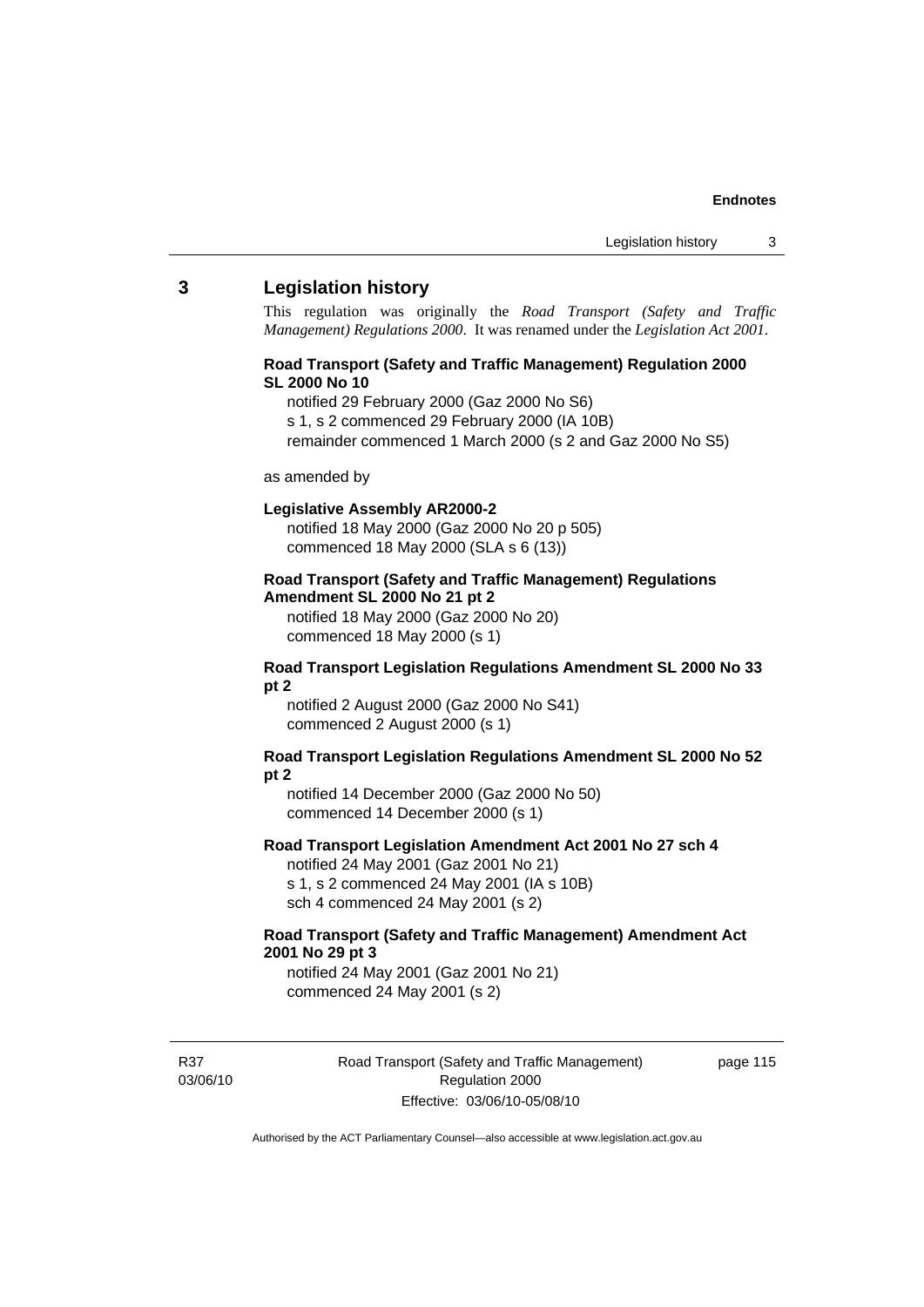## 3 Legislation history

This regulation was originally the *Road Transport (Safety and Traffic Management) Regulations 2000*. It was renamed under the *Legislation Act 2001*.

**Road Transport (Safety and Traffic Management) Regulation 2000 SL 2000 No 10**

notified 29 February 2000 (Gaz 2000 No S6)
s 1, s 2 commenced 29 February 2000 (IA 10B)
remainder commenced 1 March 2000 (s 2 and Gaz 2000 No S5)

as amended by

**Legislative Assembly AR2000-2**

notified 18 May 2000 (Gaz 2000 No 20 p 505)
commenced 18 May 2000 (SLA s 6 (13))

**Road Transport (Safety and Traffic Management) Regulations Amendment SL 2000 No 21 pt 2**

notified 18 May 2000 (Gaz 2000 No 20)
commenced 18 May 2000 (s 1)

**Road Transport Legislation Regulations Amendment SL 2000 No 33 pt 2**

notified 2 August 2000 (Gaz 2000 No S41)
commenced 2 August 2000 (s 1)

**Road Transport Legislation Regulations Amendment SL 2000 No 52 pt 2**

notified 14 December 2000 (Gaz 2000 No 50)
commenced 14 December 2000 (s 1)

**Road Transport Legislation Amendment Act 2001 No 27 sch 4**

notified 24 May 2001 (Gaz 2001 No 21)
s 1, s 2 commenced 24 May 2001 (IA s 10B)
sch 4 commenced 24 May 2001 (s 2)

**Road Transport (Safety and Traffic Management) Amendment Act 2001 No 29 pt 3**

notified 24 May 2001 (Gaz 2001 No 21)
commenced 24 May 2001 (s 2)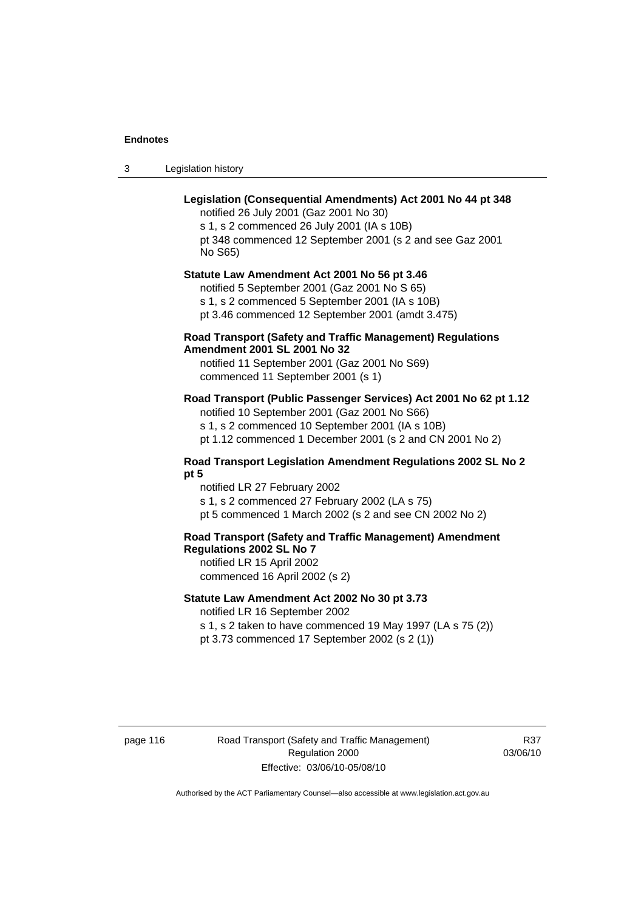**Legislation (Consequential Amendments) Act 2001 No 44 pt 348**

notified 26 July 2001 (Gaz 2001 No 30)

s 1, s 2 commenced 26 July 2001 (IA s 10B)

pt 348 commenced 12 September 2001 (s 2 and see Gaz 2001 No S65)

**Statute Law Amendment Act 2001 No 56 pt 3.46**

notified 5 September 2001 (Gaz 2001 No S 65)

s 1, s 2 commenced 5 September 2001 (IA s 10B)

pt 3.46 commenced 12 September 2001 (amdt 3.475)

**Road Transport (Safety and Traffic Management) Regulations Amendment 2001 SL 2001 No 32**

notified 11 September 2001 (Gaz 2001 No S69)

commenced 11 September 2001 (s 1)

**Road Transport (Public Passenger Services) Act 2001 No 62 pt 1.12**

notified 10 September 2001 (Gaz 2001 No S66)

s 1, s 2 commenced 10 September 2001 (IA s 10B)

pt 1.12 commenced 1 December 2001 (s 2 and CN 2001 No 2)

**Road Transport Legislation Amendment Regulations 2002 SL No 2 pt 5**

notified LR 27 February 2002

s 1, s 2 commenced 27 February 2002 (LA s 75)

pt 5 commenced 1 March 2002 (s 2 and see CN 2002 No 2)

**Road Transport (Safety and Traffic Management) Amendment Regulations 2002 SL No 7**

notified LR 15 April 2002

commenced 16 April 2002 (s 2)

**Statute Law Amendment Act 2002 No 30 pt 3.73**

notified LR 16 September 2002

s 1, s 2 taken to have commenced 19 May 1997 (LA s 75 (2))

pt 3.73 commenced 17 September 2002 (s 2 (1))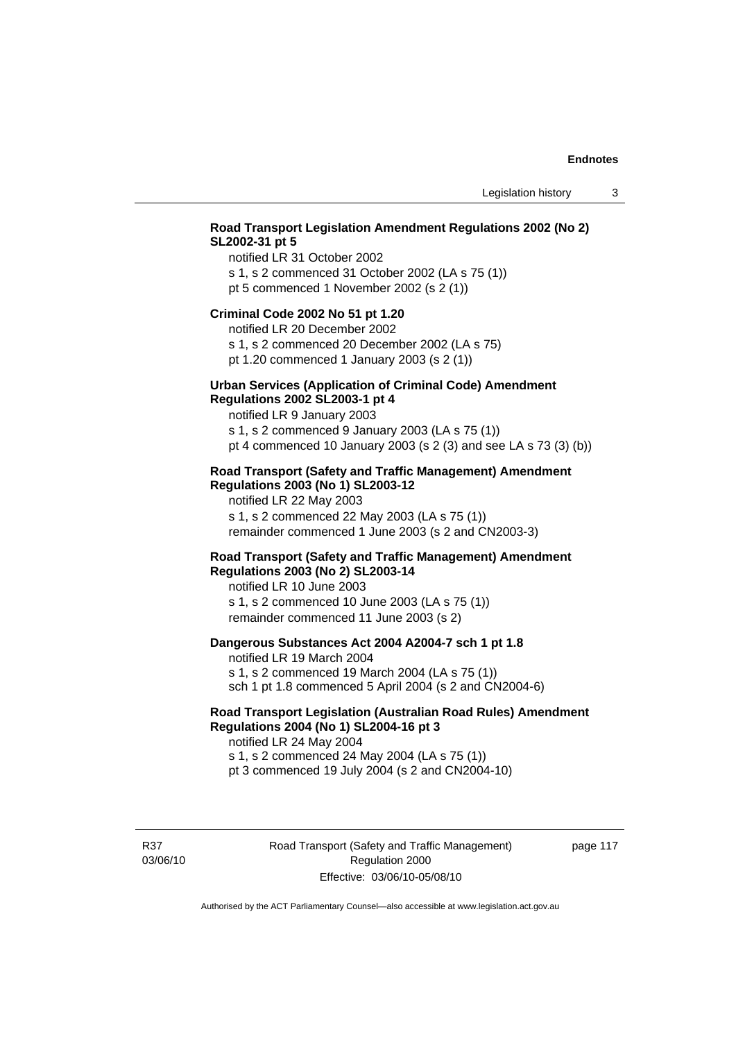**Road Transport Legislation Amendment Regulations 2002 (No 2) SL2002-31 pt 5**

notified LR 31 October 2002
s 1, s 2 commenced 31 October 2002 (LA s 75 (1))
pt 5 commenced 1 November 2002 (s 2 (1))

**Criminal Code 2002 No 51 pt 1.20**

notified LR 20 December 2002
s 1, s 2 commenced 20 December 2002 (LA s 75)
pt 1.20 commenced 1 January 2003 (s 2 (1))

**Urban Services (Application of Criminal Code) Amendment Regulations 2002 SL2003-1 pt 4**

notified LR 9 January 2003
s 1, s 2 commenced 9 January 2003 (LA s 75 (1))
pt 4 commenced 10 January 2003 (s 2 (3) and see LA s 73 (3) (b))

**Road Transport (Safety and Traffic Management) Amendment Regulations 2003 (No 1) SL2003-12**

notified LR 22 May 2003
s 1, s 2 commenced 22 May 2003 (LA s 75 (1))
remainder commenced 1 June 2003 (s 2 and CN2003-3)

**Road Transport (Safety and Traffic Management) Amendment Regulations 2003 (No 2) SL2003-14**

notified LR 10 June 2003
s 1, s 2 commenced 10 June 2003 (LA s 75 (1))
remainder commenced 11 June 2003 (s 2)

**Dangerous Substances Act 2004 A2004-7 sch 1 pt 1.8**

notified LR 19 March 2004
s 1, s 2 commenced 19 March 2004 (LA s 75 (1))
sch 1 pt 1.8 commenced 5 April 2004 (s 2 and CN2004-6)

**Road Transport Legislation (Australian Road Rules) Amendment Regulations 2004 (No 1) SL2004-16 pt 3**

notified LR 24 May 2004
s 1, s 2 commenced 24 May 2004 (LA s 75 (1))
pt 3 commenced 19 July 2004 (s 2 and CN2004-10)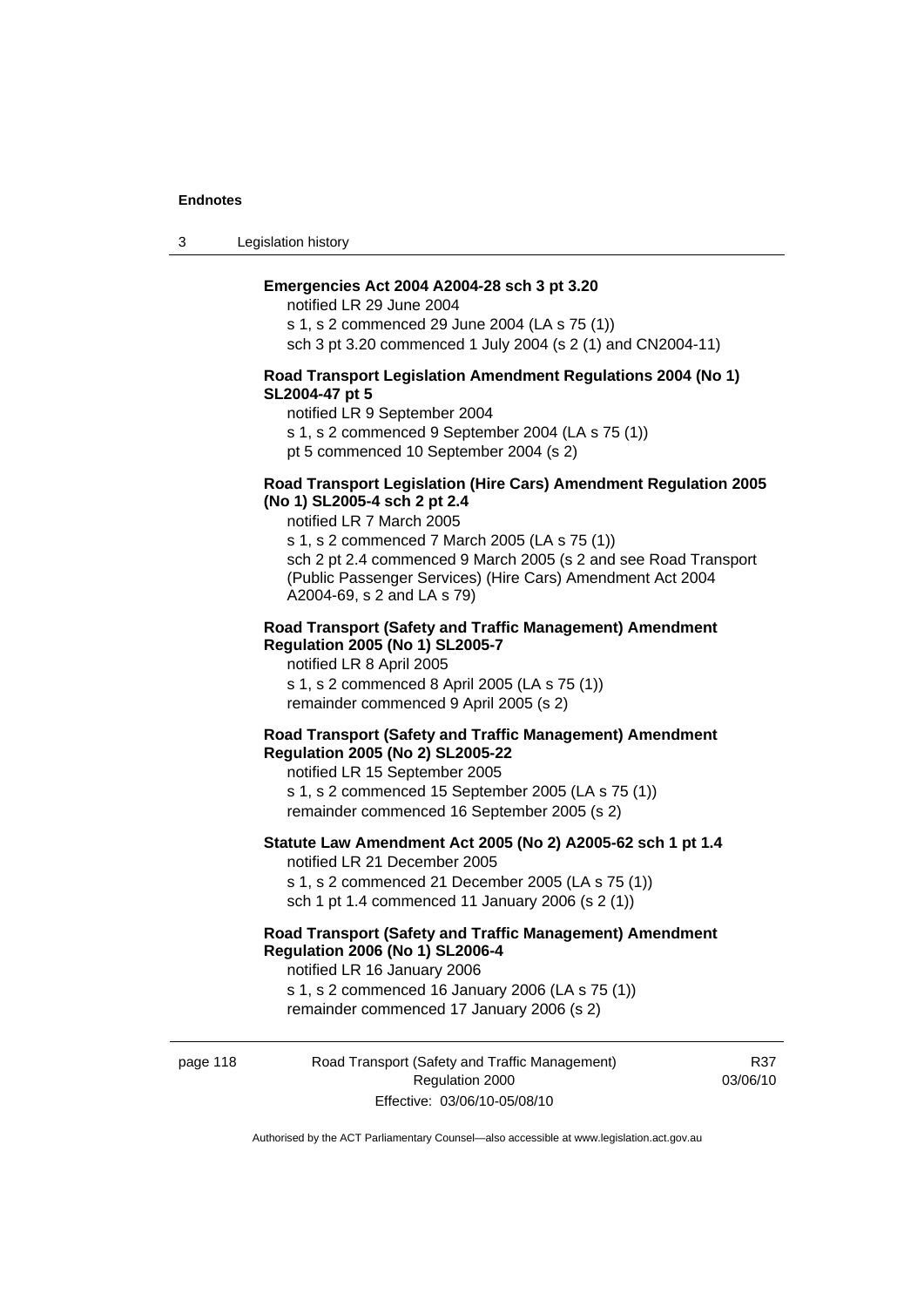**Emergencies Act 2004 A2004-28 sch 3 pt 3.20**

notified LR 29 June 2004

s 1, s 2 commenced 29 June 2004 (LA s 75 (1))

sch 3 pt 3.20 commenced 1 July 2004 (s 2 (1) and CN2004-11)

**Road Transport Legislation Amendment Regulations 2004 (No 1) SL2004-47 pt 5**

notified LR 9 September 2004

s 1, s 2 commenced 9 September 2004 (LA s 75 (1))

pt 5 commenced 10 September 2004 (s 2)

**Road Transport Legislation (Hire Cars) Amendment Regulation 2005 (No 1) SL2005-4 sch 2 pt 2.4**

notified LR 7 March 2005

s 1, s 2 commenced 7 March 2005 (LA s 75 (1))

sch 2 pt 2.4 commenced 9 March 2005 (s 2 and see Road Transport (Public Passenger Services) (Hire Cars) Amendment Act 2004 A2004-69, s 2 and LA s 79)

**Road Transport (Safety and Traffic Management) Amendment Regulation 2005 (No 1) SL2005-7**

notified LR 8 April 2005

s 1, s 2 commenced 8 April 2005 (LA s 75 (1))

remainder commenced 9 April 2005 (s 2)

**Road Transport (Safety and Traffic Management) Amendment Regulation 2005 (No 2) SL2005-22**

notified LR 15 September 2005

s 1, s 2 commenced 15 September 2005 (LA s 75 (1))

remainder commenced 16 September 2005 (s 2)

**Statute Law Amendment Act 2005 (No 2) A2005-62 sch 1 pt 1.4**

notified LR 21 December 2005

s 1, s 2 commenced 21 December 2005 (LA s 75 (1))

sch 1 pt 1.4 commenced 11 January 2006 (s 2 (1))

**Road Transport (Safety and Traffic Management) Amendment Regulation 2006 (No 1) SL2006-4**

notified LR 16 January 2006

s 1, s 2 commenced 16 January 2006 (LA s 75 (1))

remainder commenced 17 January 2006 (s 2)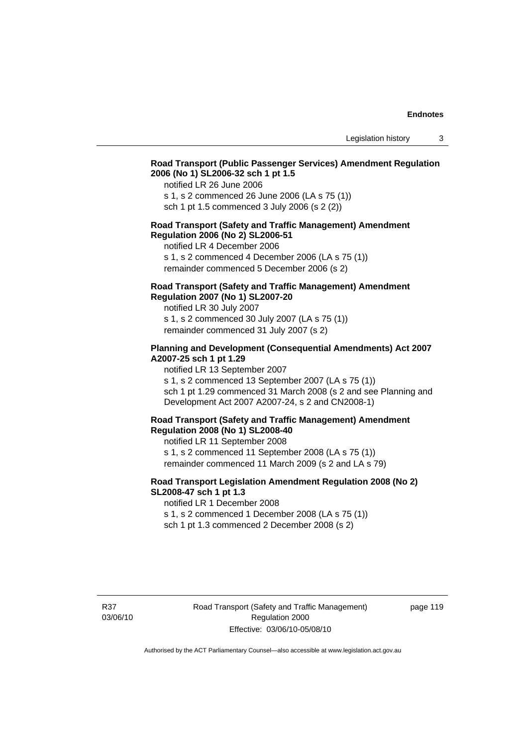**Road Transport (Public Passenger Services) Amendment Regulation 2006 (No 1) SL2006-32 sch 1 pt 1.5**

notified LR 26 June 2006
s 1, s 2 commenced 26 June 2006 (LA s 75 (1))
sch 1 pt 1.5 commenced 3 July 2006 (s 2 (2))

**Road Transport (Safety and Traffic Management) Amendment Regulation 2006 (No 2) SL2006-51**

notified LR 4 December 2006
s 1, s 2 commenced 4 December 2006 (LA s 75 (1))
remainder commenced 5 December 2006 (s 2)

**Road Transport (Safety and Traffic Management) Amendment Regulation 2007 (No 1) SL2007-20**

notified LR 30 July 2007
s 1, s 2 commenced 30 July 2007 (LA s 75 (1))
remainder commenced 31 July 2007 (s 2)

**Planning and Development (Consequential Amendments) Act 2007 A2007-25 sch 1 pt 1.29**

notified LR 13 September 2007
s 1, s 2 commenced 13 September 2007 (LA s 75 (1))
sch 1 pt 1.29 commenced 31 March 2008 (s 2 and see Planning and Development Act 2007 A2007-24, s 2 and CN2008-1)

**Road Transport (Safety and Traffic Management) Amendment Regulation 2008 (No 1) SL2008-40**

notified LR 11 September 2008
s 1, s 2 commenced 11 September 2008 (LA s 75 (1))
remainder commenced 11 March 2009 (s 2 and LA s 79)

**Road Transport Legislation Amendment Regulation 2008 (No 2) SL2008-47 sch 1 pt 1.3**

notified LR 1 December 2008
s 1, s 2 commenced 1 December 2008 (LA s 75 (1))
sch 1 pt 1.3 commenced 2 December 2008 (s 2)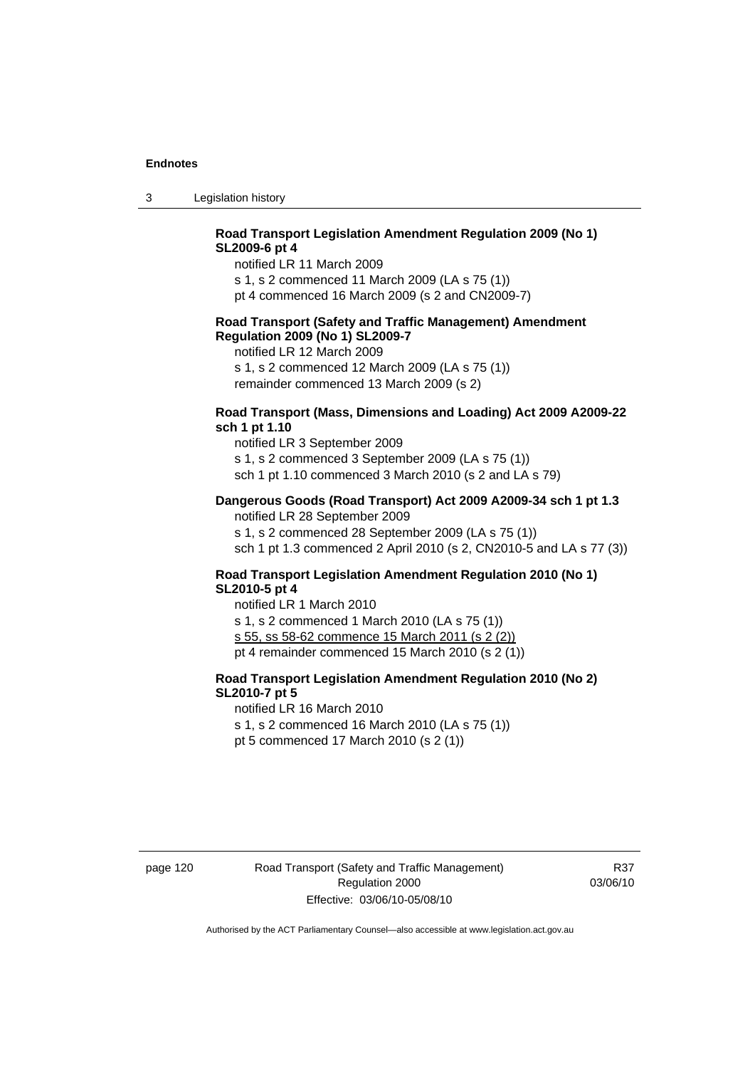**Road Transport Legislation Amendment Regulation 2009 (No 1) SL2009-6 pt 4**

notified LR 11 March 2009

s 1, s 2 commenced 11 March 2009 (LA s 75 (1))

pt 4 commenced 16 March 2009 (s 2 and CN2009-7)

**Road Transport (Safety and Traffic Management) Amendment Regulation 2009 (No 1) SL2009-7**

notified LR 12 March 2009

s 1, s 2 commenced 12 March 2009 (LA s 75 (1))

remainder commenced 13 March 2009 (s 2)

**Road Transport (Mass, Dimensions and Loading) Act 2009 A2009-22 sch 1 pt 1.10**

notified LR 3 September 2009

s 1, s 2 commenced 3 September 2009 (LA s 75 (1))

sch 1 pt 1.10 commenced 3 March 2010 (s 2 and LA s 79)

**Dangerous Goods (Road Transport) Act 2009 A2009-34 sch 1 pt 1.3**

notified LR 28 September 2009

s 1, s 2 commenced 28 September 2009 (LA s 75 (1))

sch 1 pt 1.3 commenced 2 April 2010 (s 2, CN2010-5 and LA s 77 (3))

**Road Transport Legislation Amendment Regulation 2010 (No 1) SL2010-5 pt 4**

notified LR 1 March 2010

s 1, s 2 commenced 1 March 2010 (LA s 75 (1))

s 55, ss 58-62 commence 15 March 2011 (s 2 (2))

pt 4 remainder commenced 15 March 2010 (s 2 (1))

**Road Transport Legislation Amendment Regulation 2010 (No 2) SL2010-7 pt 5**

notified LR 16 March 2010

s 1, s 2 commenced 16 March 2010 (LA s 75 (1))

pt 5 commenced 17 March 2010 (s 2 (1))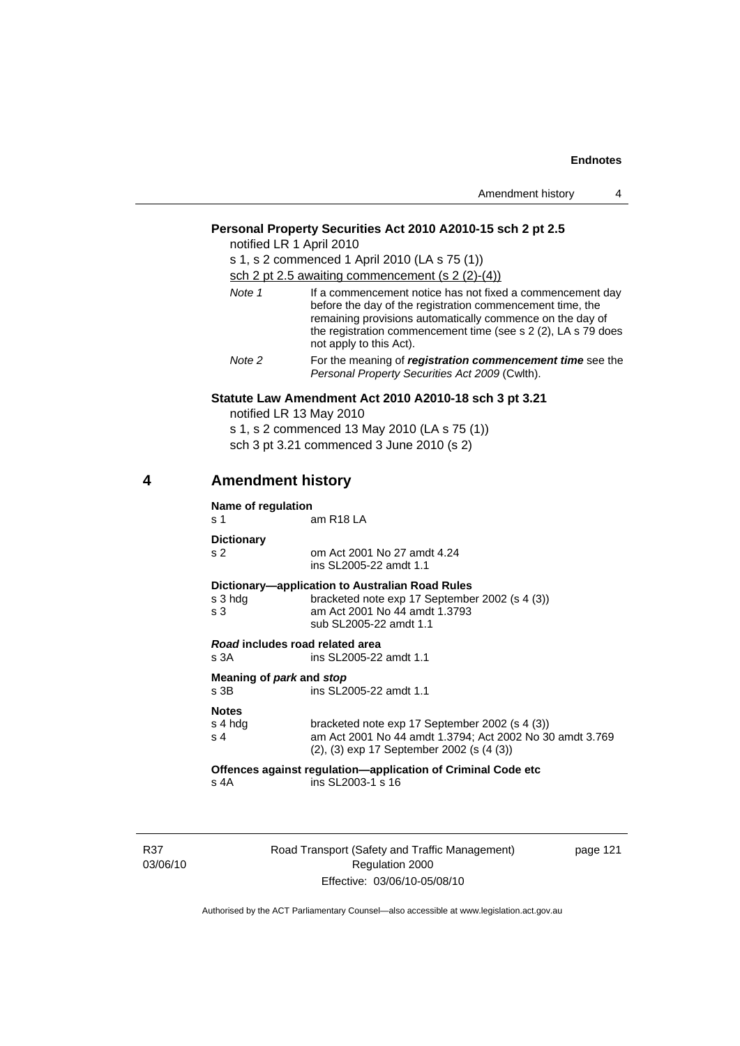**Personal Property Securities Act 2010 A2010-15 sch 2 pt 2.5**

notified LR 1 April 2010

s 1, s 2 commenced 1 April 2010 (LA s 75 (1))

sch 2 pt 2.5 awaiting commencement (s 2 (2)-(4))

*Note 1* If a commencement notice has not fixed a commencement day before the day of the registration commencement time, the remaining provisions automatically commence on the day of the registration commencement time (see s 2 (2), LA s 79 does not apply to this Act).

*Note 2* For the meaning of ***registration commencement time*** see the *Personal Property Securities Act 2009* (Cwlth).

**Statute Law Amendment Act 2010 A2010-18 sch 3 pt 3.21**

notified LR 13 May 2010

s 1, s 2 commenced 13 May 2010 (LA s 75 (1))

sch 3 pt 3.21 commenced 3 June 2010 (s 2)

## 4 Amendment history

**Name of regulation**

| | |
|---|---|
| s 1 | am R18 LA |

**Dictionary**

| | |
|---|---|
| s 2 | om Act 2001 No 27 amdt 4.24<br>ins SL2005-22 amdt 1.1 |

**Dictionary—application to Australian Road Rules**

| | |
|---|---|
| s 3 hdg | bracketed note exp 17 September 2002 (s 4 (3)) |
| s 3 | am Act 2001 No 44 amdt 1.3793<br>sub SL2005-22 amdt 1.1 |

***Road* includes road related area**

| | |
|---|---|
| s 3A | ins SL2005-22 amdt 1.1 |

**Meaning of *park* and *stop***

| | |
|---|---|
| s 3B | ins SL2005-22 amdt 1.1 |

**Notes**

| | |
|---|---|
| s 4 hdg | bracketed note exp 17 September 2002 (s 4 (3)) |
| s 4 | am Act 2001 No 44 amdt 1.3794; Act 2002 No 30 amdt 3.769<br>(2), (3) exp 17 September 2002 (s (4 (3)) |

**Offences against regulation—application of Criminal Code etc**

| | |
|---|---|
| s 4A | ins SL2003-1 s 16 |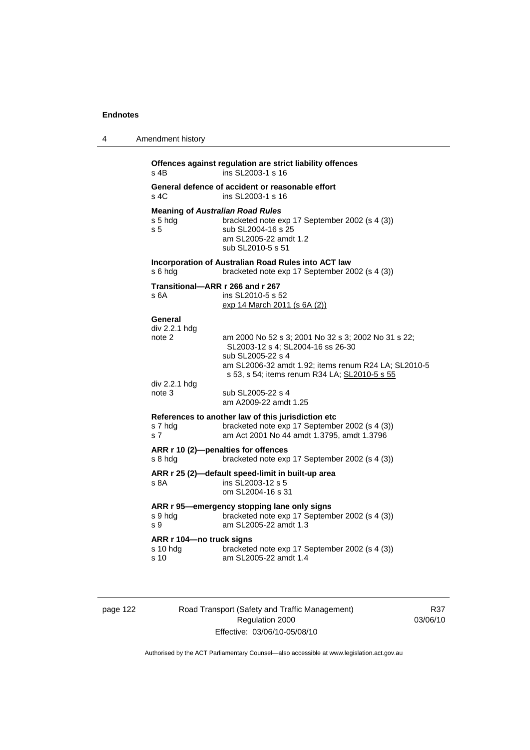**Offences against regulation are strict liability offences**
s 4B ins SL2003-1 s 16

**General defence of accident or reasonable effort**
s 4C ins SL2003-1 s 16

**Meaning of *Australian Road Rules***
s 5 hdg bracketed note exp 17 September 2002 (s 4 (3))
s 5 sub SL2004-16 s 25
am SL2005-22 amdt 1.2
sub SL2010-5 s 51

**Incorporation of Australian Road Rules into ACT law**
s 6 hdg bracketed note exp 17 September 2002 (s 4 (3))

**Transitional—ARR r 266 and r 267**
s 6A ins SL2010-5 s 52
exp 14 March 2011 (s 6A (2))

**General**
div 2.2.1 hdg
note 2 am 2000 No 52 s 3; 2001 No 32 s 3; 2002 No 31 s 22; SL2003-12 s 4; SL2004-16 ss 26-30
sub SL2005-22 s 4
am SL2006-32 amdt 1.92; items renum R24 LA; SL2010-5 s 53, s 54; items renum R34 LA; SL2010-5 s 55
div 2.2.1 hdg
note 3 sub SL2005-22 s 4
am A2009-22 amdt 1.25

**References to another law of this jurisdiction etc**
s 7 hdg bracketed note exp 17 September 2002 (s 4 (3))
s 7 am Act 2001 No 44 amdt 1.3795, amdt 1.3796

**ARR r 10 (2)—penalties for offences**
s 8 hdg bracketed note exp 17 September 2002 (s 4 (3))

**ARR r 25 (2)—default speed-limit in built-up area**
s 8A ins SL2003-12 s 5
om SL2004-16 s 31

**ARR r 95—emergency stopping lane only signs**
s 9 hdg bracketed note exp 17 September 2002 (s 4 (3))
s 9 am SL2005-22 amdt 1.3

**ARR r 104—no truck signs**
s 10 hdg bracketed note exp 17 September 2002 (s 4 (3))
s 10 am SL2005-22 amdt 1.4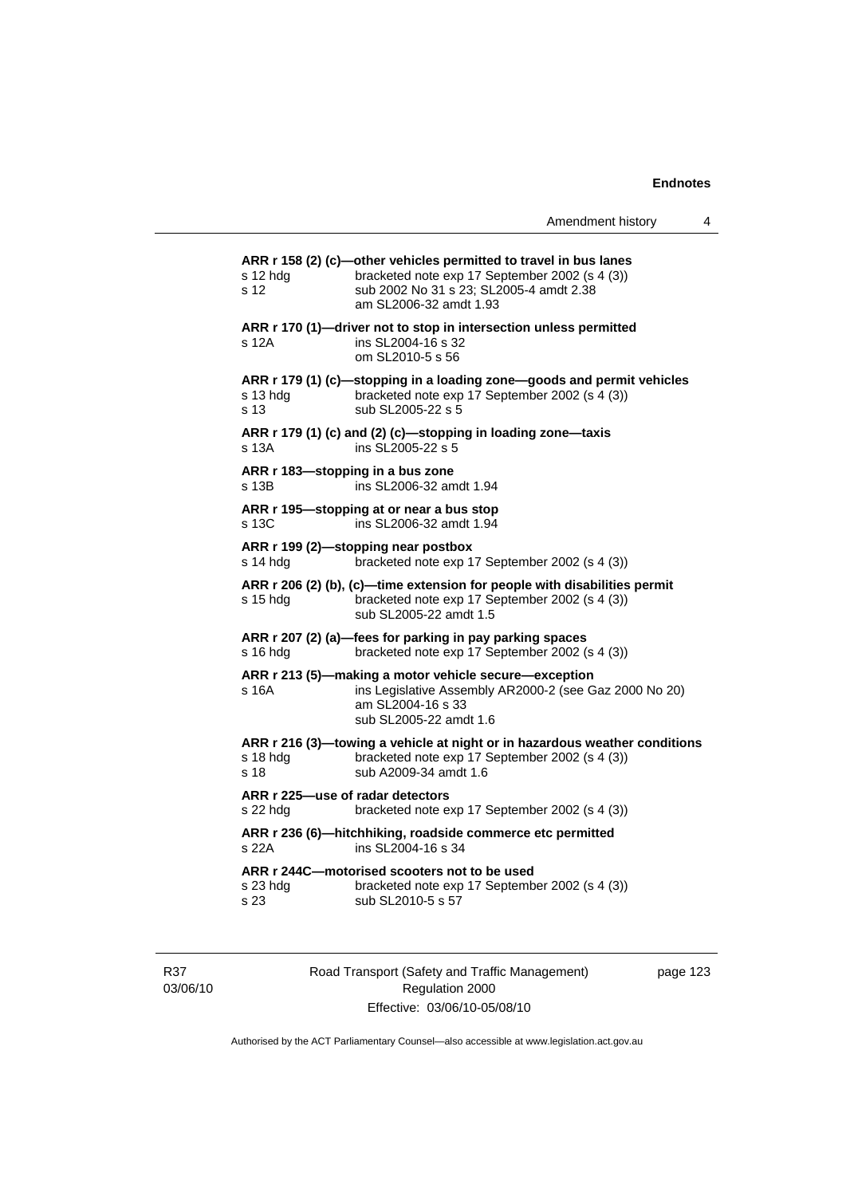**ARR r 158 (2) (c)—other vehicles permitted to travel in bus lanes**

s 12 hdg — bracketed note exp 17 September 2002 (s 4 (3))
s 12 — sub 2002 No 31 s 23; SL2005-4 amdt 2.38
am SL2006-32 amdt 1.93

**ARR r 170 (1)—driver not to stop in intersection unless permitted**

s 12A — ins SL2004-16 s 32
om SL2010-5 s 56

**ARR r 179 (1) (c)—stopping in a loading zone—goods and permit vehicles**

s 13 hdg — bracketed note exp 17 September 2002 (s 4 (3))
s 13 — sub SL2005-22 s 5

**ARR r 179 (1) (c) and (2) (c)—stopping in loading zone—taxis**

s 13A — ins SL2005-22 s 5

**ARR r 183—stopping in a bus zone**

s 13B — ins SL2006-32 amdt 1.94

**ARR r 195—stopping at or near a bus stop**

s 13C — ins SL2006-32 amdt 1.94

**ARR r 199 (2)—stopping near postbox**

s 14 hdg — bracketed note exp 17 September 2002 (s 4 (3))

**ARR r 206 (2) (b), (c)—time extension for people with disabilities permit**

s 15 hdg — bracketed note exp 17 September 2002 (s 4 (3))
sub SL2005-22 amdt 1.5

**ARR r 207 (2) (a)—fees for parking in pay parking spaces**

s 16 hdg — bracketed note exp 17 September 2002 (s 4 (3))

**ARR r 213 (5)—making a motor vehicle secure—exception**

s 16A — ins Legislative Assembly AR2000-2 (see Gaz 2000 No 20)
am SL2004-16 s 33
sub SL2005-22 amdt 1.6

**ARR r 216 (3)—towing a vehicle at night or in hazardous weather conditions**

s 18 hdg — bracketed note exp 17 September 2002 (s 4 (3))
s 18 — sub A2009-34 amdt 1.6

**ARR r 225—use of radar detectors**

s 22 hdg — bracketed note exp 17 September 2002 (s 4 (3))

**ARR r 236 (6)—hitchhiking, roadside commerce etc permitted**

s 22A — ins SL2004-16 s 34

**ARR r 244C—motorised scooters not to be used**

s 23 hdg — bracketed note exp 17 September 2002 (s 4 (3))
s 23 — sub SL2010-5 s 57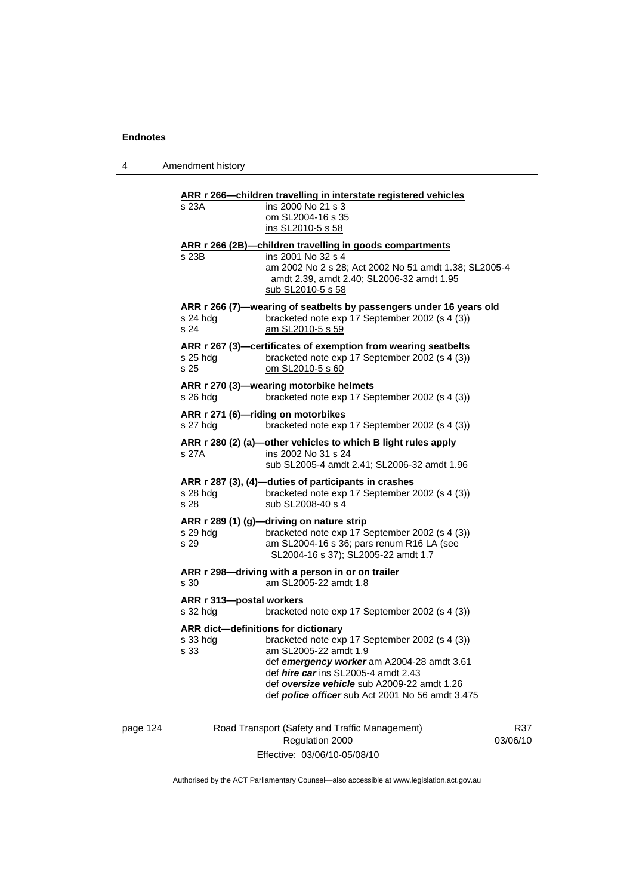**ARR r 266—children travelling in interstate registered vehicles**

s 23A — ins 2000 No 21 s 3
om SL2004-16 s 35
ins SL2010-5 s 58

**ARR r 266 (2B)—children travelling in goods compartments**

s 23B — ins 2001 No 32 s 4
am 2002 No 2 s 28; Act 2002 No 51 amdt 1.38; SL2005-4 amdt 2.39, amdt 2.40; SL2006-32 amdt 1.95
sub SL2010-5 s 58

**ARR r 266 (7)—wearing of seatbelts by passengers under 16 years old**

s 24 hdg — bracketed note exp 17 September 2002 (s 4 (3))
s 24 — am SL2010-5 s 59

**ARR r 267 (3)—certificates of exemption from wearing seatbelts**

s 25 hdg — bracketed note exp 17 September 2002 (s 4 (3))
s 25 — om SL2010-5 s 60

**ARR r 270 (3)—wearing motorbike helmets**

s 26 hdg — bracketed note exp 17 September 2002 (s 4 (3))

**ARR r 271 (6)—riding on motorbikes**

s 27 hdg — bracketed note exp 17 September 2002 (s 4 (3))

**ARR r 280 (2) (a)—other vehicles to which B light rules apply**

s 27A — ins 2002 No 31 s 24
sub SL2005-4 amdt 2.41; SL2006-32 amdt 1.96

**ARR r 287 (3), (4)—duties of participants in crashes**

s 28 hdg — bracketed note exp 17 September 2002 (s 4 (3))
s 28 — sub SL2008-40 s 4

**ARR r 289 (1) (g)—driving on nature strip**

s 29 hdg — bracketed note exp 17 September 2002 (s 4 (3))
s 29 — am SL2004-16 s 36; pars renum R16 LA (see SL2004-16 s 37); SL2005-22 amdt 1.7

**ARR r 298—driving with a person in or on trailer**

s 30 — am SL2005-22 amdt 1.8

**ARR r 313—postal workers**

s 32 hdg — bracketed note exp 17 September 2002 (s 4 (3))

**ARR dict—definitions for dictionary**

s 33 hdg — bracketed note exp 17 September 2002 (s 4 (3))
s 33 — am SL2005-22 amdt 1.9
def ***emergency worker*** am A2004-28 amdt 3.61
def ***hire car*** ins SL2005-4 amdt 2.43
def ***oversize vehicle*** sub A2009-22 amdt 1.26
def ***police officer*** sub Act 2001 No 56 amdt 3.475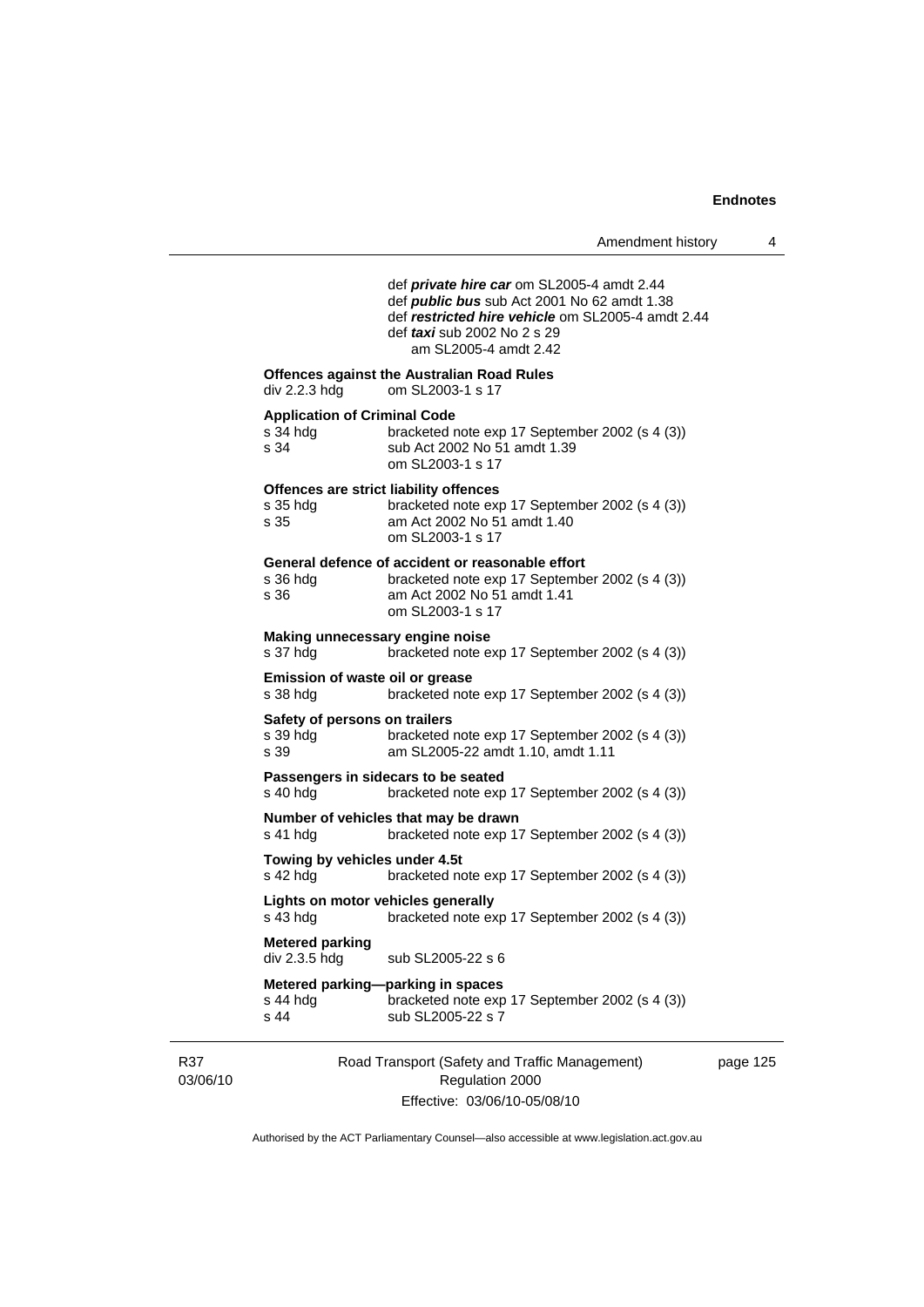def ***private hire car*** om SL2005-4 amdt 2.44
def ***public bus*** sub Act 2001 No 62 amdt 1.38
def ***restricted hire vehicle*** om SL2005-4 amdt 2.44
def ***taxi*** sub 2002 No 2 s 29
am SL2005-4 amdt 2.42

**Offences against the Australian Road Rules**
div 2.2.3 hdg om SL2003-1 s 17

**Application of Criminal Code**
s 34 hdg bracketed note exp 17 September 2002 (s 4 (3))
s 34 sub Act 2002 No 51 amdt 1.39
om SL2003-1 s 17

**Offences are strict liability offences**
s 35 hdg bracketed note exp 17 September 2002 (s 4 (3))
s 35 am Act 2002 No 51 amdt 1.40
om SL2003-1 s 17

**General defence of accident or reasonable effort**
s 36 hdg bracketed note exp 17 September 2002 (s 4 (3))
s 36 am Act 2002 No 51 amdt 1.41
om SL2003-1 s 17

**Making unnecessary engine noise**
s 37 hdg bracketed note exp 17 September 2002 (s 4 (3))

**Emission of waste oil or grease**
s 38 hdg bracketed note exp 17 September 2002 (s 4 (3))

**Safety of persons on trailers**
s 39 hdg bracketed note exp 17 September 2002 (s 4 (3))
s 39 am SL2005-22 amdt 1.10, amdt 1.11

**Passengers in sidecars to be seated**
s 40 hdg bracketed note exp 17 September 2002 (s 4 (3))

**Number of vehicles that may be drawn**
s 41 hdg bracketed note exp 17 September 2002 (s 4 (3))

**Towing by vehicles under 4.5t**
s 42 hdg bracketed note exp 17 September 2002 (s 4 (3))

**Lights on motor vehicles generally**
s 43 hdg bracketed note exp 17 September 2002 (s 4 (3))

**Metered parking**
div 2.3.5 hdg sub SL2005-22 s 6

**Metered parking—parking in spaces**
s 44 hdg bracketed note exp 17 September 2002 (s 4 (3))
s 44 sub SL2005-22 s 7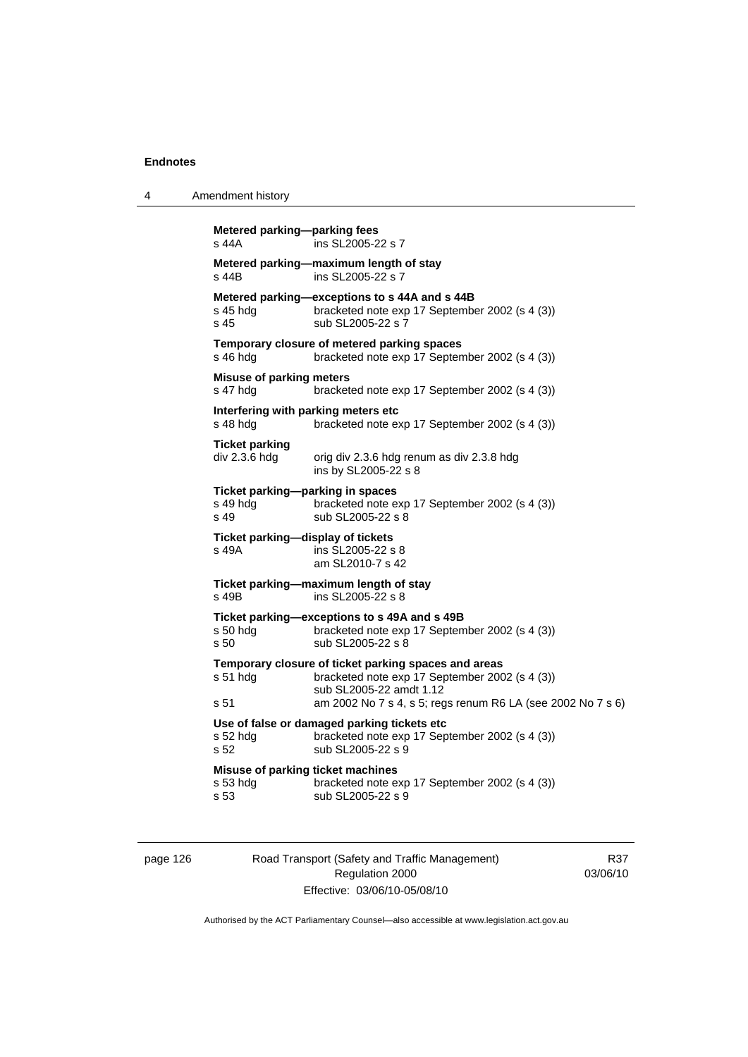**Metered parking—parking fees**
s 44A ins SL2005-22 s 7

**Metered parking—maximum length of stay**
s 44B ins SL2005-22 s 7

**Metered parking—exceptions to s 44A and s 44B**
s 45 hdg bracketed note exp 17 September 2002 (s 4 (3))
s 45 sub SL2005-22 s 7

**Temporary closure of metered parking spaces**
s 46 hdg bracketed note exp 17 September 2002 (s 4 (3))

**Misuse of parking meters**
s 47 hdg bracketed note exp 17 September 2002 (s 4 (3))

**Interfering with parking meters etc**
s 48 hdg bracketed note exp 17 September 2002 (s 4 (3))

**Ticket parking**
div 2.3.6 hdg orig div 2.3.6 hdg renum as div 2.3.8 hdg
ins by SL2005-22 s 8

**Ticket parking—parking in spaces**
s 49 hdg bracketed note exp 17 September 2002 (s 4 (3))
s 49 sub SL2005-22 s 8

**Ticket parking—display of tickets**
s 49A ins SL2005-22 s 8
am SL2010-7 s 42

**Ticket parking—maximum length of stay**
s 49B ins SL2005-22 s 8

**Ticket parking—exceptions to s 49A and s 49B**
s 50 hdg bracketed note exp 17 September 2002 (s 4 (3))
s 50 sub SL2005-22 s 8

**Temporary closure of ticket parking spaces and areas**
s 51 hdg bracketed note exp 17 September 2002 (s 4 (3))
sub SL2005-22 amdt 1.12
s 51 am 2002 No 7 s 4, s 5; regs renum R6 LA (see 2002 No 7 s 6)

**Use of false or damaged parking tickets etc**
s 52 hdg bracketed note exp 17 September 2002 (s 4 (3))
s 52 sub SL2005-22 s 9

**Misuse of parking ticket machines**
s 53 hdg bracketed note exp 17 September 2002 (s 4 (3))
s 53 sub SL2005-22 s 9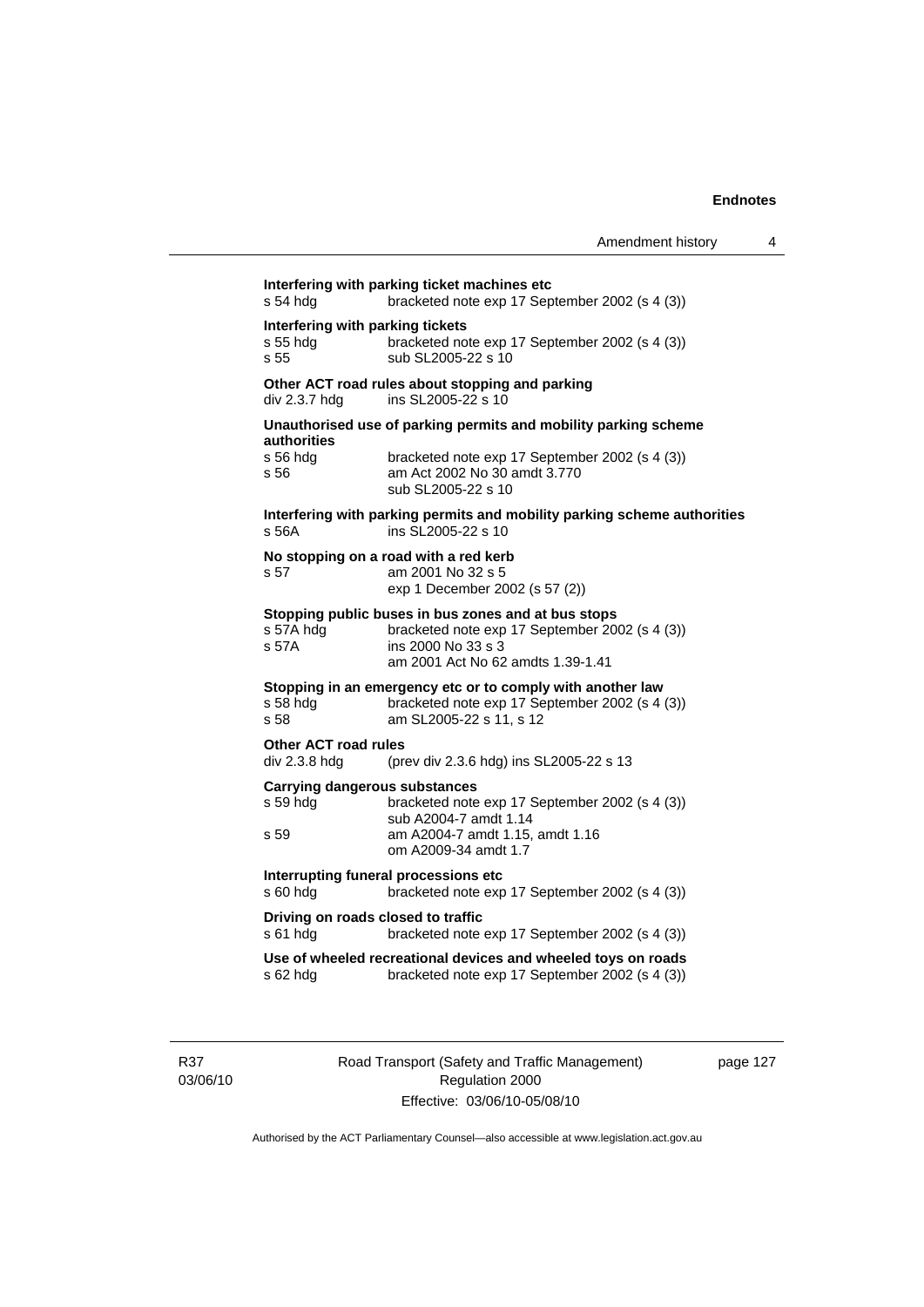**Interfering with parking ticket machines etc**

s 54 hdg	bracketed note exp 17 September 2002 (s 4 (3))

**Interfering with parking tickets**

s 55 hdg	bracketed note exp 17 September 2002 (s 4 (3))
s 55	sub SL2005-22 s 10

**Other ACT road rules about stopping and parking**

div 2.3.7 hdg	ins SL2005-22 s 10

**Unauthorised use of parking permits and mobility parking scheme authorities**

s 56 hdg	bracketed note exp 17 September 2002 (s 4 (3))
s 56	am Act 2002 No 30 amdt 3.770
	sub SL2005-22 s 10

**Interfering with parking permits and mobility parking scheme authorities**

s 56A	ins SL2005-22 s 10

**No stopping on a road with a red kerb**

s 57	am 2001 No 32 s 5
	exp 1 December 2002 (s 57 (2))

**Stopping public buses in bus zones and at bus stops**

s 57A hdg	bracketed note exp 17 September 2002 (s 4 (3))
s 57A	ins 2000 No 33 s 3
	am 2001 Act No 62 amdts 1.39-1.41

**Stopping in an emergency etc or to comply with another law**

s 58 hdg	bracketed note exp 17 September 2002 (s 4 (3))
s 58	am SL2005-22 s 11, s 12

**Other ACT road rules**

div 2.3.8 hdg	(prev div 2.3.6 hdg) ins SL2005-22 s 13

**Carrying dangerous substances**

s 59 hdg	bracketed note exp 17 September 2002 (s 4 (3))
	sub A2004-7 amdt 1.14
s 59	am A2004-7 amdt 1.15, amdt 1.16
	om A2009-34 amdt 1.7

**Interrupting funeral processions etc**

s 60 hdg	bracketed note exp 17 September 2002 (s 4 (3))

**Driving on roads closed to traffic**

s 61 hdg	bracketed note exp 17 September 2002 (s 4 (3))

**Use of wheeled recreational devices and wheeled toys on roads**

s 62 hdg	bracketed note exp 17 September 2002 (s 4 (3))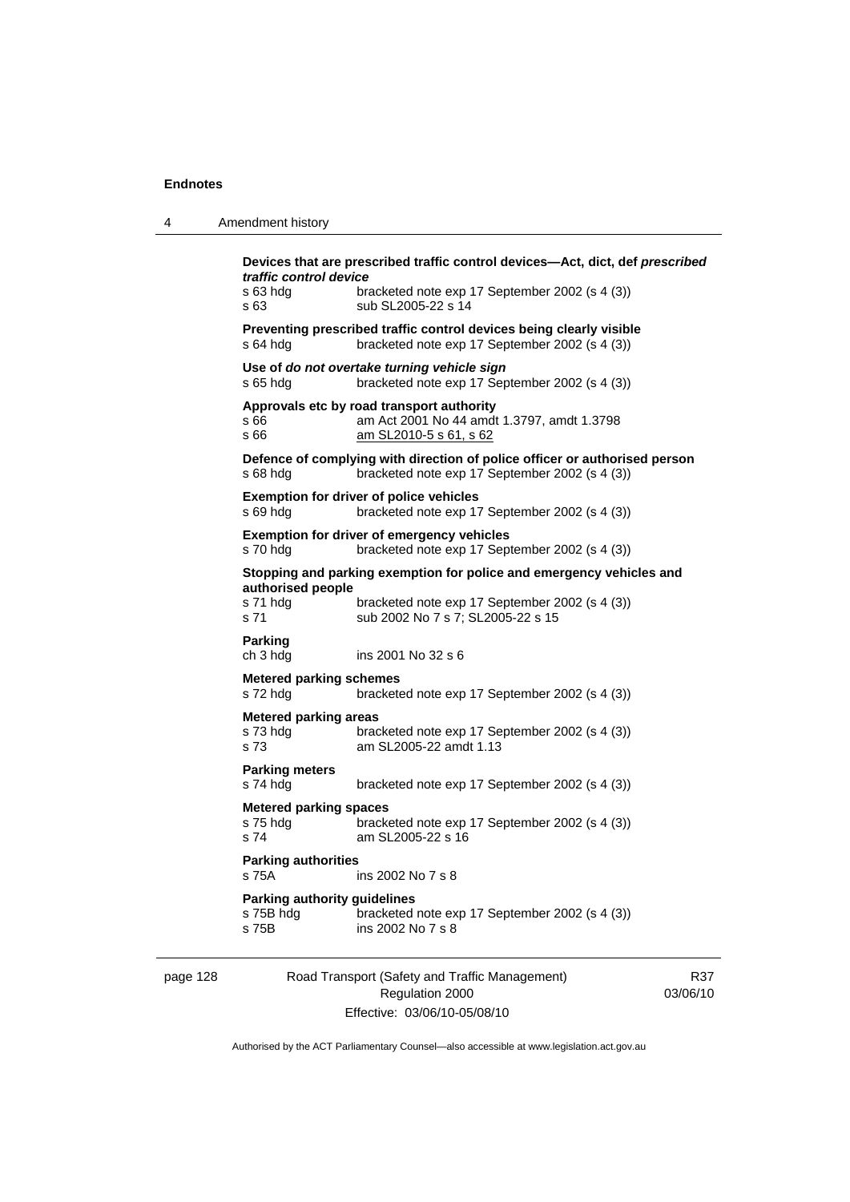**Devices that are prescribed traffic control devices—Act, dict, def *prescribed traffic control device***

s 63 hdg bracketed note exp 17 September 2002 (s 4 (3))
s 63 sub SL2005-22 s 14

**Preventing prescribed traffic control devices being clearly visible**

s 64 hdg bracketed note exp 17 September 2002 (s 4 (3))

**Use of *do not overtake turning vehicle sign***

s 65 hdg bracketed note exp 17 September 2002 (s 4 (3))

**Approvals etc by road transport authority**

s 66 am Act 2001 No 44 amdt 1.3797, amdt 1.3798
s 66 am SL2010-5 s 61, s 62

**Defence of complying with direction of police officer or authorised person**

s 68 hdg bracketed note exp 17 September 2002 (s 4 (3))

**Exemption for driver of police vehicles**

s 69 hdg bracketed note exp 17 September 2002 (s 4 (3))

**Exemption for driver of emergency vehicles**

s 70 hdg bracketed note exp 17 September 2002 (s 4 (3))

**Stopping and parking exemption for police and emergency vehicles and authorised people**

s 71 hdg bracketed note exp 17 September 2002 (s 4 (3))
s 71 sub 2002 No 7 s 7; SL2005-22 s 15

**Parking**

ch 3 hdg ins 2001 No 32 s 6

**Metered parking schemes**

s 72 hdg bracketed note exp 17 September 2002 (s 4 (3))

**Metered parking areas**

s 73 hdg bracketed note exp 17 September 2002 (s 4 (3))
s 73 am SL2005-22 amdt 1.13

**Parking meters**

s 74 hdg bracketed note exp 17 September 2002 (s 4 (3))

**Metered parking spaces**

s 75 hdg bracketed note exp 17 September 2002 (s 4 (3))
s 74 am SL2005-22 s 16

**Parking authorities**

s 75A ins 2002 No 7 s 8

**Parking authority guidelines**

s 75B hdg bracketed note exp 17 September 2002 (s 4 (3))
s 75B ins 2002 No 7 s 8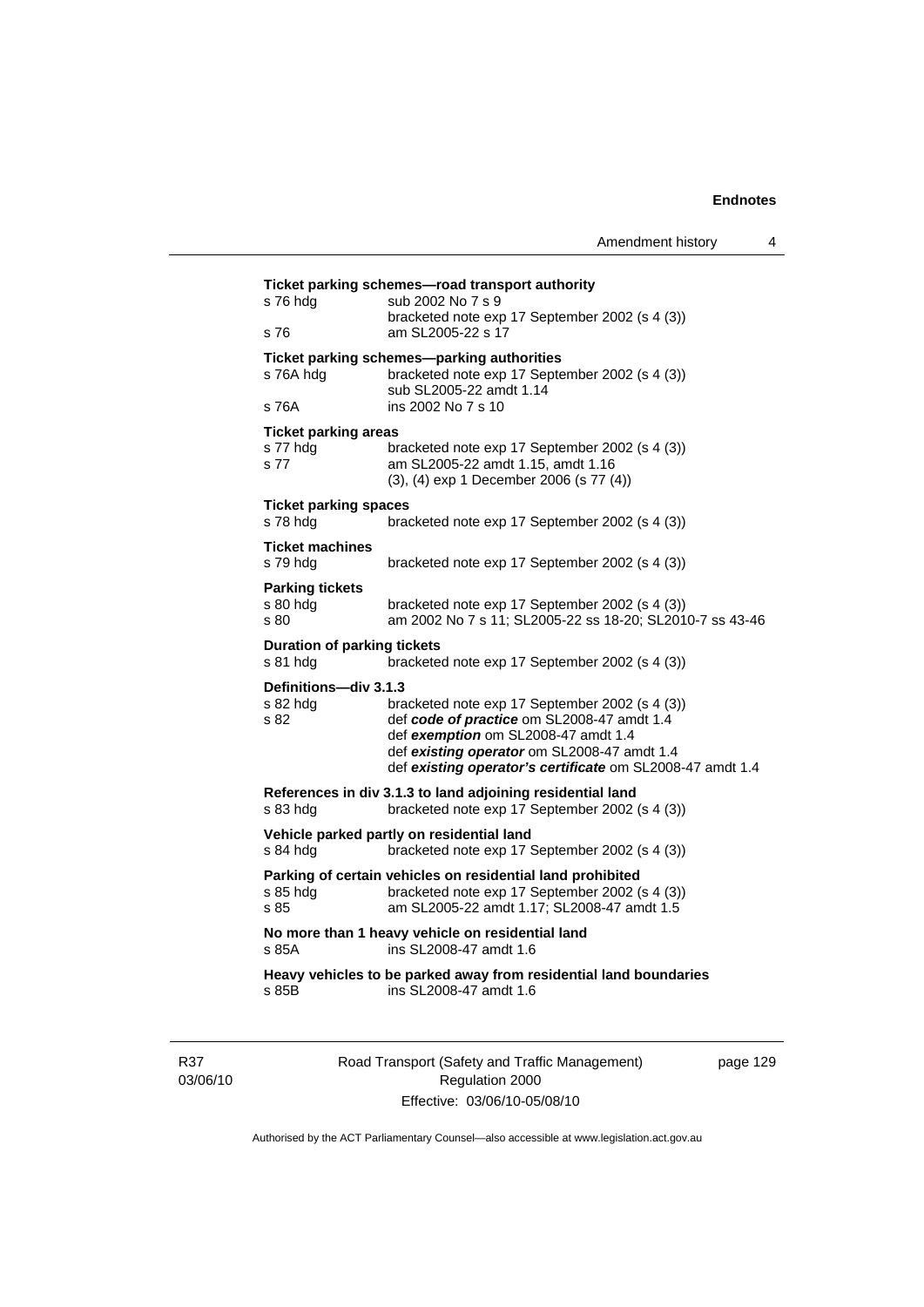**Ticket parking schemes—road transport authority**

s 76 hdg sub 2002 No 7 s 9
bracketed note exp 17 September 2002 (s 4 (3))

s 76 am SL2005-22 s 17

**Ticket parking schemes—parking authorities**

s 76A hdg bracketed note exp 17 September 2002 (s 4 (3))
sub SL2005-22 amdt 1.14

s 76A ins 2002 No 7 s 10

**Ticket parking areas**

s 77 hdg bracketed note exp 17 September 2002 (s 4 (3))

s 77 am SL2005-22 amdt 1.15, amdt 1.16
(3), (4) exp 1 December 2006 (s 77 (4))

**Ticket parking spaces**

s 78 hdg bracketed note exp 17 September 2002 (s 4 (3))

**Ticket machines**

s 79 hdg bracketed note exp 17 September 2002 (s 4 (3))

**Parking tickets**

s 80 hdg bracketed note exp 17 September 2002 (s 4 (3))

s 80 am 2002 No 7 s 11; SL2005-22 ss 18-20; SL2010-7 ss 43-46

**Duration of parking tickets**

s 81 hdg bracketed note exp 17 September 2002 (s 4 (3))

**Definitions—div 3.1.3**

s 82 hdg bracketed note exp 17 September 2002 (s 4 (3))

s 82 def ***code of practice*** om SL2008-47 amdt 1.4
def ***exemption*** om SL2008-47 amdt 1.4
def ***existing operator*** om SL2008-47 amdt 1.4
def ***existing operator's certificate*** om SL2008-47 amdt 1.4

**References in div 3.1.3 to land adjoining residential land**

s 83 hdg bracketed note exp 17 September 2002 (s 4 (3))

**Vehicle parked partly on residential land**

s 84 hdg bracketed note exp 17 September 2002 (s 4 (3))

**Parking of certain vehicles on residential land prohibited**

s 85 hdg bracketed note exp 17 September 2002 (s 4 (3))

s 85 am SL2005-22 amdt 1.17; SL2008-47 amdt 1.5

**No more than 1 heavy vehicle on residential land**

s 85A ins SL2008-47 amdt 1.6

**Heavy vehicles to be parked away from residential land boundaries**

s 85B ins SL2008-47 amdt 1.6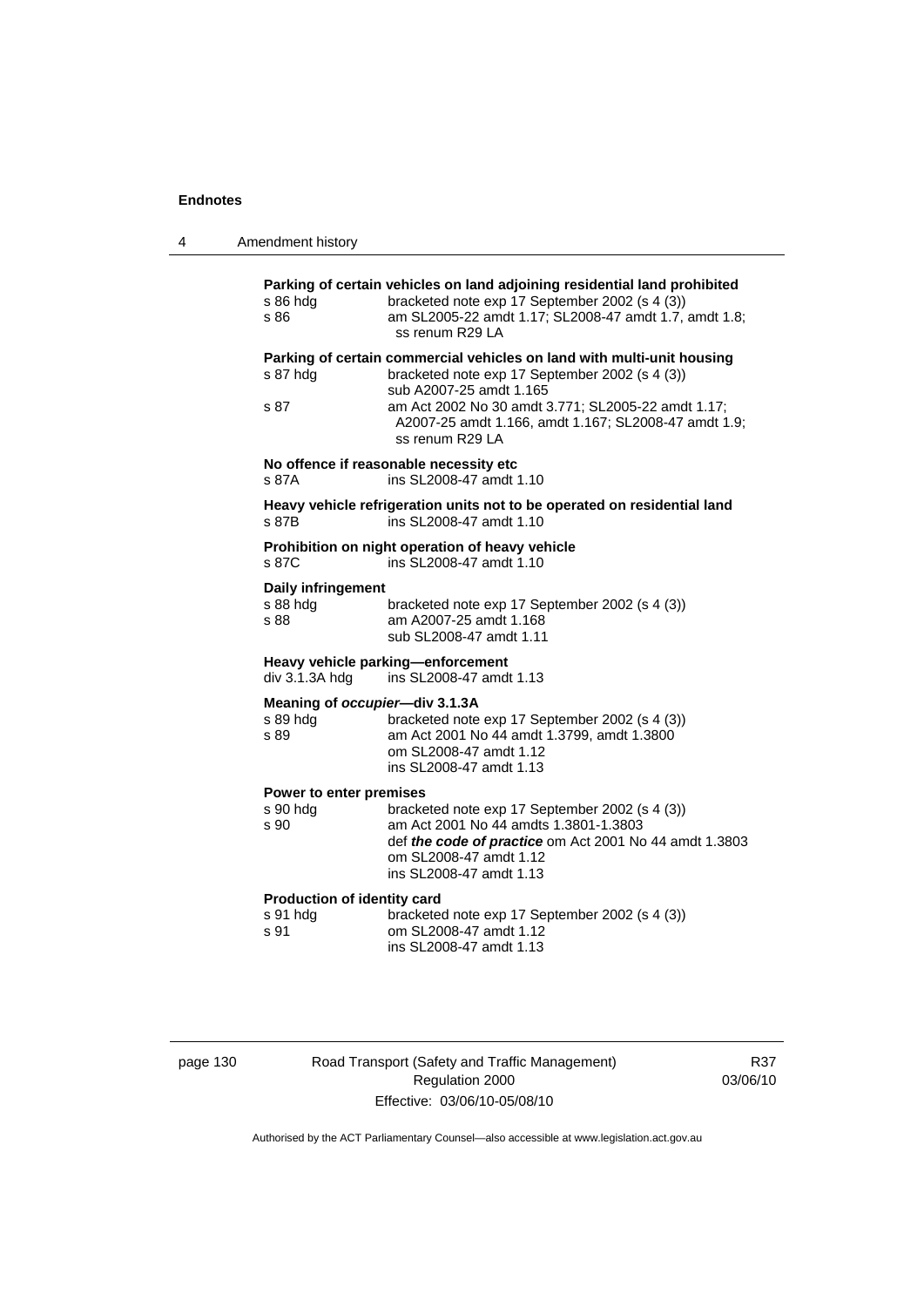**Parking of certain vehicles on land adjoining residential land prohibited**

s 86 hdg — bracketed note exp 17 September 2002 (s 4 (3))
s 86 — am SL2005-22 amdt 1.17; SL2008-47 amdt 1.7, amdt 1.8; ss renum R29 LA

**Parking of certain commercial vehicles on land with multi-unit housing**

s 87 hdg — bracketed note exp 17 September 2002 (s 4 (3)) sub A2007-25 amdt 1.165
s 87 — am Act 2002 No 30 amdt 3.771; SL2005-22 amdt 1.17; A2007-25 amdt 1.166, amdt 1.167; SL2008-47 amdt 1.9; ss renum R29 LA

**No offence if reasonable necessity etc**

s 87A — ins SL2008-47 amdt 1.10

**Heavy vehicle refrigeration units not to be operated on residential land**

s 87B — ins SL2008-47 amdt 1.10

**Prohibition on night operation of heavy vehicle**

s 87C — ins SL2008-47 amdt 1.10

**Daily infringement**

s 88 hdg — bracketed note exp 17 September 2002 (s 4 (3))
s 88 — am A2007-25 amdt 1.168
sub SL2008-47 amdt 1.11

**Heavy vehicle parking—enforcement**

div 3.1.3A hdg — ins SL2008-47 amdt 1.13

**Meaning of *occupier*—div 3.1.3A**

s 89 hdg — bracketed note exp 17 September 2002 (s 4 (3))
s 89 — am Act 2001 No 44 amdt 1.3799, amdt 1.3800
om SL2008-47 amdt 1.12
ins SL2008-47 amdt 1.13

**Power to enter premises**

s 90 hdg — bracketed note exp 17 September 2002 (s 4 (3))
s 90 — am Act 2001 No 44 amdts 1.3801-1.3803
def ***the code of practice*** om Act 2001 No 44 amdt 1.3803
om SL2008-47 amdt 1.12
ins SL2008-47 amdt 1.13

**Production of identity card**

s 91 hdg — bracketed note exp 17 September 2002 (s 4 (3))
s 91 — om SL2008-47 amdt 1.12
ins SL2008-47 amdt 1.13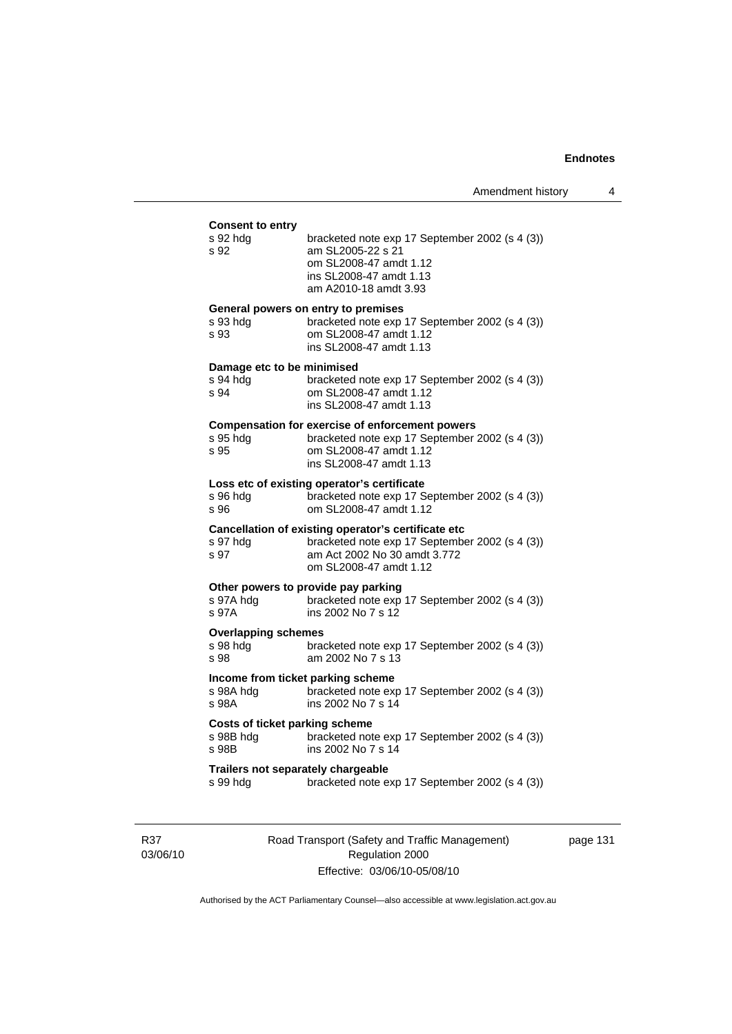**Consent to entry**

| | |
|---|---|
| s 92 hdg | bracketed note exp 17 September 2002 (s 4 (3)) |
| s 92 | am SL2005-22 s 21 |
| | om SL2008-47 amdt 1.12 |
| | ins SL2008-47 amdt 1.13 |
| | am A2010-18 amdt 3.93 |

**General powers on entry to premises**

| | |
|---|---|
| s 93 hdg | bracketed note exp 17 September 2002 (s 4 (3)) |
| s 93 | om SL2008-47 amdt 1.12 |
| | ins SL2008-47 amdt 1.13 |

**Damage etc to be minimised**

| | |
|---|---|
| s 94 hdg | bracketed note exp 17 September 2002 (s 4 (3)) |
| s 94 | om SL2008-47 amdt 1.12 |
| | ins SL2008-47 amdt 1.13 |

**Compensation for exercise of enforcement powers**

| | |
|---|---|
| s 95 hdg | bracketed note exp 17 September 2002 (s 4 (3)) |
| s 95 | om SL2008-47 amdt 1.12 |
| | ins SL2008-47 amdt 1.13 |

**Loss etc of existing operator's certificate**

| | |
|---|---|
| s 96 hdg | bracketed note exp 17 September 2002 (s 4 (3)) |
| s 96 | om SL2008-47 amdt 1.12 |

**Cancellation of existing operator's certificate etc**

| | |
|---|---|
| s 97 hdg | bracketed note exp 17 September 2002 (s 4 (3)) |
| s 97 | am Act 2002 No 30 amdt 3.772 |
| | om SL2008-47 amdt 1.12 |

**Other powers to provide pay parking**

| | |
|---|---|
| s 97A hdg | bracketed note exp 17 September 2002 (s 4 (3)) |
| s 97A | ins 2002 No 7 s 12 |

**Overlapping schemes**

| | |
|---|---|
| s 98 hdg | bracketed note exp 17 September 2002 (s 4 (3)) |
| s 98 | am 2002 No 7 s 13 |

**Income from ticket parking scheme**

| | |
|---|---|
| s 98A hdg | bracketed note exp 17 September 2002 (s 4 (3)) |
| s 98A | ins 2002 No 7 s 14 |

**Costs of ticket parking scheme**

| | |
|---|---|
| s 98B hdg | bracketed note exp 17 September 2002 (s 4 (3)) |
| s 98B | ins 2002 No 7 s 14 |

**Trailers not separately chargeable**

| | |
|---|---|
| s 99 hdg | bracketed note exp 17 September 2002 (s 4 (3)) |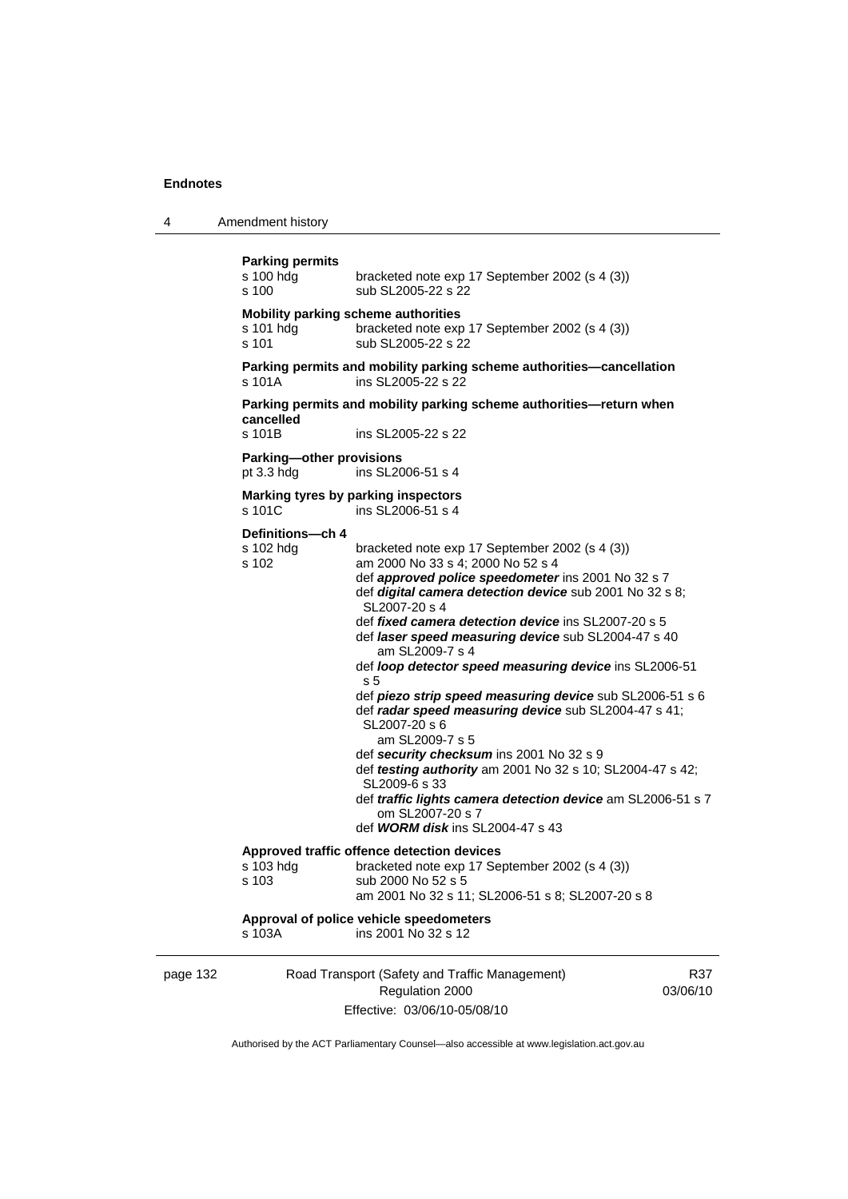**Parking permits**

s 100 hdg bracketed note exp 17 September 2002 (s 4 (3))
s 100 sub SL2005-22 s 22

**Mobility parking scheme authorities**

s 101 hdg bracketed note exp 17 September 2002 (s 4 (3))
s 101 sub SL2005-22 s 22

**Parking permits and mobility parking scheme authorities—cancellation**

s 101A ins SL2005-22 s 22

**Parking permits and mobility parking scheme authorities—return when cancelled**

s 101B ins SL2005-22 s 22

**Parking—other provisions**

pt 3.3 hdg ins SL2006-51 s 4

**Marking tyres by parking inspectors**

s 101C ins SL2006-51 s 4

**Definitions—ch 4**

s 102 hdg bracketed note exp 17 September 2002 (s 4 (3))
s 102 am 2000 No 33 s 4; 2000 No 52 s 4
def ***approved police speedometer*** ins 2001 No 32 s 7
def ***digital camera detection device*** sub 2001 No 32 s 8; SL2007-20 s 4
def ***fixed camera detection device*** ins SL2007-20 s 5
def ***laser speed measuring device*** sub SL2004-47 s 40
am SL2009-7 s 4
def ***loop detector speed measuring device*** ins SL2006-51 s 5
def ***piezo strip speed measuring device*** sub SL2006-51 s 6
def ***radar speed measuring device*** sub SL2004-47 s 41; SL2007-20 s 6
am SL2009-7 s 5
def ***security checksum*** ins 2001 No 32 s 9
def ***testing authority*** am 2001 No 32 s 10; SL2004-47 s 42; SL2009-6 s 33
def ***traffic lights camera detection device*** am SL2006-51 s 7
om SL2007-20 s 7
def ***WORM disk*** ins SL2004-47 s 43

**Approved traffic offence detection devices**

s 103 hdg bracketed note exp 17 September 2002 (s 4 (3))
s 103 sub 2000 No 52 s 5
am 2001 No 32 s 11; SL2006-51 s 8; SL2007-20 s 8

**Approval of police vehicle speedometers**

s 103A ins 2001 No 32 s 12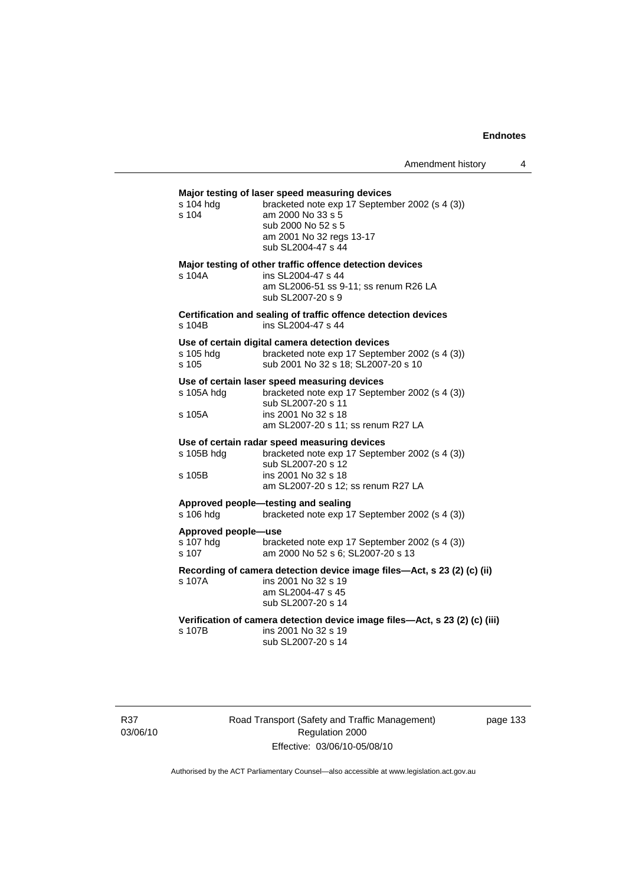**Major testing of laser speed measuring devices**

| | |
|---|---|
| s 104 hdg | bracketed note exp 17 September 2002 (s 4 (3)) |
| s 104 | am 2000 No 33 s 5 |
| | sub 2000 No 52 s 5 |
| | am 2001 No 32 regs 13-17 |
| | sub SL2004-47 s 44 |

**Major testing of other traffic offence detection devices**

| | |
|---|---|
| s 104A | ins SL2004-47 s 44 |
| | am SL2006-51 ss 9-11; ss renum R26 LA |
| | sub SL2007-20 s 9 |

**Certification and sealing of traffic offence detection devices**

| | |
|---|---|
| s 104B | ins SL2004-47 s 44 |

**Use of certain digital camera detection devices**

| | |
|---|---|
| s 105 hdg | bracketed note exp 17 September 2002 (s 4 (3)) |
| s 105 | sub 2001 No 32 s 18; SL2007-20 s 10 |

**Use of certain laser speed measuring devices**

| | |
|---|---|
| s 105A hdg | bracketed note exp 17 September 2002 (s 4 (3)) |
| | sub SL2007-20 s 11 |
| s 105A | ins 2001 No 32 s 18 |
| | am SL2007-20 s 11; ss renum R27 LA |

**Use of certain radar speed measuring devices**

| | |
|---|---|
| s 105B hdg | bracketed note exp 17 September 2002 (s 4 (3)) |
| | sub SL2007-20 s 12 |
| s 105B | ins 2001 No 32 s 18 |
| | am SL2007-20 s 12; ss renum R27 LA |

**Approved people—testing and sealing**

| | |
|---|---|
| s 106 hdg | bracketed note exp 17 September 2002 (s 4 (3)) |

**Approved people—use**

| | |
|---|---|
| s 107 hdg | bracketed note exp 17 September 2002 (s 4 (3)) |
| s 107 | am 2000 No 52 s 6; SL2007-20 s 13 |

**Recording of camera detection device image files—Act, s 23 (2) (c) (ii)**

| | |
|---|---|
| s 107A | ins 2001 No 32 s 19 |
| | am SL2004-47 s 45 |
| | sub SL2007-20 s 14 |

**Verification of camera detection device image files—Act, s 23 (2) (c) (iii)**

| | |
|---|---|
| s 107B | ins 2001 No 32 s 19 |
| | sub SL2007-20 s 14 |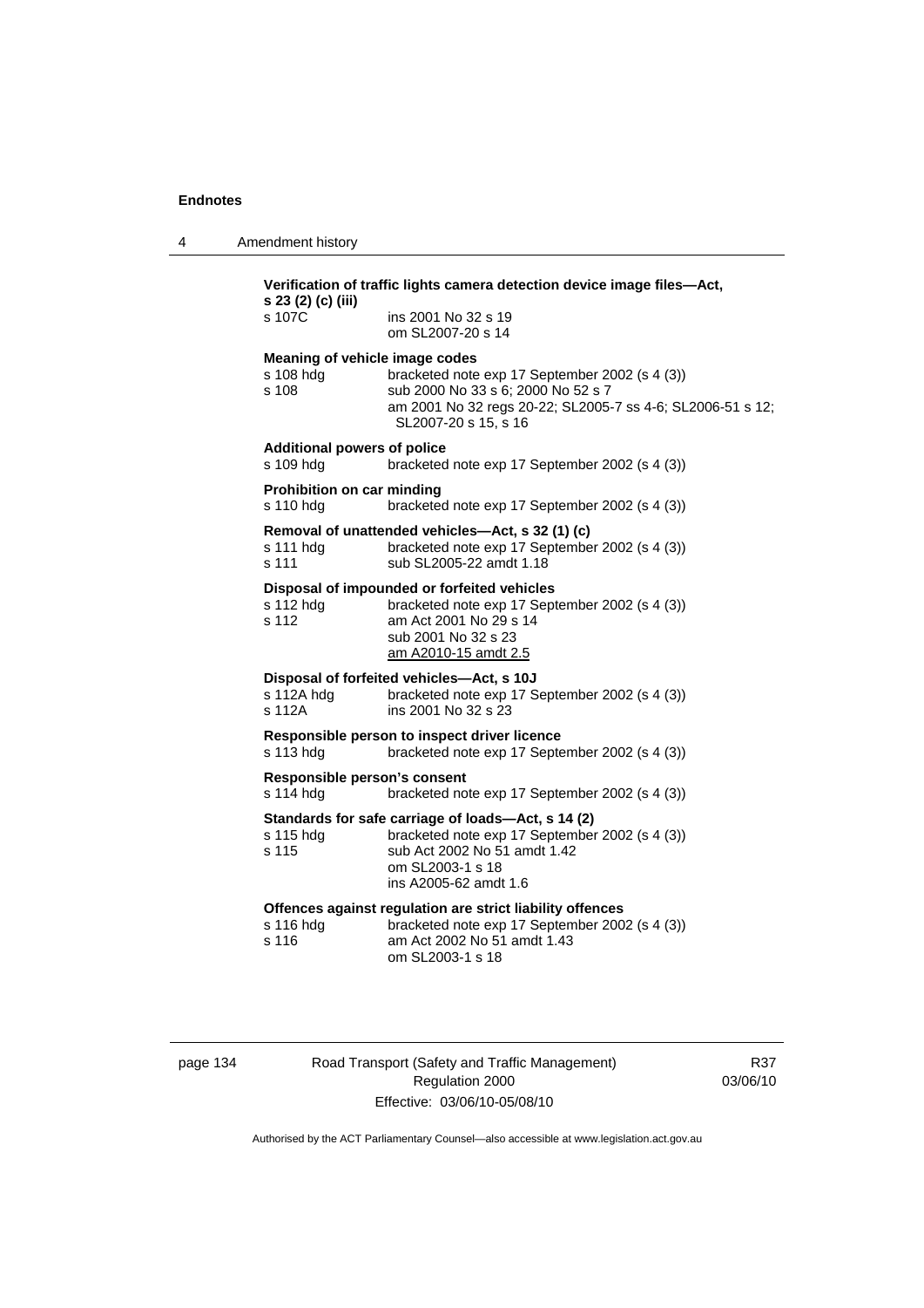**Verification of traffic lights camera detection device image files—Act, s 23 (2) (c) (iii)**

s 107C — ins 2001 No 32 s 19
om SL2007-20 s 14

**Meaning of vehicle image codes**

s 108 hdg — bracketed note exp 17 September 2002 (s 4 (3))
s 108 — sub 2000 No 33 s 6; 2000 No 52 s 7
am 2001 No 32 regs 20-22; SL2005-7 ss 4-6; SL2006-51 s 12; SL2007-20 s 15, s 16

**Additional powers of police**

s 109 hdg — bracketed note exp 17 September 2002 (s 4 (3))

**Prohibition on car minding**

s 110 hdg — bracketed note exp 17 September 2002 (s 4 (3))

**Removal of unattended vehicles—Act, s 32 (1) (c)**

s 111 hdg — bracketed note exp 17 September 2002 (s 4 (3))
s 111 — sub SL2005-22 amdt 1.18

**Disposal of impounded or forfeited vehicles**

s 112 hdg — bracketed note exp 17 September 2002 (s 4 (3))
s 112 — am Act 2001 No 29 s 14
sub 2001 No 32 s 23
am A2010-15 amdt 2.5

**Disposal of forfeited vehicles—Act, s 10J**

s 112A hdg — bracketed note exp 17 September 2002 (s 4 (3))
s 112A — ins 2001 No 32 s 23

**Responsible person to inspect driver licence**

s 113 hdg — bracketed note exp 17 September 2002 (s 4 (3))

**Responsible person's consent**

s 114 hdg — bracketed note exp 17 September 2002 (s 4 (3))

**Standards for safe carriage of loads—Act, s 14 (2)**

s 115 hdg — bracketed note exp 17 September 2002 (s 4 (3))
s 115 — sub Act 2002 No 51 amdt 1.42
om SL2003-1 s 18
ins A2005-62 amdt 1.6

**Offences against regulation are strict liability offences**

s 116 hdg — bracketed note exp 17 September 2002 (s 4 (3))
s 116 — am Act 2002 No 51 amdt 1.43
om SL2003-1 s 18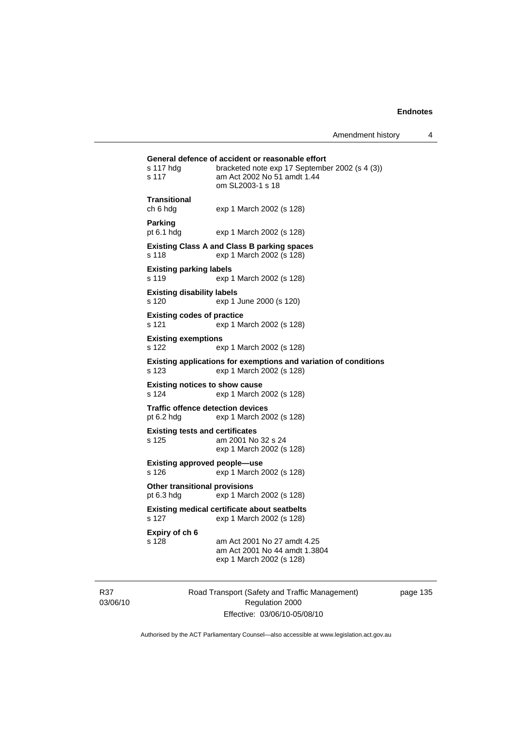**General defence of accident or reasonable effort**

s 117 hdg	bracketed note exp 17 September 2002 (s 4 (3))
s 117	am Act 2002 No 51 amdt 1.44
	om SL2003-1 s 18

**Transitional**

ch 6 hdg	exp 1 March 2002 (s 128)

**Parking**

pt 6.1 hdg	exp 1 March 2002 (s 128)

**Existing Class A and Class B parking spaces**

s 118	exp 1 March 2002 (s 128)

**Existing parking labels**

s 119	exp 1 March 2002 (s 128)

**Existing disability labels**

s 120	exp 1 June 2000 (s 120)

**Existing codes of practice**

s 121	exp 1 March 2002 (s 128)

**Existing exemptions**

s 122	exp 1 March 2002 (s 128)

**Existing applications for exemptions and variation of conditions**

s 123	exp 1 March 2002 (s 128)

**Existing notices to show cause**

s 124	exp 1 March 2002 (s 128)

**Traffic offence detection devices**

pt 6.2 hdg	exp 1 March 2002 (s 128)

**Existing tests and certificates**

s 125	am 2001 No 32 s 24
	exp 1 March 2002 (s 128)

**Existing approved people—use**

s 126	exp 1 March 2002 (s 128)

**Other transitional provisions**

pt 6.3 hdg	exp 1 March 2002 (s 128)

**Existing medical certificate about seatbelts**

s 127	exp 1 March 2002 (s 128)

**Expiry of ch 6**

s 128	am Act 2001 No 27 amdt 4.25
	am Act 2001 No 44 amdt 1.3804
	exp 1 March 2002 (s 128)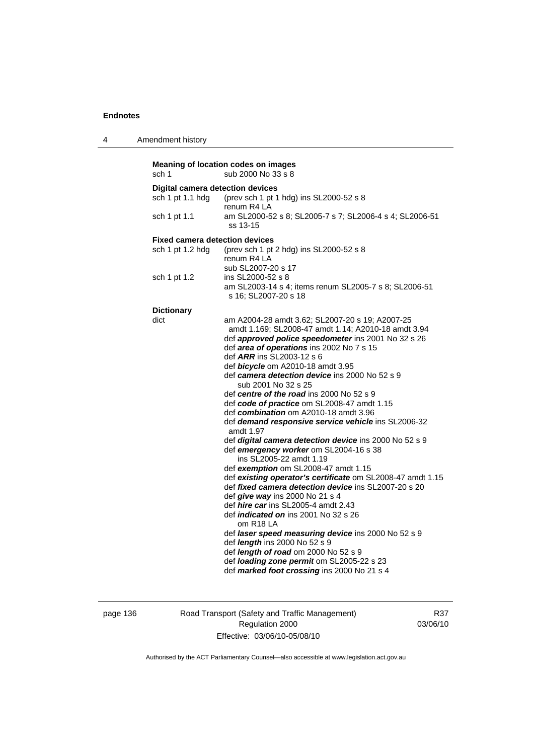**Meaning of location codes on images**

sch 1 sub 2000 No 33 s 8

**Digital camera detection devices**

sch 1 pt 1.1 hdg (prev sch 1 pt 1 hdg) ins SL2000-52 s 8
renum R4 LA

sch 1 pt 1.1 am SL2000-52 s 8; SL2005-7 s 7; SL2006-4 s 4; SL2006-51 ss 13-15

**Fixed camera detection devices**

sch 1 pt 1.2 hdg (prev sch 1 pt 2 hdg) ins SL2000-52 s 8
renum R4 LA
sub SL2007-20 s 17

sch 1 pt 1.2 ins SL2000-52 s 8
am SL2003-14 s 4; items renum SL2005-7 s 8; SL2006-51 s 16; SL2007-20 s 18

**Dictionary**

dict am A2004-28 amdt 3.62; SL2007-20 s 19; A2007-25 amdt 1.169; SL2008-47 amdt 1.14; A2010-18 amdt 3.94
def ***approved police speedometer*** ins 2001 No 32 s 26
def ***area of operations*** ins 2002 No 7 s 15
def ***ARR*** ins SL2003-12 s 6
def ***bicycle*** om A2010-18 amdt 3.95
def ***camera detection device*** ins 2000 No 52 s 9
sub 2001 No 32 s 25
def ***centre of the road*** ins 2000 No 52 s 9
def ***code of practice*** om SL2008-47 amdt 1.15
def ***combination*** om A2010-18 amdt 3.96
def ***demand responsive service vehicle*** ins SL2006-32 amdt 1.97
def ***digital camera detection device*** ins 2000 No 52 s 9
def ***emergency worker*** om SL2004-16 s 38
ins SL2005-22 amdt 1.19
def ***exemption*** om SL2008-47 amdt 1.15
def ***existing operator's certificate*** om SL2008-47 amdt 1.15
def ***fixed camera detection device*** ins SL2007-20 s 20
def ***give way*** ins 2000 No 21 s 4
def ***hire car*** ins SL2005-4 amdt 2.43
def ***indicated on*** ins 2001 No 32 s 26
om R18 LA
def ***laser speed measuring device*** ins 2000 No 52 s 9
def ***length*** ins 2000 No 52 s 9
def ***length of road*** om 2000 No 52 s 9
def ***loading zone permit*** om SL2005-22 s 23
def ***marked foot crossing*** ins 2000 No 21 s 4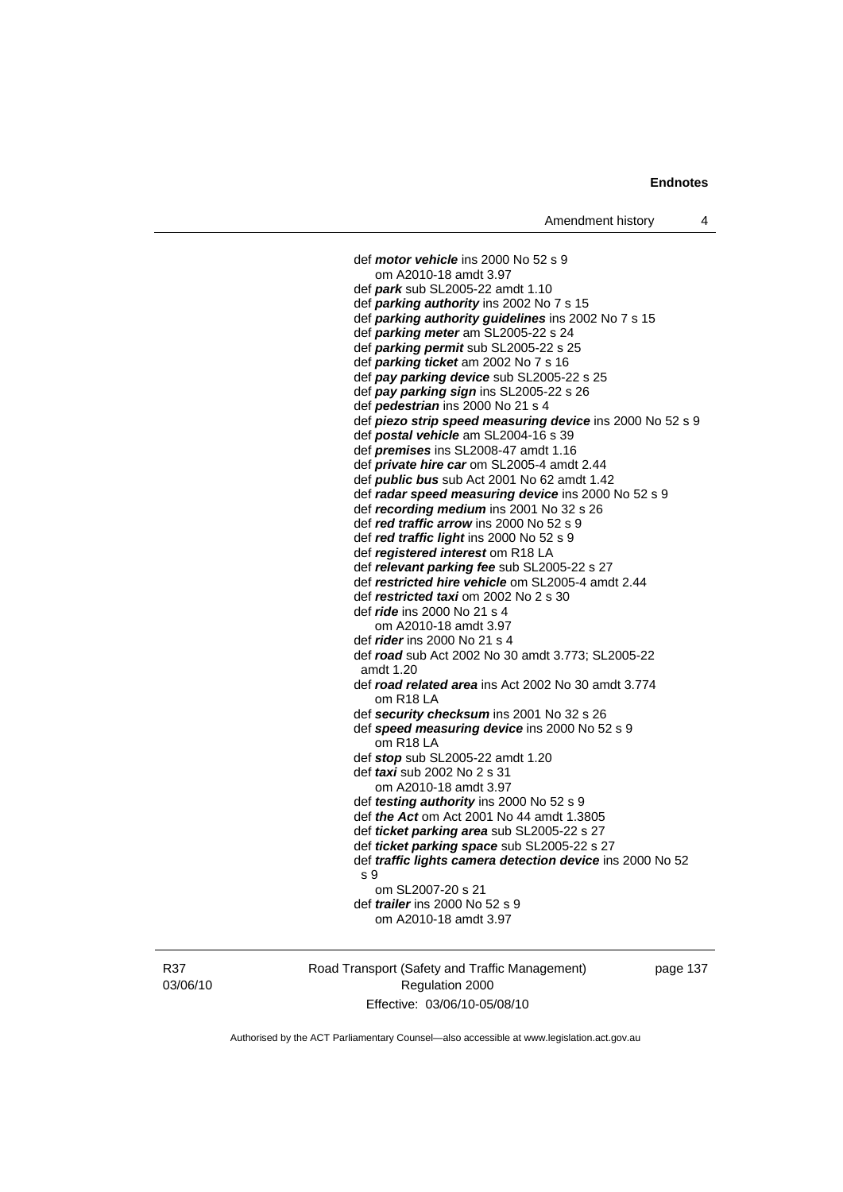def ***motor vehicle*** ins 2000 No 52 s 9
  om A2010-18 amdt 3.97
def ***park*** sub SL2005-22 amdt 1.10
def ***parking authority*** ins 2002 No 7 s 15
def ***parking authority guidelines*** ins 2002 No 7 s 15
def ***parking meter*** am SL2005-22 s 24
def ***parking permit*** sub SL2005-22 s 25
def ***parking ticket*** am 2002 No 7 s 16
def ***pay parking device*** sub SL2005-22 s 25
def ***pay parking sign*** ins SL2005-22 s 26
def ***pedestrian*** ins 2000 No 21 s 4
def ***piezo strip speed measuring device*** ins 2000 No 52 s 9
def ***postal vehicle*** am SL2004-16 s 39
def ***premises*** ins SL2008-47 amdt 1.16
def ***private hire car*** om SL2005-4 amdt 2.44
def ***public bus*** sub Act 2001 No 62 amdt 1.42
def ***radar speed measuring device*** ins 2000 No 52 s 9
def ***recording medium*** ins 2001 No 32 s 26
def ***red traffic arrow*** ins 2000 No 52 s 9
def ***red traffic light*** ins 2000 No 52 s 9
def ***registered interest*** om R18 LA
def ***relevant parking fee*** sub SL2005-22 s 27
def ***restricted hire vehicle*** om SL2005-4 amdt 2.44
def ***restricted taxi*** om 2002 No 2 s 30
def ***ride*** ins 2000 No 21 s 4
  om A2010-18 amdt 3.97
def ***rider*** ins 2000 No 21 s 4
def ***road*** sub Act 2002 No 30 amdt 3.773; SL2005-22 amdt 1.20
def ***road related area*** ins Act 2002 No 30 amdt 3.774
  om R18 LA
def ***security checksum*** ins 2001 No 32 s 26
def ***speed measuring device*** ins 2000 No 52 s 9
  om R18 LA
def ***stop*** sub SL2005-22 amdt 1.20
def ***taxi*** sub 2002 No 2 s 31
  om A2010-18 amdt 3.97
def ***testing authority*** ins 2000 No 52 s 9
def ***the Act*** om Act 2001 No 44 amdt 1.3805
def ***ticket parking area*** sub SL2005-22 s 27
def ***ticket parking space*** sub SL2005-22 s 27
def ***traffic lights camera detection device*** ins 2000 No 52 s 9
  om SL2007-20 s 21
def ***trailer*** ins 2000 No 52 s 9
  om A2010-18 amdt 3.97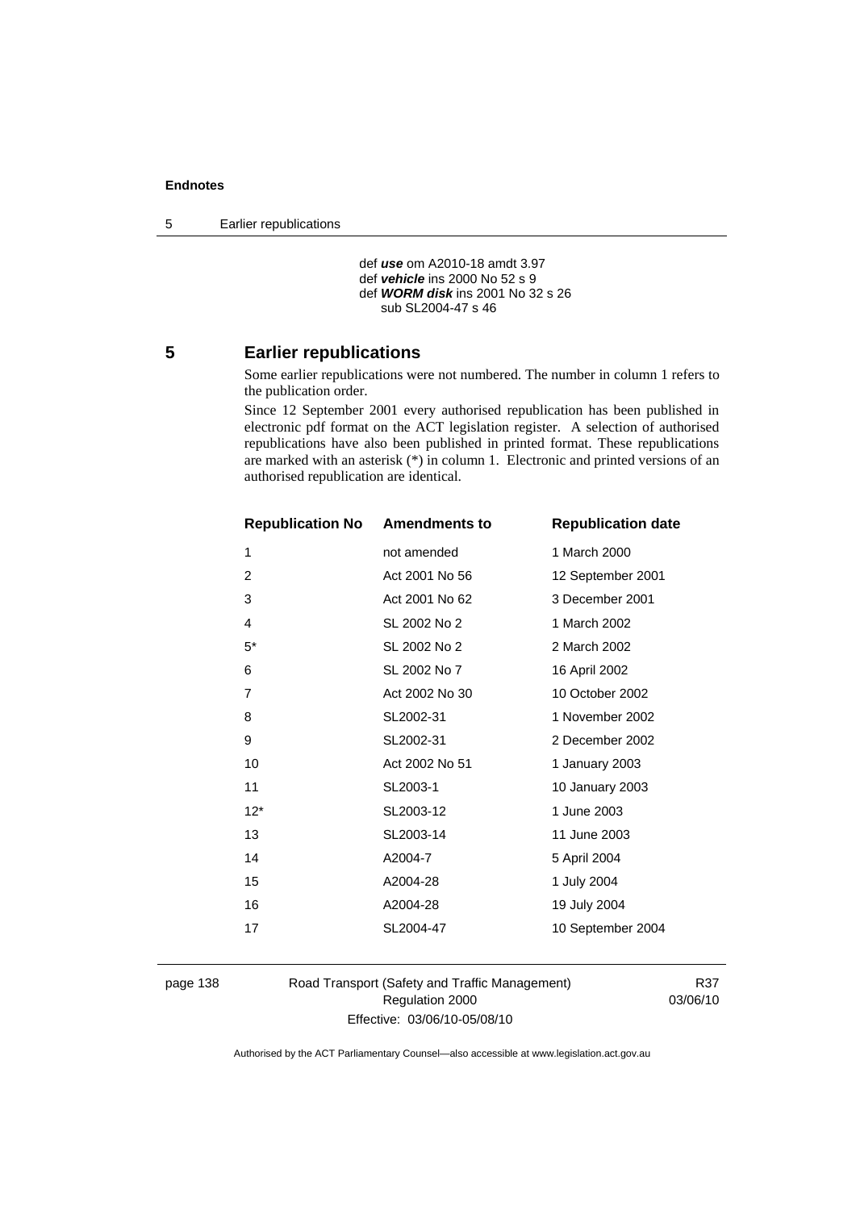def ***use*** om A2010-18 amdt 3.97
def ***vehicle*** ins 2000 No 52 s 9
def ***WORM disk*** ins 2001 No 32 s 26
sub SL2004-47 s 46

## 5 Earlier republications

Some earlier republications were not numbered. The number in column 1 refers to the publication order.

Since 12 September 2001 every authorised republication has been published in electronic pdf format on the ACT legislation register. A selection of authorised republications have also been published in printed format. These republications are marked with an asterisk (*) in column 1. Electronic and printed versions of an authorised republication are identical.

| Republication No | Amendments to | Republication date |
|---|---|---|
| 1 | not amended | 1 March 2000 |
| 2 | Act 2001 No 56 | 12 September 2001 |
| 3 | Act 2001 No 62 | 3 December 2001 |
| 4 | SL 2002 No 2 | 1 March 2002 |
| 5* | SL 2002 No 2 | 2 March 2002 |
| 6 | SL 2002 No 7 | 16 April 2002 |
| 7 | Act 2002 No 30 | 10 October 2002 |
| 8 | SL2002-31 | 1 November 2002 |
| 9 | SL2002-31 | 2 December 2002 |
| 10 | Act 2002 No 51 | 1 January 2003 |
| 11 | SL2003-1 | 10 January 2003 |
| 12* | SL2003-12 | 1 June 2003 |
| 13 | SL2003-14 | 11 June 2003 |
| 14 | A2004-7 | 5 April 2004 |
| 15 | A2004-28 | 1 July 2004 |
| 16 | A2004-28 | 19 July 2004 |
| 17 | SL2004-47 | 10 September 2004 |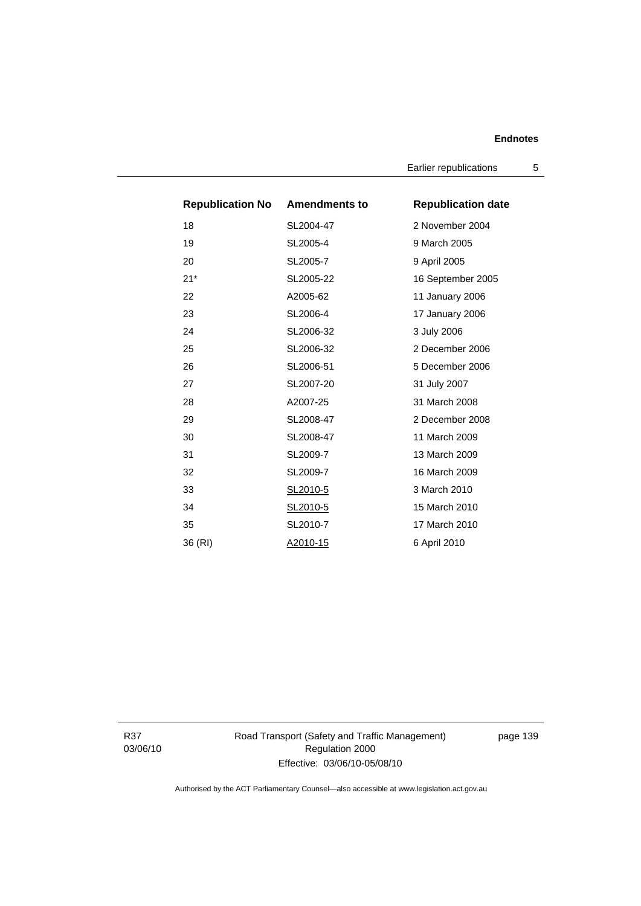| Republication No | Amendments to | Republication date |
| --- | --- | --- |
| 18 | SL2004-47 | 2 November 2004 |
| 19 | SL2005-4 | 9 March 2005 |
| 20 | SL2005-7 | 9 April 2005 |
| 21* | SL2005-22 | 16 September 2005 |
| 22 | A2005-62 | 11 January 2006 |
| 23 | SL2006-4 | 17 January 2006 |
| 24 | SL2006-32 | 3 July 2006 |
| 25 | SL2006-32 | 2 December 2006 |
| 26 | SL2006-51 | 5 December 2006 |
| 27 | SL2007-20 | 31 July 2007 |
| 28 | A2007-25 | 31 March 2008 |
| 29 | SL2008-47 | 2 December 2008 |
| 30 | SL2008-47 | 11 March 2009 |
| 31 | SL2009-7 | 13 March 2009 |
| 32 | SL2009-7 | 16 March 2009 |
| 33 | SL2010-5 | 3 March 2010 |
| 34 | SL2010-5 | 15 March 2010 |
| 35 | SL2010-7 | 17 March 2010 |
| 36 (RI) | A2010-15 | 6 April 2010 |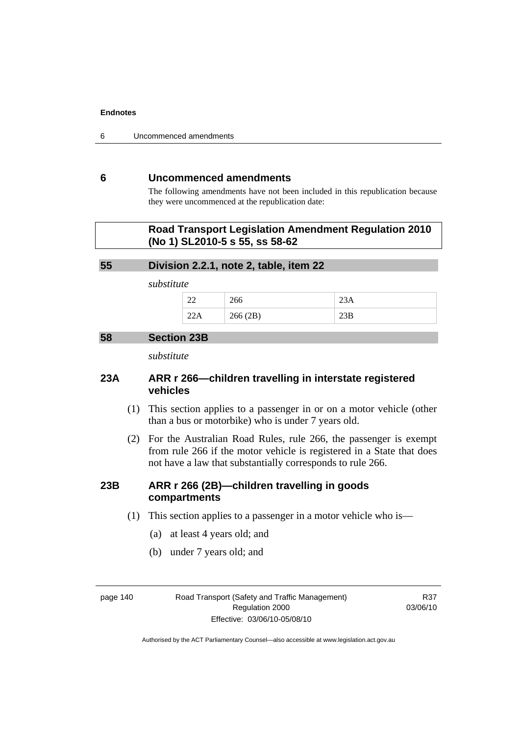## 6 Uncommenced amendments

The following amendments have not been included in this republication because they were uncommenced at the republication date:

**Road Transport Legislation Amendment Regulation 2010 (No 1) SL2010-5 s 55, ss 58-62**

### 55 Division 2.2.1, note 2, table, item 22

*substitute*

| | | |
|---|---|---|
| 22 | 266 | 23A |
| 22A | 266 (2B) | 23B |

### 58 Section 23B

*substitute*

### 23A ARR r 266—children travelling in interstate registered vehicles

(1) This section applies to a passenger in or on a motor vehicle (other than a bus or motorbike) who is under 7 years old.

(2) For the Australian Road Rules, rule 266, the passenger is exempt from rule 266 if the motor vehicle is registered in a State that does not have a law that substantially corresponds to rule 266.

### 23B ARR r 266 (2B)—children travelling in goods compartments

(1) This section applies to a passenger in a motor vehicle who is—

(a) at least 4 years old; and

(b) under 7 years old; and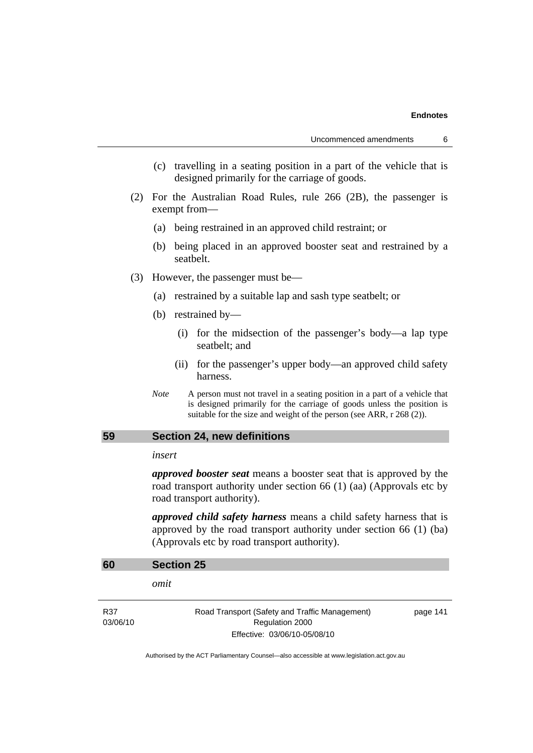(c) travelling in a seating position in a part of the vehicle that is designed primarily for the carriage of goods.

(2) For the Australian Road Rules, rule 266 (2B), the passenger is exempt from—

(a) being restrained in an approved child restraint; or

(b) being placed in an approved booster seat and restrained by a seatbelt.

(3) However, the passenger must be—

(a) restrained by a suitable lap and sash type seatbelt; or

(b) restrained by—

(i) for the midsection of the passenger's body—a lap type seatbelt; and

(ii) for the passenger's upper body—an approved child safety harness.

*Note* A person must not travel in a seating position in a part of a vehicle that is designed primarily for the carriage of goods unless the position is suitable for the size and weight of the person (see ARR, r 268 (2)).

## 59 Section 24, new definitions

*insert*

***approved booster seat*** means a booster seat that is approved by the road transport authority under section 66 (1) (aa) (Approvals etc by road transport authority).

***approved child safety harness*** means a child safety harness that is approved by the road transport authority under section 66 (1) (ba) (Approvals etc by road transport authority).

## 60 Section 25

*omit*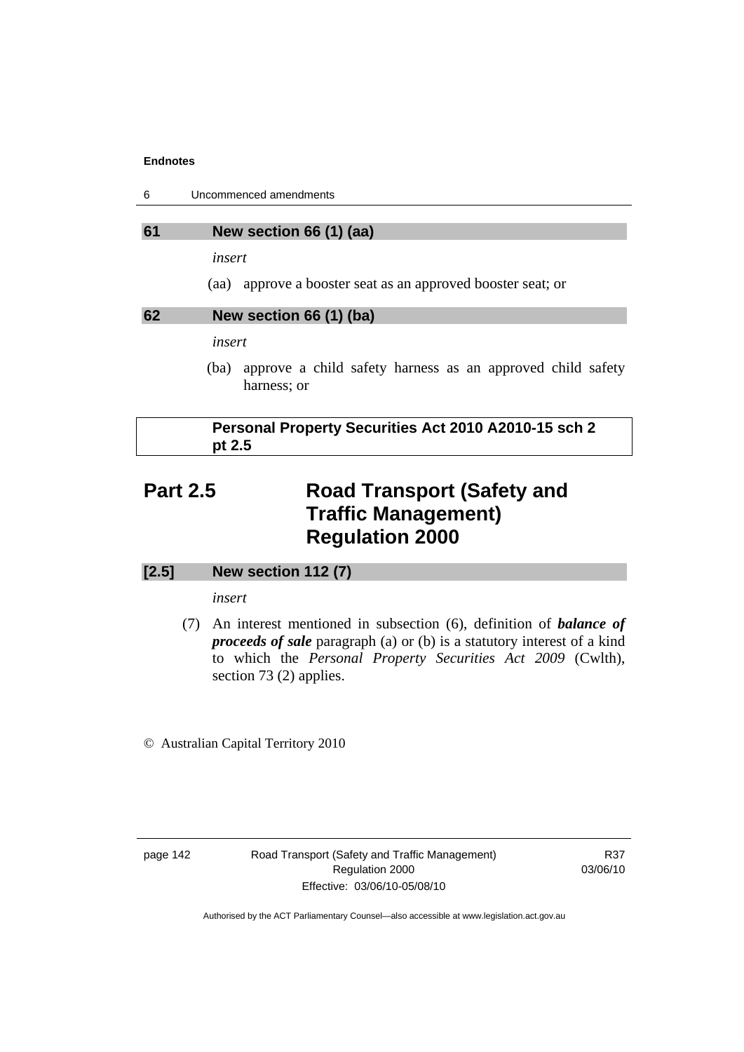### 61 New section 66 (1) (aa)

*insert*

(aa) approve a booster seat as an approved booster seat; or

### 62 New section 66 (1) (ba)

*insert*

(ba) approve a child safety harness as an approved child safety harness; or

**Personal Property Securities Act 2010 A2010-15 sch 2 pt 2.5**

## Part 2.5 Road Transport (Safety and Traffic Management) Regulation 2000

### [2.5] New section 112 (7)

*insert*

(7) An interest mentioned in subsection (6), definition of ***balance of proceeds of sale*** paragraph (a) or (b) is a statutory interest of a kind to which the *Personal Property Securities Act 2009* (Cwlth), section 73 (2) applies.

© Australian Capital Territory 2010